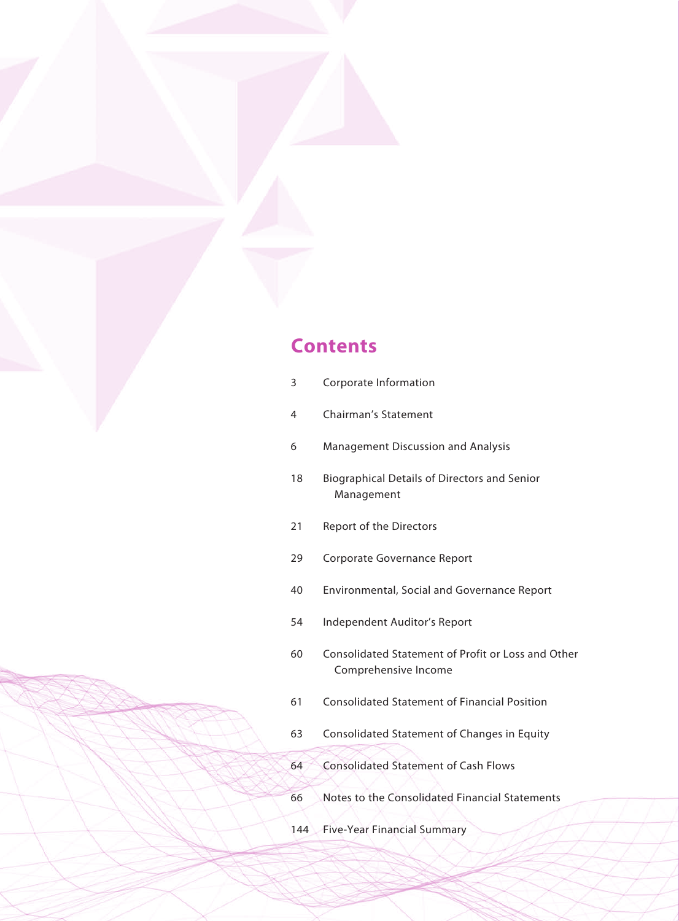# Contents

| | |
|---|---|
| 3 | Corporate Information |
| 4 | Chairman's Statement |
| 6 | Management Discussion and Analysis |
| 18 | Biographical Details of Directors and Senior Management |
| 21 | Report of the Directors |
| 29 | Corporate Governance Report |
| 40 | Environmental, Social and Governance Report |
| 54 | Independent Auditor's Report |
| 60 | Consolidated Statement of Profit or Loss and Other Comprehensive Income |
| 61 | Consolidated Statement of Financial Position |
| 63 | Consolidated Statement of Changes in Equity |
| 64 | Consolidated Statement of Cash Flows |
| 66 | Notes to the Consolidated Financial Statements |
| 144 | Five-Year Financial Summary |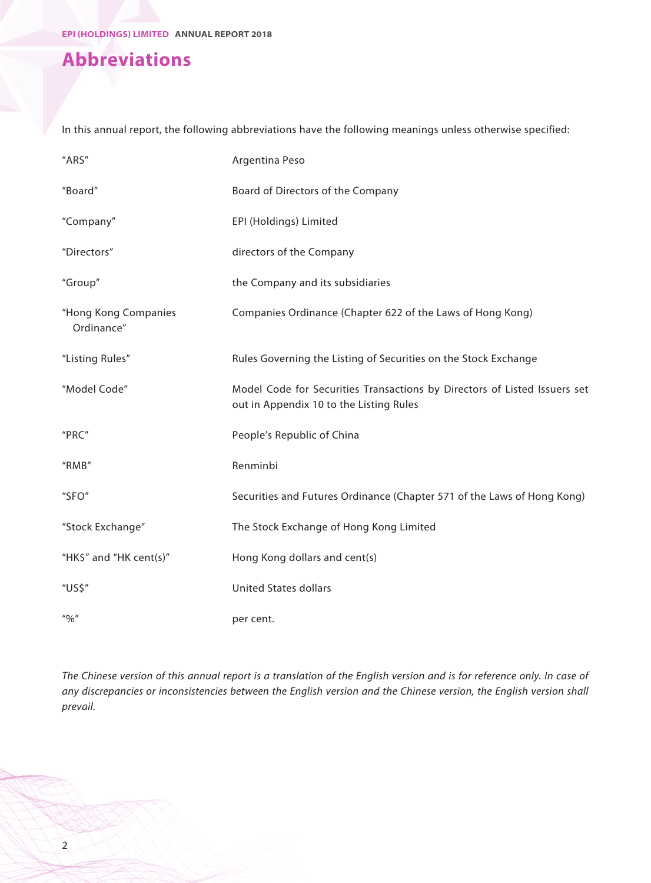# Abbreviations

In this annual report, the following abbreviations have the following meanings unless otherwise specified:

| | |
|---|---|
| "ARS" | Argentina Peso |
| "Board" | Board of Directors of the Company |
| "Company" | EPI (Holdings) Limited |
| "Directors" | directors of the Company |
| "Group" | the Company and its subsidiaries |
| "Hong Kong Companies Ordinance" | Companies Ordinance (Chapter 622 of the Laws of Hong Kong) |
| "Listing Rules" | Rules Governing the Listing of Securities on the Stock Exchange |
| "Model Code" | Model Code for Securities Transactions by Directors of Listed Issuers set out in Appendix 10 to the Listing Rules |
| "PRC" | People's Republic of China |
| "RMB" | Renminbi |
| "SFO" | Securities and Futures Ordinance (Chapter 571 of the Laws of Hong Kong) |
| "Stock Exchange" | The Stock Exchange of Hong Kong Limited |
| "HK$" and "HK cent(s)" | Hong Kong dollars and cent(s) |
| "US$" | United States dollars |
| "%" | per cent. |

*The Chinese version of this annual report is a translation of the English version and is for reference only. In case of any discrepancies or inconsistencies between the English version and the Chinese version, the English version shall prevail.*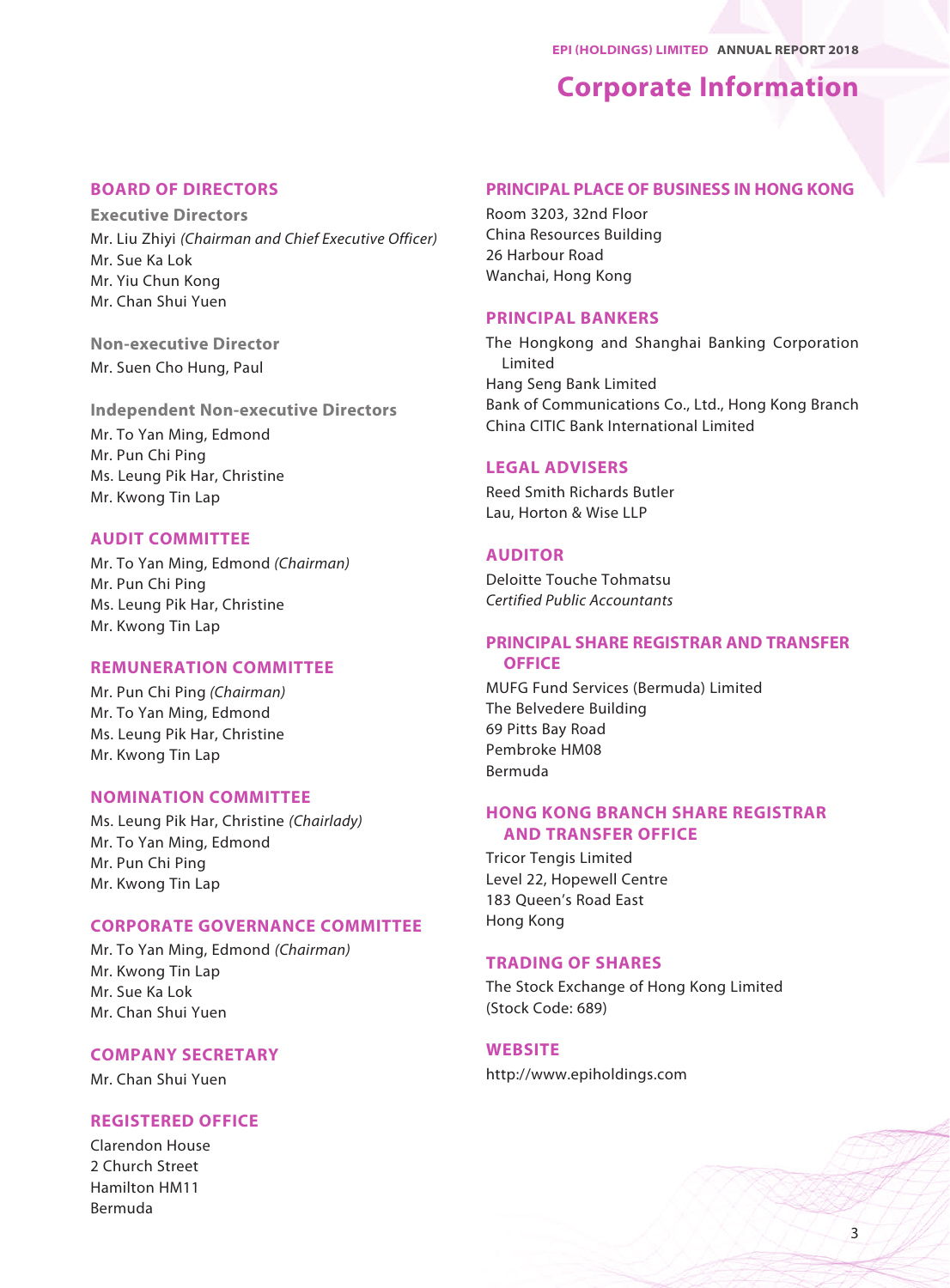# Corporate Information

## BOARD OF DIRECTORS

### Executive Directors

Mr. Liu Zhiyi *(Chairman and Chief Executive Officer)*
Mr. Sue Ka Lok
Mr. Yiu Chun Kong
Mr. Chan Shui Yuen

### Non-executive Director

Mr. Suen Cho Hung, Paul

### Independent Non-executive Directors

Mr. To Yan Ming, Edmond
Mr. Pun Chi Ping
Ms. Leung Pik Har, Christine
Mr. Kwong Tin Lap

## AUDIT COMMITTEE

Mr. To Yan Ming, Edmond *(Chairman)*
Mr. Pun Chi Ping
Ms. Leung Pik Har, Christine
Mr. Kwong Tin Lap

## REMUNERATION COMMITTEE

Mr. Pun Chi Ping *(Chairman)*
Mr. To Yan Ming, Edmond
Ms. Leung Pik Har, Christine
Mr. Kwong Tin Lap

## NOMINATION COMMITTEE

Ms. Leung Pik Har, Christine *(Chairlady)*
Mr. To Yan Ming, Edmond
Mr. Pun Chi Ping
Mr. Kwong Tin Lap

## CORPORATE GOVERNANCE COMMITTEE

Mr. To Yan Ming, Edmond *(Chairman)*
Mr. Kwong Tin Lap
Mr. Sue Ka Lok
Mr. Chan Shui Yuen

## COMPANY SECRETARY

Mr. Chan Shui Yuen

## REGISTERED OFFICE

Clarendon House
2 Church Street
Hamilton HM11
Bermuda

## PRINCIPAL PLACE OF BUSINESS IN HONG KONG

Room 3203, 32nd Floor
China Resources Building
26 Harbour Road
Wanchai, Hong Kong

## PRINCIPAL BANKERS

The Hongkong and Shanghai Banking Corporation Limited
Hang Seng Bank Limited
Bank of Communications Co., Ltd., Hong Kong Branch
China CITIC Bank International Limited

## LEGAL ADVISERS

Reed Smith Richards Butler
Lau, Horton & Wise LLP

## AUDITOR

Deloitte Touche Tohmatsu
*Certified Public Accountants*

## PRINCIPAL SHARE REGISTRAR AND TRANSFER OFFICE

MUFG Fund Services (Bermuda) Limited
The Belvedere Building
69 Pitts Bay Road
Pembroke HM08
Bermuda

## HONG KONG BRANCH SHARE REGISTRAR AND TRANSFER OFFICE

Tricor Tengis Limited
Level 22, Hopewell Centre
183 Queen's Road East
Hong Kong

## TRADING OF SHARES

The Stock Exchange of Hong Kong Limited
(Stock Code: 689)

## WEBSITE

http://www.epiholdings.com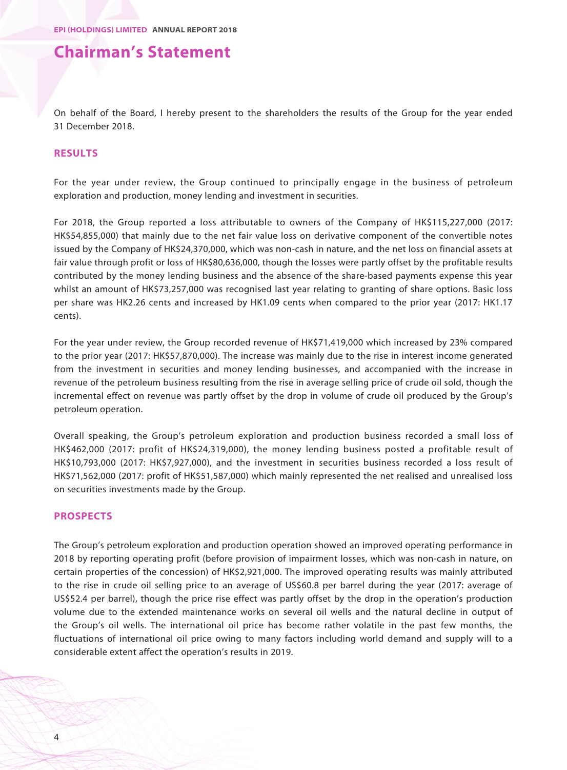# Chairman's Statement

On behalf of the Board, I hereby present to the shareholders the results of the Group for the year ended 31 December 2018.

## RESULTS

For the year under review, the Group continued to principally engage in the business of petroleum exploration and production, money lending and investment in securities.

For 2018, the Group reported a loss attributable to owners of the Company of HK$115,227,000 (2017: HK$54,855,000) that mainly due to the net fair value loss on derivative component of the convertible notes issued by the Company of HK$24,370,000, which was non-cash in nature, and the net loss on financial assets at fair value through profit or loss of HK$80,636,000, though the losses were partly offset by the profitable results contributed by the money lending business and the absence of the share-based payments expense this year whilst an amount of HK$73,257,000 was recognised last year relating to granting of share options. Basic loss per share was HK2.26 cents and increased by HK1.09 cents when compared to the prior year (2017: HK1.17 cents).

For the year under review, the Group recorded revenue of HK$71,419,000 which increased by 23% compared to the prior year (2017: HK$57,870,000). The increase was mainly due to the rise in interest income generated from the investment in securities and money lending businesses, and accompanied with the increase in revenue of the petroleum business resulting from the rise in average selling price of crude oil sold, though the incremental effect on revenue was partly offset by the drop in volume of crude oil produced by the Group's petroleum operation.

Overall speaking, the Group's petroleum exploration and production business recorded a small loss of HK$462,000 (2017: profit of HK$24,319,000), the money lending business posted a profitable result of HK$10,793,000 (2017: HK$7,927,000), and the investment in securities business recorded a loss result of HK$71,562,000 (2017: profit of HK$51,587,000) which mainly represented the net realised and unrealised loss on securities investments made by the Group.

## PROSPECTS

The Group's petroleum exploration and production operation showed an improved operating performance in 2018 by reporting operating profit (before provision of impairment losses, which was non-cash in nature, on certain properties of the concession) of HK$2,921,000. The improved operating results was mainly attributed to the rise in crude oil selling price to an average of US$60.8 per barrel during the year (2017: average of US$52.4 per barrel), though the price rise effect was partly offset by the drop in the operation's production volume due to the extended maintenance works on several oil wells and the natural decline in output of the Group's oil wells. The international oil price has become rather volatile in the past few months, the fluctuations of international oil price owing to many factors including world demand and supply will to a considerable extent affect the operation's results in 2019.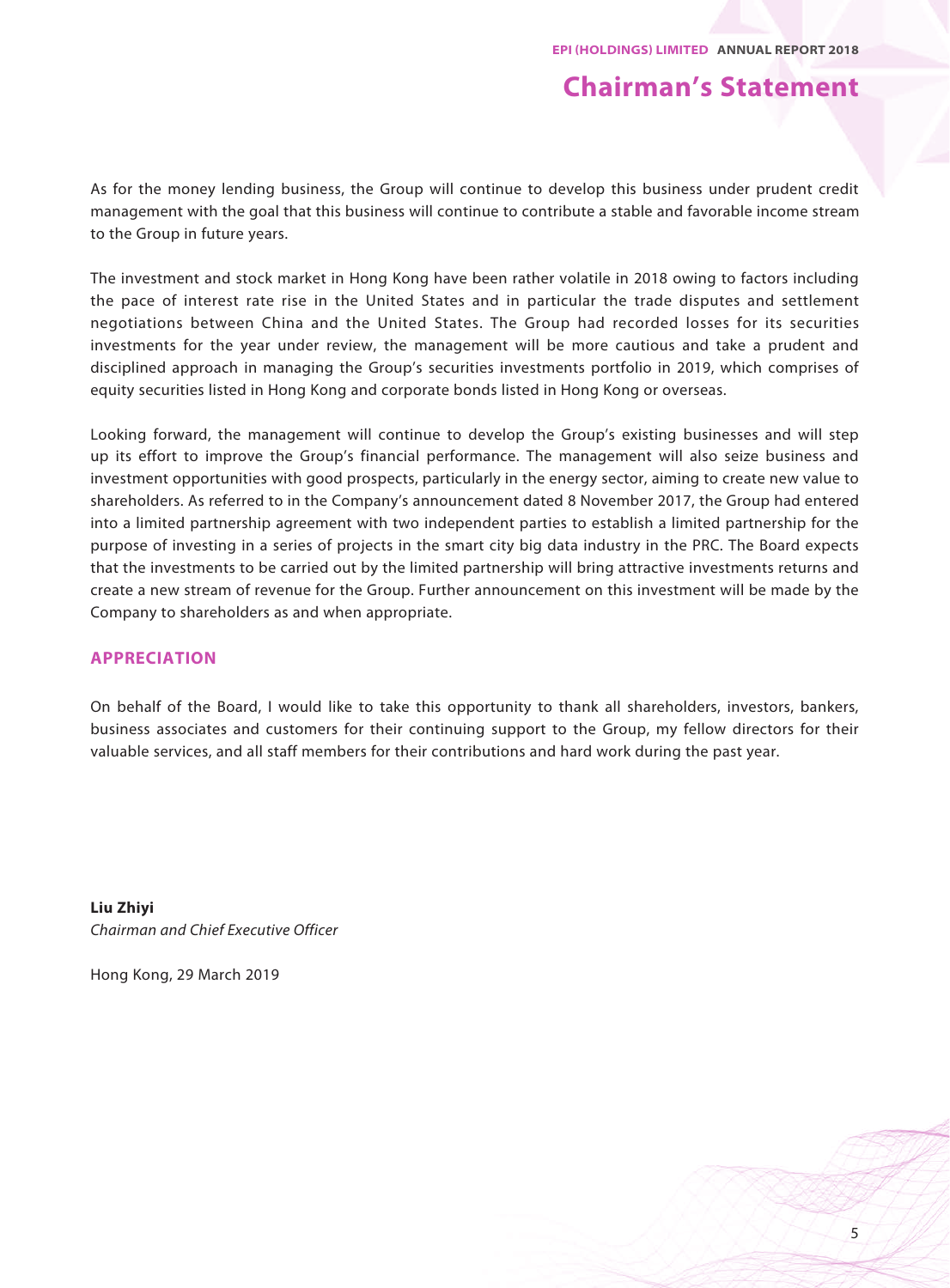As for the money lending business, the Group will continue to develop this business under prudent credit management with the goal that this business will continue to contribute a stable and favorable income stream to the Group in future years.

The investment and stock market in Hong Kong have been rather volatile in 2018 owing to factors including the pace of interest rate rise in the United States and in particular the trade disputes and settlement negotiations between China and the United States. The Group had recorded losses for its securities investments for the year under review, the management will be more cautious and take a prudent and disciplined approach in managing the Group's securities investments portfolio in 2019, which comprises of equity securities listed in Hong Kong and corporate bonds listed in Hong Kong or overseas.

Looking forward, the management will continue to develop the Group's existing businesses and will step up its effort to improve the Group's financial performance. The management will also seize business and investment opportunities with good prospects, particularly in the energy sector, aiming to create new value to shareholders. As referred to in the Company's announcement dated 8 November 2017, the Group had entered into a limited partnership agreement with two independent parties to establish a limited partnership for the purpose of investing in a series of projects in the smart city big data industry in the PRC. The Board expects that the investments to be carried out by the limited partnership will bring attractive investments returns and create a new stream of revenue for the Group. Further announcement on this investment will be made by the Company to shareholders as and when appropriate.

## APPRECIATION

On behalf of the Board, I would like to take this opportunity to thank all shareholders, investors, bankers, business associates and customers for their continuing support to the Group, my fellow directors for their valuable services, and all staff members for their contributions and hard work during the past year.

**Liu Zhiyi**
*Chairman and Chief Executive Officer*

Hong Kong, 29 March 2019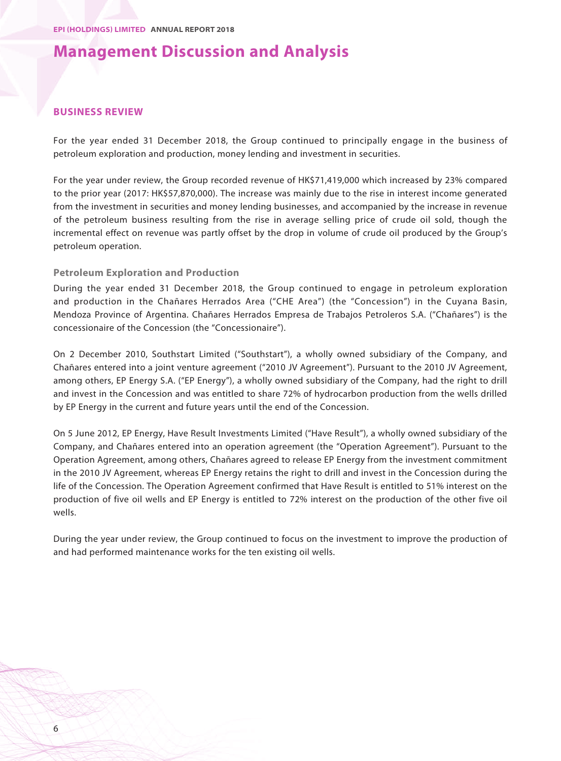# Management Discussion and Analysis

## BUSINESS REVIEW

For the year ended 31 December 2018, the Group continued to principally engage in the business of petroleum exploration and production, money lending and investment in securities.

For the year under review, the Group recorded revenue of HK$71,419,000 which increased by 23% compared to the prior year (2017: HK$57,870,000). The increase was mainly due to the rise in interest income generated from the investment in securities and money lending businesses, and accompanied by the increase in revenue of the petroleum business resulting from the rise in average selling price of crude oil sold, though the incremental effect on revenue was partly offset by the drop in volume of crude oil produced by the Group's petroleum operation.

### Petroleum Exploration and Production

During the year ended 31 December 2018, the Group continued to engage in petroleum exploration and production in the Chañares Herrados Area ("CHE Area") (the "Concession") in the Cuyana Basin, Mendoza Province of Argentina. Chañares Herrados Empresa de Trabajos Petroleros S.A. ("Chañares") is the concessionaire of the Concession (the "Concessionaire").

On 2 December 2010, Southstart Limited ("Southstart"), a wholly owned subsidiary of the Company, and Chañares entered into a joint venture agreement ("2010 JV Agreement"). Pursuant to the 2010 JV Agreement, among others, EP Energy S.A. ("EP Energy"), a wholly owned subsidiary of the Company, had the right to drill and invest in the Concession and was entitled to share 72% of hydrocarbon production from the wells drilled by EP Energy in the current and future years until the end of the Concession.

On 5 June 2012, EP Energy, Have Result Investments Limited ("Have Result"), a wholly owned subsidiary of the Company, and Chañares entered into an operation agreement (the "Operation Agreement"). Pursuant to the Operation Agreement, among others, Chañares agreed to release EP Energy from the investment commitment in the 2010 JV Agreement, whereas EP Energy retains the right to drill and invest in the Concession during the life of the Concession. The Operation Agreement confirmed that Have Result is entitled to 51% interest on the production of five oil wells and EP Energy is entitled to 72% interest on the production of the other five oil wells.

During the year under review, the Group continued to focus on the investment to improve the production of and had performed maintenance works for the ten existing oil wells.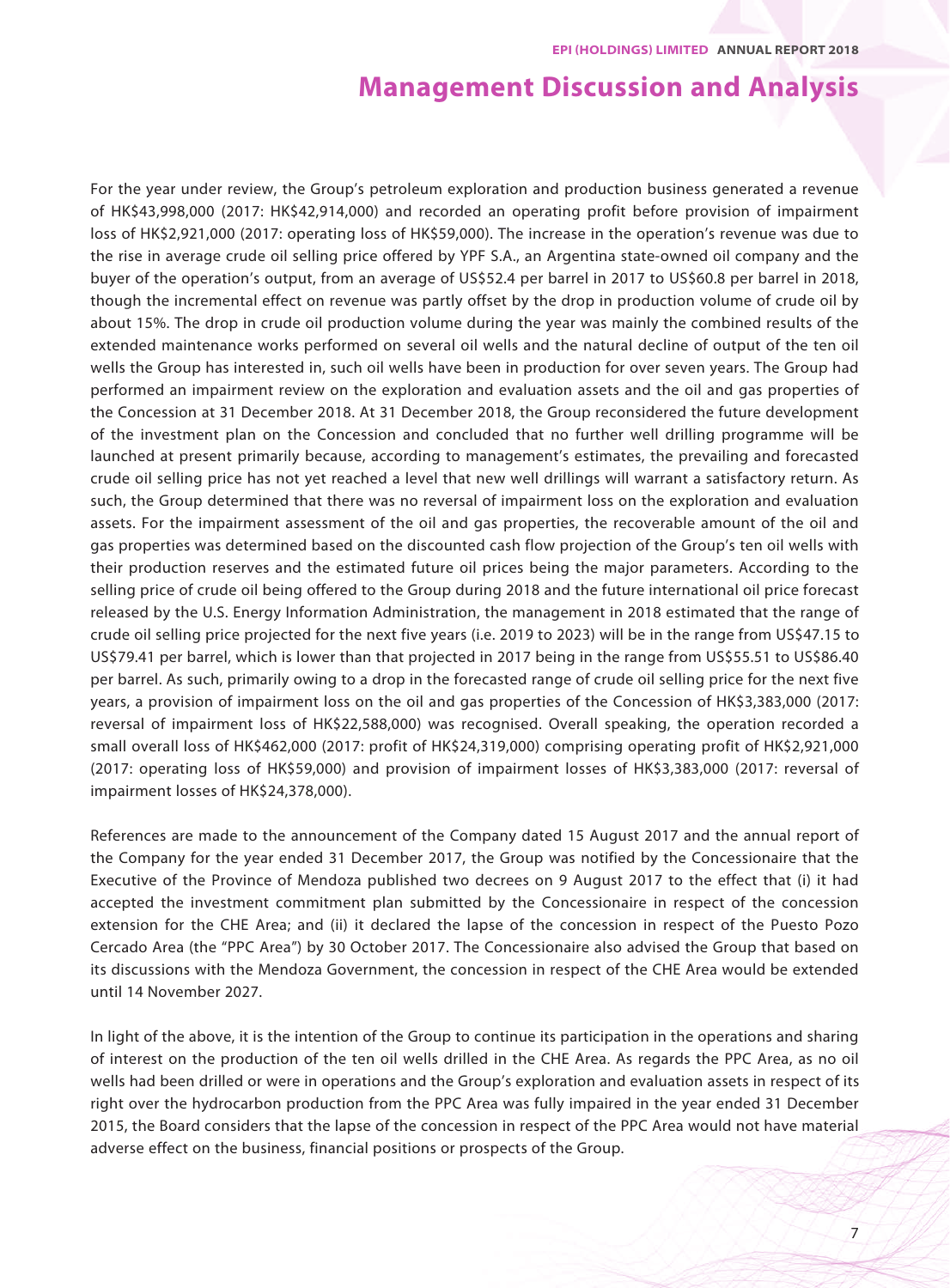# Management Discussion and Analysis

For the year under review, the Group's petroleum exploration and production business generated a revenue of HK$43,998,000 (2017: HK$42,914,000) and recorded an operating profit before provision of impairment loss of HK$2,921,000 (2017: operating loss of HK$59,000). The increase in the operation's revenue was due to the rise in average crude oil selling price offered by YPF S.A., an Argentina state-owned oil company and the buyer of the operation's output, from an average of US$52.4 per barrel in 2017 to US$60.8 per barrel in 2018, though the incremental effect on revenue was partly offset by the drop in production volume of crude oil by about 15%. The drop in crude oil production volume during the year was mainly the combined results of the extended maintenance works performed on several oil wells and the natural decline of output of the ten oil wells the Group has interested in, such oil wells have been in production for over seven years. The Group had performed an impairment review on the exploration and evaluation assets and the oil and gas properties of the Concession at 31 December 2018. At 31 December 2018, the Group reconsidered the future development of the investment plan on the Concession and concluded that no further well drilling programme will be launched at present primarily because, according to management's estimates, the prevailing and forecasted crude oil selling price has not yet reached a level that new well drillings will warrant a satisfactory return. As such, the Group determined that there was no reversal of impairment loss on the exploration and evaluation assets. For the impairment assessment of the oil and gas properties, the recoverable amount of the oil and gas properties was determined based on the discounted cash flow projection of the Group's ten oil wells with their production reserves and the estimated future oil prices being the major parameters. According to the selling price of crude oil being offered to the Group during 2018 and the future international oil price forecast released by the U.S. Energy Information Administration, the management in 2018 estimated that the range of crude oil selling price projected for the next five years (i.e. 2019 to 2023) will be in the range from US$47.15 to US$79.41 per barrel, which is lower than that projected in 2017 being in the range from US$55.51 to US$86.40 per barrel. As such, primarily owing to a drop in the forecasted range of crude oil selling price for the next five years, a provision of impairment loss on the oil and gas properties of the Concession of HK$3,383,000 (2017: reversal of impairment loss of HK$22,588,000) was recognised. Overall speaking, the operation recorded a small overall loss of HK$462,000 (2017: profit of HK$24,319,000) comprising operating profit of HK$2,921,000 (2017: operating loss of HK$59,000) and provision of impairment losses of HK$3,383,000 (2017: reversal of impairment losses of HK$24,378,000).

References are made to the announcement of the Company dated 15 August 2017 and the annual report of the Company for the year ended 31 December 2017, the Group was notified by the Concessionaire that the Executive of the Province of Mendoza published two decrees on 9 August 2017 to the effect that (i) it had accepted the investment commitment plan submitted by the Concessionaire in respect of the concession extension for the CHE Area; and (ii) it declared the lapse of the concession in respect of the Puesto Pozo Cercado Area (the "PPC Area") by 30 October 2017. The Concessionaire also advised the Group that based on its discussions with the Mendoza Government, the concession in respect of the CHE Area would be extended until 14 November 2027.

In light of the above, it is the intention of the Group to continue its participation in the operations and sharing of interest on the production of the ten oil wells drilled in the CHE Area. As regards the PPC Area, as no oil wells had been drilled or were in operations and the Group's exploration and evaluation assets in respect of its right over the hydrocarbon production from the PPC Area was fully impaired in the year ended 31 December 2015, the Board considers that the lapse of the concession in respect of the PPC Area would not have material adverse effect on the business, financial positions or prospects of the Group.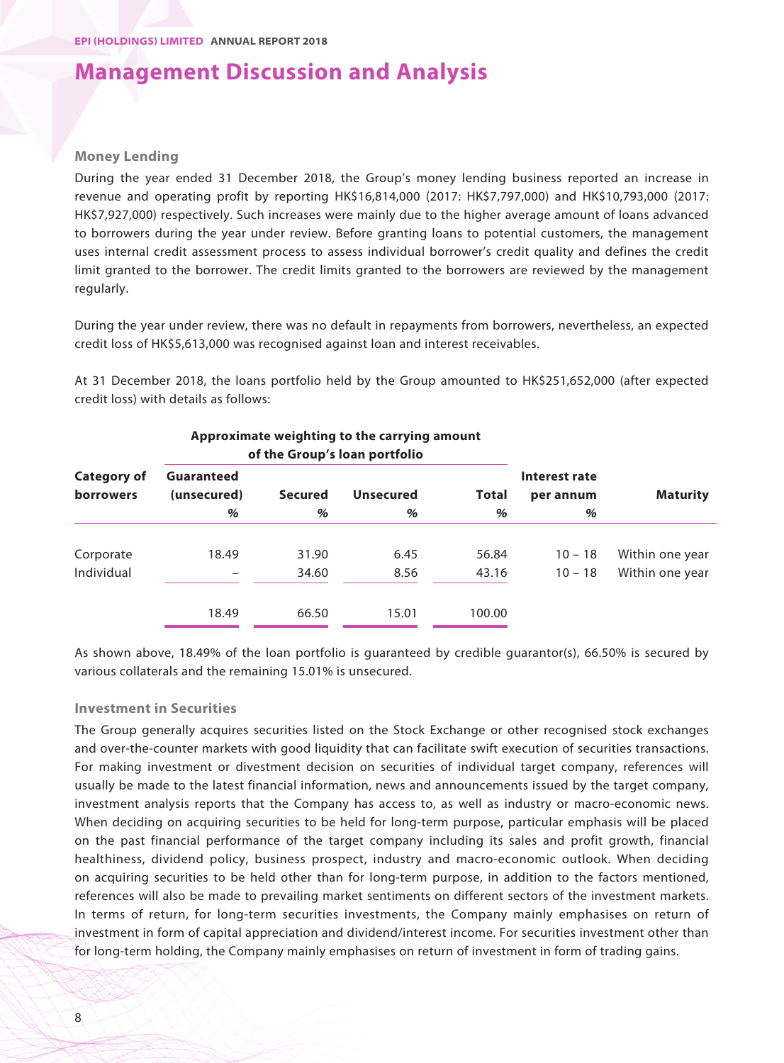# Management Discussion and Analysis

### Money Lending

During the year ended 31 December 2018, the Group's money lending business reported an increase in revenue and operating profit by reporting HK$16,814,000 (2017: HK$7,797,000) and HK$10,793,000 (2017: HK$7,927,000) respectively. Such increases were mainly due to the higher average amount of loans advanced to borrowers during the year under review. Before granting loans to potential customers, the management uses internal credit assessment process to assess individual borrower's credit quality and defines the credit limit granted to the borrower. The credit limits granted to the borrowers are reviewed by the management regularly.

During the year under review, there was no default in repayments from borrowers, nevertheless, an expected credit loss of HK$5,613,000 was recognised against loan and interest receivables.

At 31 December 2018, the loans portfolio held by the Group amounted to HK$251,652,000 (after expected credit loss) with details as follows:

| Category of borrowers | Approximate weighting to the carrying amount of the Group's loan portfolio | | | | Interest rate per annum | Maturity |
|---|---|---|---|---|---|---|
| | Guaranteed (unsecured) | Secured | Unsecured | Total | | |
| | % | % | % | % | % | |
| Corporate | 18.49 | 31.90 | 6.45 | 56.84 | 10 – 18 | Within one year |
| Individual | – | 34.60 | 8.56 | 43.16 | 10 – 18 | Within one year |
| | 18.49 | 66.50 | 15.01 | 100.00 | | |

As shown above, 18.49% of the loan portfolio is guaranteed by credible guarantor(s), 66.50% is secured by various collaterals and the remaining 15.01% is unsecured.

### Investment in Securities

The Group generally acquires securities listed on the Stock Exchange or other recognised stock exchanges and over-the-counter markets with good liquidity that can facilitate swift execution of securities transactions. For making investment or divestment decision on securities of individual target company, references will usually be made to the latest financial information, news and announcements issued by the target company, investment analysis reports that the Company has access to, as well as industry or macro-economic news. When deciding on acquiring securities to be held for long-term purpose, particular emphasis will be placed on the past financial performance of the target company including its sales and profit growth, financial healthiness, dividend policy, business prospect, industry and macro-economic outlook. When deciding on acquiring securities to be held other than for long-term purpose, in addition to the factors mentioned, references will also be made to prevailing market sentiments on different sectors of the investment markets. In terms of return, for long-term securities investments, the Company mainly emphasises on return of investment in form of capital appreciation and dividend/interest income. For securities investment other than for long-term holding, the Company mainly emphasises on return of investment in form of trading gains.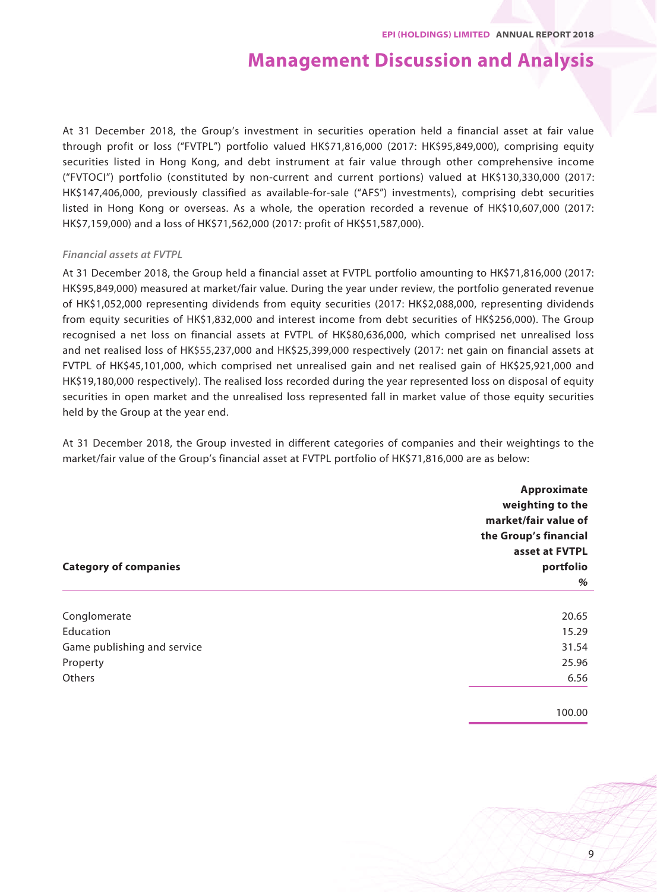## Management Discussion and Analysis

At 31 December 2018, the Group's investment in securities operation held a financial asset at fair value through profit or loss ("FVTPL") portfolio valued HK$71,816,000 (2017: HK$95,849,000), comprising equity securities listed in Hong Kong, and debt instrument at fair value through other comprehensive income ("FVTOCI") portfolio (constituted by non-current and current portions) valued at HK$130,330,000 (2017: HK$147,406,000, previously classified as available-for-sale ("AFS") investments), comprising debt securities listed in Hong Kong or overseas. As a whole, the operation recorded a revenue of HK$10,607,000 (2017: HK$7,159,000) and a loss of HK$71,562,000 (2017: profit of HK$51,587,000).

*Financial assets at FVTPL*

At 31 December 2018, the Group held a financial asset at FVTPL portfolio amounting to HK$71,816,000 (2017: HK$95,849,000) measured at market/fair value. During the year under review, the portfolio generated revenue of HK$1,052,000 representing dividends from equity securities (2017: HK$2,088,000, representing dividends from equity securities of HK$1,832,000 and interest income from debt securities of HK$256,000). The Group recognised a net loss on financial assets at FVTPL of HK$80,636,000, which comprised net unrealised loss and net realised loss of HK$55,237,000 and HK$25,399,000 respectively (2017: net gain on financial assets at FVTPL of HK$45,101,000, which comprised net unrealised gain and net realised gain of HK$25,921,000 and HK$19,180,000 respectively). The realised loss recorded during the year represented loss on disposal of equity securities in open market and the unrealised loss represented fall in market value of those equity securities held by the Group at the year end.

At 31 December 2018, the Group invested in different categories of companies and their weightings to the market/fair value of the Group's financial asset at FVTPL portfolio of HK$71,816,000 are as below:

| **Category of companies** | **Approximate weighting to the market/fair value of the Group's financial asset at FVTPL portfolio** *%* |
|---|---|
| Conglomerate | 20.65 |
| Education | 15.29 |
| Game publishing and service | 31.54 |
| Property | 25.96 |
| Others | 6.56 |
| | 100.00 |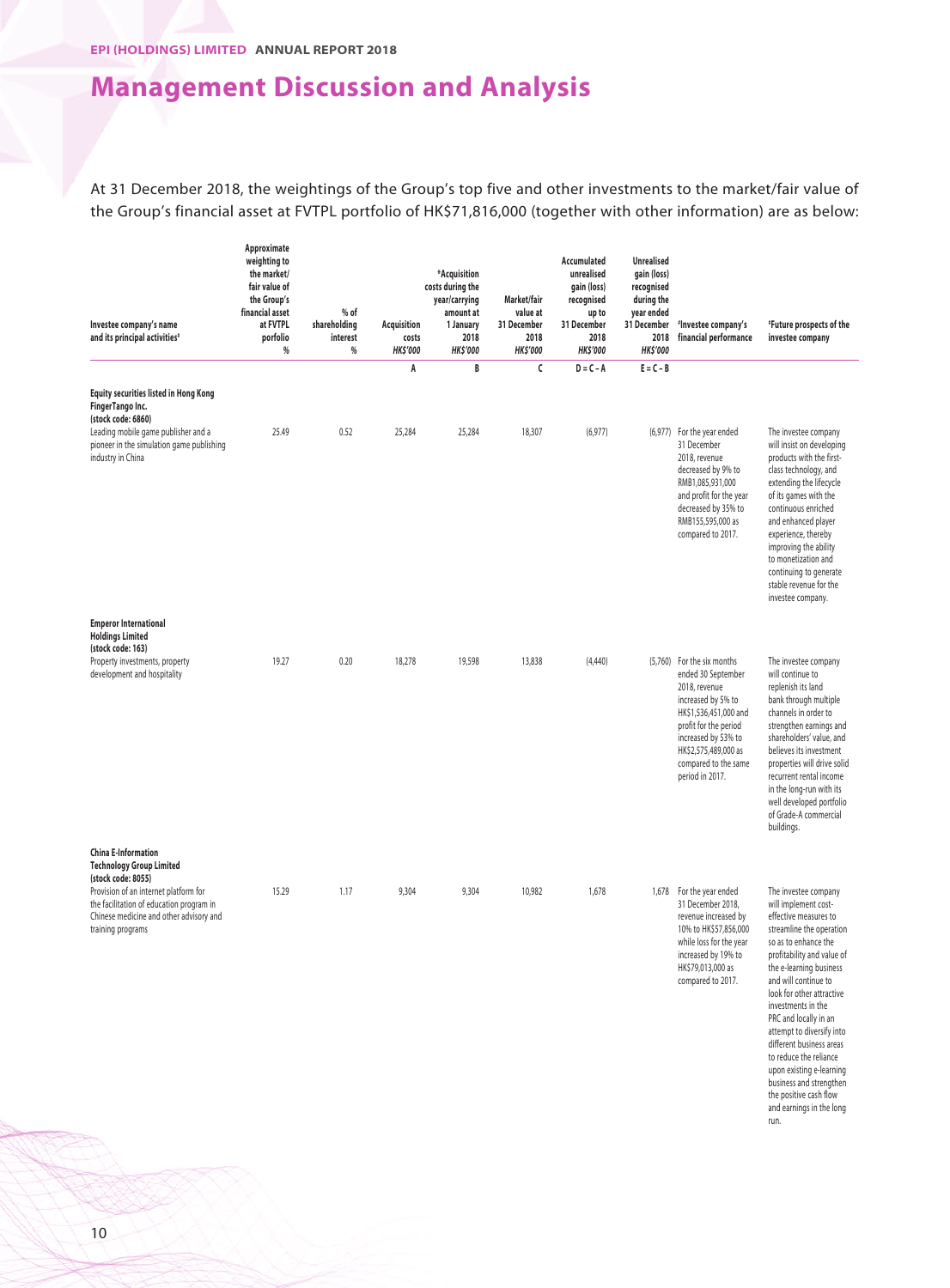# Management Discussion and Analysis

At 31 December 2018, the weightings of the Group's top five and other investments to the market/fair value of the Group's financial asset at FVTPL portfolio of HK$71,816,000 (together with other information) are as below:

| Investee company's name and its principal activities# | Approximate weighting to the market/ fair value of the Group's financial asset at FVTPL porfolio % | % of shareholding interest % | Acquisition costs HK$'000 | *Acquisition costs during the year/carrying amount at 1 January 2018 HK$'000 | Market/fair value at 31 December 2018 HK$'000 | Accumulated unrealised gain (loss) recognised up to 31 December 2018 HK$'000 | Unrealised gain (loss) recognised during the year ended 31 December 2018 HK$'000 | #Investee company's financial performance | #Future prospects of the investee company |
|---|---|---|---|---|---|---|---|---|---|
| | | | A | B | C | D = C – A | E = C – B | | |
| **Equity securities listed in Hong Kong** | | | | | | | | | |
| **FingerTango Inc. (stock code: 6860)** Leading mobile game publisher and a pioneer in the simulation game publishing industry in China | 25.49 | 0.52 | 25,284 | 25,284 | 18,307 | (6,977) | (6,977) | For the year ended 31 December 2018, revenue decreased by 9% to RMB1,085,931,000 and profit for the year decreased by 35% to RMB155,595,000 as compared to 2017. | The investee company will insist on developing products with the first-class technology, and extending the lifecycle of its games with the continuous enriched and enhanced player experience, thereby improving the ability to monetization and continuing to generate stable revenue for the investee company. |
| **Emperor International Holdings Limited (stock code: 163)** Property investments, property development and hospitality | 19.27 | 0.20 | 18,278 | 19,598 | 13,838 | (4,440) | (5,760) | For the six months ended 30 September 2018, revenue increased by 5% to HK$1,536,451,000 and profit for the period increased by 53% to HK$2,575,489,000 as compared to the same period in 2017. | The investee company will continue to replenish its land bank through multiple channels in order to strengthen earnings and shareholders' value, and believes its investment properties will drive solid recurrent rental income in the long-run with its well developed portfolio of Grade-A commercial buildings. |
| **China E-Information Technology Group Limited (stock code: 8055)** Provision of an internet platform for the facilitation of education program in Chinese medicine and other advisory and training programs | 15.29 | 1.17 | 9,304 | 9,304 | 10,982 | 1,678 | 1,678 | For the year ended 31 December 2018, revenue increased by 10% to HK$57,856,000 while loss for the year increased by 19% to HK$79,013,000 as compared to 2017. | The investee company will implement cost-effective measures to streamline the operation so as to enhance the profitability and value of the e-learning business and will continue to look for other attractive investments in the PRC and locally in an attempt to diversify into different business areas to reduce the reliance upon existing e-learning business and strengthen the positive cash flow and earnings in the long run. |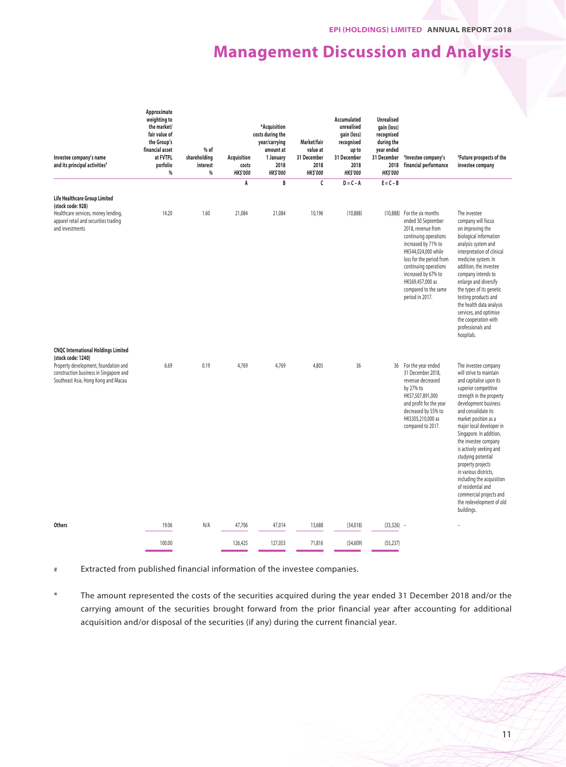# Management Discussion and Analysis

| Investee company's name and its principal activities# | Approximate weighting to the market/ fair value of the Group's financial asset at FVTPL porfolio % | % of shareholding interest % | Acquisition costs HK$'000 | *Acquisition costs during the year/carrying amount at 1 January 2018 HK$'000 | Market/fair value at 31 December 2018 HK$'000 | Accumulated unrealised gain (loss) recognised up to 31 December 2018 HK$'000 | Unrealised gain (loss) recognised during the year ended 31 December 2018 HK$'000 | #Investee company's financial performance | #Future prospects of the investee company |
|---|---|---|---|---|---|---|---|---|---|
| | | | A | B | C | D = C – A | E = C – B | | |
| **Life Healthcare Group Limited (stock code: 928)** Healthcare services, money lending, apparel retail and securities trading and investments | 14.20 | 1.60 | 21,084 | 21,084 | 10,196 | (10,888) | (10,888) | For the six months ended 30 September 2018, revenue from continuing operations increased by 71% to HK$44,024,000 while loss for the period from continuing operations increased by 67% to HK$69,457,000 as compared to the same period in 2017. | The investee company will focus on improving the biological information analysis system and interpretation of clinical medicine system. In addition, the investee company intends to enlarge and diversify the types of its genetic testing products and the health data analysis services, and optimise the cooperation with professionals and hospitals. |
| **CNQC International Holdings Limited (stock code: 1240)** Property development, foundation and construction business in Singapore and Southeast Asia, Hong Kong and Macau | 6.69 | 0.19 | 4,769 | 4,769 | 4,805 | 36 | 36 | For the year ended 31 December 2018, revenue decreased by 27% to HK$7,507,891,000 and profit for the year decreased by 55% to HK$305,210,000 as compared to 2017. | The investee company will strive to maintain and capitalise upon its superior competitive strength in the property development business and consolidate its market position as a major local developer in Singapore. In addition, the investee company is actively seeking and studying potential property projects in various districts, including the acquisition of residential and commercial projects and the redevelopment of old buildings. |
| **Others** | 19.06 | N/A | 47,706 | 47,014 | 13,688 | (34,018) | (33,326) | – | – |
| | 100.00 | | 126,425 | 127,053 | 71,816 | (54,609) | (55,237) | | |

\# Extracted from published financial information of the investee companies.

\* The amount represented the costs of the securities acquired during the year ended 31 December 2018 and/or the carrying amount of the securities brought forward from the prior financial year after accounting for additional acquisition and/or disposal of the securities (if any) during the current financial year.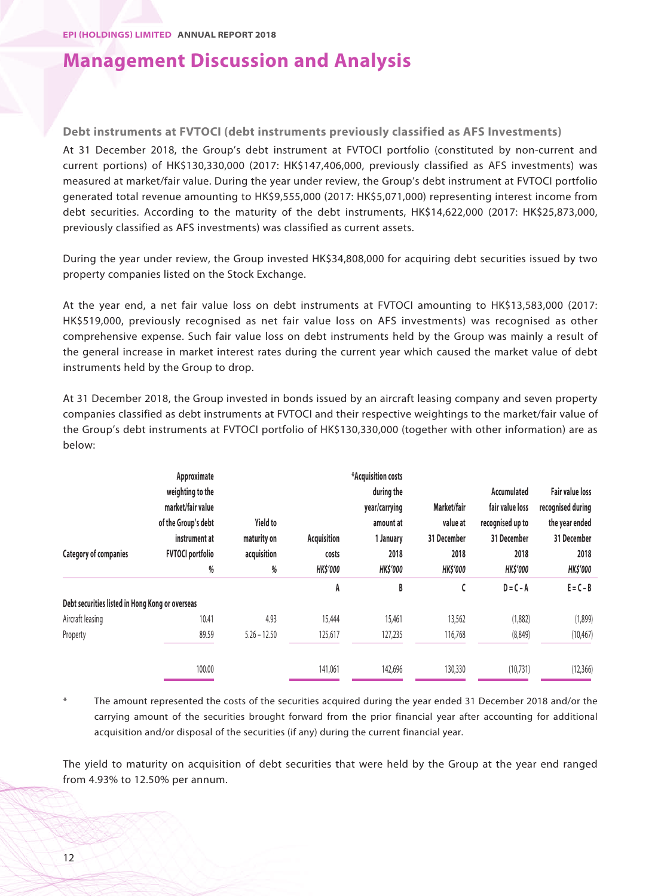## Management Discussion and Analysis

### Debt instruments at FVTOCI (debt instruments previously classified as AFS Investments)

At 31 December 2018, the Group's debt instrument at FVTOCI portfolio (constituted by non-current and current portions) of HK$130,330,000 (2017: HK$147,406,000, previously classified as AFS investments) was measured at market/fair value. During the year under review, the Group's debt instrument at FVTOCI portfolio generated total revenue amounting to HK$9,555,000 (2017: HK$5,071,000) representing interest income from debt securities. According to the maturity of the debt instruments, HK$14,622,000 (2017: HK$25,873,000, previously classified as AFS investments) was classified as current assets.

During the year under review, the Group invested HK$34,808,000 for acquiring debt securities issued by two property companies listed on the Stock Exchange.

At the year end, a net fair value loss on debt instruments at FVTOCI amounting to HK$13,583,000 (2017: HK$519,000, previously recognised as net fair value loss on AFS investments) was recognised as other comprehensive expense. Such fair value loss on debt instruments held by the Group was mainly a result of the general increase in market interest rates during the current year which caused the market value of debt instruments held by the Group to drop.

At 31 December 2018, the Group invested in bonds issued by an aircraft leasing company and seven property companies classified as debt instruments at FVTOCI and their respective weightings to the market/fair value of the Group's debt instruments at FVTOCI portfolio of HK$130,330,000 (together with other information) are as below:

| Category of companies | Approximate weighting to the market/fair value of the Group's debt instrument at FVTOCI portfolio % | Yield to maturity on acquisition % | Acquisition costs *HK$'000* | *Acquisition costs during the year/carrying amount at 1 January 2018 *HK$'000* | Market/fair value at 31 December 2018 *HK$'000* | Accumulated fair value loss recognised up to 31 December 2018 *HK$'000* | Fair value loss recognised during the year ended 31 December 2018 *HK$'000* |
|---|---|---|---|---|---|---|---|
| | | | A | B | C | D = C – A | E = C – B |
| Debt securities listed in Hong Kong or overseas | | | | | | | |
| Aircraft leasing | 10.41 | 4.93 | 15,444 | 15,461 | 13,562 | (1,882) | (1,899) |
| Property | 89.59 | 5.26 – 12.50 | 125,617 | 127,235 | 116,768 | (8,849) | (10,467) |
| | 100.00 | | 141,061 | 142,696 | 130,330 | (10,731) | (12,366) |

\* The amount represented the costs of the securities acquired during the year ended 31 December 2018 and/or the carrying amount of the securities brought forward from the prior financial year after accounting for additional acquisition and/or disposal of the securities (if any) during the current financial year.

The yield to maturity on acquisition of debt securities that were held by the Group at the year end ranged from 4.93% to 12.50% per annum.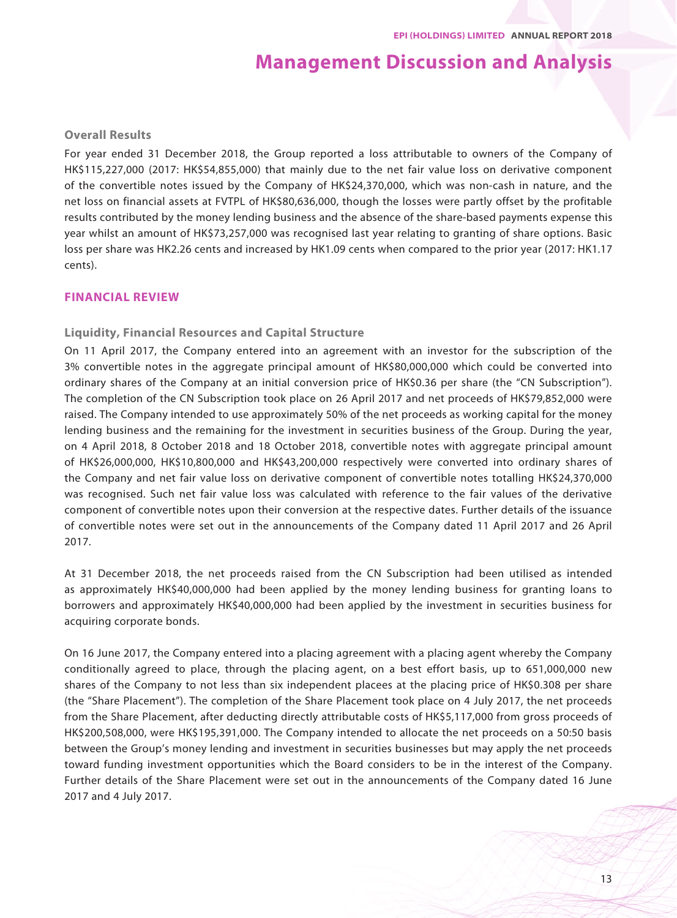# Management Discussion and Analysis

### Overall Results

For year ended 31 December 2018, the Group reported a loss attributable to owners of the Company of HK$115,227,000 (2017: HK$54,855,000) that mainly due to the net fair value loss on derivative component of the convertible notes issued by the Company of HK$24,370,000, which was non-cash in nature, and the net loss on financial assets at FVTPL of HK$80,636,000, though the losses were partly offset by the profitable results contributed by the money lending business and the absence of the share-based payments expense this year whilst an amount of HK$73,257,000 was recognised last year relating to granting of share options. Basic loss per share was HK2.26 cents and increased by HK1.09 cents when compared to the prior year (2017: HK1.17 cents).

## FINANCIAL REVIEW

### Liquidity, Financial Resources and Capital Structure

On 11 April 2017, the Company entered into an agreement with an investor for the subscription of the 3% convertible notes in the aggregate principal amount of HK$80,000,000 which could be converted into ordinary shares of the Company at an initial conversion price of HK$0.36 per share (the "CN Subscription"). The completion of the CN Subscription took place on 26 April 2017 and net proceeds of HK$79,852,000 were raised. The Company intended to use approximately 50% of the net proceeds as working capital for the money lending business and the remaining for the investment in securities business of the Group. During the year, on 4 April 2018, 8 October 2018 and 18 October 2018, convertible notes with aggregate principal amount of HK$26,000,000, HK$10,800,000 and HK$43,200,000 respectively were converted into ordinary shares of the Company and net fair value loss on derivative component of convertible notes totalling HK$24,370,000 was recognised. Such net fair value loss was calculated with reference to the fair values of the derivative component of convertible notes upon their conversion at the respective dates. Further details of the issuance of convertible notes were set out in the announcements of the Company dated 11 April 2017 and 26 April 2017.

At 31 December 2018, the net proceeds raised from the CN Subscription had been utilised as intended as approximately HK$40,000,000 had been applied by the money lending business for granting loans to borrowers and approximately HK$40,000,000 had been applied by the investment in securities business for acquiring corporate bonds.

On 16 June 2017, the Company entered into a placing agreement with a placing agent whereby the Company conditionally agreed to place, through the placing agent, on a best effort basis, up to 651,000,000 new shares of the Company to not less than six independent placees at the placing price of HK$0.308 per share (the "Share Placement"). The completion of the Share Placement took place on 4 July 2017, the net proceeds from the Share Placement, after deducting directly attributable costs of HK$5,117,000 from gross proceeds of HK$200,508,000, were HK$195,391,000. The Company intended to allocate the net proceeds on a 50:50 basis between the Group's money lending and investment in securities businesses but may apply the net proceeds toward funding investment opportunities which the Board considers to be in the interest of the Company. Further details of the Share Placement were set out in the announcements of the Company dated 16 June 2017 and 4 July 2017.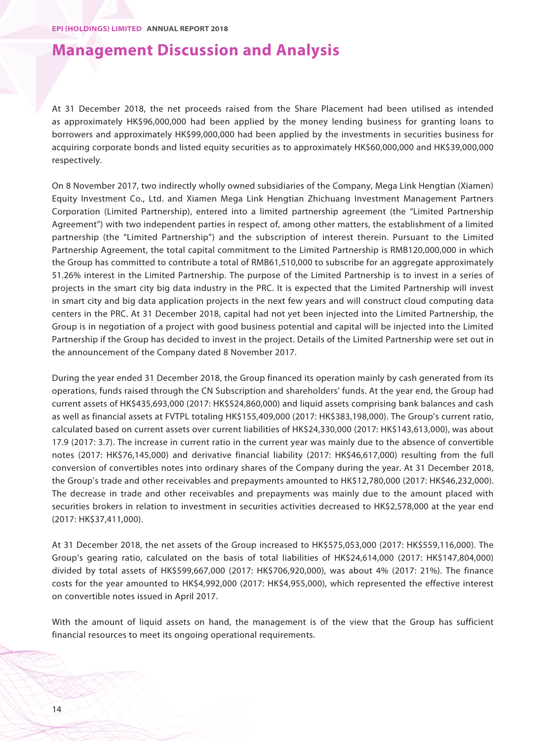# Management Discussion and Analysis

At 31 December 2018, the net proceeds raised from the Share Placement had been utilised as intended as approximately HK$96,000,000 had been applied by the money lending business for granting loans to borrowers and approximately HK$99,000,000 had been applied by the investments in securities business for acquiring corporate bonds and listed equity securities as to approximately HK$60,000,000 and HK$39,000,000 respectively.

On 8 November 2017, two indirectly wholly owned subsidiaries of the Company, Mega Link Hengtian (Xiamen) Equity Investment Co., Ltd. and Xiamen Mega Link Hengtian Zhichuang Investment Management Partners Corporation (Limited Partnership), entered into a limited partnership agreement (the "Limited Partnership Agreement") with two independent parties in respect of, among other matters, the establishment of a limited partnership (the "Limited Partnership") and the subscription of interest therein. Pursuant to the Limited Partnership Agreement, the total capital commitment to the Limited Partnership is RMB120,000,000 in which the Group has committed to contribute a total of RMB61,510,000 to subscribe for an aggregate approximately 51.26% interest in the Limited Partnership. The purpose of the Limited Partnership is to invest in a series of projects in the smart city big data industry in the PRC. It is expected that the Limited Partnership will invest in smart city and big data application projects in the next few years and will construct cloud computing data centers in the PRC. At 31 December 2018, capital had not yet been injected into the Limited Partnership, the Group is in negotiation of a project with good business potential and capital will be injected into the Limited Partnership if the Group has decided to invest in the project. Details of the Limited Partnership were set out in the announcement of the Company dated 8 November 2017.

During the year ended 31 December 2018, the Group financed its operation mainly by cash generated from its operations, funds raised through the CN Subscription and shareholders' funds. At the year end, the Group had current assets of HK$435,693,000 (2017: HK$524,860,000) and liquid assets comprising bank balances and cash as well as financial assets at FVTPL totaling HK$155,409,000 (2017: HK$383,198,000). The Group's current ratio, calculated based on current assets over current liabilities of HK$24,330,000 (2017: HK$143,613,000), was about 17.9 (2017: 3.7). The increase in current ratio in the current year was mainly due to the absence of convertible notes (2017: HK$76,145,000) and derivative financial liability (2017: HK$46,617,000) resulting from the full conversion of convertibles notes into ordinary shares of the Company during the year. At 31 December 2018, the Group's trade and other receivables and prepayments amounted to HK$12,780,000 (2017: HK$46,232,000). The decrease in trade and other receivables and prepayments was mainly due to the amount placed with securities brokers in relation to investment in securities activities decreased to HK$2,578,000 at the year end (2017: HK$37,411,000).

At 31 December 2018, the net assets of the Group increased to HK$575,053,000 (2017: HK$559,116,000). The Group's gearing ratio, calculated on the basis of total liabilities of HK$24,614,000 (2017: HK$147,804,000) divided by total assets of HK$599,667,000 (2017: HK$706,920,000), was about 4% (2017: 21%). The finance costs for the year amounted to HK$4,992,000 (2017: HK$4,955,000), which represented the effective interest on convertible notes issued in April 2017.

With the amount of liquid assets on hand, the management is of the view that the Group has sufficient financial resources to meet its ongoing operational requirements.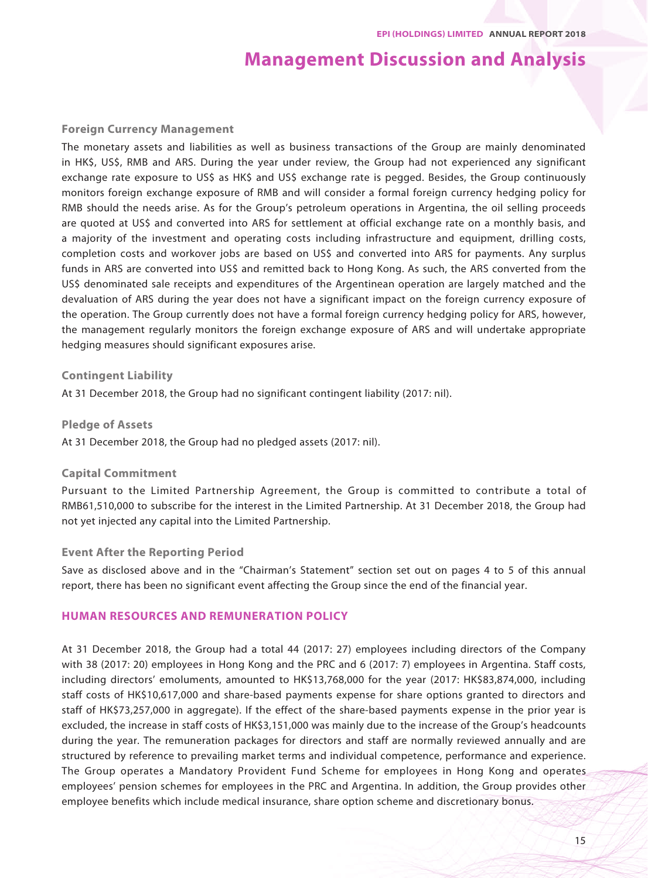## Foreign Currency Management

The monetary assets and liabilities as well as business transactions of the Group are mainly denominated in HK$, US$, RMB and ARS. During the year under review, the Group had not experienced any significant exchange rate exposure to US$ as HK$ and US$ exchange rate is pegged. Besides, the Group continuously monitors foreign exchange exposure of RMB and will consider a formal foreign currency hedging policy for RMB should the needs arise. As for the Group's petroleum operations in Argentina, the oil selling proceeds are quoted at US$ and converted into ARS for settlement at official exchange rate on a monthly basis, and a majority of the investment and operating costs including infrastructure and equipment, drilling costs, completion costs and workover jobs are based on US$ and converted into ARS for payments. Any surplus funds in ARS are converted into US$ and remitted back to Hong Kong. As such, the ARS converted from the US$ denominated sale receipts and expenditures of the Argentinean operation are largely matched and the devaluation of ARS during the year does not have a significant impact on the foreign currency exposure of the operation. The Group currently does not have a formal foreign currency hedging policy for ARS, however, the management regularly monitors the foreign exchange exposure of ARS and will undertake appropriate hedging measures should significant exposures arise.

## Contingent Liability

At 31 December 2018, the Group had no significant contingent liability (2017: nil).

## Pledge of Assets

At 31 December 2018, the Group had no pledged assets (2017: nil).

## Capital Commitment

Pursuant to the Limited Partnership Agreement, the Group is committed to contribute a total of RMB61,510,000 to subscribe for the interest in the Limited Partnership. At 31 December 2018, the Group had not yet injected any capital into the Limited Partnership.

## Event After the Reporting Period

Save as disclosed above and in the "Chairman's Statement" section set out on pages 4 to 5 of this annual report, there has been no significant event affecting the Group since the end of the financial year.

## HUMAN RESOURCES AND REMUNERATION POLICY

At 31 December 2018, the Group had a total 44 (2017: 27) employees including directors of the Company with 38 (2017: 20) employees in Hong Kong and the PRC and 6 (2017: 7) employees in Argentina. Staff costs, including directors' emoluments, amounted to HK$13,768,000 for the year (2017: HK$83,874,000, including staff costs of HK$10,617,000 and share-based payments expense for share options granted to directors and staff of HK$73,257,000 in aggregate). If the effect of the share-based payments expense in the prior year is excluded, the increase in staff costs of HK$3,151,000 was mainly due to the increase of the Group's headcounts during the year. The remuneration packages for directors and staff are normally reviewed annually and are structured by reference to prevailing market terms and individual competence, performance and experience. The Group operates a Mandatory Provident Fund Scheme for employees in Hong Kong and operates employees' pension schemes for employees in the PRC and Argentina. In addition, the Group provides other employee benefits which include medical insurance, share option scheme and discretionary bonus.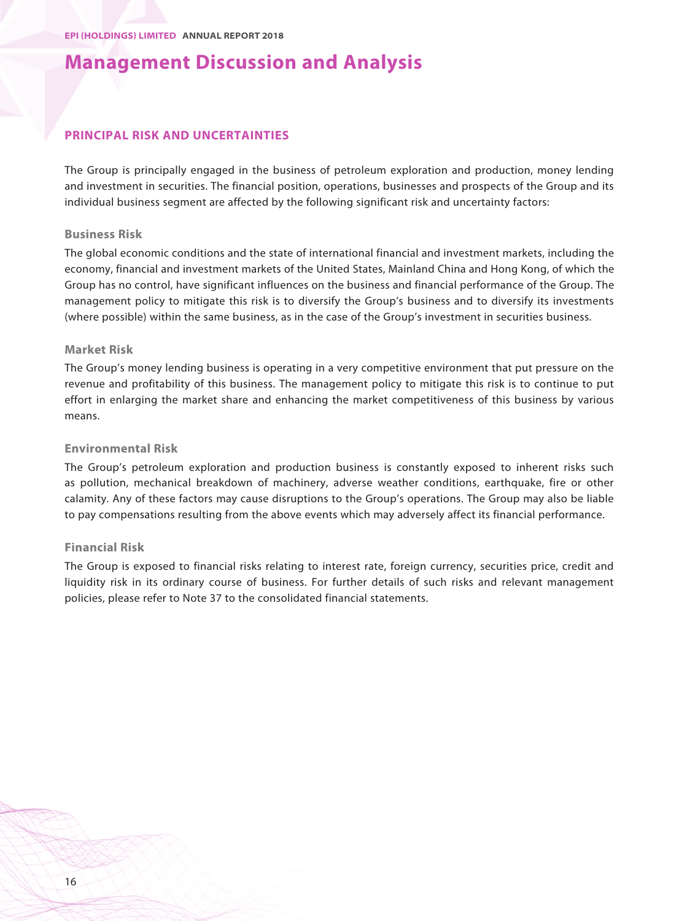# Management Discussion and Analysis

## PRINCIPAL RISK AND UNCERTAINTIES

The Group is principally engaged in the business of petroleum exploration and production, money lending and investment in securities. The financial position, operations, businesses and prospects of the Group and its individual business segment are affected by the following significant risk and uncertainty factors:

### Business Risk

The global economic conditions and the state of international financial and investment markets, including the economy, financial and investment markets of the United States, Mainland China and Hong Kong, of which the Group has no control, have significant influences on the business and financial performance of the Group. The management policy to mitigate this risk is to diversify the Group's business and to diversify its investments (where possible) within the same business, as in the case of the Group's investment in securities business.

### Market Risk

The Group's money lending business is operating in a very competitive environment that put pressure on the revenue and profitability of this business. The management policy to mitigate this risk is to continue to put effort in enlarging the market share and enhancing the market competitiveness of this business by various means.

### Environmental Risk

The Group's petroleum exploration and production business is constantly exposed to inherent risks such as pollution, mechanical breakdown of machinery, adverse weather conditions, earthquake, fire or other calamity. Any of these factors may cause disruptions to the Group's operations. The Group may also be liable to pay compensations resulting from the above events which may adversely affect its financial performance.

### Financial Risk

The Group is exposed to financial risks relating to interest rate, foreign currency, securities price, credit and liquidity risk in its ordinary course of business. For further details of such risks and relevant management policies, please refer to Note 37 to the consolidated financial statements.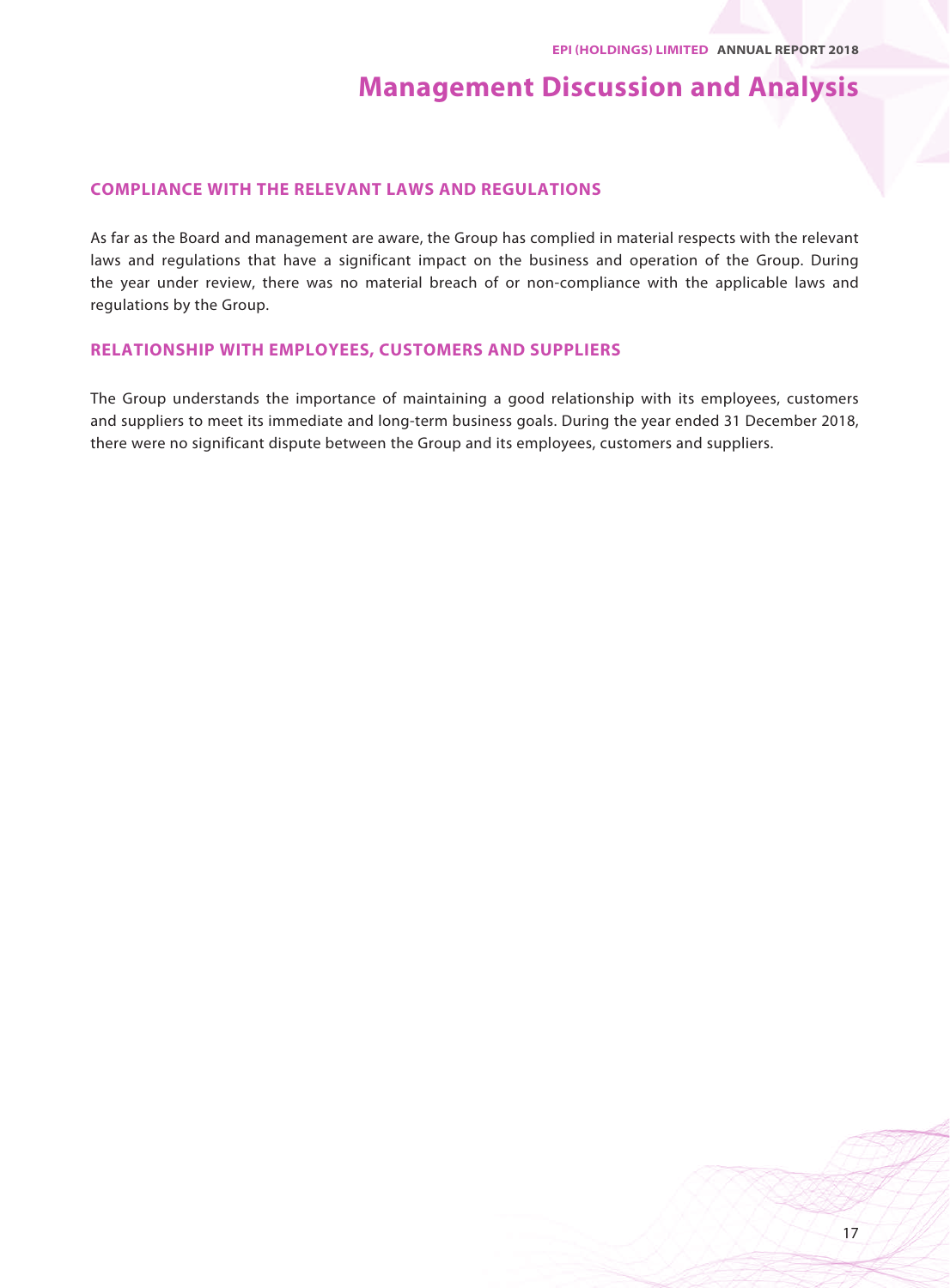## COMPLIANCE WITH THE RELEVANT LAWS AND REGULATIONS

As far as the Board and management are aware, the Group has complied in material respects with the relevant laws and regulations that have a significant impact on the business and operation of the Group. During the year under review, there was no material breach of or non-compliance with the applicable laws and regulations by the Group.

## RELATIONSHIP WITH EMPLOYEES, CUSTOMERS AND SUPPLIERS

The Group understands the importance of maintaining a good relationship with its employees, customers and suppliers to meet its immediate and long-term business goals. During the year ended 31 December 2018, there were no significant dispute between the Group and its employees, customers and suppliers.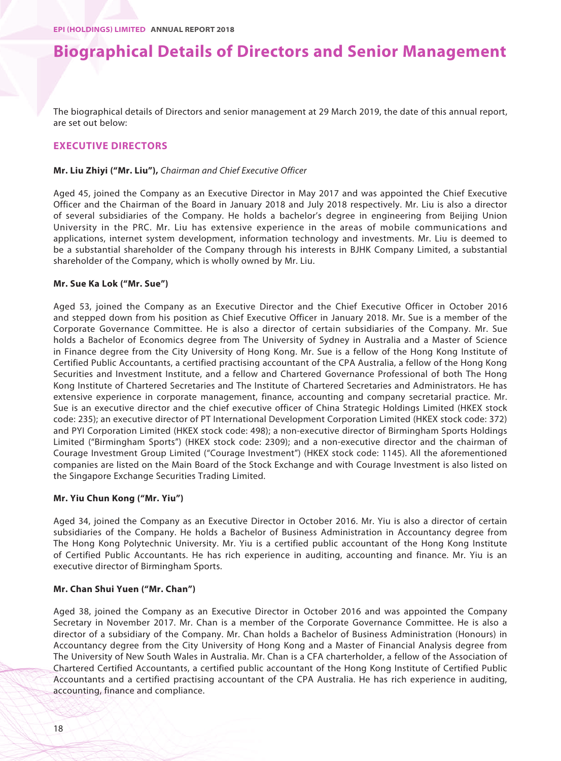# Biographical Details of Directors and Senior Management

The biographical details of Directors and senior management at 29 March 2019, the date of this annual report, are set out below:

## EXECUTIVE DIRECTORS

**Mr. Liu Zhiyi ("Mr. Liu"),** *Chairman and Chief Executive Officer*

Aged 45, joined the Company as an Executive Director in May 2017 and was appointed the Chief Executive Officer and the Chairman of the Board in January 2018 and July 2018 respectively. Mr. Liu is also a director of several subsidiaries of the Company. He holds a bachelor's degree in engineering from Beijing Union University in the PRC. Mr. Liu has extensive experience in the areas of mobile communications and applications, internet system development, information technology and investments. Mr. Liu is deemed to be a substantial shareholder of the Company through his interests in BJHK Company Limited, a substantial shareholder of the Company, which is wholly owned by Mr. Liu.

**Mr. Sue Ka Lok ("Mr. Sue")**

Aged 53, joined the Company as an Executive Director and the Chief Executive Officer in October 2016 and stepped down from his position as Chief Executive Officer in January 2018. Mr. Sue is a member of the Corporate Governance Committee. He is also a director of certain subsidiaries of the Company. Mr. Sue holds a Bachelor of Economics degree from The University of Sydney in Australia and a Master of Science in Finance degree from the City University of Hong Kong. Mr. Sue is a fellow of the Hong Kong Institute of Certified Public Accountants, a certified practising accountant of the CPA Australia, a fellow of the Hong Kong Securities and Investment Institute, and a fellow and Chartered Governance Professional of both The Hong Kong Institute of Chartered Secretaries and The Institute of Chartered Secretaries and Administrators. He has extensive experience in corporate management, finance, accounting and company secretarial practice. Mr. Sue is an executive director and the chief executive officer of China Strategic Holdings Limited (HKEX stock code: 235); an executive director of PT International Development Corporation Limited (HKEX stock code: 372) and PYI Corporation Limited (HKEX stock code: 498); a non-executive director of Birmingham Sports Holdings Limited ("Birmingham Sports") (HKEX stock code: 2309); and a non-executive director and the chairman of Courage Investment Group Limited ("Courage Investment") (HKEX stock code: 1145). All the aforementioned companies are listed on the Main Board of the Stock Exchange and with Courage Investment is also listed on the Singapore Exchange Securities Trading Limited.

**Mr. Yiu Chun Kong ("Mr. Yiu")**

Aged 34, joined the Company as an Executive Director in October 2016. Mr. Yiu is also a director of certain subsidiaries of the Company. He holds a Bachelor of Business Administration in Accountancy degree from The Hong Kong Polytechnic University. Mr. Yiu is a certified public accountant of the Hong Kong Institute of Certified Public Accountants. He has rich experience in auditing, accounting and finance. Mr. Yiu is an executive director of Birmingham Sports.

**Mr. Chan Shui Yuen ("Mr. Chan")**

Aged 38, joined the Company as an Executive Director in October 2016 and was appointed the Company Secretary in November 2017. Mr. Chan is a member of the Corporate Governance Committee. He is also a director of a subsidiary of the Company. Mr. Chan holds a Bachelor of Business Administration (Honours) in Accountancy degree from the City University of Hong Kong and a Master of Financial Analysis degree from The University of New South Wales in Australia. Mr. Chan is a CFA charterholder, a fellow of the Association of Chartered Certified Accountants, a certified public accountant of the Hong Kong Institute of Certified Public Accountants and a certified practising accountant of the CPA Australia. He has rich experience in auditing, accounting, finance and compliance.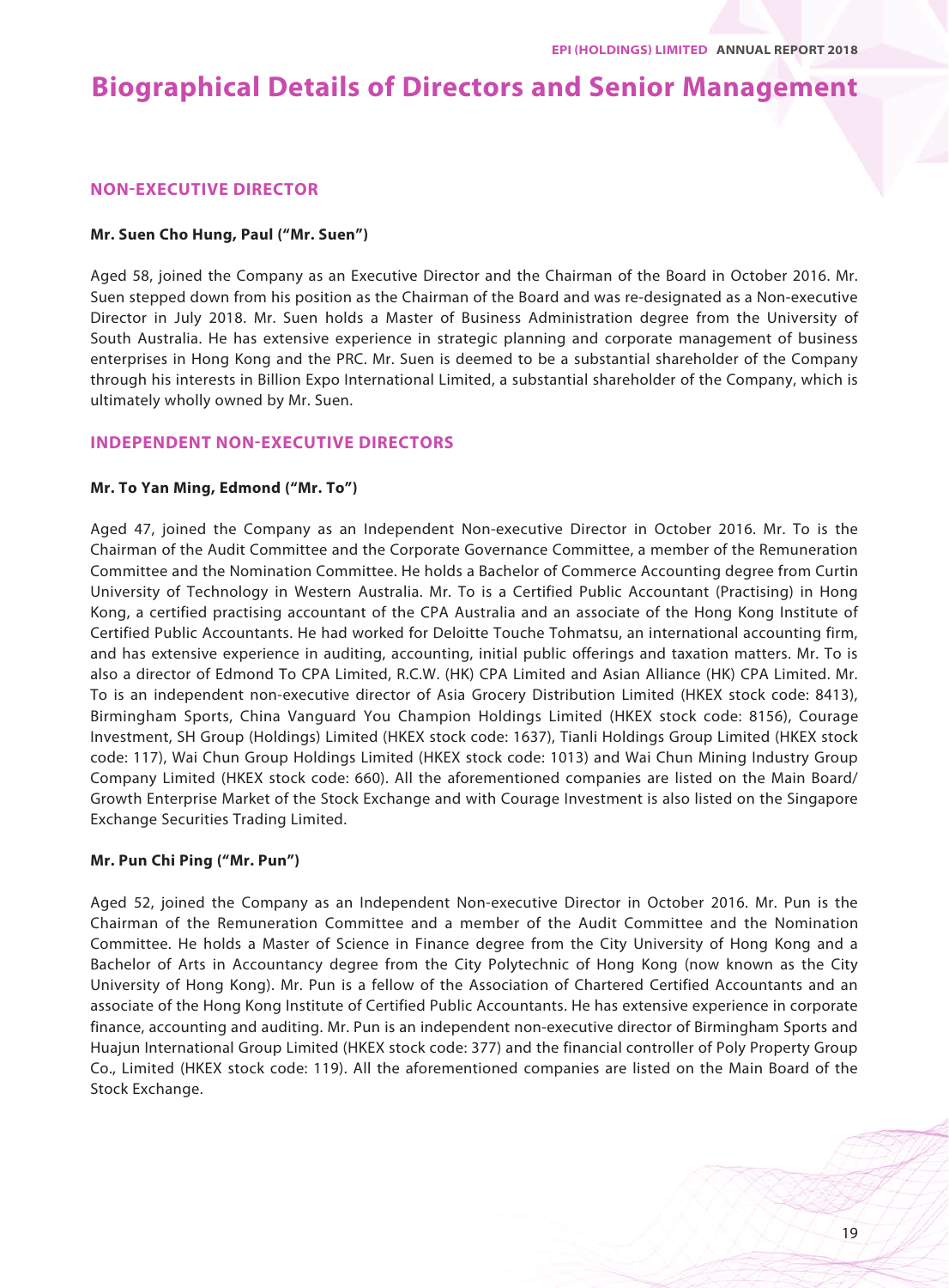# Biographical Details of Directors and Senior Management

## NON-EXECUTIVE DIRECTOR

**Mr. Suen Cho Hung, Paul ("Mr. Suen")**

Aged 58, joined the Company as an Executive Director and the Chairman of the Board in October 2016. Mr. Suen stepped down from his position as the Chairman of the Board and was re-designated as a Non-executive Director in July 2018. Mr. Suen holds a Master of Business Administration degree from the University of South Australia. He has extensive experience in strategic planning and corporate management of business enterprises in Hong Kong and the PRC. Mr. Suen is deemed to be a substantial shareholder of the Company through his interests in Billion Expo International Limited, a substantial shareholder of the Company, which is ultimately wholly owned by Mr. Suen.

## INDEPENDENT NON-EXECUTIVE DIRECTORS

**Mr. To Yan Ming, Edmond ("Mr. To")**

Aged 47, joined the Company as an Independent Non-executive Director in October 2016. Mr. To is the Chairman of the Audit Committee and the Corporate Governance Committee, a member of the Remuneration Committee and the Nomination Committee. He holds a Bachelor of Commerce Accounting degree from Curtin University of Technology in Western Australia. Mr. To is a Certified Public Accountant (Practising) in Hong Kong, a certified practising accountant of the CPA Australia and an associate of the Hong Kong Institute of Certified Public Accountants. He had worked for Deloitte Touche Tohmatsu, an international accounting firm, and has extensive experience in auditing, accounting, initial public offerings and taxation matters. Mr. To is also a director of Edmond To CPA Limited, R.C.W. (HK) CPA Limited and Asian Alliance (HK) CPA Limited. Mr. To is an independent non-executive director of Asia Grocery Distribution Limited (HKEX stock code: 8413), Birmingham Sports, China Vanguard You Champion Holdings Limited (HKEX stock code: 8156), Courage Investment, SH Group (Holdings) Limited (HKEX stock code: 1637), Tianli Holdings Group Limited (HKEX stock code: 117), Wai Chun Group Holdings Limited (HKEX stock code: 1013) and Wai Chun Mining Industry Group Company Limited (HKEX stock code: 660). All the aforementioned companies are listed on the Main Board/ Growth Enterprise Market of the Stock Exchange and with Courage Investment is also listed on the Singapore Exchange Securities Trading Limited.

**Mr. Pun Chi Ping ("Mr. Pun")**

Aged 52, joined the Company as an Independent Non-executive Director in October 2016. Mr. Pun is the Chairman of the Remuneration Committee and a member of the Audit Committee and the Nomination Committee. He holds a Master of Science in Finance degree from the City University of Hong Kong and a Bachelor of Arts in Accountancy degree from the City Polytechnic of Hong Kong (now known as the City University of Hong Kong). Mr. Pun is a fellow of the Association of Chartered Certified Accountants and an associate of the Hong Kong Institute of Certified Public Accountants. He has extensive experience in corporate finance, accounting and auditing. Mr. Pun is an independent non-executive director of Birmingham Sports and Huajun International Group Limited (HKEX stock code: 377) and the financial controller of Poly Property Group Co., Limited (HKEX stock code: 119). All the aforementioned companies are listed on the Main Board of the Stock Exchange.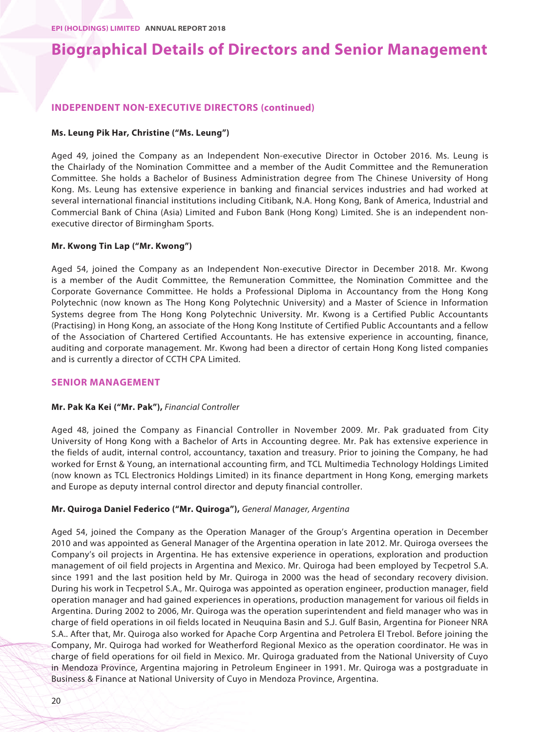# Biographical Details of Directors and Senior Management

## INDEPENDENT NON-EXECUTIVE DIRECTORS (continued)

**Ms. Leung Pik Har, Christine ("Ms. Leung")**

Aged 49, joined the Company as an Independent Non-executive Director in October 2016. Ms. Leung is the Chairlady of the Nomination Committee and a member of the Audit Committee and the Remuneration Committee. She holds a Bachelor of Business Administration degree from The Chinese University of Hong Kong. Ms. Leung has extensive experience in banking and financial services industries and had worked at several international financial institutions including Citibank, N.A. Hong Kong, Bank of America, Industrial and Commercial Bank of China (Asia) Limited and Fubon Bank (Hong Kong) Limited. She is an independent non-executive director of Birmingham Sports.

**Mr. Kwong Tin Lap ("Mr. Kwong")**

Aged 54, joined the Company as an Independent Non-executive Director in December 2018. Mr. Kwong is a member of the Audit Committee, the Remuneration Committee, the Nomination Committee and the Corporate Governance Committee. He holds a Professional Diploma in Accountancy from the Hong Kong Polytechnic (now known as The Hong Kong Polytechnic University) and a Master of Science in Information Systems degree from The Hong Kong Polytechnic University. Mr. Kwong is a Certified Public Accountants (Practising) in Hong Kong, an associate of the Hong Kong Institute of Certified Public Accountants and a fellow of the Association of Chartered Certified Accountants. He has extensive experience in accounting, finance, auditing and corporate management. Mr. Kwong had been a director of certain Hong Kong listed companies and is currently a director of CCTH CPA Limited.

## SENIOR MANAGEMENT

**Mr. Pak Ka Kei ("Mr. Pak"),** *Financial Controller*

Aged 48, joined the Company as Financial Controller in November 2009. Mr. Pak graduated from City University of Hong Kong with a Bachelor of Arts in Accounting degree. Mr. Pak has extensive experience in the fields of audit, internal control, accountancy, taxation and treasury. Prior to joining the Company, he had worked for Ernst & Young, an international accounting firm, and TCL Multimedia Technology Holdings Limited (now known as TCL Electronics Holdings Limited) in its finance department in Hong Kong, emerging markets and Europe as deputy internal control director and deputy financial controller.

**Mr. Quiroga Daniel Federico ("Mr. Quiroga"),** *General Manager, Argentina*

Aged 54, joined the Company as the Operation Manager of the Group's Argentina operation in December 2010 and was appointed as General Manager of the Argentina operation in late 2012. Mr. Quiroga oversees the Company's oil projects in Argentina. He has extensive experience in operations, exploration and production management of oil field projects in Argentina and Mexico. Mr. Quiroga had been employed by Tecpetrol S.A. since 1991 and the last position held by Mr. Quiroga in 2000 was the head of secondary recovery division. During his work in Tecpetrol S.A., Mr. Quiroga was appointed as operation engineer, production manager, field operation manager and had gained experiences in operations, production management for various oil fields in Argentina. During 2002 to 2006, Mr. Quiroga was the operation superintendent and field manager who was in charge of field operations in oil fields located in Neuquina Basin and S.J. Gulf Basin, Argentina for Pioneer NRA S.A.. After that, Mr. Quiroga also worked for Apache Corp Argentina and Petrolera El Trebol. Before joining the Company, Mr. Quiroga had worked for Weatherford Regional Mexico as the operation coordinator. He was in charge of field operations for oil field in Mexico. Mr. Quiroga graduated from the National University of Cuyo in Mendoza Province, Argentina majoring in Petroleum Engineer in 1991. Mr. Quiroga was a postgraduate in Business & Finance at National University of Cuyo in Mendoza Province, Argentina.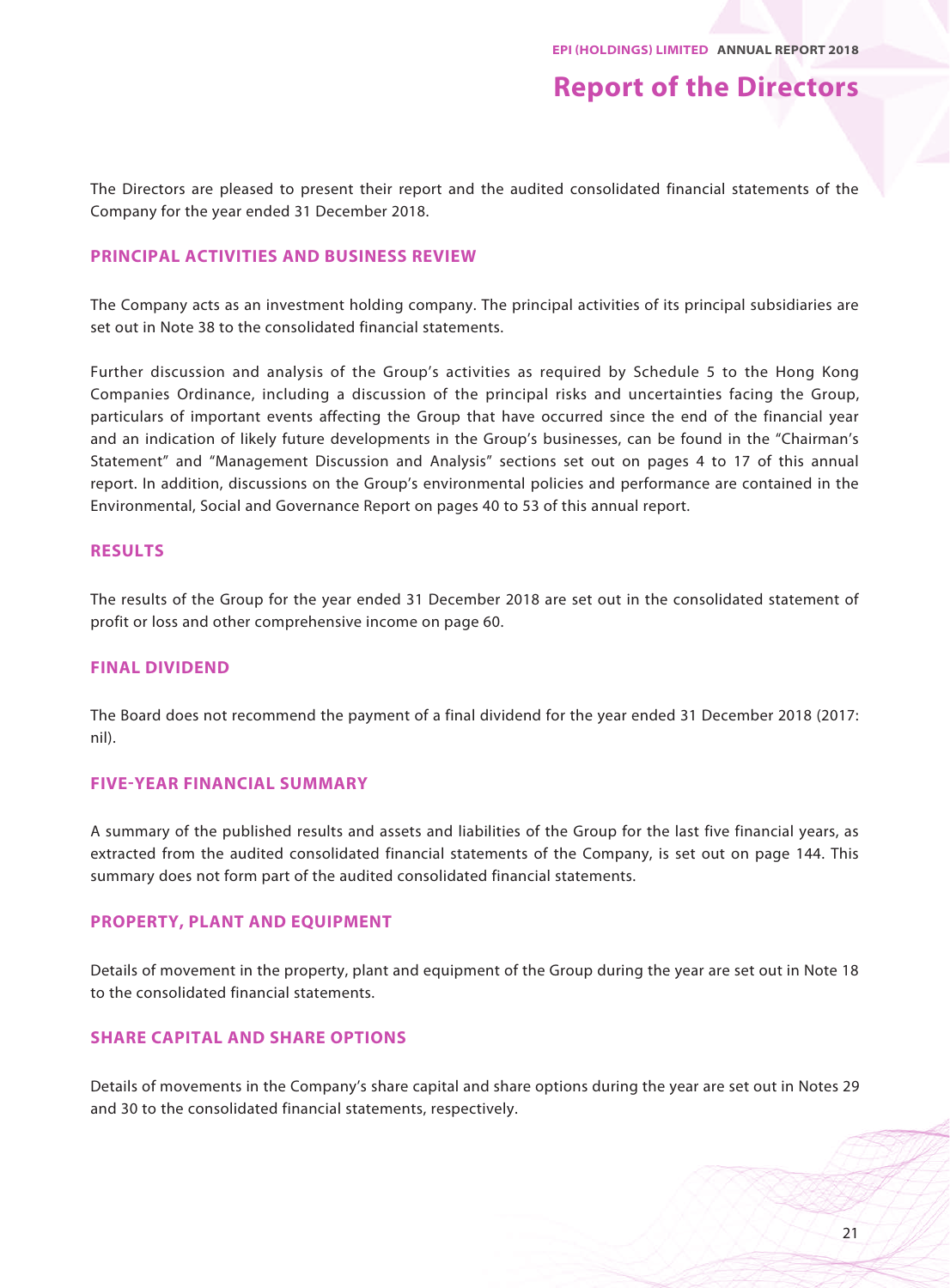# Report of the Directors

The Directors are pleased to present their report and the audited consolidated financial statements of the Company for the year ended 31 December 2018.

## PRINCIPAL ACTIVITIES AND BUSINESS REVIEW

The Company acts as an investment holding company. The principal activities of its principal subsidiaries are set out in Note 38 to the consolidated financial statements.

Further discussion and analysis of the Group's activities as required by Schedule 5 to the Hong Kong Companies Ordinance, including a discussion of the principal risks and uncertainties facing the Group, particulars of important events affecting the Group that have occurred since the end of the financial year and an indication of likely future developments in the Group's businesses, can be found in the "Chairman's Statement" and "Management Discussion and Analysis" sections set out on pages 4 to 17 of this annual report. In addition, discussions on the Group's environmental policies and performance are contained in the Environmental, Social and Governance Report on pages 40 to 53 of this annual report.

## RESULTS

The results of the Group for the year ended 31 December 2018 are set out in the consolidated statement of profit or loss and other comprehensive income on page 60.

## FINAL DIVIDEND

The Board does not recommend the payment of a final dividend for the year ended 31 December 2018 (2017: nil).

## FIVE-YEAR FINANCIAL SUMMARY

A summary of the published results and assets and liabilities of the Group for the last five financial years, as extracted from the audited consolidated financial statements of the Company, is set out on page 144. This summary does not form part of the audited consolidated financial statements.

## PROPERTY, PLANT AND EQUIPMENT

Details of movement in the property, plant and equipment of the Group during the year are set out in Note 18 to the consolidated financial statements.

## SHARE CAPITAL AND SHARE OPTIONS

Details of movements in the Company's share capital and share options during the year are set out in Notes 29 and 30 to the consolidated financial statements, respectively.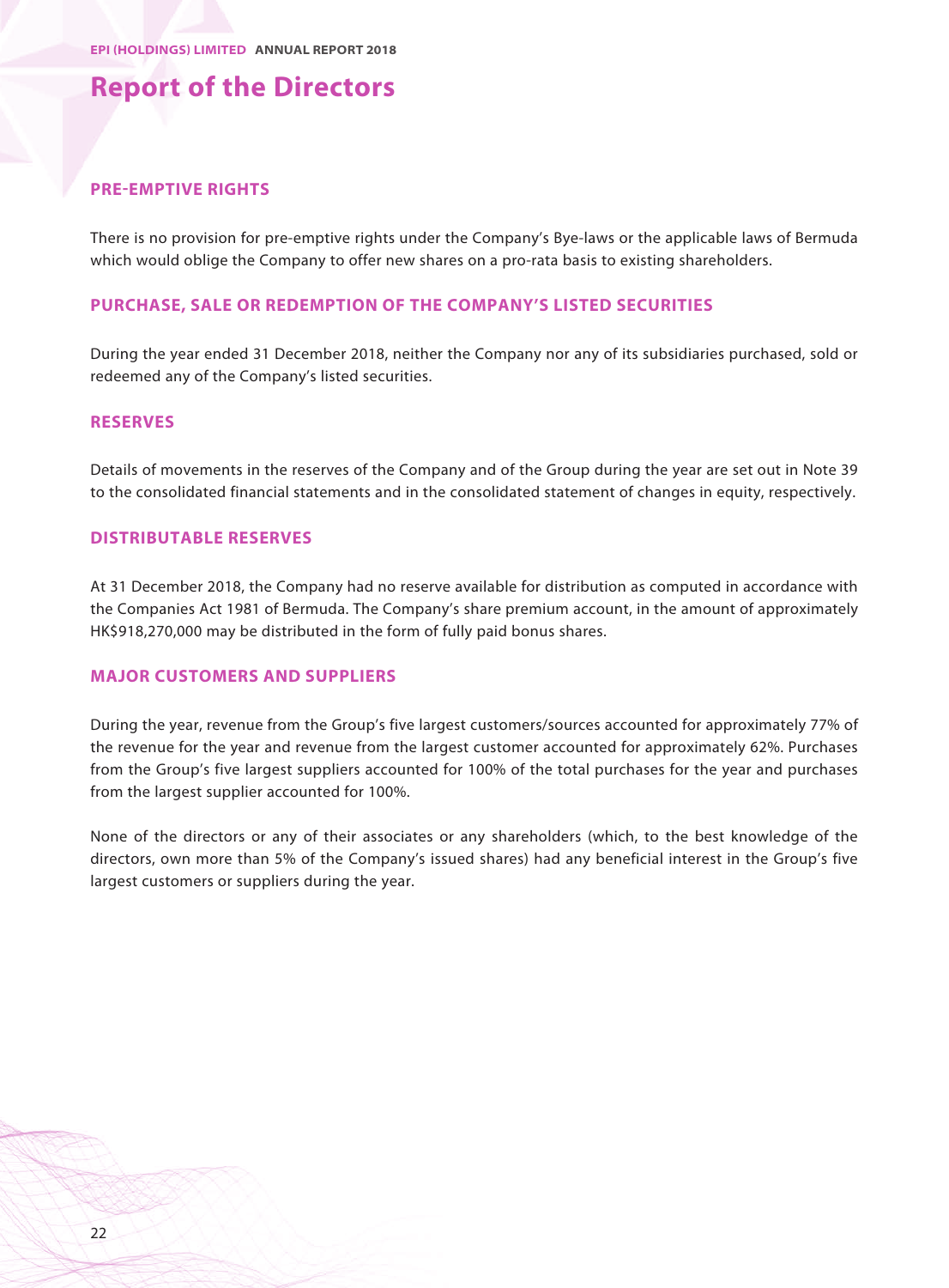## Report of the Directors

### PRE-EMPTIVE RIGHTS

There is no provision for pre-emptive rights under the Company's Bye-laws or the applicable laws of Bermuda which would oblige the Company to offer new shares on a pro-rata basis to existing shareholders.

### PURCHASE, SALE OR REDEMPTION OF THE COMPANY'S LISTED SECURITIES

During the year ended 31 December 2018, neither the Company nor any of its subsidiaries purchased, sold or redeemed any of the Company's listed securities.

### RESERVES

Details of movements in the reserves of the Company and of the Group during the year are set out in Note 39 to the consolidated financial statements and in the consolidated statement of changes in equity, respectively.

### DISTRIBUTABLE RESERVES

At 31 December 2018, the Company had no reserve available for distribution as computed in accordance with the Companies Act 1981 of Bermuda. The Company's share premium account, in the amount of approximately HK$918,270,000 may be distributed in the form of fully paid bonus shares.

### MAJOR CUSTOMERS AND SUPPLIERS

During the year, revenue from the Group's five largest customers/sources accounted for approximately 77% of the revenue for the year and revenue from the largest customer accounted for approximately 62%. Purchases from the Group's five largest suppliers accounted for 100% of the total purchases for the year and purchases from the largest supplier accounted for 100%.

None of the directors or any of their associates or any shareholders (which, to the best knowledge of the directors, own more than 5% of the Company's issued shares) had any beneficial interest in the Group's five largest customers or suppliers during the year.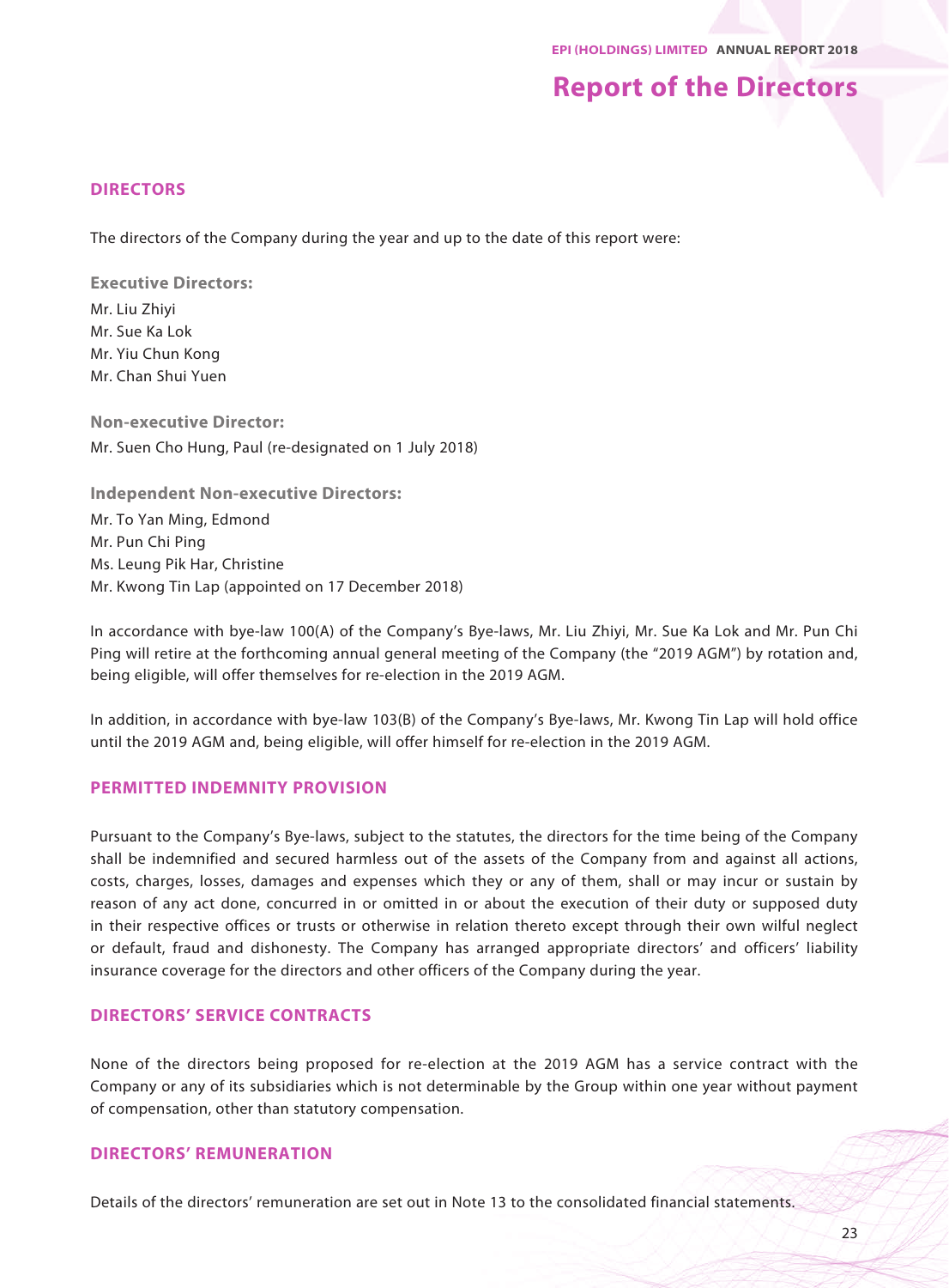# Report of the Directors

## DIRECTORS

The directors of the Company during the year and up to the date of this report were:

### Executive Directors:

Mr. Liu Zhiyi
Mr. Sue Ka Lok
Mr. Yiu Chun Kong
Mr. Chan Shui Yuen

### Non-executive Director:

Mr. Suen Cho Hung, Paul (re-designated on 1 July 2018)

### Independent Non-executive Directors:

Mr. To Yan Ming, Edmond
Mr. Pun Chi Ping
Ms. Leung Pik Har, Christine
Mr. Kwong Tin Lap (appointed on 17 December 2018)

In accordance with bye-law 100(A) of the Company's Bye-laws, Mr. Liu Zhiyi, Mr. Sue Ka Lok and Mr. Pun Chi Ping will retire at the forthcoming annual general meeting of the Company (the "2019 AGM") by rotation and, being eligible, will offer themselves for re-election in the 2019 AGM.

In addition, in accordance with bye-law 103(B) of the Company's Bye-laws, Mr. Kwong Tin Lap will hold office until the 2019 AGM and, being eligible, will offer himself for re-election in the 2019 AGM.

## PERMITTED INDEMNITY PROVISION

Pursuant to the Company's Bye-laws, subject to the statutes, the directors for the time being of the Company shall be indemnified and secured harmless out of the assets of the Company from and against all actions, costs, charges, losses, damages and expenses which they or any of them, shall or may incur or sustain by reason of any act done, concurred in or omitted in or about the execution of their duty or supposed duty in their respective offices or trusts or otherwise in relation thereto except through their own wilful neglect or default, fraud and dishonesty. The Company has arranged appropriate directors' and officers' liability insurance coverage for the directors and other officers of the Company during the year.

## DIRECTORS' SERVICE CONTRACTS

None of the directors being proposed for re-election at the 2019 AGM has a service contract with the Company or any of its subsidiaries which is not determinable by the Group within one year without payment of compensation, other than statutory compensation.

## DIRECTORS' REMUNERATION

Details of the directors' remuneration are set out in Note 13 to the consolidated financial statements.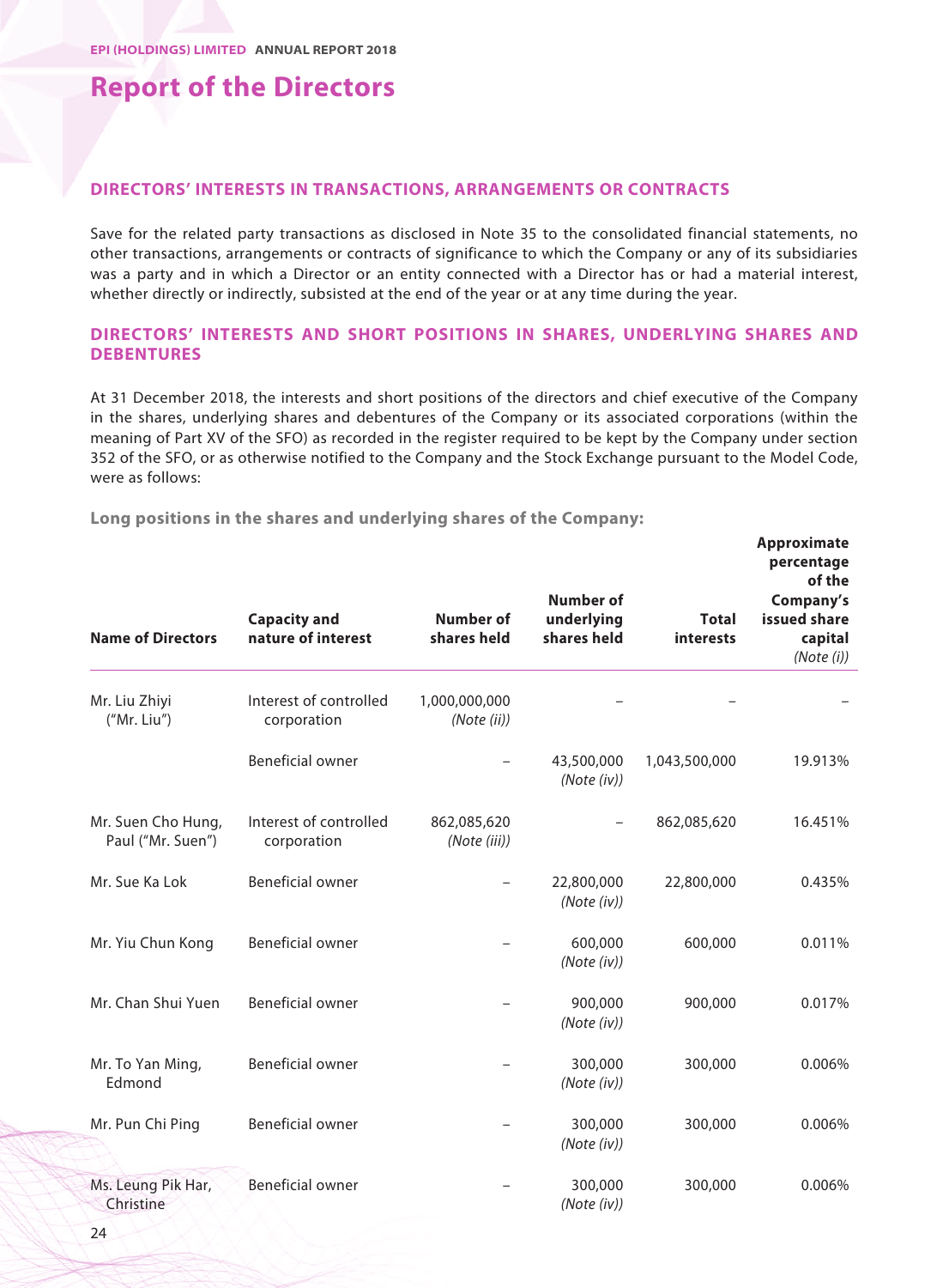# Report of the Directors

## DIRECTORS' INTERESTS IN TRANSACTIONS, ARRANGEMENTS OR CONTRACTS

Save for the related party transactions as disclosed in Note 35 to the consolidated financial statements, no other transactions, arrangements or contracts of significance to which the Company or any of its subsidiaries was a party and in which a Director or an entity connected with a Director has or had a material interest, whether directly or indirectly, subsisted at the end of the year or at any time during the year.

## DIRECTORS' INTERESTS AND SHORT POSITIONS IN SHARES, UNDERLYING SHARES AND DEBENTURES

At 31 December 2018, the interests and short positions of the directors and chief executive of the Company in the shares, underlying shares and debentures of the Company or its associated corporations (within the meaning of Part XV of the SFO) as recorded in the register required to be kept by the Company under section 352 of the SFO, or as otherwise notified to the Company and the Stock Exchange pursuant to the Model Code, were as follows:

### Long positions in the shares and underlying shares of the Company:

| Name of Directors | Capacity and nature of interest | Number of shares held | Number of underlying shares held | Total interests | Approximate percentage of the Company's issued share capital *(Note (i))* |
|---|---|---|---|---|---|
| Mr. Liu Zhiyi ("Mr. Liu") | Interest of controlled corporation | 1,000,000,000 *(Note (ii))* | – | – | – |
| | Beneficial owner | – | 43,500,000 *(Note (iv))* | 1,043,500,000 | 19.913% |
| Mr. Suen Cho Hung, Paul ("Mr. Suen") | Interest of controlled corporation | 862,085,620 *(Note (iii))* | – | 862,085,620 | 16.451% |
| Mr. Sue Ka Lok | Beneficial owner | – | 22,800,000 *(Note (iv))* | 22,800,000 | 0.435% |
| Mr. Yiu Chun Kong | Beneficial owner | – | 600,000 *(Note (iv))* | 600,000 | 0.011% |
| Mr. Chan Shui Yuen | Beneficial owner | – | 900,000 *(Note (iv))* | 900,000 | 0.017% |
| Mr. To Yan Ming, Edmond | Beneficial owner | – | 300,000 *(Note (iv))* | 300,000 | 0.006% |
| Mr. Pun Chi Ping | Beneficial owner | – | 300,000 *(Note (iv))* | 300,000 | 0.006% |
| Ms. Leung Pik Har, Christine | Beneficial owner | – | 300,000 *(Note (iv))* | 300,000 | 0.006% |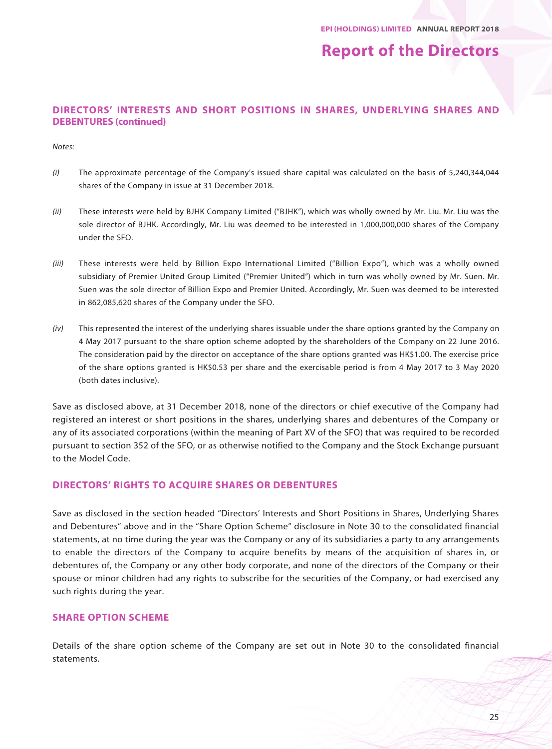## DIRECTORS' INTERESTS AND SHORT POSITIONS IN SHARES, UNDERLYING SHARES AND DEBENTURES (continued)

*Notes:*

*(i)* The approximate percentage of the Company's issued share capital was calculated on the basis of 5,240,344,044 shares of the Company in issue at 31 December 2018.

*(ii)* These interests were held by BJHK Company Limited ("BJHK"), which was wholly owned by Mr. Liu. Mr. Liu was the sole director of BJHK. Accordingly, Mr. Liu was deemed to be interested in 1,000,000,000 shares of the Company under the SFO.

*(iii)* These interests were held by Billion Expo International Limited ("Billion Expo"), which was a wholly owned subsidiary of Premier United Group Limited ("Premier United") which in turn was wholly owned by Mr. Suen. Mr. Suen was the sole director of Billion Expo and Premier United. Accordingly, Mr. Suen was deemed to be interested in 862,085,620 shares of the Company under the SFO.

*(iv)* This represented the interest of the underlying shares issuable under the share options granted by the Company on 4 May 2017 pursuant to the share option scheme adopted by the shareholders of the Company on 22 June 2016. The consideration paid by the director on acceptance of the share options granted was HK$1.00. The exercise price of the share options granted is HK$0.53 per share and the exercisable period is from 4 May 2017 to 3 May 2020 (both dates inclusive).

Save as disclosed above, at 31 December 2018, none of the directors or chief executive of the Company had registered an interest or short positions in the shares, underlying shares and debentures of the Company or any of its associated corporations (within the meaning of Part XV of the SFO) that was required to be recorded pursuant to section 352 of the SFO, or as otherwise notified to the Company and the Stock Exchange pursuant to the Model Code.

## DIRECTORS' RIGHTS TO ACQUIRE SHARES OR DEBENTURES

Save as disclosed in the section headed "Directors' Interests and Short Positions in Shares, Underlying Shares and Debentures" above and in the "Share Option Scheme" disclosure in Note 30 to the consolidated financial statements, at no time during the year was the Company or any of its subsidiaries a party to any arrangements to enable the directors of the Company to acquire benefits by means of the acquisition of shares in, or debentures of, the Company or any other body corporate, and none of the directors of the Company or their spouse or minor children had any rights to subscribe for the securities of the Company, or had exercised any such rights during the year.

## SHARE OPTION SCHEME

Details of the share option scheme of the Company are set out in Note 30 to the consolidated financial statements.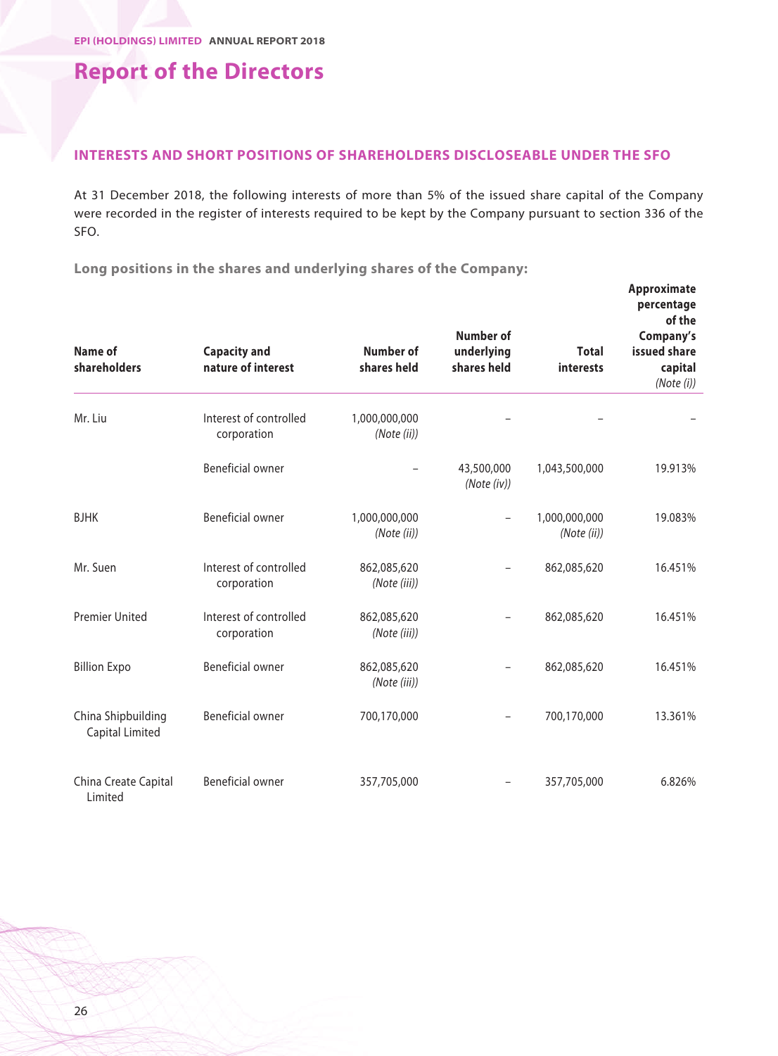# Report of the Directors

## INTERESTS AND SHORT POSITIONS OF SHAREHOLDERS DISCLOSEABLE UNDER THE SFO

At 31 December 2018, the following interests of more than 5% of the issued share capital of the Company were recorded in the register of interests required to be kept by the Company pursuant to section 336 of the SFO.

### Long positions in the shares and underlying shares of the Company:

| Name of shareholders | Capacity and nature of interest | Number of shares held | Number of underlying shares held | Total interests | Approximate percentage of the Company's issued share capital *(Note (i))* |
|---|---|---|---|---|---|
| Mr. Liu | Interest of controlled corporation | 1,000,000,000 *(Note (ii))* | – | – | – |
| | Beneficial owner | – | 43,500,000 *(Note (iv))* | 1,043,500,000 | 19.913% |
| BJHK | Beneficial owner | 1,000,000,000 *(Note (ii))* | – | 1,000,000,000 *(Note (ii))* | 19.083% |
| Mr. Suen | Interest of controlled corporation | 862,085,620 *(Note (iii))* | – | 862,085,620 | 16.451% |
| Premier United | Interest of controlled corporation | 862,085,620 *(Note (iii))* | – | 862,085,620 | 16.451% |
| Billion Expo | Beneficial owner | 862,085,620 *(Note (iii))* | – | 862,085,620 | 16.451% |
| China Shipbuilding Capital Limited | Beneficial owner | 700,170,000 | – | 700,170,000 | 13.361% |
| China Create Capital Limited | Beneficial owner | 357,705,000 | – | 357,705,000 | 6.826% |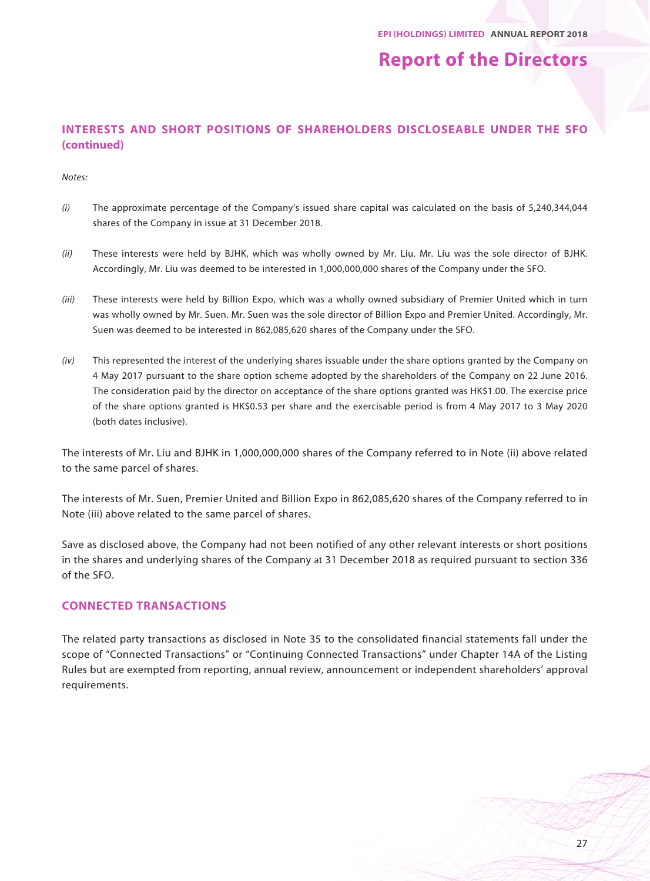## INTERESTS AND SHORT POSITIONS OF SHAREHOLDERS DISCLOSEABLE UNDER THE SFO (continued)

*Notes:*

*(i)* The approximate percentage of the Company's issued share capital was calculated on the basis of 5,240,344,044 shares of the Company in issue at 31 December 2018.

*(ii)* These interests were held by BJHK, which was wholly owned by Mr. Liu. Mr. Liu was the sole director of BJHK. Accordingly, Mr. Liu was deemed to be interested in 1,000,000,000 shares of the Company under the SFO.

*(iii)* These interests were held by Billion Expo, which was a wholly owned subsidiary of Premier United which in turn was wholly owned by Mr. Suen. Mr. Suen was the sole director of Billion Expo and Premier United. Accordingly, Mr. Suen was deemed to be interested in 862,085,620 shares of the Company under the SFO.

*(iv)* This represented the interest of the underlying shares issuable under the share options granted by the Company on 4 May 2017 pursuant to the share option scheme adopted by the shareholders of the Company on 22 June 2016. The consideration paid by the director on acceptance of the share options granted was HK$1.00. The exercise price of the share options granted is HK$0.53 per share and the exercisable period is from 4 May 2017 to 3 May 2020 (both dates inclusive).

The interests of Mr. Liu and BJHK in 1,000,000,000 shares of the Company referred to in Note (ii) above related to the same parcel of shares.

The interests of Mr. Suen, Premier United and Billion Expo in 862,085,620 shares of the Company referred to in Note (iii) above related to the same parcel of shares.

Save as disclosed above, the Company had not been notified of any other relevant interests or short positions in the shares and underlying shares of the Company at 31 December 2018 as required pursuant to section 336 of the SFO.

## CONNECTED TRANSACTIONS

The related party transactions as disclosed in Note 35 to the consolidated financial statements fall under the scope of "Connected Transactions" or "Continuing Connected Transactions" under Chapter 14A of the Listing Rules but are exempted from reporting, annual review, announcement or independent shareholders' approval requirements.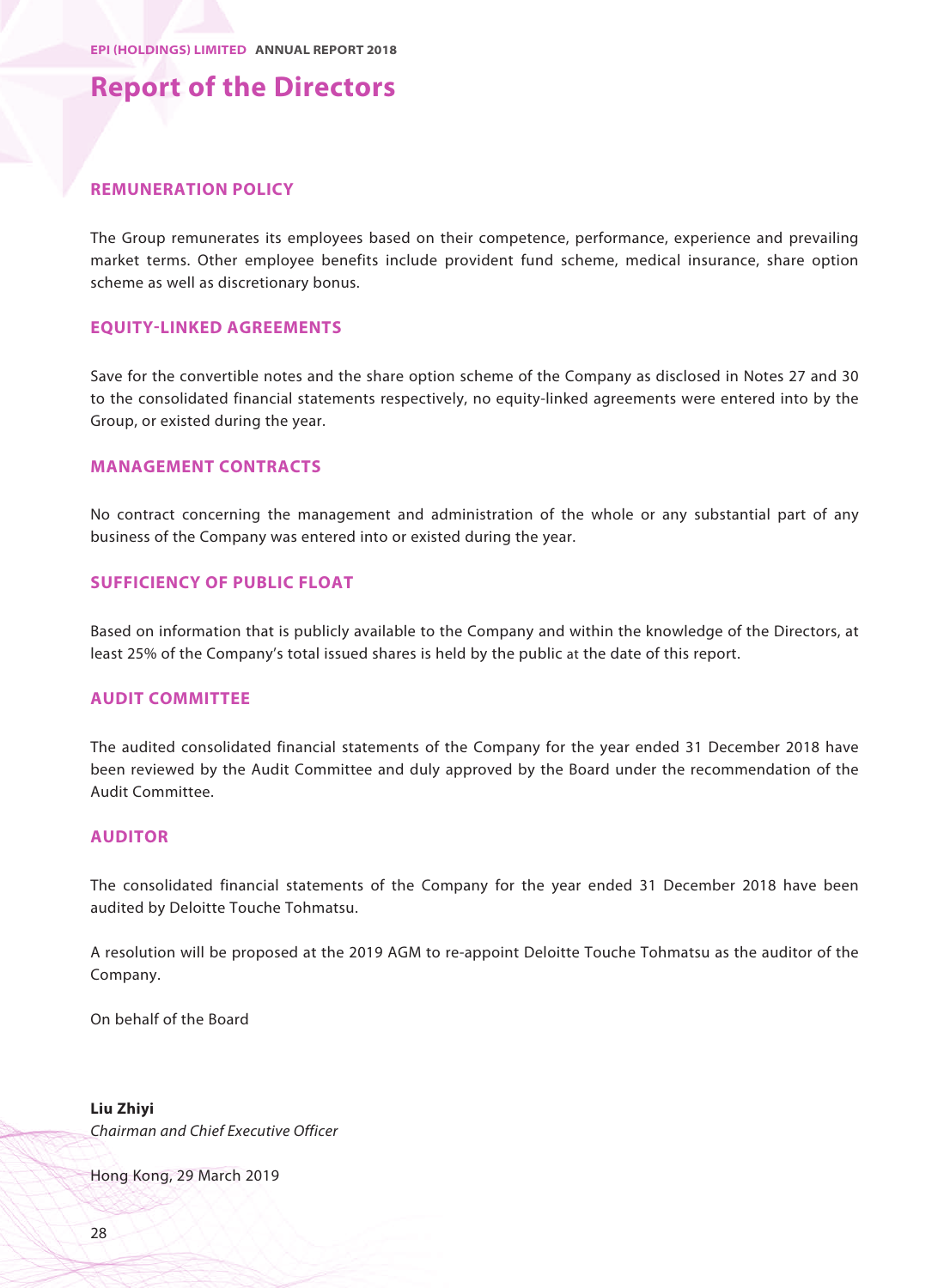# Report of the Directors

## REMUNERATION POLICY

The Group remunerates its employees based on their competence, performance, experience and prevailing market terms. Other employee benefits include provident fund scheme, medical insurance, share option scheme as well as discretionary bonus.

## EQUITY-LINKED AGREEMENTS

Save for the convertible notes and the share option scheme of the Company as disclosed in Notes 27 and 30 to the consolidated financial statements respectively, no equity-linked agreements were entered into by the Group, or existed during the year.

## MANAGEMENT CONTRACTS

No contract concerning the management and administration of the whole or any substantial part of any business of the Company was entered into or existed during the year.

## SUFFICIENCY OF PUBLIC FLOAT

Based on information that is publicly available to the Company and within the knowledge of the Directors, at least 25% of the Company's total issued shares is held by the public at the date of this report.

## AUDIT COMMITTEE

The audited consolidated financial statements of the Company for the year ended 31 December 2018 have been reviewed by the Audit Committee and duly approved by the Board under the recommendation of the Audit Committee.

## AUDITOR

The consolidated financial statements of the Company for the year ended 31 December 2018 have been audited by Deloitte Touche Tohmatsu.

A resolution will be proposed at the 2019 AGM to re-appoint Deloitte Touche Tohmatsu as the auditor of the Company.

On behalf of the Board

**Liu Zhiyi**
*Chairman and Chief Executive Officer*

Hong Kong, 29 March 2019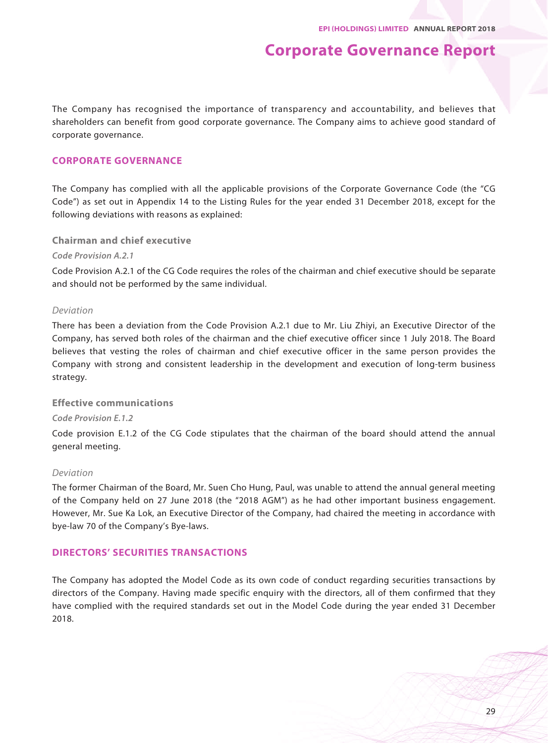# Corporate Governance Report

The Company has recognised the importance of transparency and accountability, and believes that shareholders can benefit from good corporate governance. The Company aims to achieve good standard of corporate governance.

## CORPORATE GOVERNANCE

The Company has complied with all the applicable provisions of the Corporate Governance Code (the "CG Code") as set out in Appendix 14 to the Listing Rules for the year ended 31 December 2018, except for the following deviations with reasons as explained:

### Chairman and chief executive

***Code Provision A.2.1***

Code Provision A.2.1 of the CG Code requires the roles of the chairman and chief executive should be separate and should not be performed by the same individual.

*Deviation*

There has been a deviation from the Code Provision A.2.1 due to Mr. Liu Zhiyi, an Executive Director of the Company, has served both roles of the chairman and the chief executive officer since 1 July 2018. The Board believes that vesting the roles of chairman and chief executive officer in the same person provides the Company with strong and consistent leadership in the development and execution of long-term business strategy.

### Effective communications

***Code Provision E.1.2***

Code provision E.1.2 of the CG Code stipulates that the chairman of the board should attend the annual general meeting.

*Deviation*

The former Chairman of the Board, Mr. Suen Cho Hung, Paul, was unable to attend the annual general meeting of the Company held on 27 June 2018 (the "2018 AGM") as he had other important business engagement. However, Mr. Sue Ka Lok, an Executive Director of the Company, had chaired the meeting in accordance with bye-law 70 of the Company's Bye-laws.

## DIRECTORS' SECURITIES TRANSACTIONS

The Company has adopted the Model Code as its own code of conduct regarding securities transactions by directors of the Company. Having made specific enquiry with the directors, all of them confirmed that they have complied with the required standards set out in the Model Code during the year ended 31 December 2018.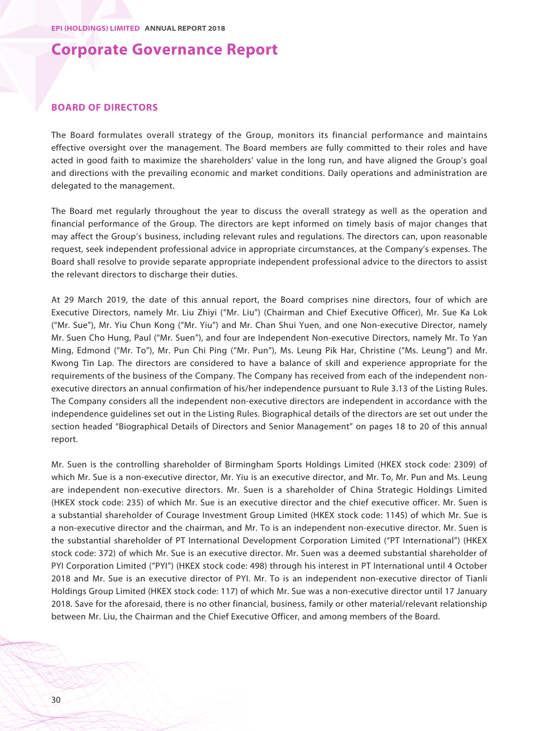# Corporate Governance Report

## BOARD OF DIRECTORS

The Board formulates overall strategy of the Group, monitors its financial performance and maintains effective oversight over the management. The Board members are fully committed to their roles and have acted in good faith to maximize the shareholders' value in the long run, and have aligned the Group's goal and directions with the prevailing economic and market conditions. Daily operations and administration are delegated to the management.

The Board met regularly throughout the year to discuss the overall strategy as well as the operation and financial performance of the Group. The directors are kept informed on timely basis of major changes that may affect the Group's business, including relevant rules and regulations. The directors can, upon reasonable request, seek independent professional advice in appropriate circumstances, at the Company's expenses. The Board shall resolve to provide separate appropriate independent professional advice to the directors to assist the relevant directors to discharge their duties.

At 29 March 2019, the date of this annual report, the Board comprises nine directors, four of which are Executive Directors, namely Mr. Liu Zhiyi ("Mr. Liu") (Chairman and Chief Executive Officer), Mr. Sue Ka Lok ("Mr. Sue"), Mr. Yiu Chun Kong ("Mr. Yiu") and Mr. Chan Shui Yuen, and one Non-executive Director, namely Mr. Suen Cho Hung, Paul ("Mr. Suen"), and four are Independent Non-executive Directors, namely Mr. To Yan Ming, Edmond ("Mr. To"), Mr. Pun Chi Ping ("Mr. Pun"), Ms. Leung Pik Har, Christine ("Ms. Leung") and Mr. Kwong Tin Lap. The directors are considered to have a balance of skill and experience appropriate for the requirements of the business of the Company. The Company has received from each of the independent non-executive directors an annual confirmation of his/her independence pursuant to Rule 3.13 of the Listing Rules. The Company considers all the independent non-executive directors are independent in accordance with the independence guidelines set out in the Listing Rules. Biographical details of the directors are set out under the section headed "Biographical Details of Directors and Senior Management" on pages 18 to 20 of this annual report.

Mr. Suen is the controlling shareholder of Birmingham Sports Holdings Limited (HKEX stock code: 2309) of which Mr. Sue is a non-executive director, Mr. Yiu is an executive director, and Mr. To, Mr. Pun and Ms. Leung are independent non-executive directors. Mr. Suen is a shareholder of China Strategic Holdings Limited (HKEX stock code: 235) of which Mr. Sue is an executive director and the chief executive officer. Mr. Suen is a substantial shareholder of Courage Investment Group Limited (HKEX stock code: 1145) of which Mr. Sue is a non-executive director and the chairman, and Mr. To is an independent non-executive director. Mr. Suen is the substantial shareholder of PT International Development Corporation Limited ("PT International") (HKEX stock code: 372) of which Mr. Sue is an executive director. Mr. Suen was a deemed substantial shareholder of PYI Corporation Limited ("PYI") (HKEX stock code: 498) through his interest in PT International until 4 October 2018 and Mr. Sue is an executive director of PYI. Mr. To is an independent non-executive director of Tianli Holdings Group Limited (HKEX stock code: 117) of which Mr. Sue was a non-executive director until 17 January 2018. Save for the aforesaid, there is no other financial, business, family or other material/relevant relationship between Mr. Liu, the Chairman and the Chief Executive Officer, and among members of the Board.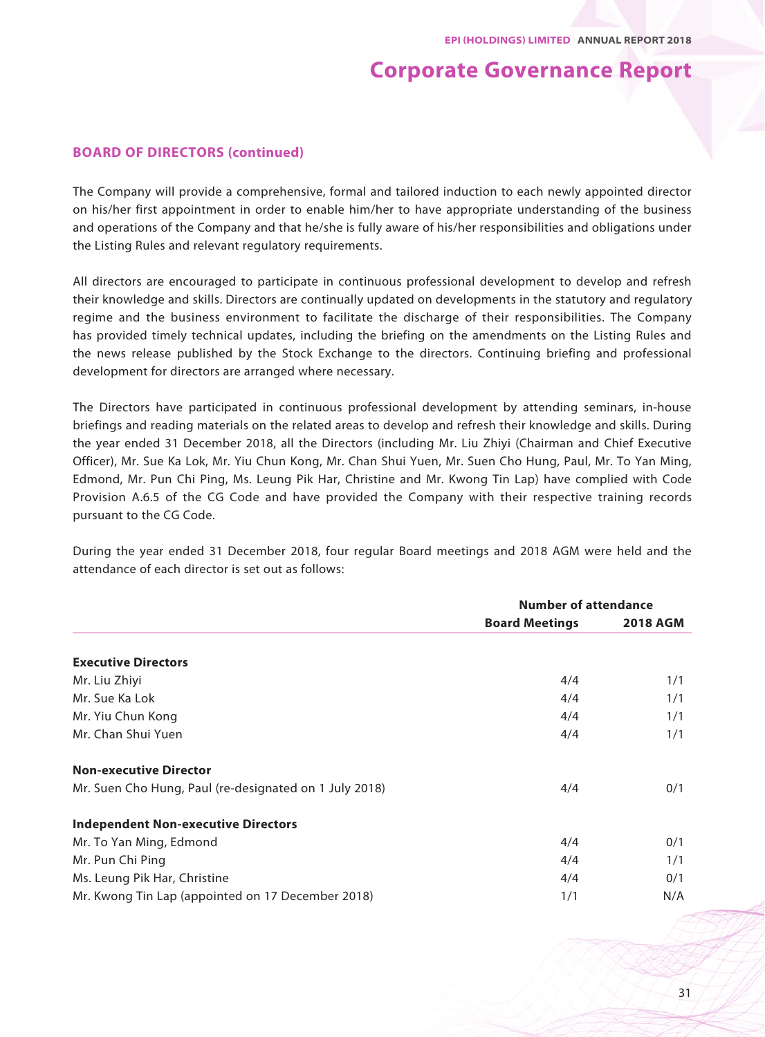## BOARD OF DIRECTORS (continued)

The Company will provide a comprehensive, formal and tailored induction to each newly appointed director on his/her first appointment in order to enable him/her to have appropriate understanding of the business and operations of the Company and that he/she is fully aware of his/her responsibilities and obligations under the Listing Rules and relevant regulatory requirements.

All directors are encouraged to participate in continuous professional development to develop and refresh their knowledge and skills. Directors are continually updated on developments in the statutory and regulatory regime and the business environment to facilitate the discharge of their responsibilities. The Company has provided timely technical updates, including the briefing on the amendments on the Listing Rules and the news release published by the Stock Exchange to the directors. Continuing briefing and professional development for directors are arranged where necessary.

The Directors have participated in continuous professional development by attending seminars, in-house briefings and reading materials on the related areas to develop and refresh their knowledge and skills. During the year ended 31 December 2018, all the Directors (including Mr. Liu Zhiyi (Chairman and Chief Executive Officer), Mr. Sue Ka Lok, Mr. Yiu Chun Kong, Mr. Chan Shui Yuen, Mr. Suen Cho Hung, Paul, Mr. To Yan Ming, Edmond, Mr. Pun Chi Ping, Ms. Leung Pik Har, Christine and Mr. Kwong Tin Lap) have complied with Code Provision A.6.5 of the CG Code and have provided the Company with their respective training records pursuant to the CG Code.

During the year ended 31 December 2018, four regular Board meetings and 2018 AGM were held and the attendance of each director is set out as follows:

| | Number of attendance | |
|---|---|---|
| | **Board Meetings** | **2018 AGM** |
| **Executive Directors** | | |
| Mr. Liu Zhiyi | 4/4 | 1/1 |
| Mr. Sue Ka Lok | 4/4 | 1/1 |
| Mr. Yiu Chun Kong | 4/4 | 1/1 |
| Mr. Chan Shui Yuen | 4/4 | 1/1 |
| **Non-executive Director** | | |
| Mr. Suen Cho Hung, Paul (re-designated on 1 July 2018) | 4/4 | 0/1 |
| **Independent Non-executive Directors** | | |
| Mr. To Yan Ming, Edmond | 4/4 | 0/1 |
| Mr. Pun Chi Ping | 4/4 | 1/1 |
| Ms. Leung Pik Har, Christine | 4/4 | 0/1 |
| Mr. Kwong Tin Lap (appointed on 17 December 2018) | 1/1 | N/A |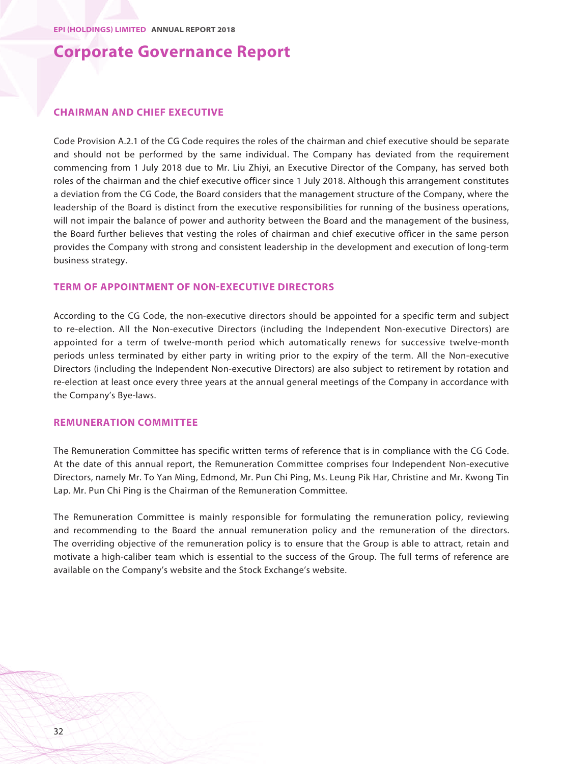# Corporate Governance Report

## CHAIRMAN AND CHIEF EXECUTIVE

Code Provision A.2.1 of the CG Code requires the roles of the chairman and chief executive should be separate and should not be performed by the same individual. The Company has deviated from the requirement commencing from 1 July 2018 due to Mr. Liu Zhiyi, an Executive Director of the Company, has served both roles of the chairman and the chief executive officer since 1 July 2018. Although this arrangement constitutes a deviation from the CG Code, the Board considers that the management structure of the Company, where the leadership of the Board is distinct from the executive responsibilities for running of the business operations, will not impair the balance of power and authority between the Board and the management of the business, the Board further believes that vesting the roles of chairman and chief executive officer in the same person provides the Company with strong and consistent leadership in the development and execution of long-term business strategy.

## TERM OF APPOINTMENT OF NON-EXECUTIVE DIRECTORS

According to the CG Code, the non-executive directors should be appointed for a specific term and subject to re-election. All the Non-executive Directors (including the Independent Non-executive Directors) are appointed for a term of twelve-month period which automatically renews for successive twelve-month periods unless terminated by either party in writing prior to the expiry of the term. All the Non-executive Directors (including the Independent Non-executive Directors) are also subject to retirement by rotation and re-election at least once every three years at the annual general meetings of the Company in accordance with the Company's Bye-laws.

## REMUNERATION COMMITTEE

The Remuneration Committee has specific written terms of reference that is in compliance with the CG Code. At the date of this annual report, the Remuneration Committee comprises four Independent Non-executive Directors, namely Mr. To Yan Ming, Edmond, Mr. Pun Chi Ping, Ms. Leung Pik Har, Christine and Mr. Kwong Tin Lap. Mr. Pun Chi Ping is the Chairman of the Remuneration Committee.

The Remuneration Committee is mainly responsible for formulating the remuneration policy, reviewing and recommending to the Board the annual remuneration policy and the remuneration of the directors. The overriding objective of the remuneration policy is to ensure that the Group is able to attract, retain and motivate a high-caliber team which is essential to the success of the Group. The full terms of reference are available on the Company's website and the Stock Exchange's website.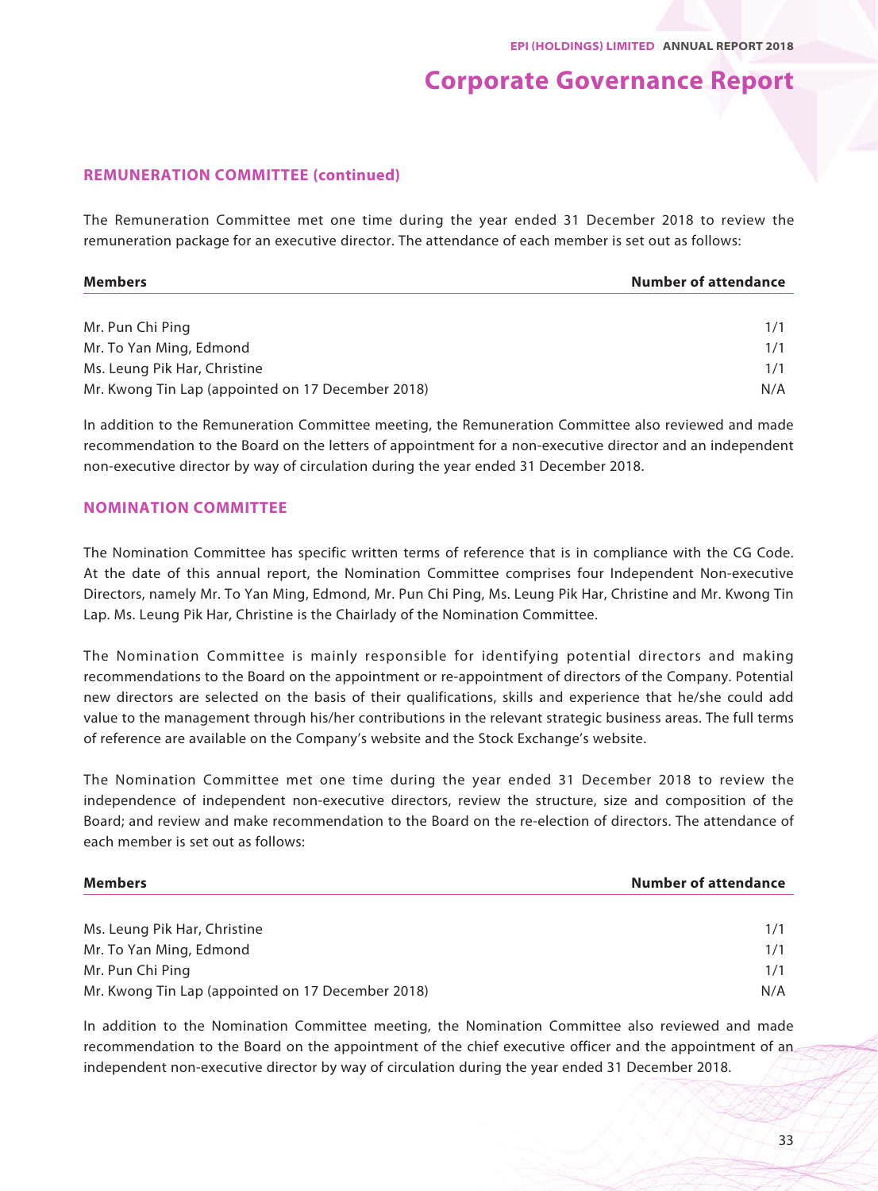### REMUNERATION COMMITTEE (continued)

The Remuneration Committee met one time during the year ended 31 December 2018 to review the remuneration package for an executive director. The attendance of each member is set out as follows:

| Members | Number of attendance |
|---|---|
| Mr. Pun Chi Ping | 1/1 |
| Mr. To Yan Ming, Edmond | 1/1 |
| Ms. Leung Pik Har, Christine | 1/1 |
| Mr. Kwong Tin Lap (appointed on 17 December 2018) | N/A |

In addition to the Remuneration Committee meeting, the Remuneration Committee also reviewed and made recommendation to the Board on the letters of appointment for a non-executive director and an independent non-executive director by way of circulation during the year ended 31 December 2018.

### NOMINATION COMMITTEE

The Nomination Committee has specific written terms of reference that is in compliance with the CG Code. At the date of this annual report, the Nomination Committee comprises four Independent Non-executive Directors, namely Mr. To Yan Ming, Edmond, Mr. Pun Chi Ping, Ms. Leung Pik Har, Christine and Mr. Kwong Tin Lap. Ms. Leung Pik Har, Christine is the Chairlady of the Nomination Committee.

The Nomination Committee is mainly responsible for identifying potential directors and making recommendations to the Board on the appointment or re-appointment of directors of the Company. Potential new directors are selected on the basis of their qualifications, skills and experience that he/she could add value to the management through his/her contributions in the relevant strategic business areas. The full terms of reference are available on the Company's website and the Stock Exchange's website.

The Nomination Committee met one time during the year ended 31 December 2018 to review the independence of independent non-executive directors, review the structure, size and composition of the Board; and review and make recommendation to the Board on the re-election of directors. The attendance of each member is set out as follows:

| Members | Number of attendance |
|---|---|
| Ms. Leung Pik Har, Christine | 1/1 |
| Mr. To Yan Ming, Edmond | 1/1 |
| Mr. Pun Chi Ping | 1/1 |
| Mr. Kwong Tin Lap (appointed on 17 December 2018) | N/A |

In addition to the Nomination Committee meeting, the Nomination Committee also reviewed and made recommendation to the Board on the appointment of the chief executive officer and the appointment of an independent non-executive director by way of circulation during the year ended 31 December 2018.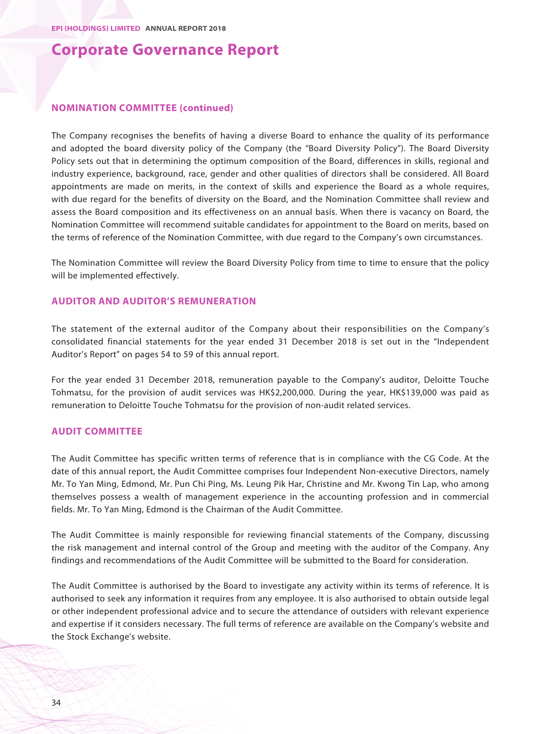## NOMINATION COMMITTEE (continued)

The Company recognises the benefits of having a diverse Board to enhance the quality of its performance and adopted the board diversity policy of the Company (the "Board Diversity Policy"). The Board Diversity Policy sets out that in determining the optimum composition of the Board, differences in skills, regional and industry experience, background, race, gender and other qualities of directors shall be considered. All Board appointments are made on merits, in the context of skills and experience the Board as a whole requires, with due regard for the benefits of diversity on the Board, and the Nomination Committee shall review and assess the Board composition and its effectiveness on an annual basis. When there is vacancy on Board, the Nomination Committee will recommend suitable candidates for appointment to the Board on merits, based on the terms of reference of the Nomination Committee, with due regard to the Company's own circumstances.

The Nomination Committee will review the Board Diversity Policy from time to time to ensure that the policy will be implemented effectively.

## AUDITOR AND AUDITOR'S REMUNERATION

The statement of the external auditor of the Company about their responsibilities on the Company's consolidated financial statements for the year ended 31 December 2018 is set out in the "Independent Auditor's Report" on pages 54 to 59 of this annual report.

For the year ended 31 December 2018, remuneration payable to the Company's auditor, Deloitte Touche Tohmatsu, for the provision of audit services was HK$2,200,000. During the year, HK$139,000 was paid as remuneration to Deloitte Touche Tohmatsu for the provision of non-audit related services.

## AUDIT COMMITTEE

The Audit Committee has specific written terms of reference that is in compliance with the CG Code. At the date of this annual report, the Audit Committee comprises four Independent Non-executive Directors, namely Mr. To Yan Ming, Edmond, Mr. Pun Chi Ping, Ms. Leung Pik Har, Christine and Mr. Kwong Tin Lap, who among themselves possess a wealth of management experience in the accounting profession and in commercial fields. Mr. To Yan Ming, Edmond is the Chairman of the Audit Committee.

The Audit Committee is mainly responsible for reviewing financial statements of the Company, discussing the risk management and internal control of the Group and meeting with the auditor of the Company. Any findings and recommendations of the Audit Committee will be submitted to the Board for consideration.

The Audit Committee is authorised by the Board to investigate any activity within its terms of reference. It is authorised to seek any information it requires from any employee. It is also authorised to obtain outside legal or other independent professional advice and to secure the attendance of outsiders with relevant experience and expertise if it considers necessary. The full terms of reference are available on the Company's website and the Stock Exchange's website.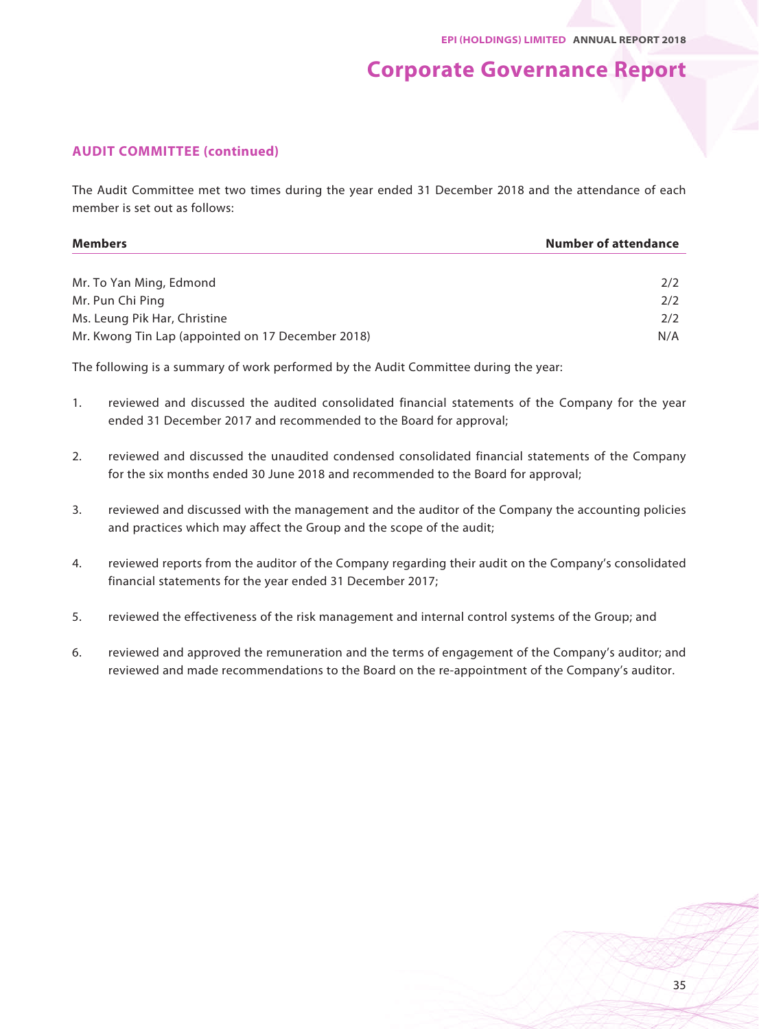## AUDIT COMMITTEE (continued)

The Audit Committee met two times during the year ended 31 December 2018 and the attendance of each member is set out as follows:

| Members | Number of attendance |
|---|---|
| Mr. To Yan Ming, Edmond | 2/2 |
| Mr. Pun Chi Ping | 2/2 |
| Ms. Leung Pik Har, Christine | 2/2 |
| Mr. Kwong Tin Lap (appointed on 17 December 2018) | N/A |

The following is a summary of work performed by the Audit Committee during the year:

1. reviewed and discussed the audited consolidated financial statements of the Company for the year ended 31 December 2017 and recommended to the Board for approval;

2. reviewed and discussed the unaudited condensed consolidated financial statements of the Company for the six months ended 30 June 2018 and recommended to the Board for approval;

3. reviewed and discussed with the management and the auditor of the Company the accounting policies and practices which may affect the Group and the scope of the audit;

4. reviewed reports from the auditor of the Company regarding their audit on the Company's consolidated financial statements for the year ended 31 December 2017;

5. reviewed the effectiveness of the risk management and internal control systems of the Group; and

6. reviewed and approved the remuneration and the terms of engagement of the Company's auditor; and reviewed and made recommendations to the Board on the re-appointment of the Company's auditor.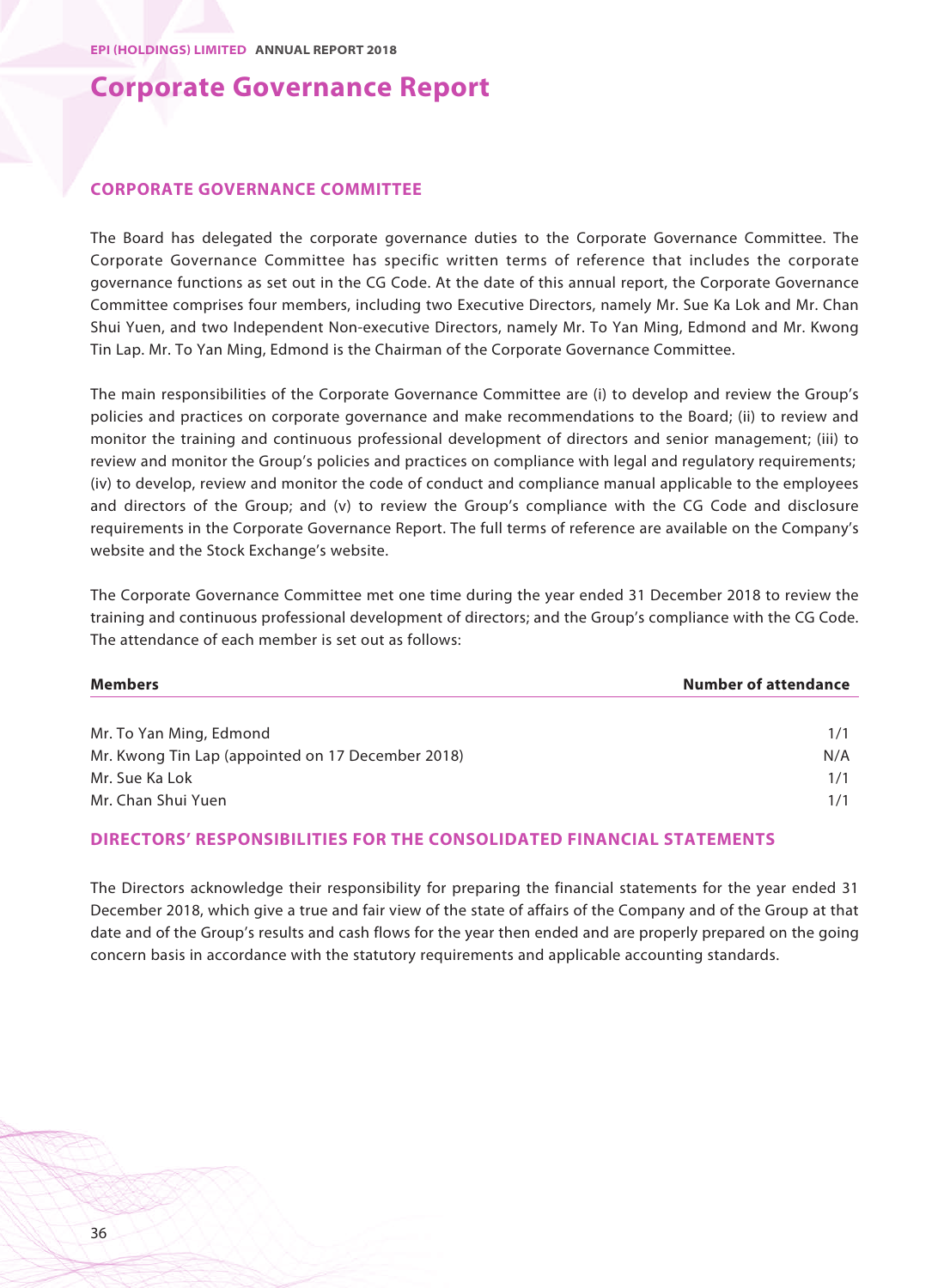## CORPORATE GOVERNANCE COMMITTEE

The Board has delegated the corporate governance duties to the Corporate Governance Committee. The Corporate Governance Committee has specific written terms of reference that includes the corporate governance functions as set out in the CG Code. At the date of this annual report, the Corporate Governance Committee comprises four members, including two Executive Directors, namely Mr. Sue Ka Lok and Mr. Chan Shui Yuen, and two Independent Non-executive Directors, namely Mr. To Yan Ming, Edmond and Mr. Kwong Tin Lap. Mr. To Yan Ming, Edmond is the Chairman of the Corporate Governance Committee.

The main responsibilities of the Corporate Governance Committee are (i) to develop and review the Group's policies and practices on corporate governance and make recommendations to the Board; (ii) to review and monitor the training and continuous professional development of directors and senior management; (iii) to review and monitor the Group's policies and practices on compliance with legal and regulatory requirements; (iv) to develop, review and monitor the code of conduct and compliance manual applicable to the employees and directors of the Group; and (v) to review the Group's compliance with the CG Code and disclosure requirements in the Corporate Governance Report. The full terms of reference are available on the Company's website and the Stock Exchange's website.

The Corporate Governance Committee met one time during the year ended 31 December 2018 to review the training and continuous professional development of directors; and the Group's compliance with the CG Code. The attendance of each member is set out as follows:

| Members | Number of attendance |
|---|---|
| Mr. To Yan Ming, Edmond | 1/1 |
| Mr. Kwong Tin Lap (appointed on 17 December 2018) | N/A |
| Mr. Sue Ka Lok | 1/1 |
| Mr. Chan Shui Yuen | 1/1 |

## DIRECTORS' RESPONSIBILITIES FOR THE CONSOLIDATED FINANCIAL STATEMENTS

The Directors acknowledge their responsibility for preparing the financial statements for the year ended 31 December 2018, which give a true and fair view of the state of affairs of the Company and of the Group at that date and of the Group's results and cash flows for the year then ended and are properly prepared on the going concern basis in accordance with the statutory requirements and applicable accounting standards.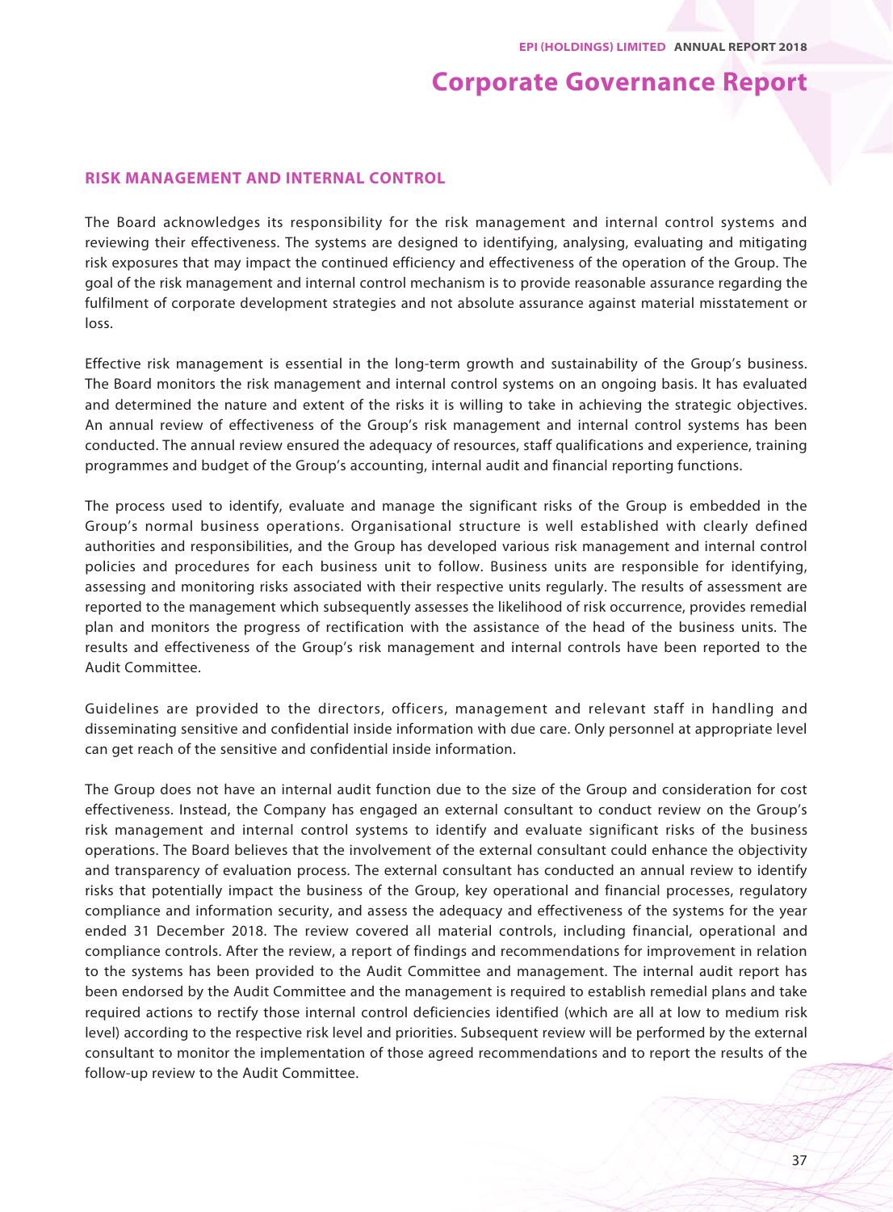## RISK MANAGEMENT AND INTERNAL CONTROL

The Board acknowledges its responsibility for the risk management and internal control systems and reviewing their effectiveness. The systems are designed to identifying, analysing, evaluating and mitigating risk exposures that may impact the continued efficiency and effectiveness of the operation of the Group. The goal of the risk management and internal control mechanism is to provide reasonable assurance regarding the fulfilment of corporate development strategies and not absolute assurance against material misstatement or loss.

Effective risk management is essential in the long-term growth and sustainability of the Group's business. The Board monitors the risk management and internal control systems on an ongoing basis. It has evaluated and determined the nature and extent of the risks it is willing to take in achieving the strategic objectives. An annual review of effectiveness of the Group's risk management and internal control systems has been conducted. The annual review ensured the adequacy of resources, staff qualifications and experience, training programmes and budget of the Group's accounting, internal audit and financial reporting functions.

The process used to identify, evaluate and manage the significant risks of the Group is embedded in the Group's normal business operations. Organisational structure is well established with clearly defined authorities and responsibilities, and the Group has developed various risk management and internal control policies and procedures for each business unit to follow. Business units are responsible for identifying, assessing and monitoring risks associated with their respective units regularly. The results of assessment are reported to the management which subsequently assesses the likelihood of risk occurrence, provides remedial plan and monitors the progress of rectification with the assistance of the head of the business units. The results and effectiveness of the Group's risk management and internal controls have been reported to the Audit Committee.

Guidelines are provided to the directors, officers, management and relevant staff in handling and disseminating sensitive and confidential inside information with due care. Only personnel at appropriate level can get reach of the sensitive and confidential inside information.

The Group does not have an internal audit function due to the size of the Group and consideration for cost effectiveness. Instead, the Company has engaged an external consultant to conduct review on the Group's risk management and internal control systems to identify and evaluate significant risks of the business operations. The Board believes that the involvement of the external consultant could enhance the objectivity and transparency of evaluation process. The external consultant has conducted an annual review to identify risks that potentially impact the business of the Group, key operational and financial processes, regulatory compliance and information security, and assess the adequacy and effectiveness of the systems for the year ended 31 December 2018. The review covered all material controls, including financial, operational and compliance controls. After the review, a report of findings and recommendations for improvement in relation to the systems has been provided to the Audit Committee and management. The internal audit report has been endorsed by the Audit Committee and the management is required to establish remedial plans and take required actions to rectify those internal control deficiencies identified (which are all at low to medium risk level) according to the respective risk level and priorities. Subsequent review will be performed by the external consultant to monitor the implementation of those agreed recommendations and to report the results of the follow-up review to the Audit Committee.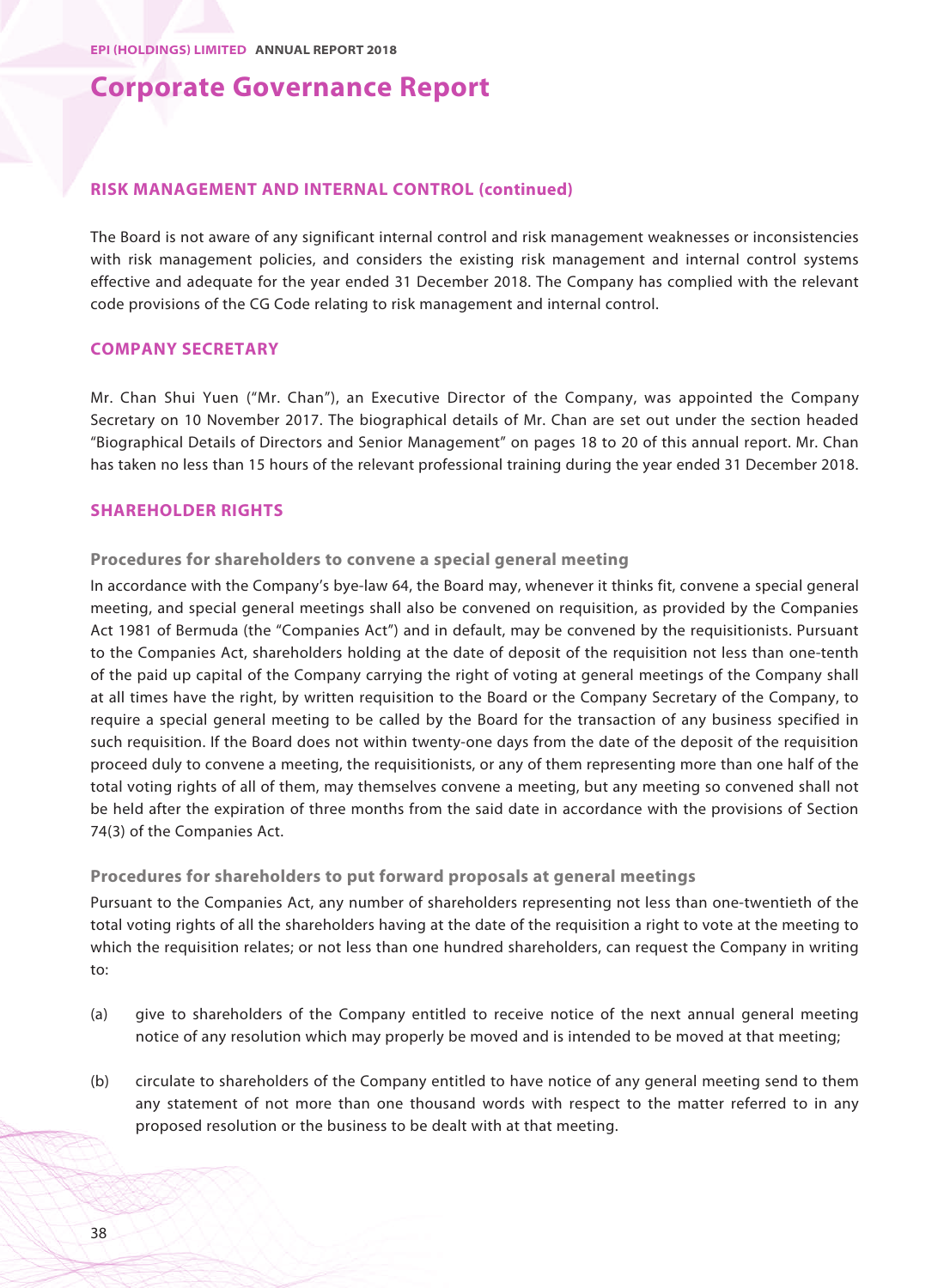# Corporate Governance Report

## RISK MANAGEMENT AND INTERNAL CONTROL (continued)

The Board is not aware of any significant internal control and risk management weaknesses or inconsistencies with risk management policies, and considers the existing risk management and internal control systems effective and adequate for the year ended 31 December 2018. The Company has complied with the relevant code provisions of the CG Code relating to risk management and internal control.

## COMPANY SECRETARY

Mr. Chan Shui Yuen ("Mr. Chan"), an Executive Director of the Company, was appointed the Company Secretary on 10 November 2017. The biographical details of Mr. Chan are set out under the section headed "Biographical Details of Directors and Senior Management" on pages 18 to 20 of this annual report. Mr. Chan has taken no less than 15 hours of the relevant professional training during the year ended 31 December 2018.

## SHAREHOLDER RIGHTS

### Procedures for shareholders to convene a special general meeting

In accordance with the Company's bye-law 64, the Board may, whenever it thinks fit, convene a special general meeting, and special general meetings shall also be convened on requisition, as provided by the Companies Act 1981 of Bermuda (the "Companies Act") and in default, may be convened by the requisitionists. Pursuant to the Companies Act, shareholders holding at the date of deposit of the requisition not less than one-tenth of the paid up capital of the Company carrying the right of voting at general meetings of the Company shall at all times have the right, by written requisition to the Board or the Company Secretary of the Company, to require a special general meeting to be called by the Board for the transaction of any business specified in such requisition. If the Board does not within twenty-one days from the date of the deposit of the requisition proceed duly to convene a meeting, the requisitionists, or any of them representing more than one half of the total voting rights of all of them, may themselves convene a meeting, but any meeting so convened shall not be held after the expiration of three months from the said date in accordance with the provisions of Section 74(3) of the Companies Act.

### Procedures for shareholders to put forward proposals at general meetings

Pursuant to the Companies Act, any number of shareholders representing not less than one-twentieth of the total voting rights of all the shareholders having at the date of the requisition a right to vote at the meeting to which the requisition relates; or not less than one hundred shareholders, can request the Company in writing to:

(a) give to shareholders of the Company entitled to receive notice of the next annual general meeting notice of any resolution which may properly be moved and is intended to be moved at that meeting;

(b) circulate to shareholders of the Company entitled to have notice of any general meeting send to them any statement of not more than one thousand words with respect to the matter referred to in any proposed resolution or the business to be dealt with at that meeting.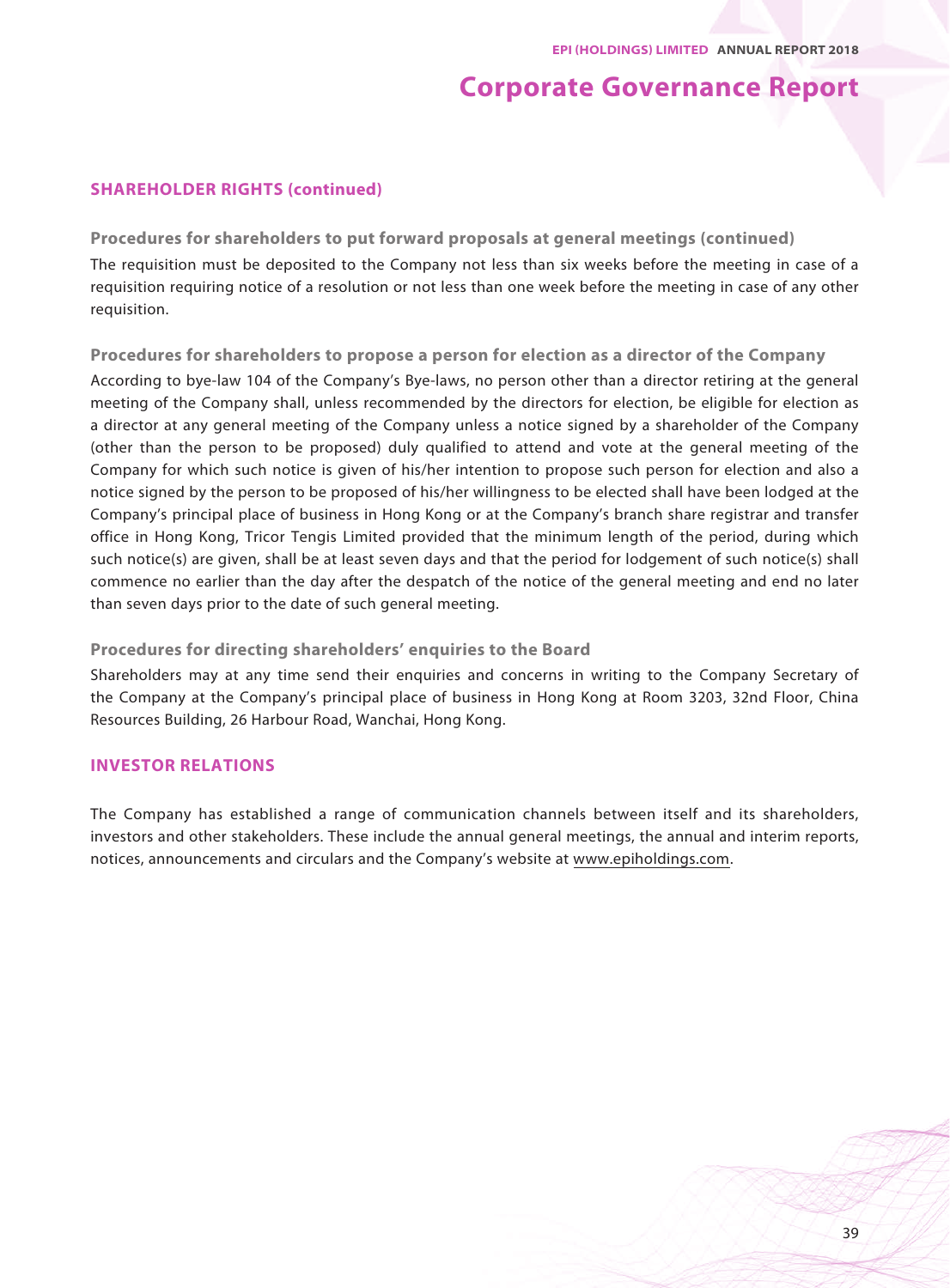## SHAREHOLDER RIGHTS (continued)

### Procedures for shareholders to put forward proposals at general meetings (continued)

The requisition must be deposited to the Company not less than six weeks before the meeting in case of a requisition requiring notice of a resolution or not less than one week before the meeting in case of any other requisition.

### Procedures for shareholders to propose a person for election as a director of the Company

According to bye-law 104 of the Company's Bye-laws, no person other than a director retiring at the general meeting of the Company shall, unless recommended by the directors for election, be eligible for election as a director at any general meeting of the Company unless a notice signed by a shareholder of the Company (other than the person to be proposed) duly qualified to attend and vote at the general meeting of the Company for which such notice is given of his/her intention to propose such person for election and also a notice signed by the person to be proposed of his/her willingness to be elected shall have been lodged at the Company's principal place of business in Hong Kong or at the Company's branch share registrar and transfer office in Hong Kong, Tricor Tengis Limited provided that the minimum length of the period, during which such notice(s) are given, shall be at least seven days and that the period for lodgement of such notice(s) shall commence no earlier than the day after the despatch of the notice of the general meeting and end no later than seven days prior to the date of such general meeting.

### Procedures for directing shareholders' enquiries to the Board

Shareholders may at any time send their enquiries and concerns in writing to the Company Secretary of the Company at the Company's principal place of business in Hong Kong at Room 3203, 32nd Floor, China Resources Building, 26 Harbour Road, Wanchai, Hong Kong.

## INVESTOR RELATIONS

The Company has established a range of communication channels between itself and its shareholders, investors and other stakeholders. These include the annual general meetings, the annual and interim reports, notices, announcements and circulars and the Company's website at www.epiholdings.com.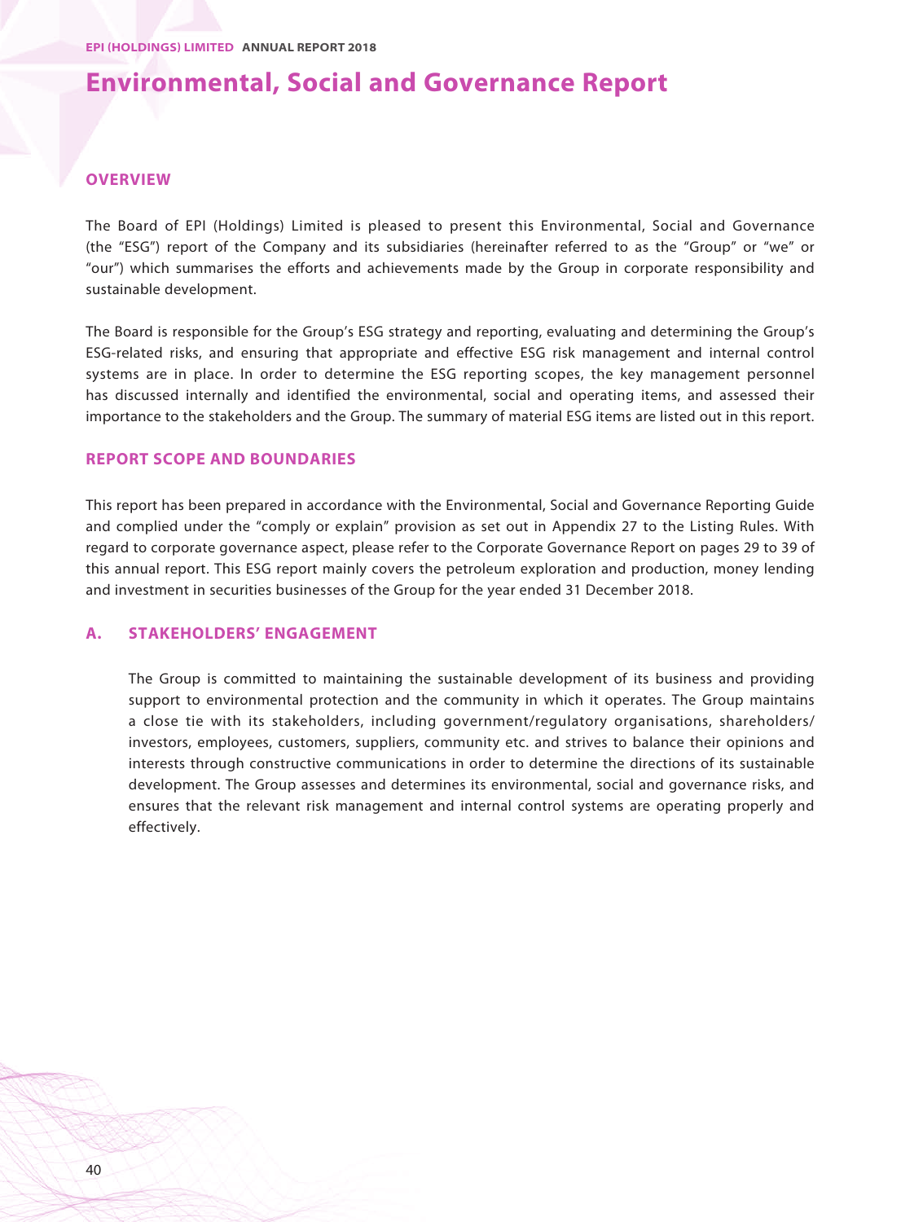# Environmental, Social and Governance Report

## OVERVIEW

The Board of EPI (Holdings) Limited is pleased to present this Environmental, Social and Governance (the "ESG") report of the Company and its subsidiaries (hereinafter referred to as the "Group" or "we" or "our") which summarises the efforts and achievements made by the Group in corporate responsibility and sustainable development.

The Board is responsible for the Group's ESG strategy and reporting, evaluating and determining the Group's ESG-related risks, and ensuring that appropriate and effective ESG risk management and internal control systems are in place. In order to determine the ESG reporting scopes, the key management personnel has discussed internally and identified the environmental, social and operating items, and assessed their importance to the stakeholders and the Group. The summary of material ESG items are listed out in this report.

## REPORT SCOPE AND BOUNDARIES

This report has been prepared in accordance with the Environmental, Social and Governance Reporting Guide and complied under the "comply or explain" provision as set out in Appendix 27 to the Listing Rules. With regard to corporate governance aspect, please refer to the Corporate Governance Report on pages 29 to 39 of this annual report. This ESG report mainly covers the petroleum exploration and production, money lending and investment in securities businesses of the Group for the year ended 31 December 2018.

## A. STAKEHOLDERS' ENGAGEMENT

The Group is committed to maintaining the sustainable development of its business and providing support to environmental protection and the community in which it operates. The Group maintains a close tie with its stakeholders, including government/regulatory organisations, shareholders/investors, employees, customers, suppliers, community etc. and strives to balance their opinions and interests through constructive communications in order to determine the directions of its sustainable development. The Group assesses and determines its environmental, social and governance risks, and ensures that the relevant risk management and internal control systems are operating properly and effectively.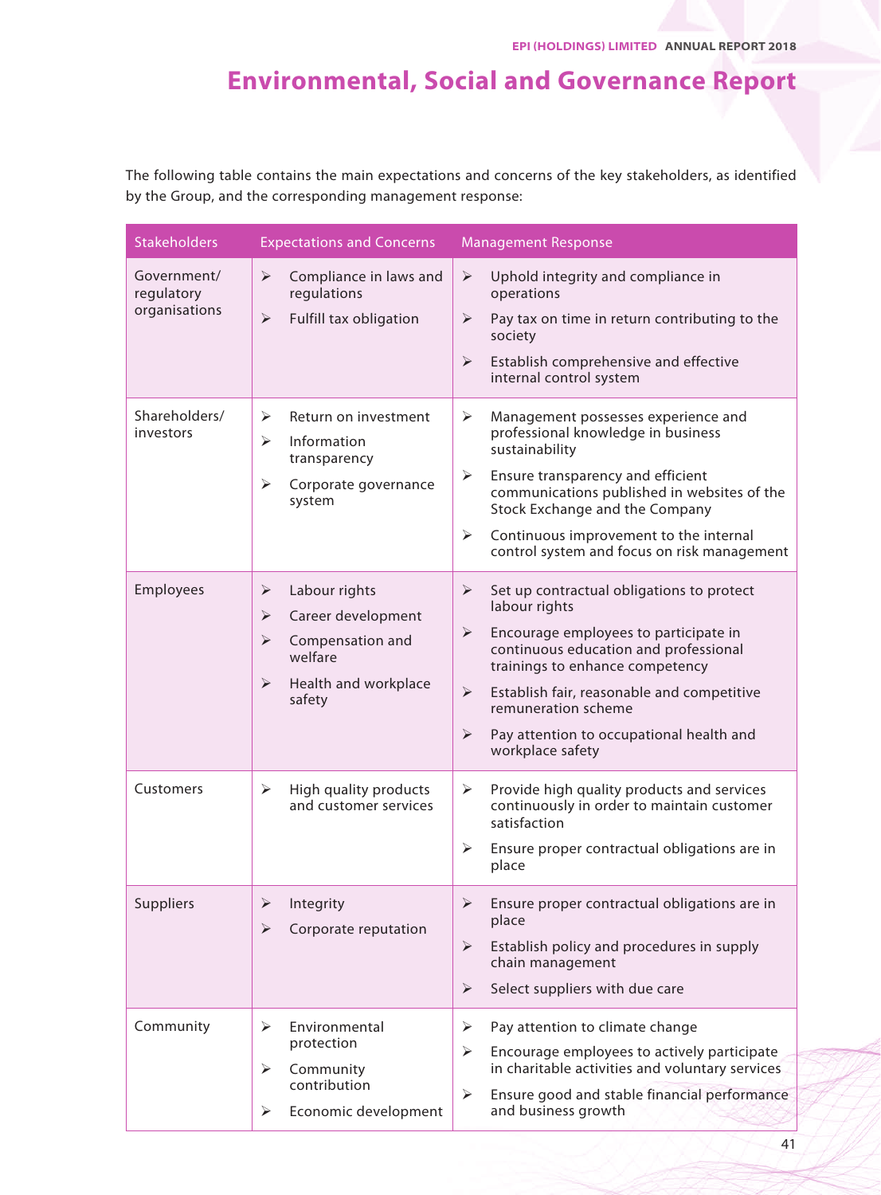# Environmental, Social and Governance Report

The following table contains the main expectations and concerns of the key stakeholders, as identified by the Group, and the corresponding management response:

| Stakeholders | Expectations and Concerns | Management Response |
|---|---|---|
| Government/ regulatory organisations | ➢ Compliance in laws and regulations<br>➢ Fulfill tax obligation | ➢ Uphold integrity and compliance in operations<br>➢ Pay tax on time in return contributing to the society<br>➢ Establish comprehensive and effective internal control system |
| Shareholders/ investors | ➢ Return on investment<br>➢ Information transparency<br>➢ Corporate governance system | ➢ Management possesses experience and professional knowledge in business sustainability<br>➢ Ensure transparency and efficient communications published in websites of the Stock Exchange and the Company<br>➢ Continuous improvement to the internal control system and focus on risk management |
| Employees | ➢ Labour rights<br>➢ Career development<br>➢ Compensation and welfare<br>➢ Health and workplace safety | ➢ Set up contractual obligations to protect labour rights<br>➢ Encourage employees to participate in continuous education and professional trainings to enhance competency<br>➢ Establish fair, reasonable and competitive remuneration scheme<br>➢ Pay attention to occupational health and workplace safety |
| Customers | ➢ High quality products and customer services | ➢ Provide high quality products and services continuously in order to maintain customer satisfaction<br>➢ Ensure proper contractual obligations are in place |
| Suppliers | ➢ Integrity<br>➢ Corporate reputation | ➢ Ensure proper contractual obligations are in place<br>➢ Establish policy and procedures in supply chain management<br>➢ Select suppliers with due care |
| Community | ➢ Environmental protection<br>➢ Community contribution<br>➢ Economic development | ➢ Pay attention to climate change<br>➢ Encourage employees to actively participate in charitable activities and voluntary services<br>➢ Ensure good and stable financial performance and business growth |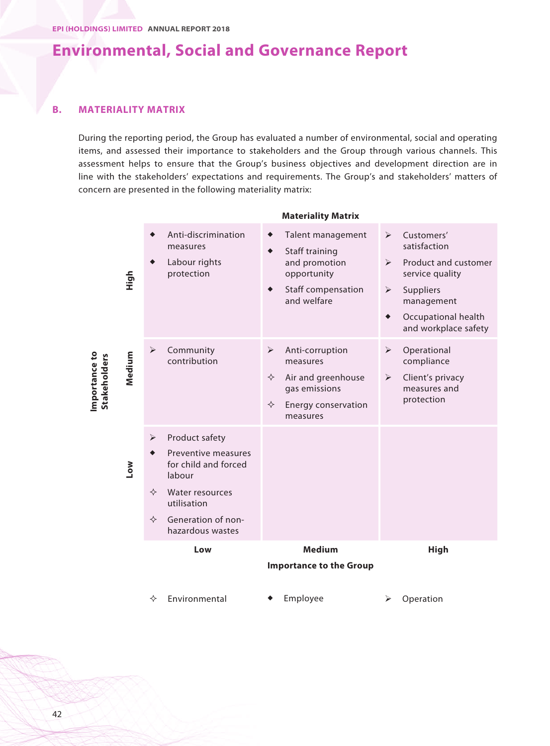# Environmental, Social and Governance Report

## B. MATERIALITY MATRIX

During the reporting period, the Group has evaluated a number of environmental, social and operating items, and assessed their importance to stakeholders and the Group through various channels. This assessment helps to ensure that the Group's business objectives and development direction are in line with the stakeholders' expectations and requirements. The Group's and stakeholders' matters of concern are presented in the following materiality matrix:

**Materiality Matrix**

| Importance to Stakeholders | Low | Medium | High |
|---|---|---|---|
| **High** | ◆ Anti-discrimination measures<br>◆ Labour rights protection | ◆ Talent management<br>◆ Staff training and promotion opportunity<br>◆ Staff compensation and welfare | ➢ Customers' satisfaction<br>➢ Product and customer service quality<br>➢ Suppliers management<br>◆ Occupational health and workplace safety |
| **Medium** | ➢ Community contribution | ➢ Anti-corruption measures<br>✧ Air and greenhouse gas emissions<br>✧ Energy conservation measures | ➢ Operational compliance<br>➢ Client's privacy measures and protection |
| **Low** | ➢ Product safety<br>◆ Preventive measures for child and forced labour<br>✧ Water resources utilisation<br>✧ Generation of non-hazardous wastes | | |
| | **Low** | **Medium** | **High** |

**Importance to the Group**

✧ Environmental ◆ Employee ➢ Operation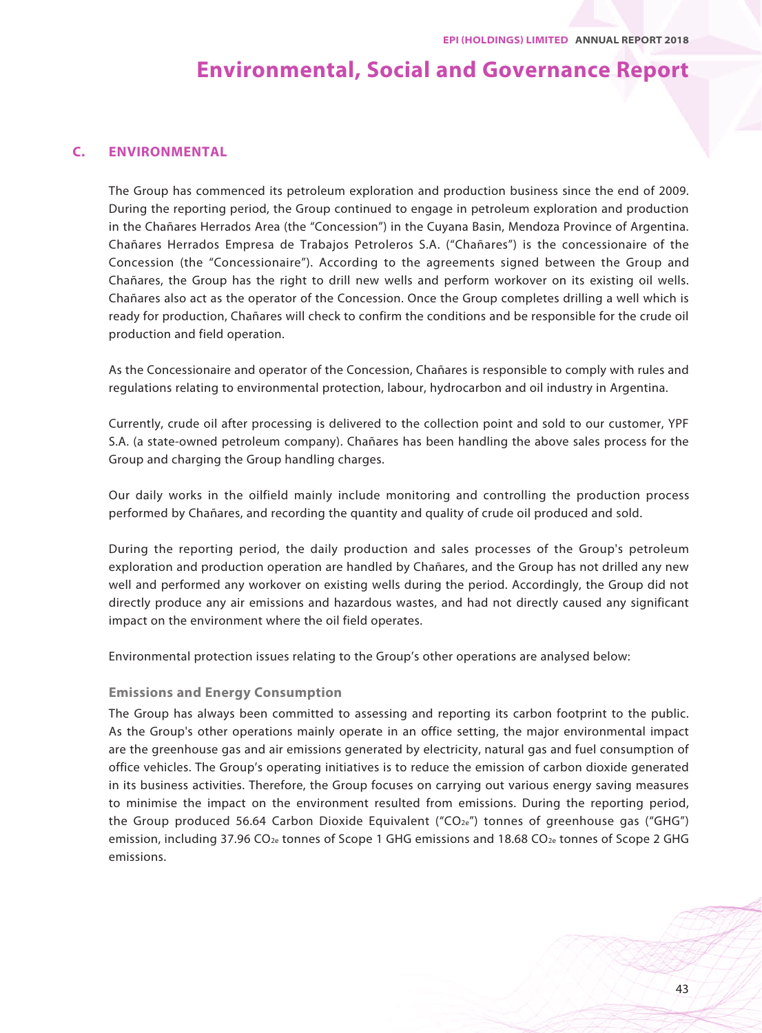# Environmental, Social and Governance Report

## C. ENVIRONMENTAL

The Group has commenced its petroleum exploration and production business since the end of 2009. During the reporting period, the Group continued to engage in petroleum exploration and production in the Chañares Herrados Area (the "Concession") in the Cuyana Basin, Mendoza Province of Argentina. Chañares Herrados Empresa de Trabajos Petroleros S.A. ("Chañares") is the concessionaire of the Concession (the "Concessionaire"). According to the agreements signed between the Group and Chañares, the Group has the right to drill new wells and perform workover on its existing oil wells. Chañares also act as the operator of the Concession. Once the Group completes drilling a well which is ready for production, Chañares will check to confirm the conditions and be responsible for the crude oil production and field operation.

As the Concessionaire and operator of the Concession, Chañares is responsible to comply with rules and regulations relating to environmental protection, labour, hydrocarbon and oil industry in Argentina.

Currently, crude oil after processing is delivered to the collection point and sold to our customer, YPF S.A. (a state-owned petroleum company). Chañares has been handling the above sales process for the Group and charging the Group handling charges.

Our daily works in the oilfield mainly include monitoring and controlling the production process performed by Chañares, and recording the quantity and quality of crude oil produced and sold.

During the reporting period, the daily production and sales processes of the Group's petroleum exploration and production operation are handled by Chañares, and the Group has not drilled any new well and performed any workover on existing wells during the period. Accordingly, the Group did not directly produce any air emissions and hazardous wastes, and had not directly caused any significant impact on the environment where the oil field operates.

Environmental protection issues relating to the Group's other operations are analysed below:

### Emissions and Energy Consumption

The Group has always been committed to assessing and reporting its carbon footprint to the public. As the Group's other operations mainly operate in an office setting, the major environmental impact are the greenhouse gas and air emissions generated by electricity, natural gas and fuel consumption of office vehicles. The Group's operating initiatives is to reduce the emission of carbon dioxide generated in its business activities. Therefore, the Group focuses on carrying out various energy saving measures to minimise the impact on the environment resulted from emissions. During the reporting period, the Group produced 56.64 Carbon Dioxide Equivalent ("$CO_{2e}$") tonnes of greenhouse gas ("GHG") emission, including 37.96 $CO_{2e}$ tonnes of Scope 1 GHG emissions and 18.68 $CO_{2e}$ tonnes of Scope 2 GHG emissions.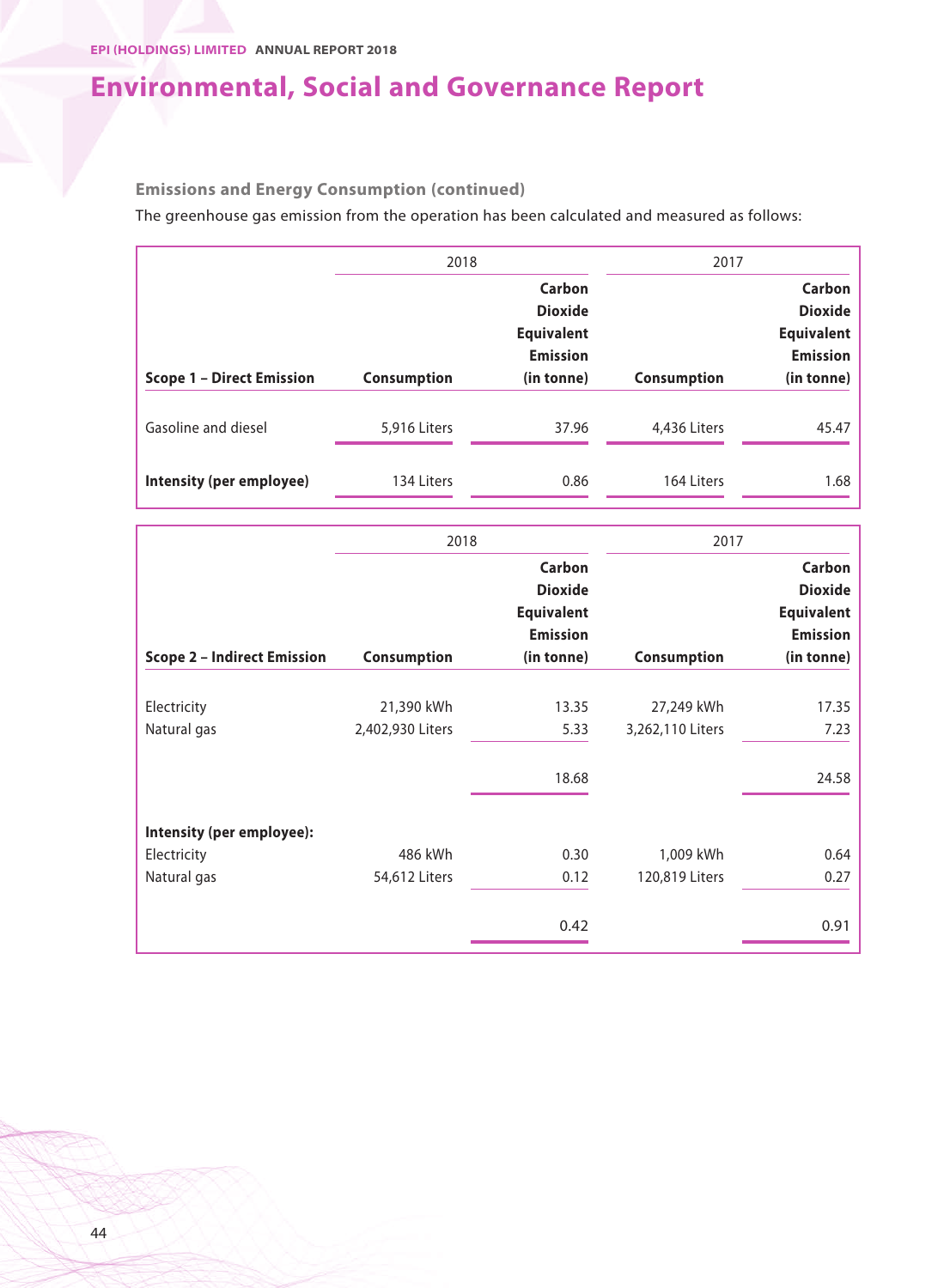# Environmental, Social and Governance Report

### Emissions and Energy Consumption (continued)

The greenhouse gas emission from the operation has been calculated and measured as follows:

| | 2018 | | 2017 | |
|---|---|---|---|---|
| **Scope 1 – Direct Emission** | **Consumption** | **Carbon Dioxide Equivalent Emission (in tonne)** | **Consumption** | **Carbon Dioxide Equivalent Emission (in tonne)** |
| Gasoline and diesel | 5,916 Liters | 37.96 | 4,436 Liters | 45.47 |
| **Intensity (per employee)** | 134 Liters | 0.86 | 164 Liters | 1.68 |

| | 2018 | | 2017 | |
|---|---|---|---|---|
| **Scope 2 – Indirect Emission** | **Consumption** | **Carbon Dioxide Equivalent Emission (in tonne)** | **Consumption** | **Carbon Dioxide Equivalent Emission (in tonne)** |
| Electricity | 21,390 kWh | 13.35 | 27,249 kWh | 17.35 |
| Natural gas | 2,402,930 Liters | 5.33 | 3,262,110 Liters | 7.23 |
| | | 18.68 | | 24.58 |
| **Intensity (per employee):** | | | | |
| Electricity | 486 kWh | 0.30 | 1,009 kWh | 0.64 |
| Natural gas | 54,612 Liters | 0.12 | 120,819 Liters | 0.27 |
| | | 0.42 | | 0.91 |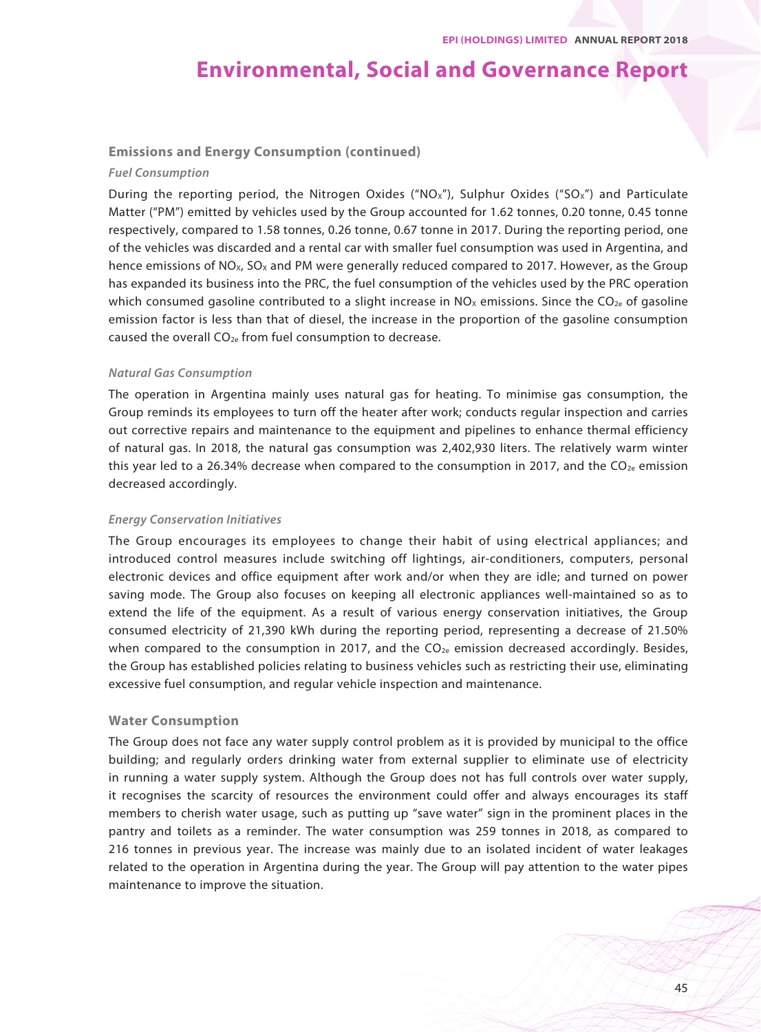## Environmental, Social and Governance Report

### Emissions and Energy Consumption (continued)

#### *Fuel Consumption*

During the reporting period, the Nitrogen Oxides ("$NO_X$"), Sulphur Oxides ("$SO_X$") and Particulate Matter ("PM") emitted by vehicles used by the Group accounted for 1.62 tonnes, 0.20 tonne, 0.45 tonne respectively, compared to 1.58 tonnes, 0.26 tonne, 0.67 tonne in 2017. During the reporting period, one of the vehicles was discarded and a rental car with smaller fuel consumption was used in Argentina, and hence emissions of $NO_X$, $SO_X$ and PM were generally reduced compared to 2017. However, as the Group has expanded its business into the PRC, the fuel consumption of the vehicles used by the PRC operation which consumed gasoline contributed to a slight increase in $NO_X$ emissions. Since the $CO_{2e}$ of gasoline emission factor is less than that of diesel, the increase in the proportion of the gasoline consumption caused the overall $CO_{2e}$ from fuel consumption to decrease.

#### *Natural Gas Consumption*

The operation in Argentina mainly uses natural gas for heating. To minimise gas consumption, the Group reminds its employees to turn off the heater after work; conducts regular inspection and carries out corrective repairs and maintenance to the equipment and pipelines to enhance thermal efficiency of natural gas. In 2018, the natural gas consumption was 2,402,930 liters. The relatively warm winter this year led to a 26.34% decrease when compared to the consumption in 2017, and the $CO_{2e}$ emission decreased accordingly.

#### *Energy Conservation Initiatives*

The Group encourages its employees to change their habit of using electrical appliances; and introduced control measures include switching off lightings, air-conditioners, computers, personal electronic devices and office equipment after work and/or when they are idle; and turned on power saving mode. The Group also focuses on keeping all electronic appliances well-maintained so as to extend the life of the equipment. As a result of various energy conservation initiatives, the Group consumed electricity of 21,390 kWh during the reporting period, representing a decrease of 21.50% when compared to the consumption in 2017, and the $CO_{2e}$ emission decreased accordingly. Besides, the Group has established policies relating to business vehicles such as restricting their use, eliminating excessive fuel consumption, and regular vehicle inspection and maintenance.

### Water Consumption

The Group does not face any water supply control problem as it is provided by municipal to the office building; and regularly orders drinking water from external supplier to eliminate use of electricity in running a water supply system. Although the Group does not has full controls over water supply, it recognises the scarcity of resources the environment could offer and always encourages its staff members to cherish water usage, such as putting up "save water" sign in the prominent places in the pantry and toilets as a reminder. The water consumption was 259 tonnes in 2018, as compared to 216 tonnes in previous year. The increase was mainly due to an isolated incident of water leakages related to the operation in Argentina during the year. The Group will pay attention to the water pipes maintenance to improve the situation.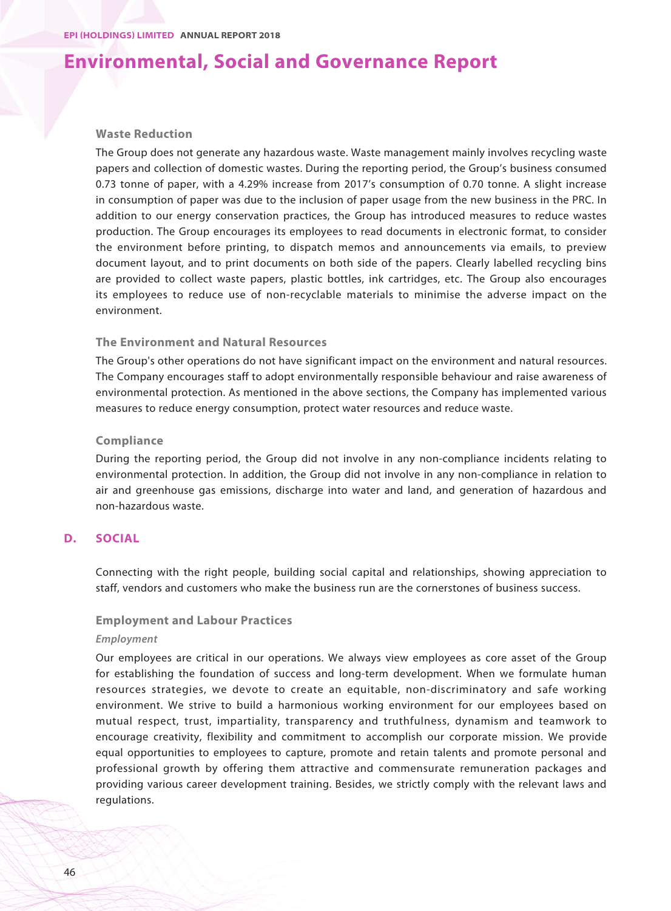#### Waste Reduction

The Group does not generate any hazardous waste. Waste management mainly involves recycling waste papers and collection of domestic wastes. During the reporting period, the Group's business consumed 0.73 tonne of paper, with a 4.29% increase from 2017's consumption of 0.70 tonne. A slight increase in consumption of paper was due to the inclusion of paper usage from the new business in the PRC. In addition to our energy conservation practices, the Group has introduced measures to reduce wastes production. The Group encourages its employees to read documents in electronic format, to consider the environment before printing, to dispatch memos and announcements via emails, to preview document layout, and to print documents on both side of the papers. Clearly labelled recycling bins are provided to collect waste papers, plastic bottles, ink cartridges, etc. The Group also encourages its employees to reduce use of non-recyclable materials to minimise the adverse impact on the environment.

#### The Environment and Natural Resources

The Group's other operations do not have significant impact on the environment and natural resources. The Company encourages staff to adopt environmentally responsible behaviour and raise awareness of environmental protection. As mentioned in the above sections, the Company has implemented various measures to reduce energy consumption, protect water resources and reduce waste.

#### Compliance

During the reporting period, the Group did not involve in any non-compliance incidents relating to environmental protection. In addition, the Group did not involve in any non-compliance in relation to air and greenhouse gas emissions, discharge into water and land, and generation of hazardous and non-hazardous waste.

## D. SOCIAL

Connecting with the right people, building social capital and relationships, showing appreciation to staff, vendors and customers who make the business run are the cornerstones of business success.

#### Employment and Labour Practices

*Employment*

Our employees are critical in our operations. We always view employees as core asset of the Group for establishing the foundation of success and long-term development. When we formulate human resources strategies, we devote to create an equitable, non-discriminatory and safe working environment. We strive to build a harmonious working environment for our employees based on mutual respect, trust, impartiality, transparency and truthfulness, dynamism and teamwork to encourage creativity, flexibility and commitment to accomplish our corporate mission. We provide equal opportunities to employees to capture, promote and retain talents and promote personal and professional growth by offering them attractive and commensurate remuneration packages and providing various career development training. Besides, we strictly comply with the relevant laws and regulations.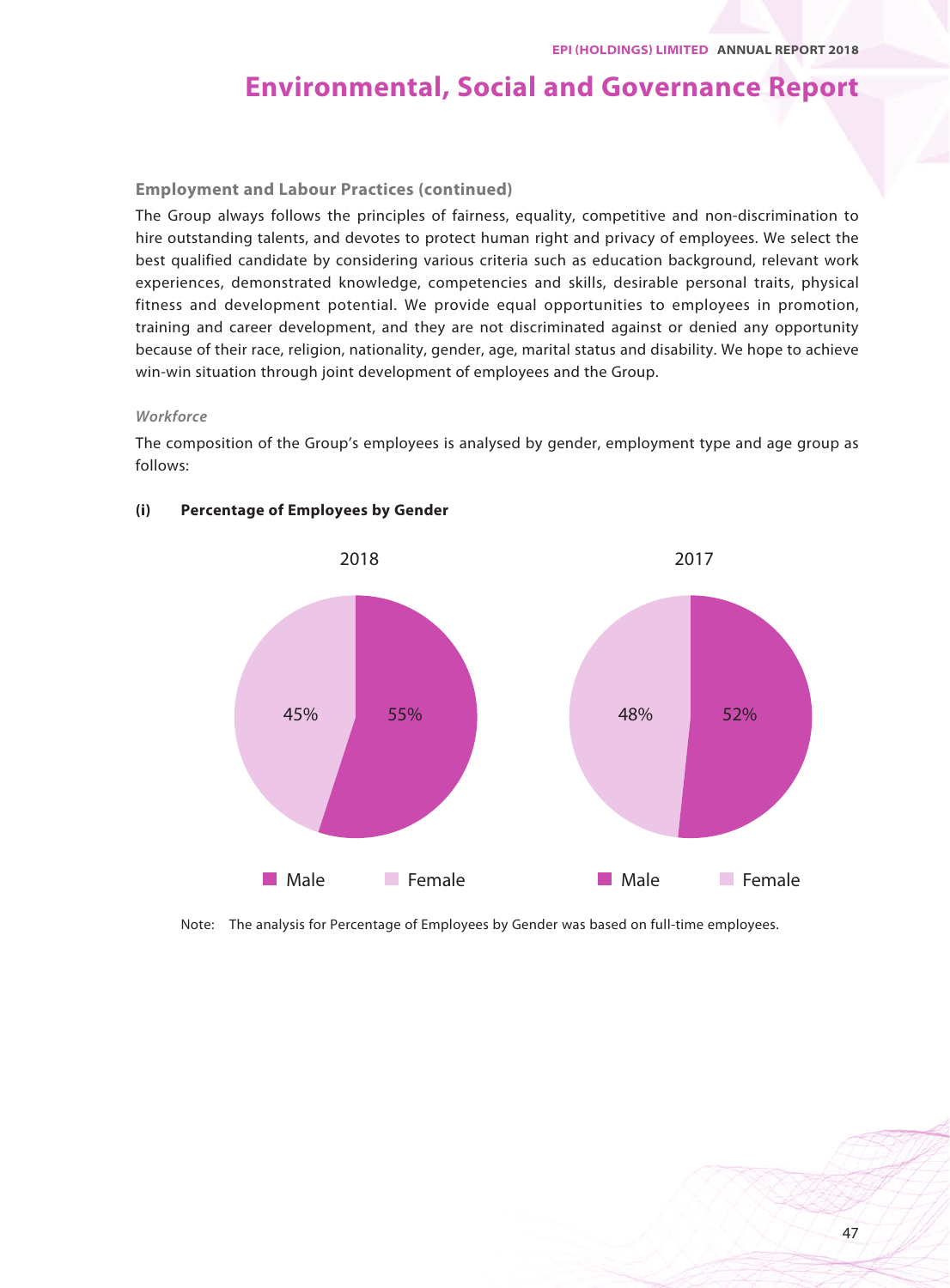# Environmental, Social and Governance Report

### Employment and Labour Practices (continued)

The Group always follows the principles of fairness, equality, competitive and non-discrimination to hire outstanding talents, and devotes to protect human right and privacy of employees. We select the best qualified candidate by considering various criteria such as education background, relevant work experiences, demonstrated knowledge, competencies and skills, desirable personal traits, physical fitness and development potential. We provide equal opportunities to employees in promotion, training and career development, and they are not discriminated against or denied any opportunity because of their race, religion, nationality, gender, age, marital status and disability. We hope to achieve win-win situation through joint development of employees and the Group.

*Workforce*

The composition of the Group's employees is analysed by gender, employment type and age group as follows:

**(i) Percentage of Employees by Gender**

| | 2018 | 2017 |
|---|---|---|
| Male | 55% | 52% |
| Female | 45% | 48% |

Note: The analysis for Percentage of Employees by Gender was based on full-time employees.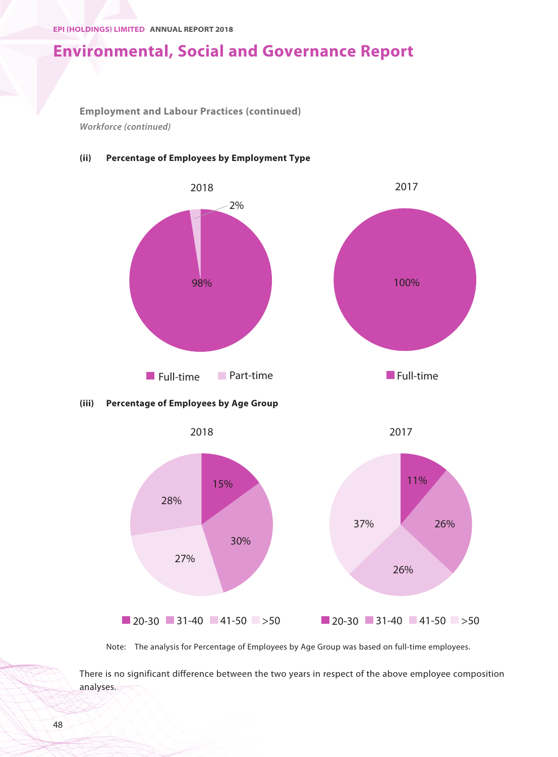# Environmental, Social and Governance Report

**Employment and Labour Practices (continued)**

***Workforce (continued)***

**(ii) Percentage of Employees by Employment Type**

| Employment Type | 2018 | 2017 |
|---|---|---|
| Full-time | 98% | 100% |
| Part-time | 2% | |

**(iii) Percentage of Employees by Age Group**

| Age Group | 2018 | 2017 |
|---|---|---|
| 20-30 | 15% | 11% |
| 31-40 | 30% | 26% |
| 41-50 | 28% | 26% |
| >50 | 27% | 37% |

Note: The analysis for Percentage of Employees by Age Group was based on full-time employees.

There is no significant difference between the two years in respect of the above employee composition analyses.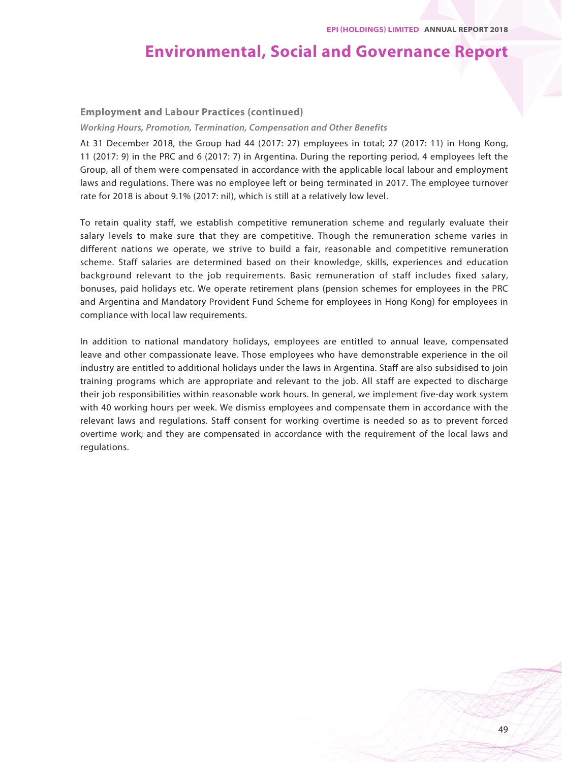# Environmental, Social and Governance Report

### Employment and Labour Practices (continued)

***Working Hours, Promotion, Termination, Compensation and Other Benefits***

At 31 December 2018, the Group had 44 (2017: 27) employees in total; 27 (2017: 11) in Hong Kong, 11 (2017: 9) in the PRC and 6 (2017: 7) in Argentina. During the reporting period, 4 employees left the Group, all of them were compensated in accordance with the applicable local labour and employment laws and regulations. There was no employee left or being terminated in 2017. The employee turnover rate for 2018 is about 9.1% (2017: nil), which is still at a relatively low level.

To retain quality staff, we establish competitive remuneration scheme and regularly evaluate their salary levels to make sure that they are competitive. Though the remuneration scheme varies in different nations we operate, we strive to build a fair, reasonable and competitive remuneration scheme. Staff salaries are determined based on their knowledge, skills, experiences and education background relevant to the job requirements. Basic remuneration of staff includes fixed salary, bonuses, paid holidays etc. We operate retirement plans (pension schemes for employees in the PRC and Argentina and Mandatory Provident Fund Scheme for employees in Hong Kong) for employees in compliance with local law requirements.

In addition to national mandatory holidays, employees are entitled to annual leave, compensated leave and other compassionate leave. Those employees who have demonstrable experience in the oil industry are entitled to additional holidays under the laws in Argentina. Staff are also subsidised to join training programs which are appropriate and relevant to the job. All staff are expected to discharge their job responsibilities within reasonable work hours. In general, we implement five-day work system with 40 working hours per week. We dismiss employees and compensate them in accordance with the relevant laws and regulations. Staff consent for working overtime is needed so as to prevent forced overtime work; and they are compensated in accordance with the requirement of the local laws and regulations.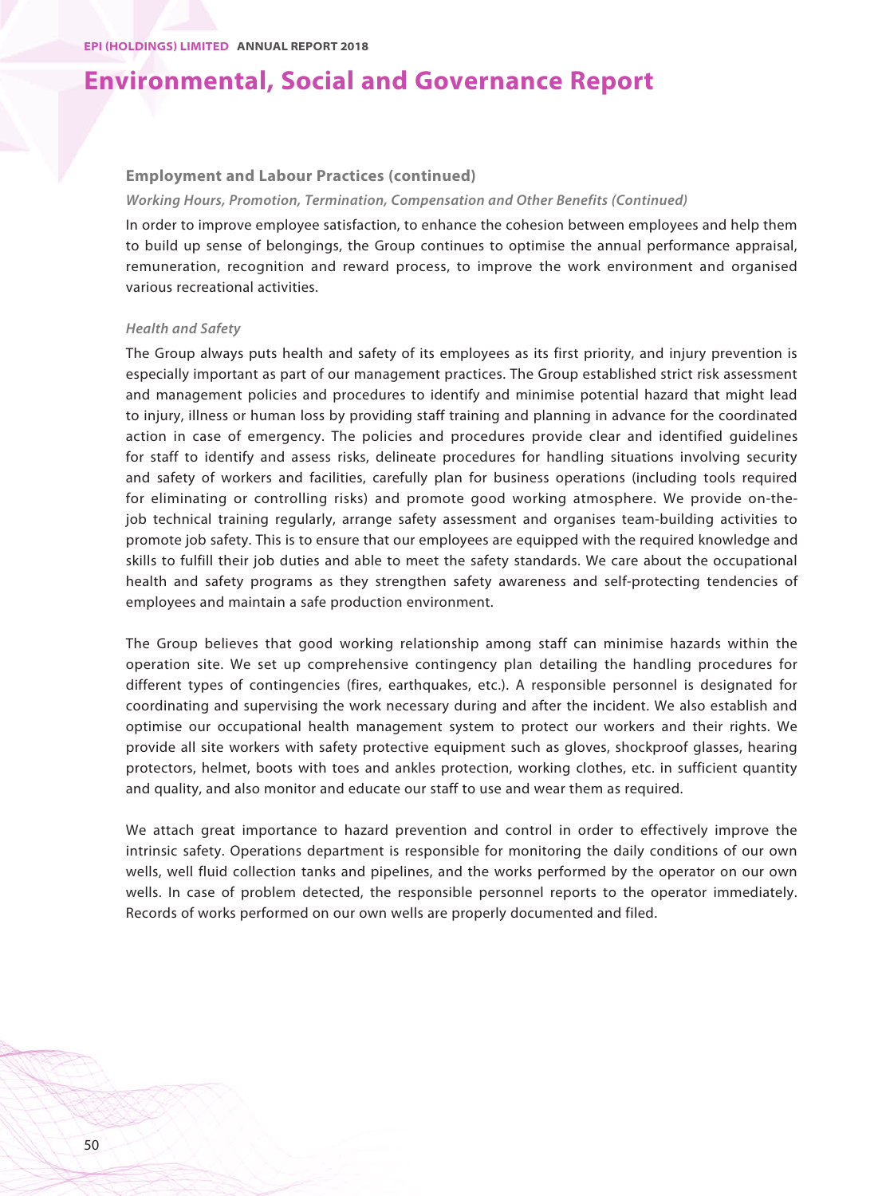# Environmental, Social and Governance Report

### Employment and Labour Practices (continued)

*Working Hours, Promotion, Termination, Compensation and Other Benefits (Continued)*

In order to improve employee satisfaction, to enhance the cohesion between employees and help them to build up sense of belongings, the Group continues to optimise the annual performance appraisal, remuneration, recognition and reward process, to improve the work environment and organised various recreational activities.

*Health and Safety*

The Group always puts health and safety of its employees as its first priority, and injury prevention is especially important as part of our management practices. The Group established strict risk assessment and management policies and procedures to identify and minimise potential hazard that might lead to injury, illness or human loss by providing staff training and planning in advance for the coordinated action in case of emergency. The policies and procedures provide clear and identified guidelines for staff to identify and assess risks, delineate procedures for handling situations involving security and safety of workers and facilities, carefully plan for business operations (including tools required for eliminating or controlling risks) and promote good working atmosphere. We provide on-the-job technical training regularly, arrange safety assessment and organises team-building activities to promote job safety. This is to ensure that our employees are equipped with the required knowledge and skills to fulfill their job duties and able to meet the safety standards. We care about the occupational health and safety programs as they strengthen safety awareness and self-protecting tendencies of employees and maintain a safe production environment.

The Group believes that good working relationship among staff can minimise hazards within the operation site. We set up comprehensive contingency plan detailing the handling procedures for different types of contingencies (fires, earthquakes, etc.). A responsible personnel is designated for coordinating and supervising the work necessary during and after the incident. We also establish and optimise our occupational health management system to protect our workers and their rights. We provide all site workers with safety protective equipment such as gloves, shockproof glasses, hearing protectors, helmet, boots with toes and ankles protection, working clothes, etc. in sufficient quantity and quality, and also monitor and educate our staff to use and wear them as required.

We attach great importance to hazard prevention and control in order to effectively improve the intrinsic safety. Operations department is responsible for monitoring the daily conditions of our own wells, well fluid collection tanks and pipelines, and the works performed by the operator on our own wells. In case of problem detected, the responsible personnel reports to the operator immediately. Records of works performed on our own wells are properly documented and filed.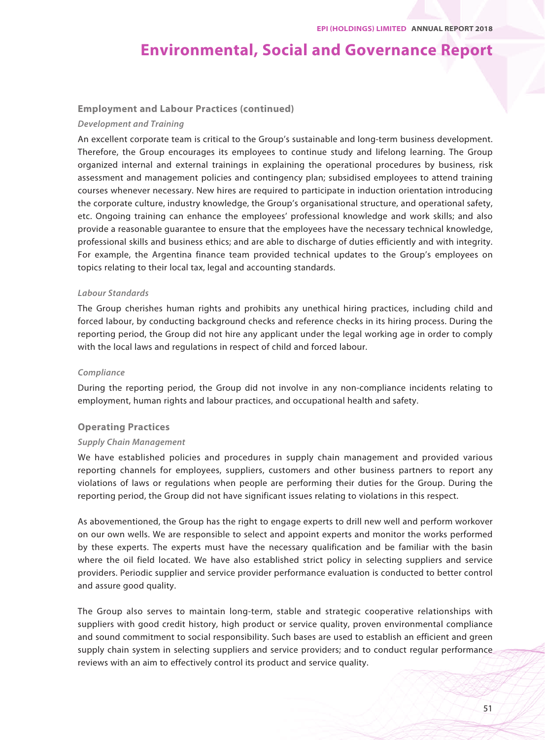# Environmental, Social and Governance Report

## Employment and Labour Practices (continued)

### *Development and Training*

An excellent corporate team is critical to the Group's sustainable and long-term business development. Therefore, the Group encourages its employees to continue study and lifelong learning. The Group organized internal and external trainings in explaining the operational procedures by business, risk assessment and management policies and contingency plan; subsidised employees to attend training courses whenever necessary. New hires are required to participate in induction orientation introducing the corporate culture, industry knowledge, the Group's organisational structure, and operational safety, etc. Ongoing training can enhance the employees' professional knowledge and work skills; and also provide a reasonable guarantee to ensure that the employees have the necessary technical knowledge, professional skills and business ethics; and are able to discharge of duties efficiently and with integrity. For example, the Argentina finance team provided technical updates to the Group's employees on topics relating to their local tax, legal and accounting standards.

### *Labour Standards*

The Group cherishes human rights and prohibits any unethical hiring practices, including child and forced labour, by conducting background checks and reference checks in its hiring process. During the reporting period, the Group did not hire any applicant under the legal working age in order to comply with the local laws and regulations in respect of child and forced labour.

### *Compliance*

During the reporting period, the Group did not involve in any non-compliance incidents relating to employment, human rights and labour practices, and occupational health and safety.

## Operating Practices

### *Supply Chain Management*

We have established policies and procedures in supply chain management and provided various reporting channels for employees, suppliers, customers and other business partners to report any violations of laws or regulations when people are performing their duties for the Group. During the reporting period, the Group did not have significant issues relating to violations in this respect.

As abovementioned, the Group has the right to engage experts to drill new well and perform workover on our own wells. We are responsible to select and appoint experts and monitor the works performed by these experts. The experts must have the necessary qualification and be familiar with the basin where the oil field located. We have also established strict policy in selecting suppliers and service providers. Periodic supplier and service provider performance evaluation is conducted to better control and assure good quality.

The Group also serves to maintain long-term, stable and strategic cooperative relationships with suppliers with good credit history, high product or service quality, proven environmental compliance and sound commitment to social responsibility. Such bases are used to establish an efficient and green supply chain system in selecting suppliers and service providers; and to conduct regular performance reviews with an aim to effectively control its product and service quality.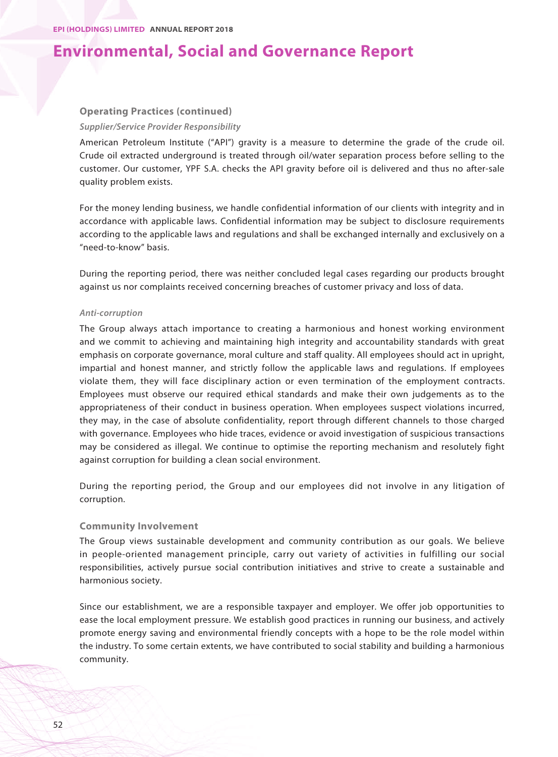# Environmental, Social and Governance Report

### Operating Practices (continued)

#### *Supplier/Service Provider Responsibility*

American Petroleum Institute ("API") gravity is a measure to determine the grade of the crude oil. Crude oil extracted underground is treated through oil/water separation process before selling to the customer. Our customer, YPF S.A. checks the API gravity before oil is delivered and thus no after-sale quality problem exists.

For the money lending business, we handle confidential information of our clients with integrity and in accordance with applicable laws. Confidential information may be subject to disclosure requirements according to the applicable laws and regulations and shall be exchanged internally and exclusively on a "need-to-know" basis.

During the reporting period, there was neither concluded legal cases regarding our products brought against us nor complaints received concerning breaches of customer privacy and loss of data.

#### *Anti-corruption*

The Group always attach importance to creating a harmonious and honest working environment and we commit to achieving and maintaining high integrity and accountability standards with great emphasis on corporate governance, moral culture and staff quality. All employees should act in upright, impartial and honest manner, and strictly follow the applicable laws and regulations. If employees violate them, they will face disciplinary action or even termination of the employment contracts. Employees must observe our required ethical standards and make their own judgements as to the appropriateness of their conduct in business operation. When employees suspect violations incurred, they may, in the case of absolute confidentiality, report through different channels to those charged with governance. Employees who hide traces, evidence or avoid investigation of suspicious transactions may be considered as illegal. We continue to optimise the reporting mechanism and resolutely fight against corruption for building a clean social environment.

During the reporting period, the Group and our employees did not involve in any litigation of corruption.

### Community Involvement

The Group views sustainable development and community contribution as our goals. We believe in people-oriented management principle, carry out variety of activities in fulfilling our social responsibilities, actively pursue social contribution initiatives and strive to create a sustainable and harmonious society.

Since our establishment, we are a responsible taxpayer and employer. We offer job opportunities to ease the local employment pressure. We establish good practices in running our business, and actively promote energy saving and environmental friendly concepts with a hope to be the role model within the industry. To some certain extents, we have contributed to social stability and building a harmonious community.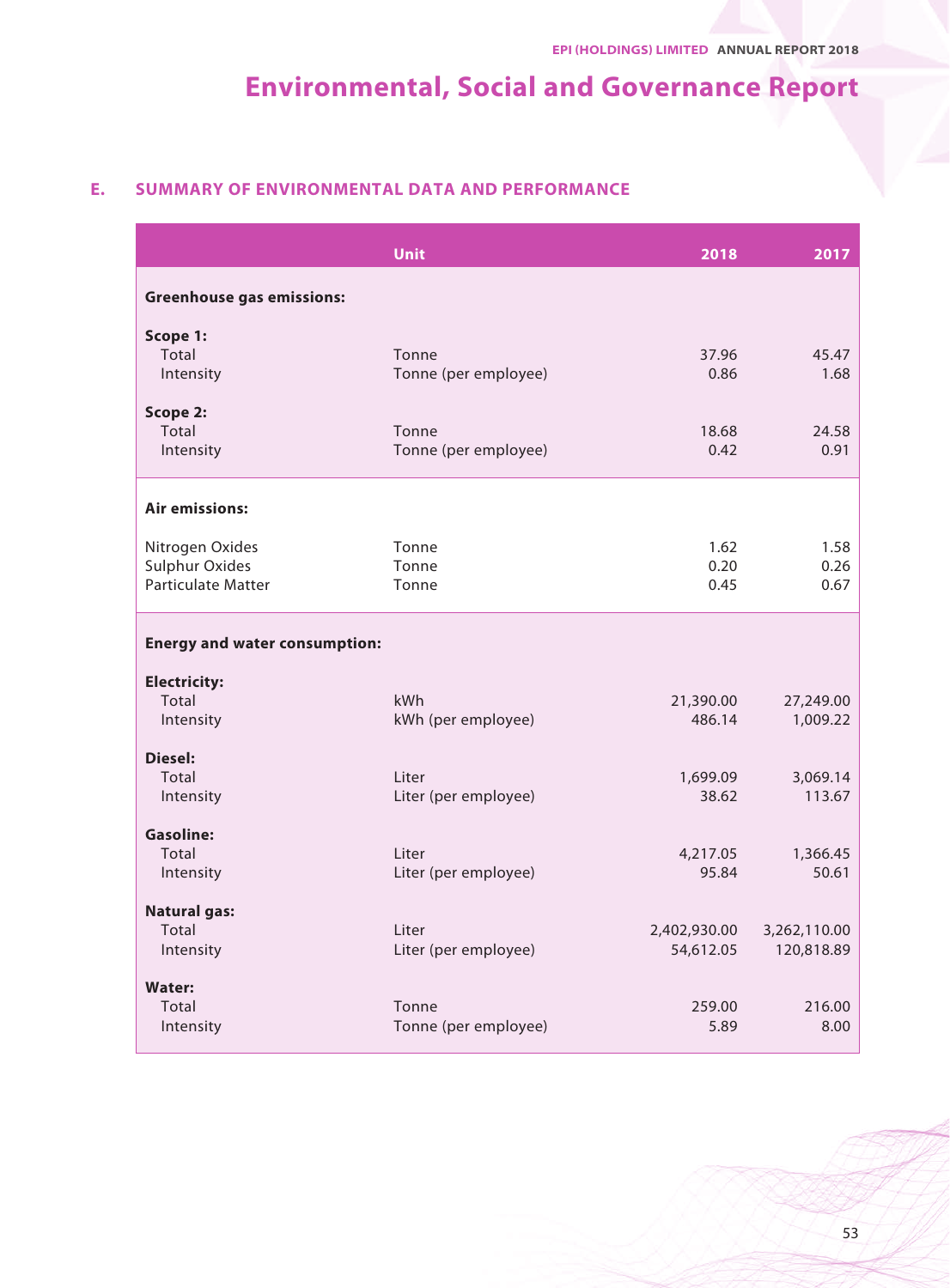## E. SUMMARY OF ENVIRONMENTAL DATA AND PERFORMANCE

| | Unit | 2018 | 2017 |
|---|---|---|---|
| **Greenhouse gas emissions:** | | | |
| **Scope 1:** | | | |
| Total | Tonne | 37.96 | 45.47 |
| Intensity | Tonne (per employee) | 0.86 | 1.68 |
| **Scope 2:** | | | |
| Total | Tonne | 18.68 | 24.58 |
| Intensity | Tonne (per employee) | 0.42 | 0.91 |
| **Air emissions:** | | | |
| Nitrogen Oxides | Tonne | 1.62 | 1.58 |
| Sulphur Oxides | Tonne | 0.20 | 0.26 |
| Particulate Matter | Tonne | 0.45 | 0.67 |
| **Energy and water consumption:** | | | |
| **Electricity:** | | | |
| Total | kWh | 21,390.00 | 27,249.00 |
| Intensity | kWh (per employee) | 486.14 | 1,009.22 |
| **Diesel:** | | | |
| Total | Liter | 1,699.09 | 3,069.14 |
| Intensity | Liter (per employee) | 38.62 | 113.67 |
| **Gasoline:** | | | |
| Total | Liter | 4,217.05 | 1,366.45 |
| Intensity | Liter (per employee) | 95.84 | 50.61 |
| **Natural gas:** | | | |
| Total | Liter | 2,402,930.00 | 3,262,110.00 |
| Intensity | Liter (per employee) | 54,612.05 | 120,818.89 |
| **Water:** | | | |
| Total | Tonne | 259.00 | 216.00 |
| Intensity | Tonne (per employee) | 5.89 | 8.00 |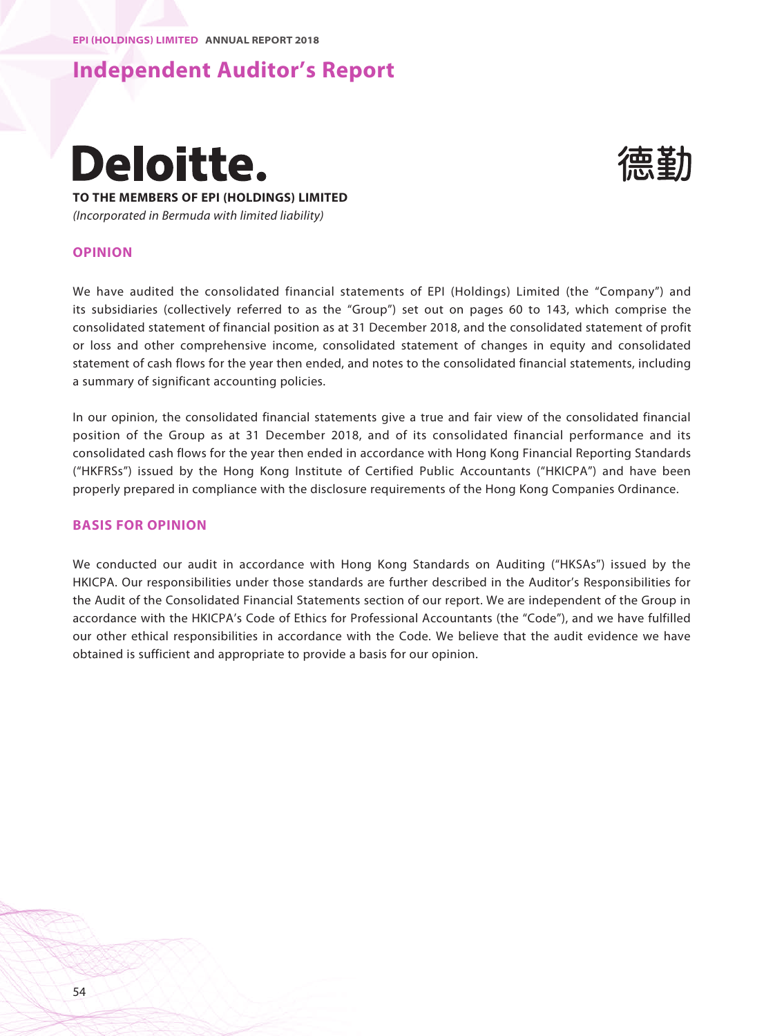# Independent Auditor's Report

Deloitte.

德勤

**TO THE MEMBERS OF EPI (HOLDINGS) LIMITED**

*(Incorporated in Bermuda with limited liability)*

## OPINION

We have audited the consolidated financial statements of EPI (Holdings) Limited (the "Company") and its subsidiaries (collectively referred to as the "Group") set out on pages 60 to 143, which comprise the consolidated statement of financial position as at 31 December 2018, and the consolidated statement of profit or loss and other comprehensive income, consolidated statement of changes in equity and consolidated statement of cash flows for the year then ended, and notes to the consolidated financial statements, including a summary of significant accounting policies.

In our opinion, the consolidated financial statements give a true and fair view of the consolidated financial position of the Group as at 31 December 2018, and of its consolidated financial performance and its consolidated cash flows for the year then ended in accordance with Hong Kong Financial Reporting Standards ("HKFRSs") issued by the Hong Kong Institute of Certified Public Accountants ("HKICPA") and have been properly prepared in compliance with the disclosure requirements of the Hong Kong Companies Ordinance.

## BASIS FOR OPINION

We conducted our audit in accordance with Hong Kong Standards on Auditing ("HKSAs") issued by the HKICPA. Our responsibilities under those standards are further described in the Auditor's Responsibilities for the Audit of the Consolidated Financial Statements section of our report. We are independent of the Group in accordance with the HKICPA's Code of Ethics for Professional Accountants (the "Code"), and we have fulfilled our other ethical responsibilities in accordance with the Code. We believe that the audit evidence we have obtained is sufficient and appropriate to provide a basis for our opinion.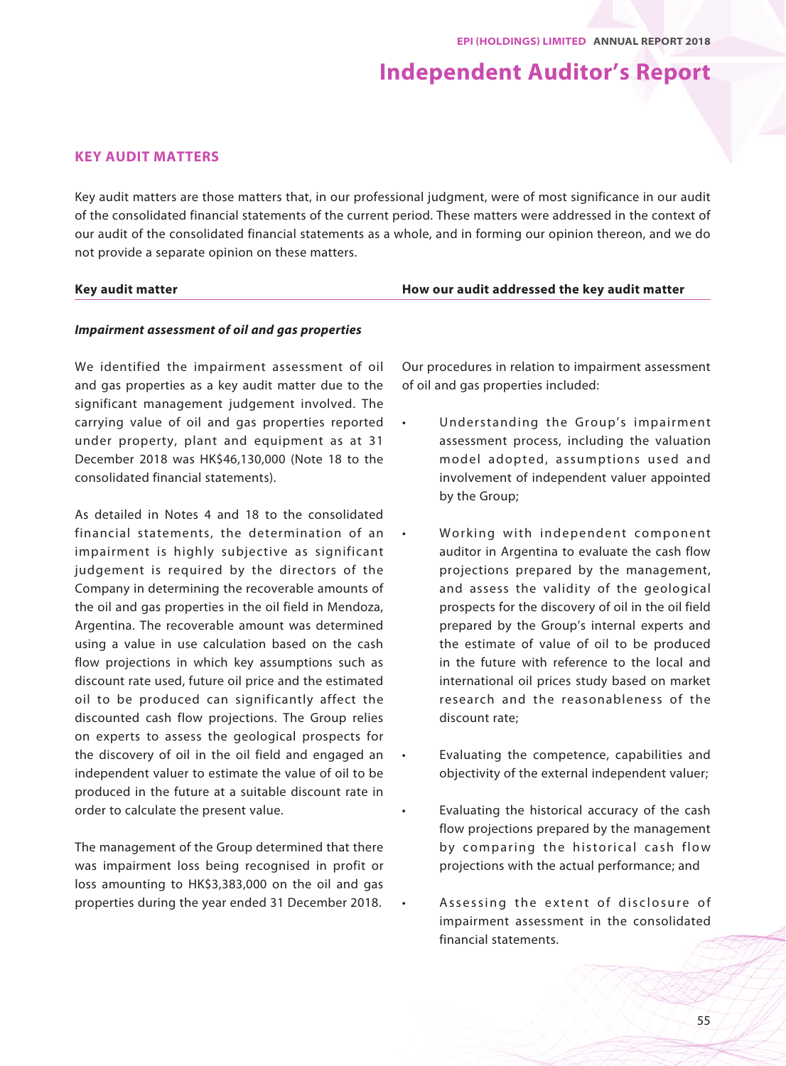# Independent Auditor's Report

## KEY AUDIT MATTERS

Key audit matters are those matters that, in our professional judgment, were of most significance in our audit of the consolidated financial statements of the current period. These matters were addressed in the context of our audit of the consolidated financial statements as a whole, and in forming our opinion thereon, and we do not provide a separate opinion on these matters.

| Key audit matter | How our audit addressed the key audit matter |
| --- | --- |
| ***Impairment assessment of oil and gas properties*** | |
| We identified the impairment assessment of oil and gas properties as a key audit matter due to the significant management judgement involved. The carrying value of oil and gas properties reported under property, plant and equipment as at 31 December 2018 was HK$46,130,000 (Note 18 to the consolidated financial statements).<br><br>As detailed in Notes 4 and 18 to the consolidated financial statements, the determination of an impairment is highly subjective as significant judgement is required by the directors of the Company in determining the recoverable amounts of the oil and gas properties in the oil field in Mendoza, Argentina. The recoverable amount was determined using a value in use calculation based on the cash flow projections in which key assumptions such as discount rate used, future oil price and the estimated oil to be produced can significantly affect the discounted cash flow projections. The Group relies on experts to assess the geological prospects for the discovery of oil in the oil field and engaged an independent valuer to estimate the value of oil to be produced in the future at a suitable discount rate in order to calculate the present value.<br><br>The management of the Group determined that there was impairment loss being recognised in profit or loss amounting to HK$3,383,000 on the oil and gas properties during the year ended 31 December 2018. | Our procedures in relation to impairment assessment of oil and gas properties included:<br><br>• Understanding the Group's impairment assessment process, including the valuation model adopted, assumptions used and involvement of independent valuer appointed by the Group;<br><br>• Working with independent component auditor in Argentina to evaluate the cash flow projections prepared by the management, and assess the validity of the geological prospects for the discovery of oil in the oil field prepared by the Group's internal experts and the estimate of value of oil to be produced in the future with reference to the local and international oil prices study based on market research and the reasonableness of the discount rate;<br><br>• Evaluating the competence, capabilities and objectivity of the external independent valuer;<br><br>• Evaluating the historical accuracy of the cash flow projections prepared by the management by comparing the historical cash flow projections with the actual performance; and<br><br>• Assessing the extent of disclosure of impairment assessment in the consolidated financial statements. |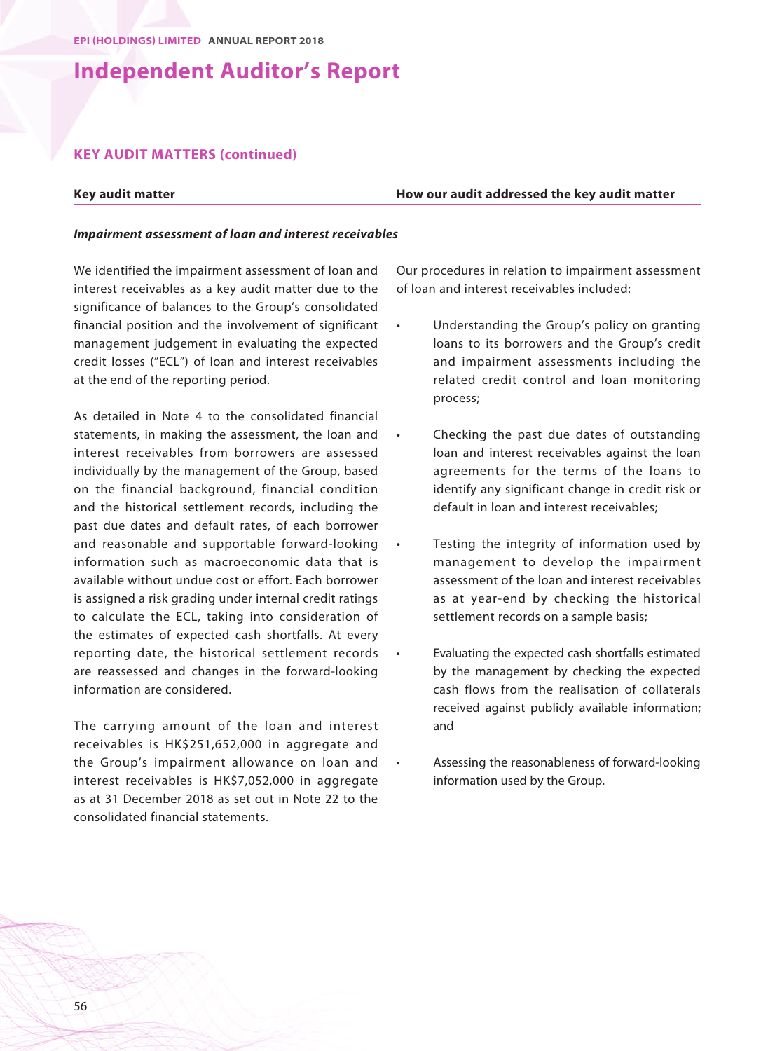# Independent Auditor's Report

## KEY AUDIT MATTERS (continued)

| Key audit matter | How our audit addressed the key audit matter |
|---|---|
| ***Impairment assessment of loan and interest receivables*** | |
| We identified the impairment assessment of loan and interest receivables as a key audit matter due to the significance of balances to the Group's consolidated financial position and the involvement of significant management judgement in evaluating the expected credit losses ("ECL") of loan and interest receivables at the end of the reporting period.<br><br>As detailed in Note 4 to the consolidated financial statements, in making the assessment, the loan and interest receivables from borrowers are assessed individually by the management of the Group, based on the financial background, financial condition and the historical settlement records, including the past due dates and default rates, of each borrower and reasonable and supportable forward-looking information such as macroeconomic data that is available without undue cost or effort. Each borrower is assigned a risk grading under internal credit ratings to calculate the ECL, taking into consideration of the estimates of expected cash shortfalls. At every reporting date, the historical settlement records are reassessed and changes in the forward-looking information are considered.<br><br>The carrying amount of the loan and interest receivables is HK$251,652,000 in aggregate and the Group's impairment allowance on loan and interest receivables is HK$7,052,000 in aggregate as at 31 December 2018 as set out in Note 22 to the consolidated financial statements. | Our procedures in relation to impairment assessment of loan and interest receivables included:<br><br>• Understanding the Group's policy on granting loans to its borrowers and the Group's credit and impairment assessments including the related credit control and loan monitoring process;<br><br>• Checking the past due dates of outstanding loan and interest receivables against the loan agreements for the terms of the loans to identify any significant change in credit risk or default in loan and interest receivables;<br><br>• Testing the integrity of information used by management to develop the impairment assessment of the loan and interest receivables as at year-end by checking the historical settlement records on a sample basis;<br><br>• Evaluating the expected cash shortfalls estimated by the management by checking the expected cash flows from the realisation of collaterals received against publicly available information; and<br><br>• Assessing the reasonableness of forward-looking information used by the Group. |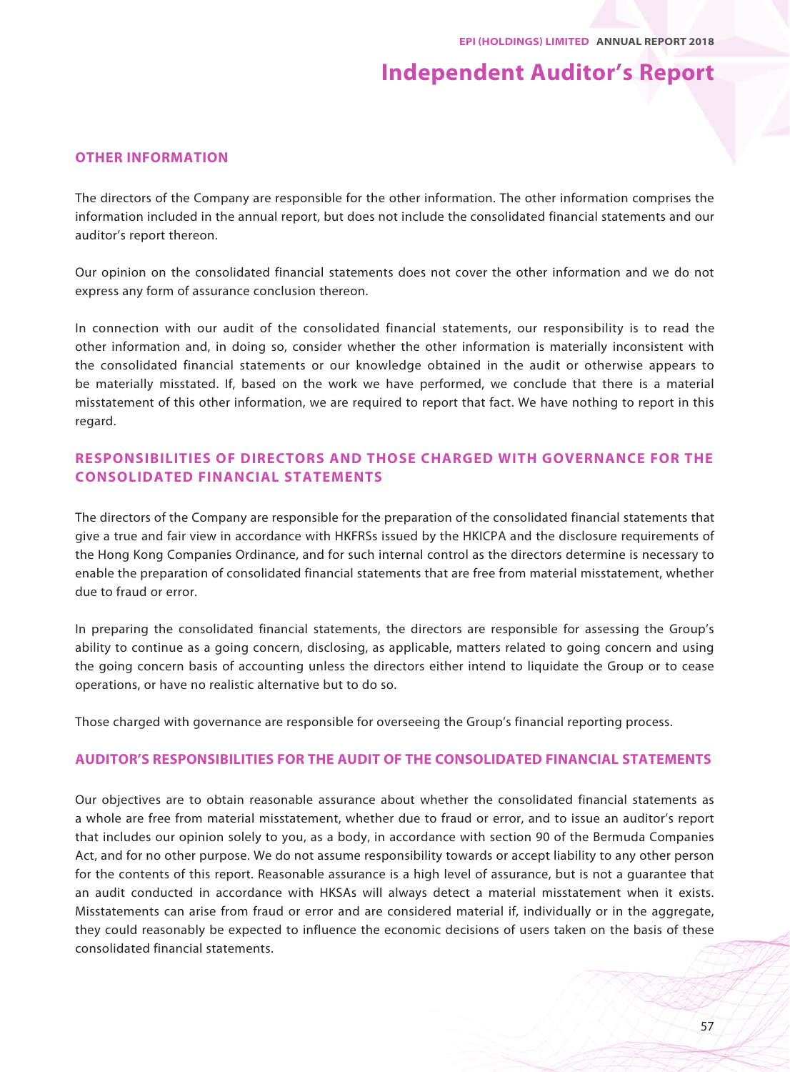## OTHER INFORMATION

The directors of the Company are responsible for the other information. The other information comprises the information included in the annual report, but does not include the consolidated financial statements and our auditor's report thereon.

Our opinion on the consolidated financial statements does not cover the other information and we do not express any form of assurance conclusion thereon.

In connection with our audit of the consolidated financial statements, our responsibility is to read the other information and, in doing so, consider whether the other information is materially inconsistent with the consolidated financial statements or our knowledge obtained in the audit or otherwise appears to be materially misstated. If, based on the work we have performed, we conclude that there is a material misstatement of this other information, we are required to report that fact. We have nothing to report in this regard.

## RESPONSIBILITIES OF DIRECTORS AND THOSE CHARGED WITH GOVERNANCE FOR THE CONSOLIDATED FINANCIAL STATEMENTS

The directors of the Company are responsible for the preparation of the consolidated financial statements that give a true and fair view in accordance with HKFRSs issued by the HKICPA and the disclosure requirements of the Hong Kong Companies Ordinance, and for such internal control as the directors determine is necessary to enable the preparation of consolidated financial statements that are free from material misstatement, whether due to fraud or error.

In preparing the consolidated financial statements, the directors are responsible for assessing the Group's ability to continue as a going concern, disclosing, as applicable, matters related to going concern and using the going concern basis of accounting unless the directors either intend to liquidate the Group or to cease operations, or have no realistic alternative but to do so.

Those charged with governance are responsible for overseeing the Group's financial reporting process.

## AUDITOR'S RESPONSIBILITIES FOR THE AUDIT OF THE CONSOLIDATED FINANCIAL STATEMENTS

Our objectives are to obtain reasonable assurance about whether the consolidated financial statements as a whole are free from material misstatement, whether due to fraud or error, and to issue an auditor's report that includes our opinion solely to you, as a body, in accordance with section 90 of the Bermuda Companies Act, and for no other purpose. We do not assume responsibility towards or accept liability to any other person for the contents of this report. Reasonable assurance is a high level of assurance, but is not a guarantee that an audit conducted in accordance with HKSAs will always detect a material misstatement when it exists. Misstatements can arise from fraud or error and are considered material if, individually or in the aggregate, they could reasonably be expected to influence the economic decisions of users taken on the basis of these consolidated financial statements.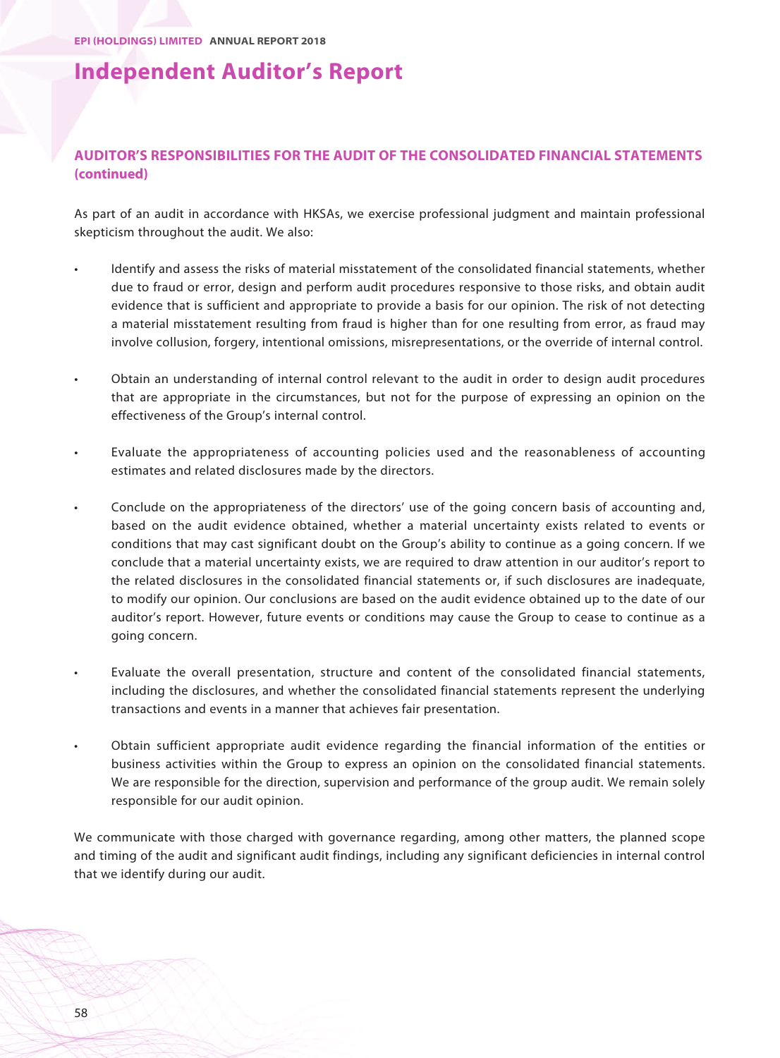# Independent Auditor's Report

## AUDITOR'S RESPONSIBILITIES FOR THE AUDIT OF THE CONSOLIDATED FINANCIAL STATEMENTS (continued)

As part of an audit in accordance with HKSAs, we exercise professional judgment and maintain professional skepticism throughout the audit. We also:

- Identify and assess the risks of material misstatement of the consolidated financial statements, whether due to fraud or error, design and perform audit procedures responsive to those risks, and obtain audit evidence that is sufficient and appropriate to provide a basis for our opinion. The risk of not detecting a material misstatement resulting from fraud is higher than for one resulting from error, as fraud may involve collusion, forgery, intentional omissions, misrepresentations, or the override of internal control.

- Obtain an understanding of internal control relevant to the audit in order to design audit procedures that are appropriate in the circumstances, but not for the purpose of expressing an opinion on the effectiveness of the Group's internal control.

- Evaluate the appropriateness of accounting policies used and the reasonableness of accounting estimates and related disclosures made by the directors.

- Conclude on the appropriateness of the directors' use of the going concern basis of accounting and, based on the audit evidence obtained, whether a material uncertainty exists related to events or conditions that may cast significant doubt on the Group's ability to continue as a going concern. If we conclude that a material uncertainty exists, we are required to draw attention in our auditor's report to the related disclosures in the consolidated financial statements or, if such disclosures are inadequate, to modify our opinion. Our conclusions are based on the audit evidence obtained up to the date of our auditor's report. However, future events or conditions may cause the Group to cease to continue as a going concern.

- Evaluate the overall presentation, structure and content of the consolidated financial statements, including the disclosures, and whether the consolidated financial statements represent the underlying transactions and events in a manner that achieves fair presentation.

- Obtain sufficient appropriate audit evidence regarding the financial information of the entities or business activities within the Group to express an opinion on the consolidated financial statements. We are responsible for the direction, supervision and performance of the group audit. We remain solely responsible for our audit opinion.

We communicate with those charged with governance regarding, among other matters, the planned scope and timing of the audit and significant audit findings, including any significant deficiencies in internal control that we identify during our audit.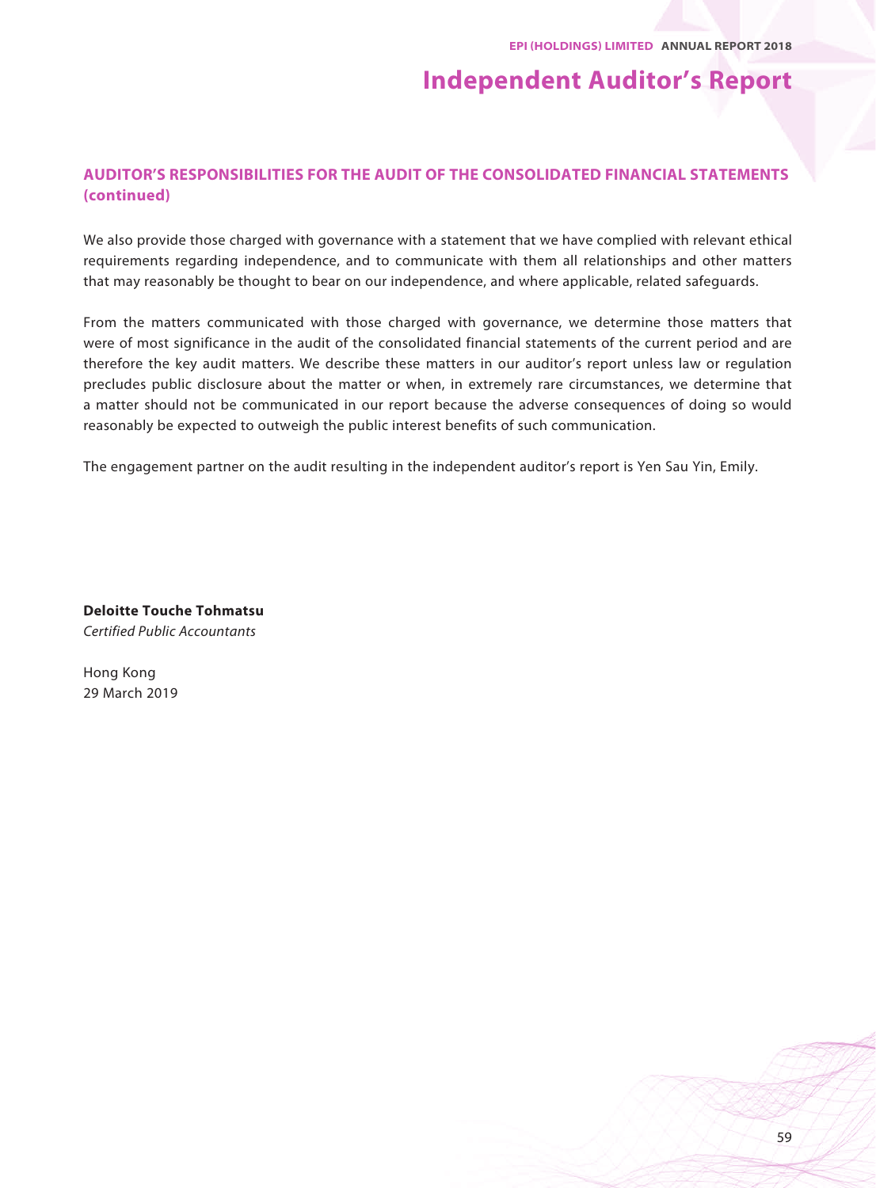## AUDITOR'S RESPONSIBILITIES FOR THE AUDIT OF THE CONSOLIDATED FINANCIAL STATEMENTS (continued)

We also provide those charged with governance with a statement that we have complied with relevant ethical requirements regarding independence, and to communicate with them all relationships and other matters that may reasonably be thought to bear on our independence, and where applicable, related safeguards.

From the matters communicated with those charged with governance, we determine those matters that were of most significance in the audit of the consolidated financial statements of the current period and are therefore the key audit matters. We describe these matters in our auditor's report unless law or regulation precludes public disclosure about the matter or when, in extremely rare circumstances, we determine that a matter should not be communicated in our report because the adverse consequences of doing so would reasonably be expected to outweigh the public interest benefits of such communication.

The engagement partner on the audit resulting in the independent auditor's report is Yen Sau Yin, Emily.

**Deloitte Touche Tohmatsu**
*Certified Public Accountants*

Hong Kong
29 March 2019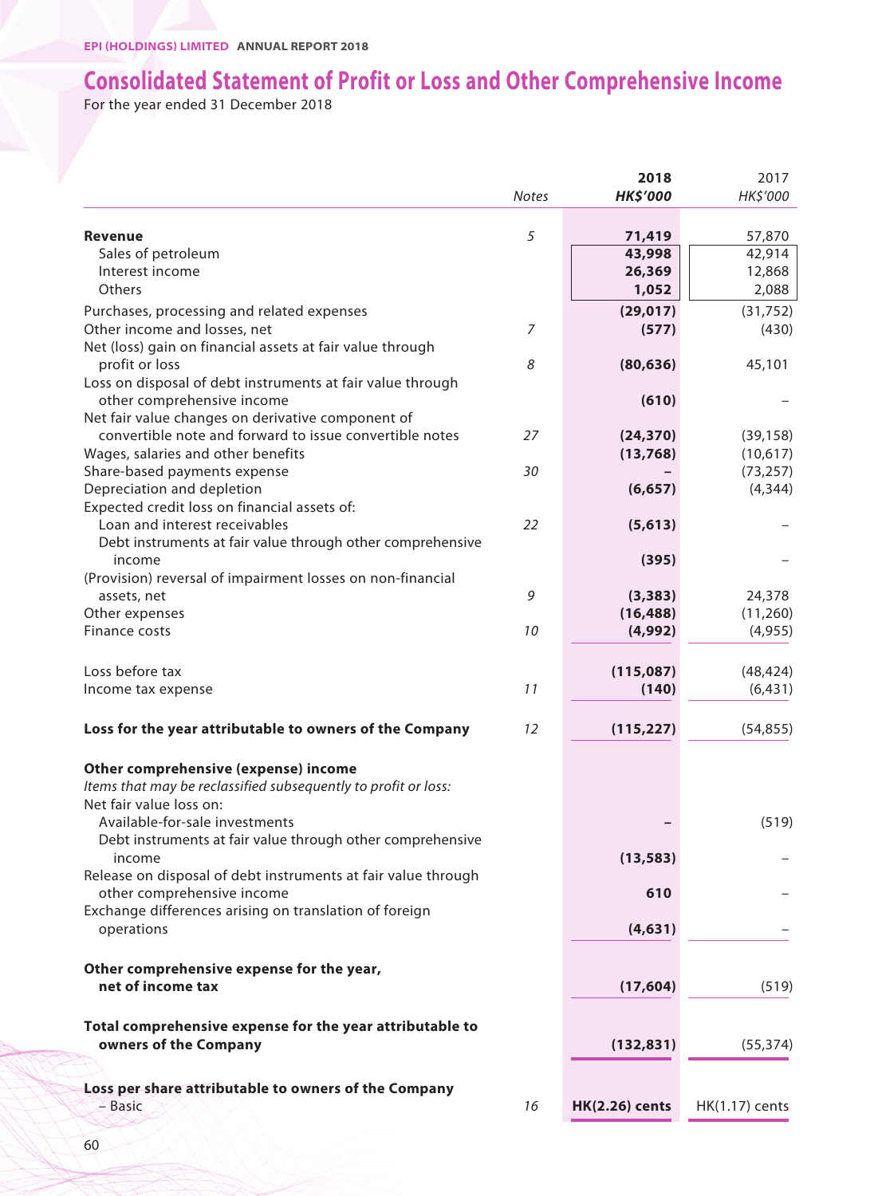# Consolidated Statement of Profit or Loss and Other Comprehensive Income

For the year ended 31 December 2018

| | Notes | 2018 HK$'000 | 2017 HK$'000 |
|---|---|---|---|
| **Revenue** | 5 | **71,419** | 57,870 |
| Sales of petroleum | | **43,998** | 42,914 |
| Interest income | | **26,369** | 12,868 |
| Others | | **1,052** | 2,088 |
| Purchases, processing and related expenses | | **(29,017)** | (31,752) |
| Other income and losses, net | 7 | **(577)** | (430) |
| Net (loss) gain on financial assets at fair value through profit or loss | 8 | **(80,636)** | 45,101 |
| Loss on disposal of debt instruments at fair value through other comprehensive income | | **(610)** | – |
| Net fair value changes on derivative component of convertible note and forward to issue convertible notes | 27 | **(24,370)** | (39,158) |
| Wages, salaries and other benefits | | **(13,768)** | (10,617) |
| Share-based payments expense | 30 | **–** | (73,257) |
| Depreciation and depletion | | **(6,657)** | (4,344) |
| Expected credit loss on financial assets of: | | | |
| Loan and interest receivables | 22 | **(5,613)** | – |
| Debt instruments at fair value through other comprehensive income | | **(395)** | – |
| (Provision) reversal of impairment losses on non-financial assets, net | 9 | **(3,383)** | 24,378 |
| Other expenses | | **(16,488)** | (11,260) |
| Finance costs | 10 | **(4,992)** | (4,955) |
| Loss before tax | | **(115,087)** | (48,424) |
| Income tax expense | 11 | **(140)** | (6,431) |
| **Loss for the year attributable to owners of the Company** | 12 | **(115,227)** | (54,855) |
| **Other comprehensive (expense) income** | | | |
| *Items that may be reclassified subsequently to profit or loss:* | | | |
| Net fair value loss on: | | | |
| Available-for-sale investments | | **–** | (519) |
| Debt instruments at fair value through other comprehensive income | | **(13,583)** | – |
| Release on disposal of debt instruments at fair value through other comprehensive income | | **610** | – |
| Exchange differences arising on translation of foreign operations | | **(4,631)** | – |
| **Other comprehensive expense for the year, net of income tax** | | **(17,604)** | (519) |
| **Total comprehensive expense for the year attributable to owners of the Company** | | **(132,831)** | (55,374) |
| **Loss per share attributable to owners of the Company** | | | |
| – Basic | 16 | **HK(2.26) cents** | HK(1.17) cents |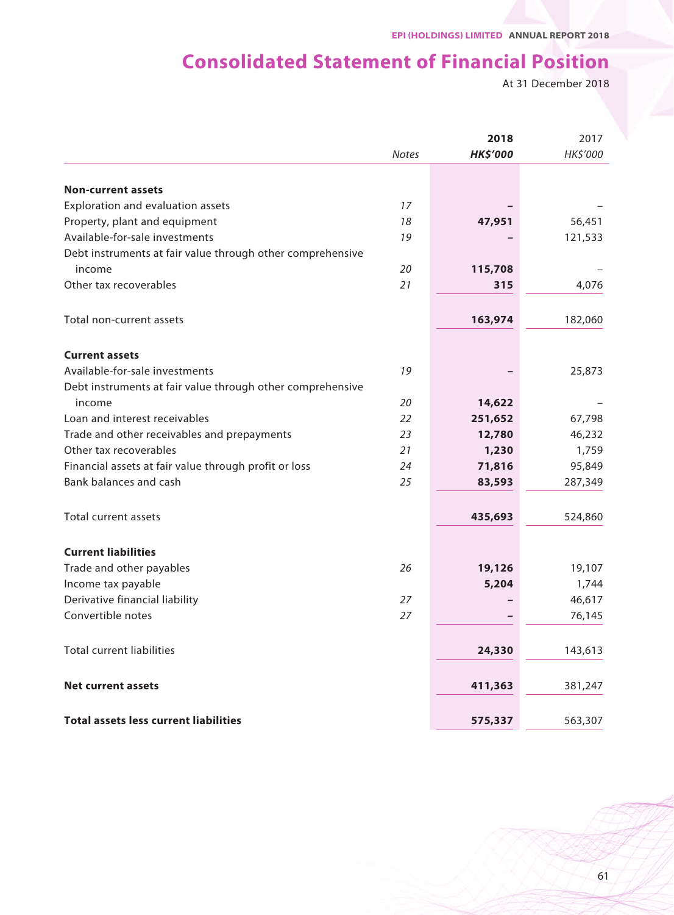# Consolidated Statement of Financial Position

At 31 December 2018

| | Notes | 2018 HK$'000 | 2017 HK$'000 |
|---|---|---|---|
| **Non-current assets** | | | |
| Exploration and evaluation assets | 17 | – | – |
| Property, plant and equipment | 18 | **47,951** | 56,451 |
| Available-for-sale investments | 19 | – | 121,533 |
| Debt instruments at fair value through other comprehensive income | 20 | **115,708** | – |
| Other tax recoverables | 21 | **315** | 4,076 |
| Total non-current assets | | **163,974** | 182,060 |
| **Current assets** | | | |
| Available-for-sale investments | 19 | – | 25,873 |
| Debt instruments at fair value through other comprehensive income | 20 | **14,622** | – |
| Loan and interest receivables | 22 | **251,652** | 67,798 |
| Trade and other receivables and prepayments | 23 | **12,780** | 46,232 |
| Other tax recoverables | 21 | **1,230** | 1,759 |
| Financial assets at fair value through profit or loss | 24 | **71,816** | 95,849 |
| Bank balances and cash | 25 | **83,593** | 287,349 |
| Total current assets | | **435,693** | 524,860 |
| **Current liabilities** | | | |
| Trade and other payables | 26 | **19,126** | 19,107 |
| Income tax payable | | **5,204** | 1,744 |
| Derivative financial liability | 27 | – | 46,617 |
| Convertible notes | 27 | – | 76,145 |
| Total current liabilities | | **24,330** | 143,613 |
| **Net current assets** | | **411,363** | 381,247 |
| **Total assets less current liabilities** | | **575,337** | 563,307 |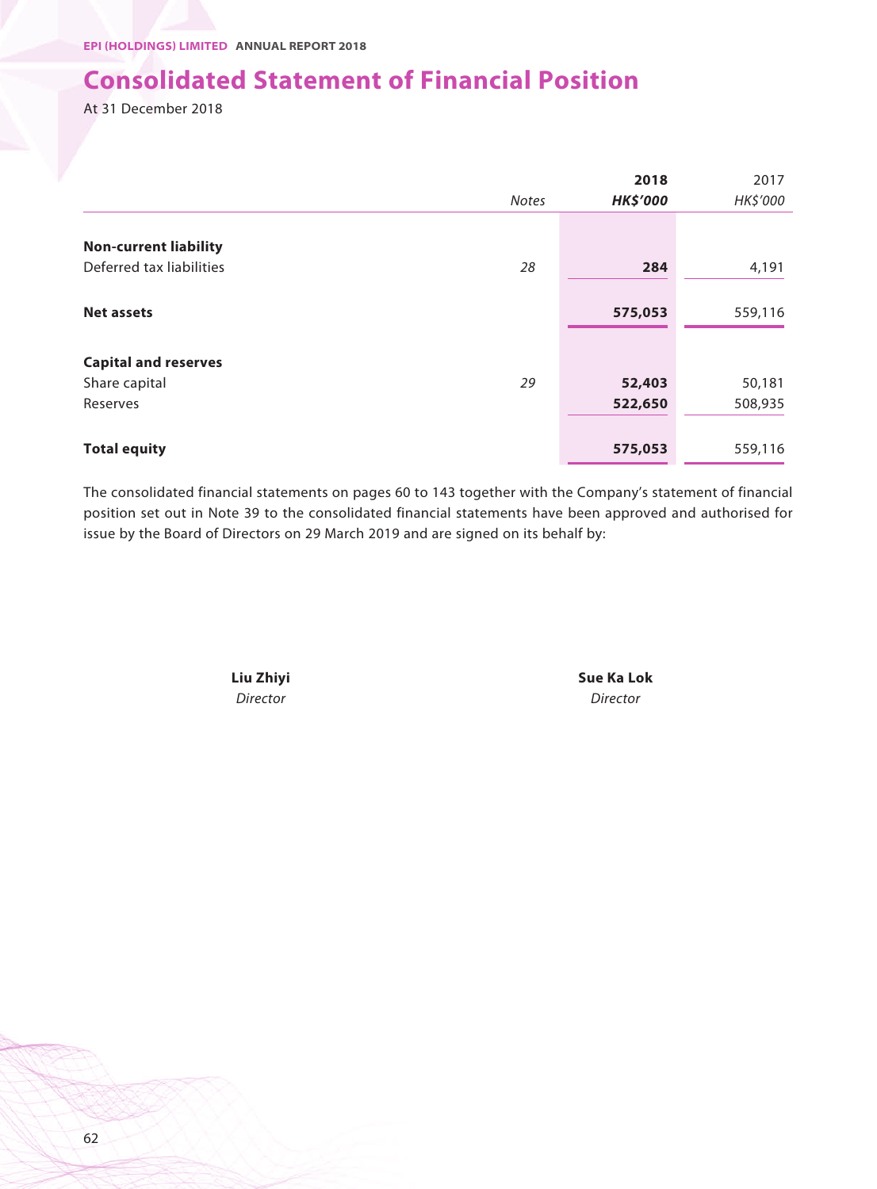# Consolidated Statement of Financial Position

At 31 December 2018

| | *Notes* | **2018** **HK$'000** | 2017 HK$'000 |
|---|---|---|---|
| **Non-current liability** | | | |
| Deferred tax liabilities | *28* | **284** | 4,191 |
| **Net assets** | | **575,053** | 559,116 |
| **Capital and reserves** | | | |
| Share capital | *29* | **52,403** | 50,181 |
| Reserves | | **522,650** | 508,935 |
| **Total equity** | | **575,053** | 559,116 |

The consolidated financial statements on pages 60 to 143 together with the Company's statement of financial position set out in Note 39 to the consolidated financial statements have been approved and authorised for issue by the Board of Directors on 29 March 2019 and are signed on its behalf by:

| **Liu Zhiyi** | **Sue Ka Lok** |
|---|---|
| *Director* | *Director* |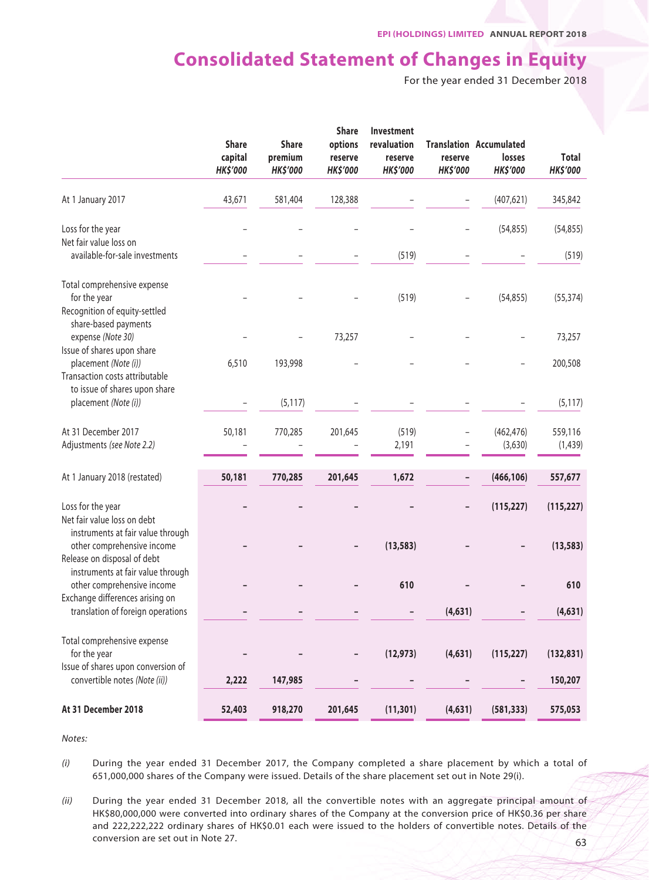# Consolidated Statement of Changes in Equity

For the year ended 31 December 2018

| | Share capital HK$'000 | Share premium HK$'000 | Share options reserve HK$'000 | Investment revaluation reserve HK$'000 | Translation reserve HK$'000 | Accumulated losses HK$'000 | Total HK$'000 |
|---|---|---|---|---|---|---|---|
| At 1 January 2017 | 43,671 | 581,404 | 128,388 | – | – | (407,621) | 345,842 |
| Loss for the year | – | – | – | – | – | (54,855) | (54,855) |
| Net fair value loss on available-for-sale investments | – | – | – | (519) | – | – | (519) |
| Total comprehensive expense for the year | – | – | – | (519) | – | (54,855) | (55,374) |
| Recognition of equity-settled share-based payments expense *(Note 30)* | – | – | 73,257 | – | – | – | 73,257 |
| Issue of shares upon share placement *(Note (i))* | 6,510 | 193,998 | – | – | – | – | 200,508 |
| Transaction costs attributable to issue of shares upon share placement *(Note (i))* | – | (5,117) | – | – | – | – | (5,117) |
| At 31 December 2017 | 50,181 | 770,285 | 201,645 | (519) | – | (462,476) | 559,116 |
| Adjustments *(see Note 2.2)* | – | – | – | 2,191 | – | (3,630) | (1,439) |
| **At 1 January 2018 (restated)** | **50,181** | **770,285** | **201,645** | **1,672** | **–** | **(466,106)** | **557,677** |
| Loss for the year | **–** | **–** | **–** | **–** | **–** | **(115,227)** | **(115,227)** |
| Net fair value loss on debt instruments at fair value through other comprehensive income | **–** | **–** | **–** | **(13,583)** | **–** | **–** | **(13,583)** |
| Release on disposal of debt instruments at fair value through other comprehensive income | **–** | **–** | **–** | **610** | **–** | **–** | **610** |
| Exchange differences arising on translation of foreign operations | **–** | **–** | **–** | **–** | **(4,631)** | **–** | **(4,631)** |
| Total comprehensive expense for the year | **–** | **–** | **–** | **(12,973)** | **(4,631)** | **(115,227)** | **(132,831)** |
| Issue of shares upon conversion of convertible notes *(Note (ii))* | **2,222** | **147,985** | **–** | **–** | **–** | **–** | **150,207** |
| **At 31 December 2018** | **52,403** | **918,270** | **201,645** | **(11,301)** | **(4,631)** | **(581,333)** | **575,053** |

*Notes:*

*(i)* During the year ended 31 December 2017, the Company completed a share placement by which a total of 651,000,000 shares of the Company were issued. Details of the share placement set out in Note 29(i).

*(ii)* During the year ended 31 December 2018, all the convertible notes with an aggregate principal amount of HK$80,000,000 were converted into ordinary shares of the Company at the conversion price of HK$0.36 per share and 222,222,222 ordinary shares of HK$0.01 each were issued to the holders of convertible notes. Details of the conversion are set out in Note 27.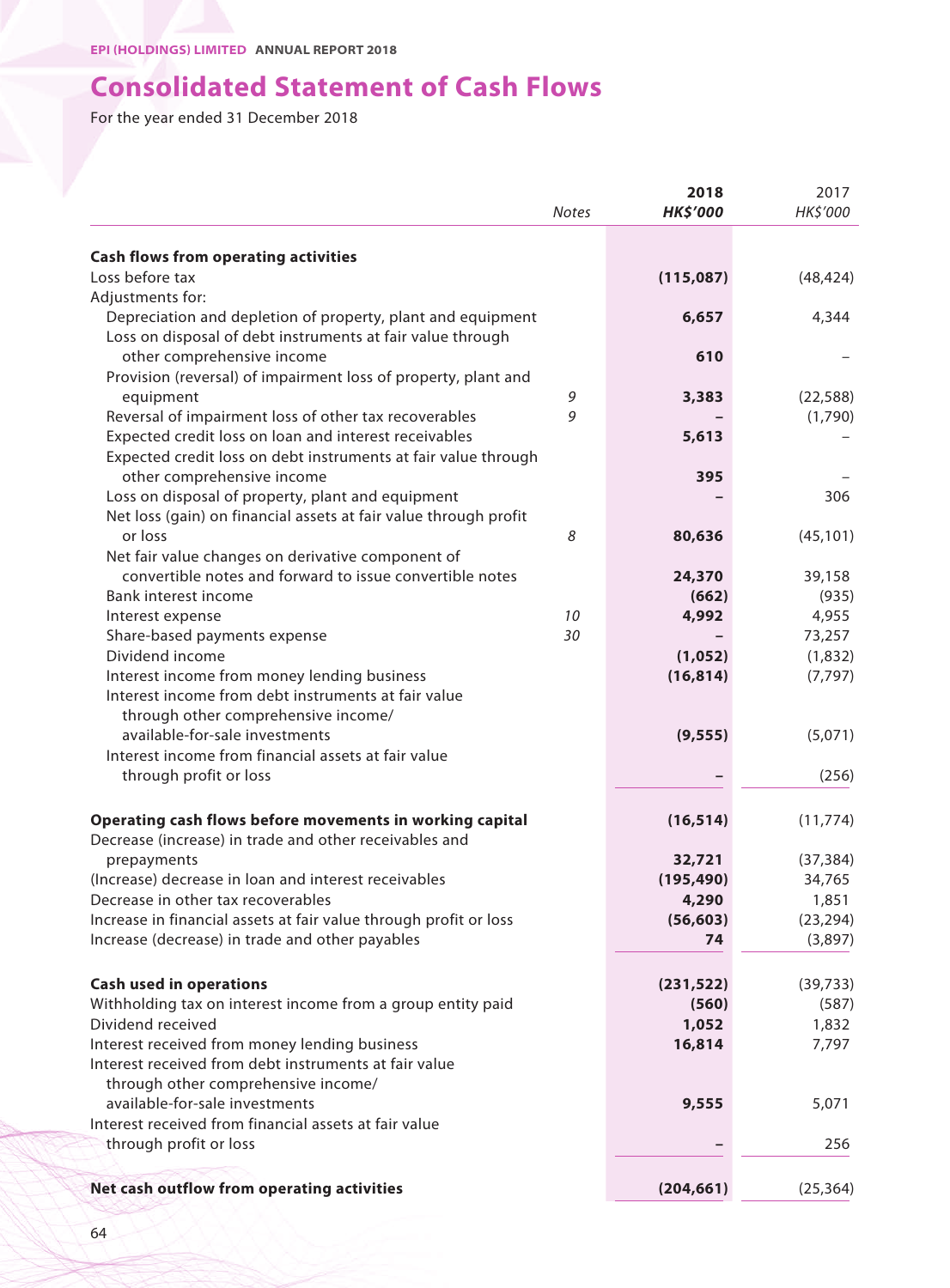# Consolidated Statement of Cash Flows

For the year ended 31 December 2018

| | Notes | 2018 HK$'000 | 2017 HK$'000 |
|---|---|---|---|
| **Cash flows from operating activities** | | | |
| Loss before tax | | **(115,087)** | (48,424) |
| Adjustments for: | | | |
| Depreciation and depletion of property, plant and equipment | | **6,657** | 4,344 |
| Loss on disposal of debt instruments at fair value through other comprehensive income | | **610** | – |
| Provision (reversal) of impairment loss of property, plant and equipment | 9 | **3,383** | (22,588) |
| Reversal of impairment loss of other tax recoverables | 9 | **–** | (1,790) |
| Expected credit loss on loan and interest receivables | | **5,613** | – |
| Expected credit loss on debt instruments at fair value through other comprehensive income | | **395** | – |
| Loss on disposal of property, plant and equipment | | **–** | 306 |
| Net loss (gain) on financial assets at fair value through profit or loss | 8 | **80,636** | (45,101) |
| Net fair value changes on derivative component of convertible notes and forward to issue convertible notes | | **24,370** | 39,158 |
| Bank interest income | | **(662)** | (935) |
| Interest expense | 10 | **4,992** | 4,955 |
| Share-based payments expense | 30 | **–** | 73,257 |
| Dividend income | | **(1,052)** | (1,832) |
| Interest income from money lending business | | **(16,814)** | (7,797) |
| Interest income from debt instruments at fair value through other comprehensive income/ available-for-sale investments | | **(9,555)** | (5,071) |
| Interest income from financial assets at fair value through profit or loss | | **–** | (256) |
| **Operating cash flows before movements in working capital** | | **(16,514)** | (11,774) |
| Decrease (increase) in trade and other receivables and prepayments | | **32,721** | (37,384) |
| (Increase) decrease in loan and interest receivables | | **(195,490)** | 34,765 |
| Decrease in other tax recoverables | | **4,290** | 1,851 |
| Increase in financial assets at fair value through profit or loss | | **(56,603)** | (23,294) |
| Increase (decrease) in trade and other payables | | **74** | (3,897) |
| **Cash used in operations** | | **(231,522)** | (39,733) |
| Withholding tax on interest income from a group entity paid | | **(560)** | (587) |
| Dividend received | | **1,052** | 1,832 |
| Interest received from money lending business | | **16,814** | 7,797 |
| Interest received from debt instruments at fair value through other comprehensive income/ available-for-sale investments | | **9,555** | 5,071 |
| Interest received from financial assets at fair value through profit or loss | | **–** | 256 |
| **Net cash outflow from operating activities** | | **(204,661)** | (25,364) |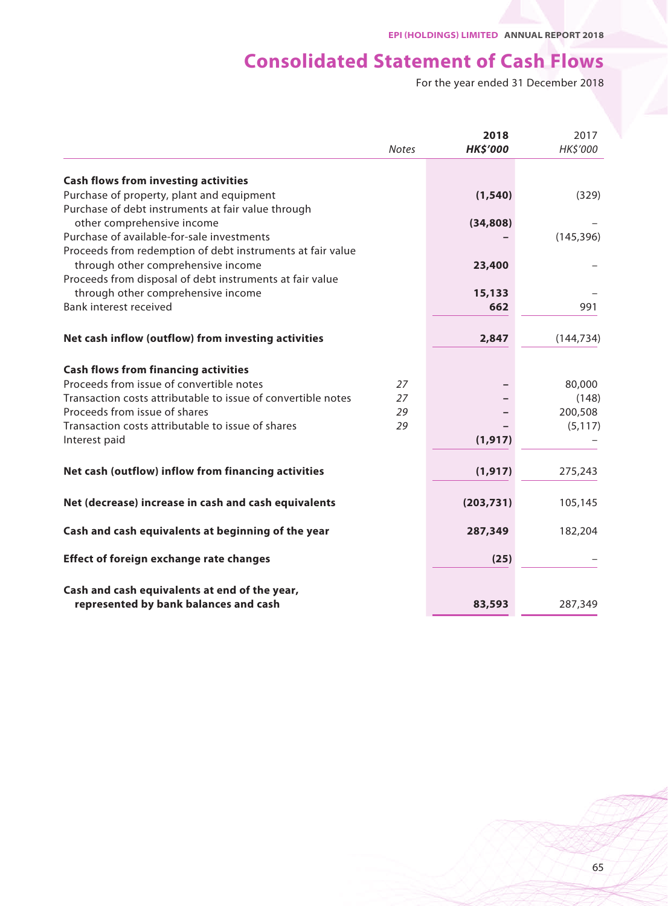# Consolidated Statement of Cash Flows

For the year ended 31 December 2018

| | Notes | 2018 HK$'000 | 2017 HK$'000 |
|---|---|---|---|
| **Cash flows from investing activities** | | | |
| Purchase of property, plant and equipment | | **(1,540)** | (329) |
| Purchase of debt instruments at fair value through other comprehensive income | | **(34,808)** | – |
| Purchase of available-for-sale investments | | **–** | (145,396) |
| Proceeds from redemption of debt instruments at fair value through other comprehensive income | | **23,400** | – |
| Proceeds from disposal of debt instruments at fair value through other comprehensive income | | **15,133** | – |
| Bank interest received | | **662** | 991 |
| **Net cash inflow (outflow) from investing activities** | | **2,847** | (144,734) |
| **Cash flows from financing activities** | | | |
| Proceeds from issue of convertible notes | *27* | **–** | 80,000 |
| Transaction costs attributable to issue of convertible notes | *27* | **–** | (148) |
| Proceeds from issue of shares | *29* | **–** | 200,508 |
| Transaction costs attributable to issue of shares | *29* | **–** | (5,117) |
| Interest paid | | **(1,917)** | – |
| **Net cash (outflow) inflow from financing activities** | | **(1,917)** | 275,243 |
| **Net (decrease) increase in cash and cash equivalents** | | **(203,731)** | 105,145 |
| **Cash and cash equivalents at beginning of the year** | | **287,349** | 182,204 |
| **Effect of foreign exchange rate changes** | | **(25)** | – |
| **Cash and cash equivalents at end of the year, represented by bank balances and cash** | | **83,593** | 287,349 |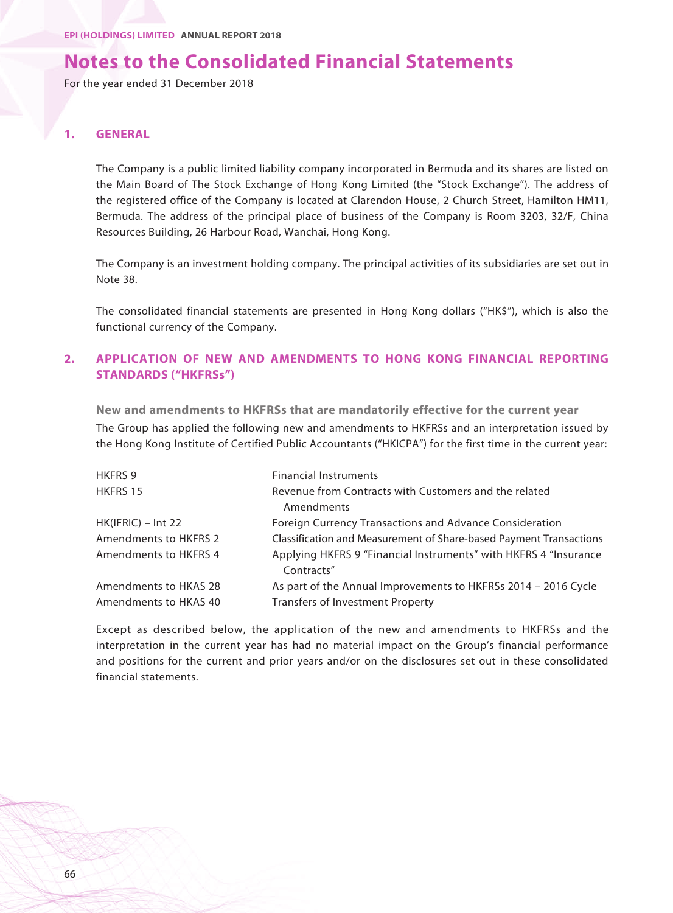# Notes to the Consolidated Financial Statements

For the year ended 31 December 2018

## 1. GENERAL

The Company is a public limited liability company incorporated in Bermuda and its shares are listed on the Main Board of The Stock Exchange of Hong Kong Limited (the "Stock Exchange"). The address of the registered office of the Company is located at Clarendon House, 2 Church Street, Hamilton HM11, Bermuda. The address of the principal place of business of the Company is Room 3203, 32/F, China Resources Building, 26 Harbour Road, Wanchai, Hong Kong.

The Company is an investment holding company. The principal activities of its subsidiaries are set out in Note 38.

The consolidated financial statements are presented in Hong Kong dollars ("HK$"), which is also the functional currency of the Company.

## 2. APPLICATION OF NEW AND AMENDMENTS TO HONG KONG FINANCIAL REPORTING STANDARDS ("HKFRSs")

### New and amendments to HKFRSs that are mandatorily effective for the current year

The Group has applied the following new and amendments to HKFRSs and an interpretation issued by the Hong Kong Institute of Certified Public Accountants ("HKICPA") for the first time in the current year:

| | |
|---|---|
| HKFRS 9 | Financial Instruments |
| HKFRS 15 | Revenue from Contracts with Customers and the related Amendments |
| HK(IFRIC) – Int 22 | Foreign Currency Transactions and Advance Consideration |
| Amendments to HKFRS 2 | Classification and Measurement of Share-based Payment Transactions |
| Amendments to HKFRS 4 | Applying HKFRS 9 "Financial Instruments" with HKFRS 4 "Insurance Contracts" |
| Amendments to HKAS 28 | As part of the Annual Improvements to HKFRSs 2014 – 2016 Cycle |
| Amendments to HKAS 40 | Transfers of Investment Property |

Except as described below, the application of the new and amendments to HKFRSs and the interpretation in the current year has had no material impact on the Group's financial performance and positions for the current and prior years and/or on the disclosures set out in these consolidated financial statements.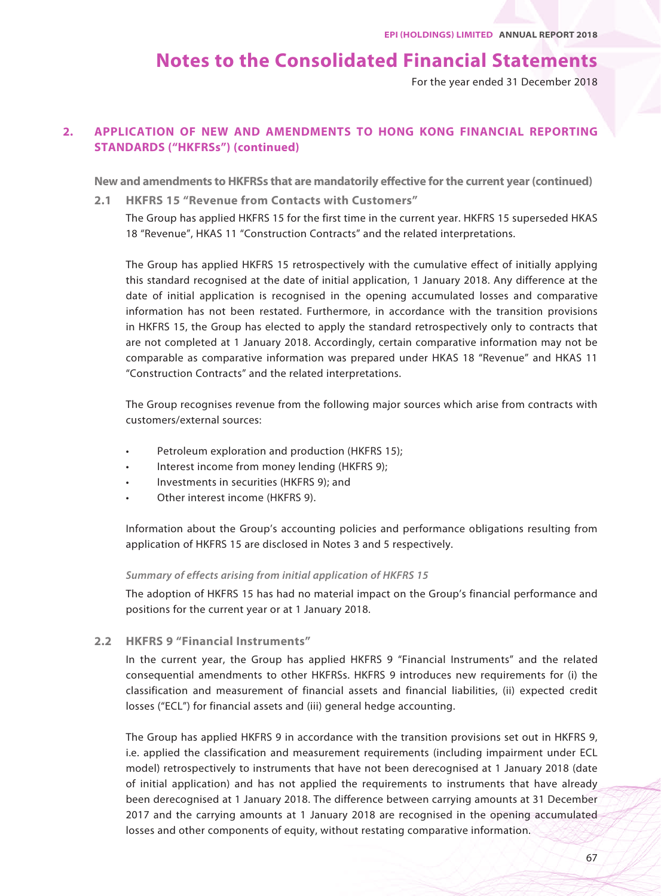# Notes to the Consolidated Financial Statements

For the year ended 31 December 2018

## 2. APPLICATION OF NEW AND AMENDMENTS TO HONG KONG FINANCIAL REPORTING STANDARDS ("HKFRSs") (continued)

**New and amendments to HKFRSs that are mandatorily effective for the current year (continued)**

### 2.1 HKFRS 15 "Revenue from Contacts with Customers"

The Group has applied HKFRS 15 for the first time in the current year. HKFRS 15 superseded HKAS 18 "Revenue", HKAS 11 "Construction Contracts" and the related interpretations.

The Group has applied HKFRS 15 retrospectively with the cumulative effect of initially applying this standard recognised at the date of initial application, 1 January 2018. Any difference at the date of initial application is recognised in the opening accumulated losses and comparative information has not been restated. Furthermore, in accordance with the transition provisions in HKFRS 15, the Group has elected to apply the standard retrospectively only to contracts that are not completed at 1 January 2018. Accordingly, certain comparative information may not be comparable as comparative information was prepared under HKAS 18 "Revenue" and HKAS 11 "Construction Contracts" and the related interpretations.

The Group recognises revenue from the following major sources which arise from contracts with customers/external sources:

- Petroleum exploration and production (HKFRS 15);
- Interest income from money lending (HKFRS 9);
- Investments in securities (HKFRS 9); and
- Other interest income (HKFRS 9).

Information about the Group's accounting policies and performance obligations resulting from application of HKFRS 15 are disclosed in Notes 3 and 5 respectively.

*Summary of effects arising from initial application of HKFRS 15*

The adoption of HKFRS 15 has had no material impact on the Group's financial performance and positions for the current year or at 1 January 2018.

### 2.2 HKFRS 9 "Financial Instruments"

In the current year, the Group has applied HKFRS 9 "Financial Instruments" and the related consequential amendments to other HKFRSs. HKFRS 9 introduces new requirements for (i) the classification and measurement of financial assets and financial liabilities, (ii) expected credit losses ("ECL") for financial assets and (iii) general hedge accounting.

The Group has applied HKFRS 9 in accordance with the transition provisions set out in HKFRS 9, i.e. applied the classification and measurement requirements (including impairment under ECL model) retrospectively to instruments that have not been derecognised at 1 January 2018 (date of initial application) and has not applied the requirements to instruments that have already been derecognised at 1 January 2018. The difference between carrying amounts at 31 December 2017 and the carrying amounts at 1 January 2018 are recognised in the opening accumulated losses and other components of equity, without restating comparative information.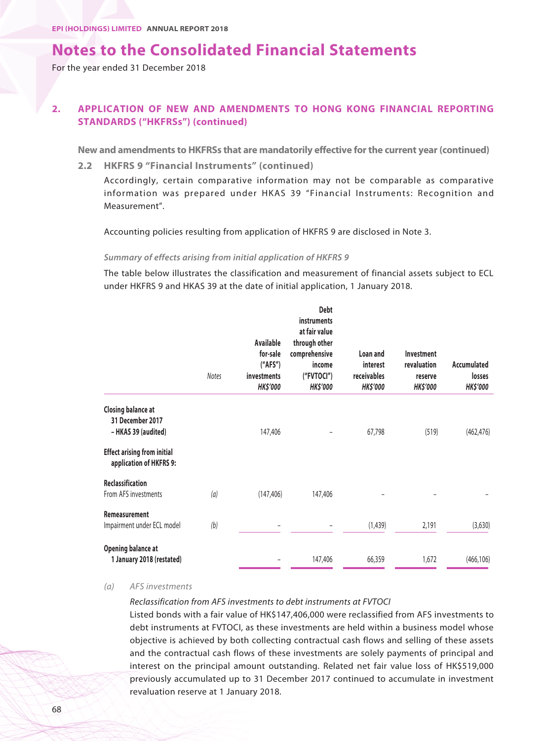# Notes to the Consolidated Financial Statements

For the year ended 31 December 2018

## 2. APPLICATION OF NEW AND AMENDMENTS TO HONG KONG FINANCIAL REPORTING STANDARDS ("HKFRSs") (continued)

### New and amendments to HKFRSs that are mandatorily effective for the current year (continued)

### 2.2 HKFRS 9 "Financial Instruments" (continued)

Accordingly, certain comparative information may not be comparable as comparative information was prepared under HKAS 39 "Financial Instruments: Recognition and Measurement".

Accounting policies resulting from application of HKFRS 9 are disclosed in Note 3.

*Summary of effects arising from initial application of HKFRS 9*

The table below illustrates the classification and measurement of financial assets subject to ECL under HKFRS 9 and HKAS 39 at the date of initial application, 1 January 2018.

| | *Notes* | Available for-sale ("AFS") investments *HK$'000* | Debt instruments at fair value through other comprehensive income ("FVTOCI") *HK$'000* | Loan and interest receivables *HK$'000* | Investment revaluation reserve *HK$'000* | Accumulated losses *HK$'000* |
|---|---|---|---|---|---|---|
| **Closing balance at 31 December 2017 – HKAS 39 (audited)** | | 147,406 | – | 67,798 | (519) | (462,476) |
| **Effect arising from initial application of HKFRS 9:** | | | | | | |
| **Reclassification** | | | | | | |
| From AFS investments | *(a)* | (147,406) | 147,406 | – | – | – |
| **Remeasurement** | | | | | | |
| Impairment under ECL model | *(b)* | – | – | (1,439) | 2,191 | (3,630) |
| **Opening balance at 1 January 2018 (restated)** | | – | 147,406 | 66,359 | 1,672 | (466,106) |

*(a) AFS investments*

*Reclassification from AFS investments to debt instruments at FVTOCI*

Listed bonds with a fair value of HK$147,406,000 were reclassified from AFS investments to debt instruments at FVTOCI, as these investments are held within a business model whose objective is achieved by both collecting contractual cash flows and selling of these assets and the contractual cash flows of these investments are solely payments of principal and interest on the principal amount outstanding. Related net fair value loss of HK$519,000 previously accumulated up to 31 December 2017 continued to accumulate in investment revaluation reserve at 1 January 2018.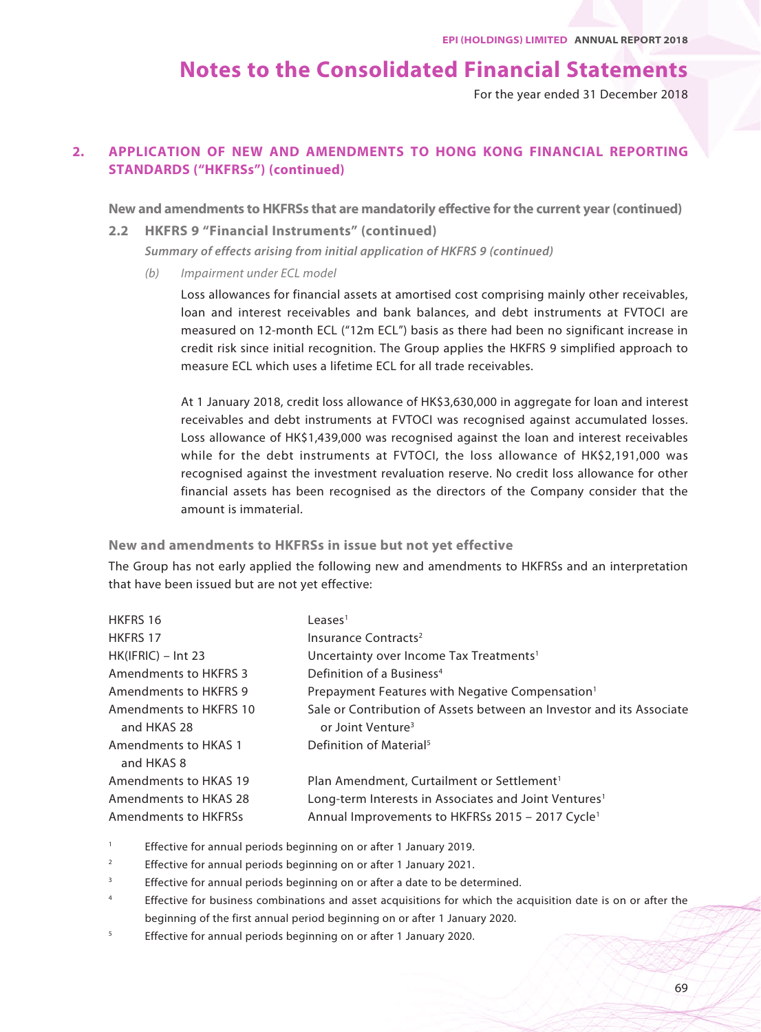# Notes to the Consolidated Financial Statements

For the year ended 31 December 2018

## 2. APPLICATION OF NEW AND AMENDMENTS TO HONG KONG FINANCIAL REPORTING STANDARDS ("HKFRSs") (continued)

**New and amendments to HKFRSs that are mandatorily effective for the current year (continued)**

### 2.2 HKFRS 9 "Financial Instruments" (continued)

***Summary of effects arising from initial application of HKFRS 9 (continued)***

*(b) Impairment under ECL model*

Loss allowances for financial assets at amortised cost comprising mainly other receivables, loan and interest receivables and bank balances, and debt instruments at FVTOCI are measured on 12-month ECL ("12m ECL") basis as there had been no significant increase in credit risk since initial recognition. The Group applies the HKFRS 9 simplified approach to measure ECL which uses a lifetime ECL for all trade receivables.

At 1 January 2018, credit loss allowance of HK$3,630,000 in aggregate for loan and interest receivables and debt instruments at FVTOCI was recognised against accumulated losses. Loss allowance of HK$1,439,000 was recognised against the loan and interest receivables while for the debt instruments at FVTOCI, the loss allowance of HK$2,191,000 was recognised against the investment revaluation reserve. No credit loss allowance for other financial assets has been recognised as the directors of the Company consider that the amount is immaterial.

**New and amendments to HKFRSs in issue but not yet effective**

The Group has not early applied the following new and amendments to HKFRSs and an interpretation that have been issued but are not yet effective:

| | |
|---|---|
| HKFRS 16 | Leases[1] |
| HKFRS 17 | Insurance Contracts[2] |
| HK(IFRIC) – Int 23 | Uncertainty over Income Tax Treatments[1] |
| Amendments to HKFRS 3 | Definition of a Business[4] |
| Amendments to HKFRS 9 | Prepayment Features with Negative Compensation[1] |
| Amendments to HKFRS 10 and HKAS 28 | Sale or Contribution of Assets between an Investor and its Associate or Joint Venture[3] |
| Amendments to HKAS 1 and HKAS 8 | Definition of Material[5] |
| Amendments to HKAS 19 | Plan Amendment, Curtailment or Settlement[1] |
| Amendments to HKAS 28 | Long-term Interests in Associates and Joint Ventures[1] |
| Amendments to HKFRSs | Annual Improvements to HKFRSs 2015 – 2017 Cycle[1] |

[1] Effective for annual periods beginning on or after 1 January 2019.

[2] Effective for annual periods beginning on or after 1 January 2021.

[3] Effective for annual periods beginning on or after a date to be determined.

[4] Effective for business combinations and asset acquisitions for which the acquisition date is on or after the beginning of the first annual period beginning on or after 1 January 2020.

[5] Effective for annual periods beginning on or after 1 January 2020.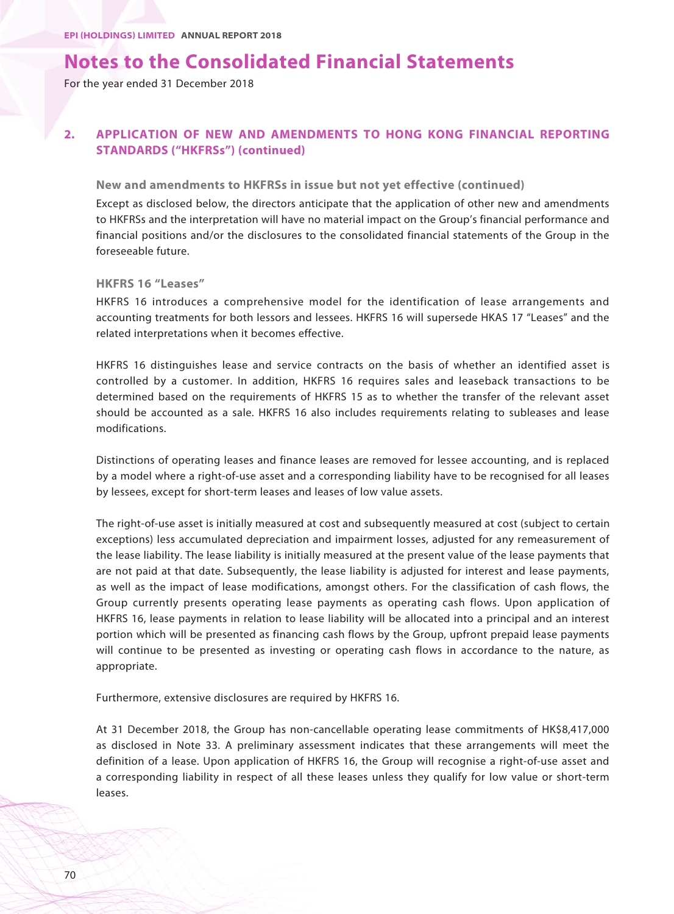# Notes to the Consolidated Financial Statements

For the year ended 31 December 2018

## 2. APPLICATION OF NEW AND AMENDMENTS TO HONG KONG FINANCIAL REPORTING STANDARDS ("HKFRSs") (continued)

### New and amendments to HKFRSs in issue but not yet effective (continued)

Except as disclosed below, the directors anticipate that the application of other new and amendments to HKFRSs and the interpretation will have no material impact on the Group's financial performance and financial positions and/or the disclosures to the consolidated financial statements of the Group in the foreseeable future.

### HKFRS 16 "Leases"

HKFRS 16 introduces a comprehensive model for the identification of lease arrangements and accounting treatments for both lessors and lessees. HKFRS 16 will supersede HKAS 17 "Leases" and the related interpretations when it becomes effective.

HKFRS 16 distinguishes lease and service contracts on the basis of whether an identified asset is controlled by a customer. In addition, HKFRS 16 requires sales and leaseback transactions to be determined based on the requirements of HKFRS 15 as to whether the transfer of the relevant asset should be accounted as a sale. HKFRS 16 also includes requirements relating to subleases and lease modifications.

Distinctions of operating leases and finance leases are removed for lessee accounting, and is replaced by a model where a right-of-use asset and a corresponding liability have to be recognised for all leases by lessees, except for short-term leases and leases of low value assets.

The right-of-use asset is initially measured at cost and subsequently measured at cost (subject to certain exceptions) less accumulated depreciation and impairment losses, adjusted for any remeasurement of the lease liability. The lease liability is initially measured at the present value of the lease payments that are not paid at that date. Subsequently, the lease liability is adjusted for interest and lease payments, as well as the impact of lease modifications, amongst others. For the classification of cash flows, the Group currently presents operating lease payments as operating cash flows. Upon application of HKFRS 16, lease payments in relation to lease liability will be allocated into a principal and an interest portion which will be presented as financing cash flows by the Group, upfront prepaid lease payments will continue to be presented as investing or operating cash flows in accordance to the nature, as appropriate.

Furthermore, extensive disclosures are required by HKFRS 16.

At 31 December 2018, the Group has non-cancellable operating lease commitments of HK$8,417,000 as disclosed in Note 33. A preliminary assessment indicates that these arrangements will meet the definition of a lease. Upon application of HKFRS 16, the Group will recognise a right-of-use asset and a corresponding liability in respect of all these leases unless they qualify for low value or short-term leases.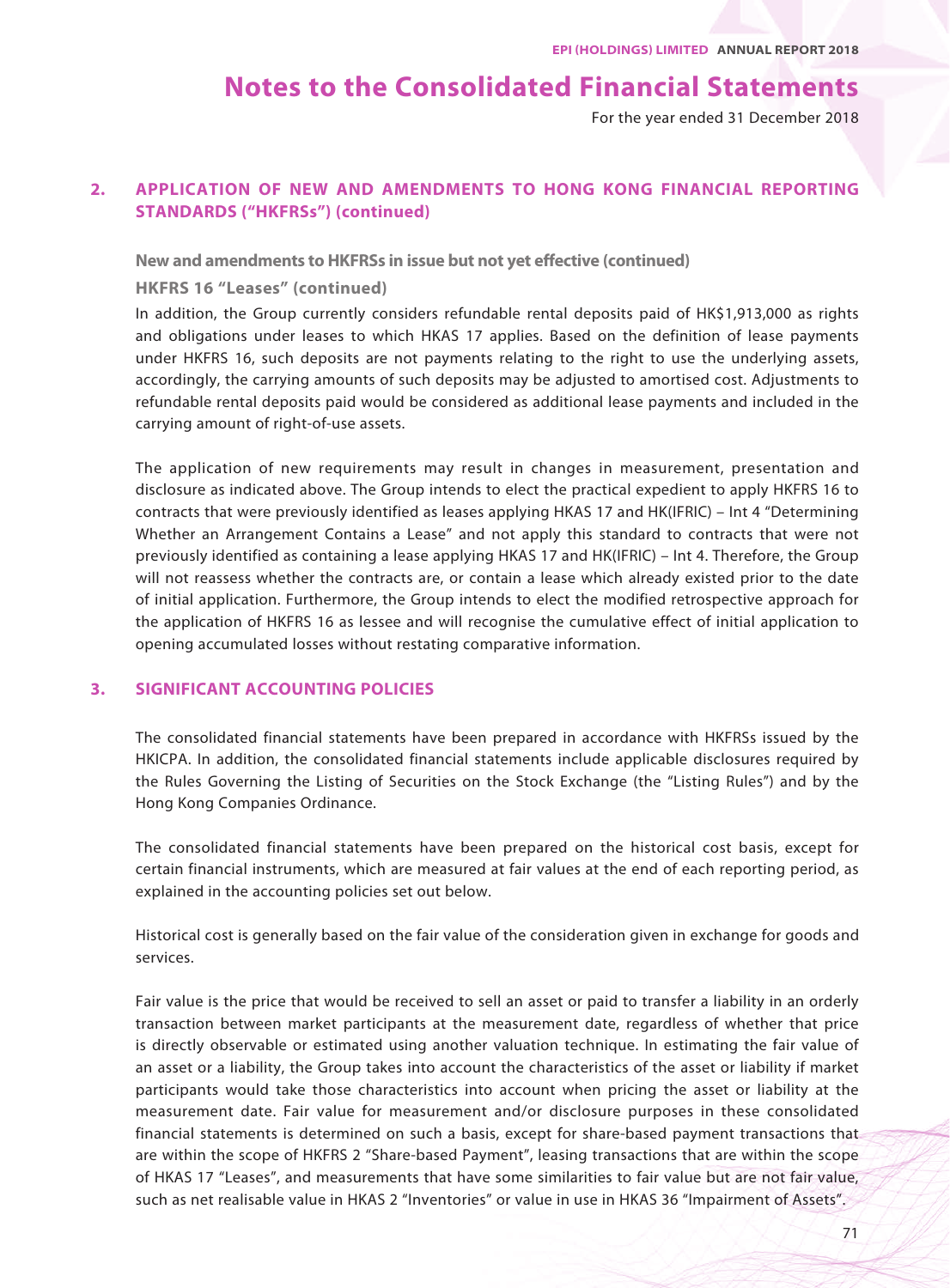## 2. APPLICATION OF NEW AND AMENDMENTS TO HONG KONG FINANCIAL REPORTING STANDARDS ("HKFRSs") (continued)

### New and amendments to HKFRSs in issue but not yet effective (continued)

#### HKFRS 16 "Leases" (continued)

In addition, the Group currently considers refundable rental deposits paid of HK$1,913,000 as rights and obligations under leases to which HKAS 17 applies. Based on the definition of lease payments under HKFRS 16, such deposits are not payments relating to the right to use the underlying assets, accordingly, the carrying amounts of such deposits may be adjusted to amortised cost. Adjustments to refundable rental deposits paid would be considered as additional lease payments and included in the carrying amount of right-of-use assets.

The application of new requirements may result in changes in measurement, presentation and disclosure as indicated above. The Group intends to elect the practical expedient to apply HKFRS 16 to contracts that were previously identified as leases applying HKAS 17 and HK(IFRIC) – Int 4 "Determining Whether an Arrangement Contains a Lease" and not apply this standard to contracts that were not previously identified as containing a lease applying HKAS 17 and HK(IFRIC) – Int 4. Therefore, the Group will not reassess whether the contracts are, or contain a lease which already existed prior to the date of initial application. Furthermore, the Group intends to elect the modified retrospective approach for the application of HKFRS 16 as lessee and will recognise the cumulative effect of initial application to opening accumulated losses without restating comparative information.

## 3. SIGNIFICANT ACCOUNTING POLICIES

The consolidated financial statements have been prepared in accordance with HKFRSs issued by the HKICPA. In addition, the consolidated financial statements include applicable disclosures required by the Rules Governing the Listing of Securities on the Stock Exchange (the "Listing Rules") and by the Hong Kong Companies Ordinance.

The consolidated financial statements have been prepared on the historical cost basis, except for certain financial instruments, which are measured at fair values at the end of each reporting period, as explained in the accounting policies set out below.

Historical cost is generally based on the fair value of the consideration given in exchange for goods and services.

Fair value is the price that would be received to sell an asset or paid to transfer a liability in an orderly transaction between market participants at the measurement date, regardless of whether that price is directly observable or estimated using another valuation technique. In estimating the fair value of an asset or a liability, the Group takes into account the characteristics of the asset or liability if market participants would take those characteristics into account when pricing the asset or liability at the measurement date. Fair value for measurement and/or disclosure purposes in these consolidated financial statements is determined on such a basis, except for share-based payment transactions that are within the scope of HKFRS 2 "Share-based Payment", leasing transactions that are within the scope of HKAS 17 "Leases", and measurements that have some similarities to fair value but are not fair value, such as net realisable value in HKAS 2 "Inventories" or value in use in HKAS 36 "Impairment of Assets".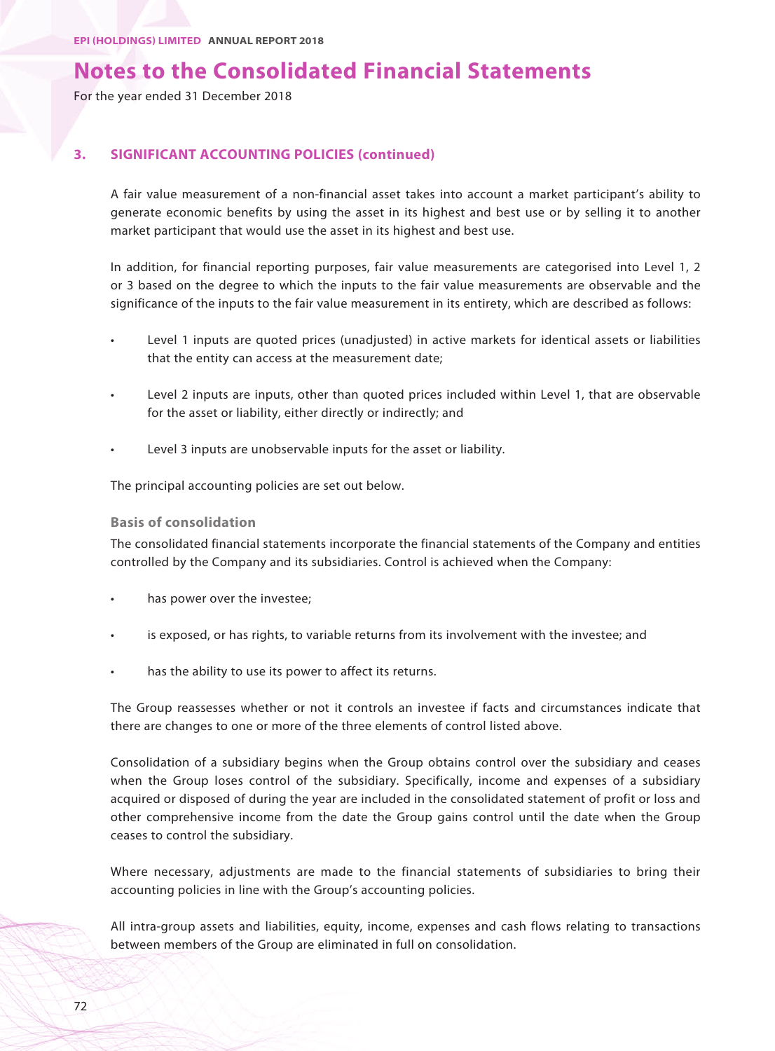## 3. SIGNIFICANT ACCOUNTING POLICIES (continued)

A fair value measurement of a non-financial asset takes into account a market participant's ability to generate economic benefits by using the asset in its highest and best use or by selling it to another market participant that would use the asset in its highest and best use.

In addition, for financial reporting purposes, fair value measurements are categorised into Level 1, 2 or 3 based on the degree to which the inputs to the fair value measurements are observable and the significance of the inputs to the fair value measurement in its entirety, which are described as follows:

- Level 1 inputs are quoted prices (unadjusted) in active markets for identical assets or liabilities that the entity can access at the measurement date;
- Level 2 inputs are inputs, other than quoted prices included within Level 1, that are observable for the asset or liability, either directly or indirectly; and
- Level 3 inputs are unobservable inputs for the asset or liability.

The principal accounting policies are set out below.

### Basis of consolidation

The consolidated financial statements incorporate the financial statements of the Company and entities controlled by the Company and its subsidiaries. Control is achieved when the Company:

- has power over the investee;
- is exposed, or has rights, to variable returns from its involvement with the investee; and
- has the ability to use its power to affect its returns.

The Group reassesses whether or not it controls an investee if facts and circumstances indicate that there are changes to one or more of the three elements of control listed above.

Consolidation of a subsidiary begins when the Group obtains control over the subsidiary and ceases when the Group loses control of the subsidiary. Specifically, income and expenses of a subsidiary acquired or disposed of during the year are included in the consolidated statement of profit or loss and other comprehensive income from the date the Group gains control until the date when the Group ceases to control the subsidiary.

Where necessary, adjustments are made to the financial statements of subsidiaries to bring their accounting policies in line with the Group's accounting policies.

All intra-group assets and liabilities, equity, income, expenses and cash flows relating to transactions between members of the Group are eliminated in full on consolidation.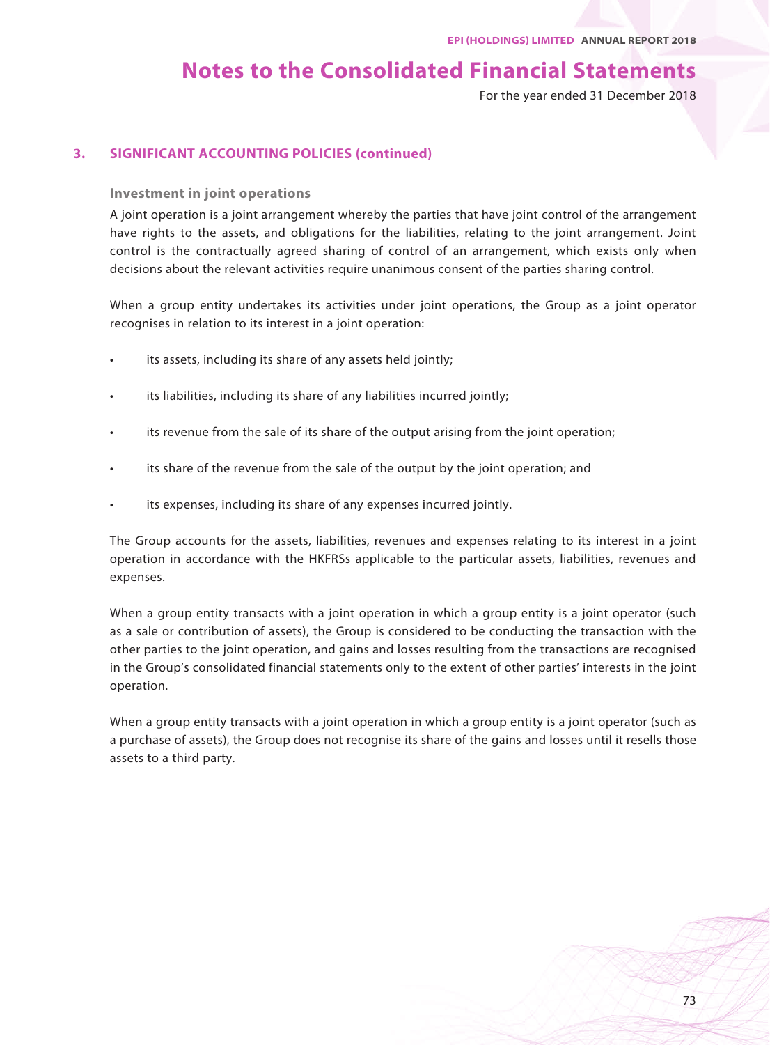## 3. SIGNIFICANT ACCOUNTING POLICIES (continued)

### Investment in joint operations

A joint operation is a joint arrangement whereby the parties that have joint control of the arrangement have rights to the assets, and obligations for the liabilities, relating to the joint arrangement. Joint control is the contractually agreed sharing of control of an arrangement, which exists only when decisions about the relevant activities require unanimous consent of the parties sharing control.

When a group entity undertakes its activities under joint operations, the Group as a joint operator recognises in relation to its interest in a joint operation:

- its assets, including its share of any assets held jointly;
- its liabilities, including its share of any liabilities incurred jointly;
- its revenue from the sale of its share of the output arising from the joint operation;
- its share of the revenue from the sale of the output by the joint operation; and
- its expenses, including its share of any expenses incurred jointly.

The Group accounts for the assets, liabilities, revenues and expenses relating to its interest in a joint operation in accordance with the HKFRSs applicable to the particular assets, liabilities, revenues and expenses.

When a group entity transacts with a joint operation in which a group entity is a joint operator (such as a sale or contribution of assets), the Group is considered to be conducting the transaction with the other parties to the joint operation, and gains and losses resulting from the transactions are recognised in the Group's consolidated financial statements only to the extent of other parties' interests in the joint operation.

When a group entity transacts with a joint operation in which a group entity is a joint operator (such as a purchase of assets), the Group does not recognise its share of the gains and losses until it resells those assets to a third party.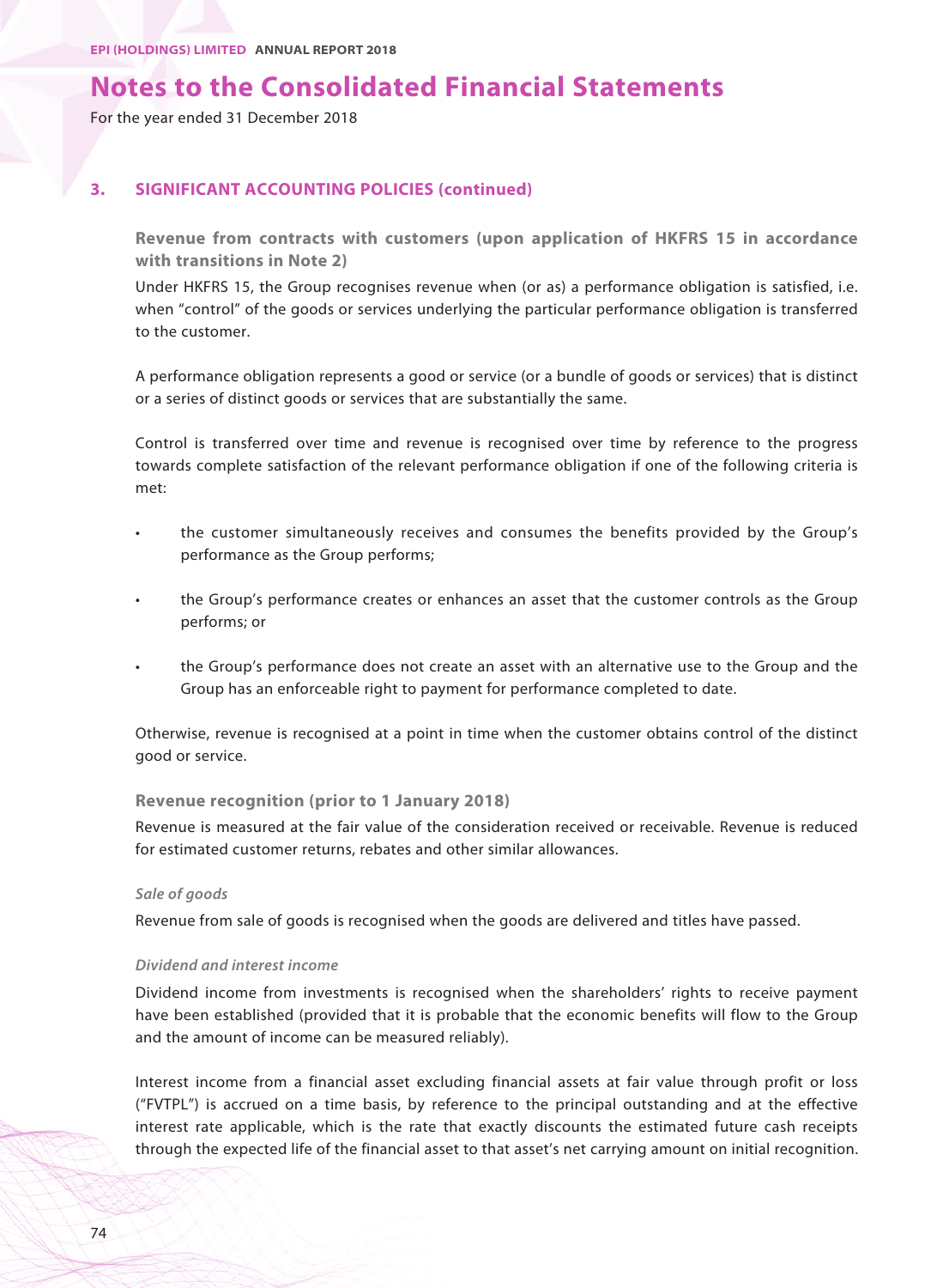# Notes to the Consolidated Financial Statements

For the year ended 31 December 2018

## 3. SIGNIFICANT ACCOUNTING POLICIES (continued)

### Revenue from contracts with customers (upon application of HKFRS 15 in accordance with transitions in Note 2)

Under HKFRS 15, the Group recognises revenue when (or as) a performance obligation is satisfied, i.e. when "control" of the goods or services underlying the particular performance obligation is transferred to the customer.

A performance obligation represents a good or service (or a bundle of goods or services) that is distinct or a series of distinct goods or services that are substantially the same.

Control is transferred over time and revenue is recognised over time by reference to the progress towards complete satisfaction of the relevant performance obligation if one of the following criteria is met:

- the customer simultaneously receives and consumes the benefits provided by the Group's performance as the Group performs;
- the Group's performance creates or enhances an asset that the customer controls as the Group performs; or
- the Group's performance does not create an asset with an alternative use to the Group and the Group has an enforceable right to payment for performance completed to date.

Otherwise, revenue is recognised at a point in time when the customer obtains control of the distinct good or service.

### Revenue recognition (prior to 1 January 2018)

Revenue is measured at the fair value of the consideration received or receivable. Revenue is reduced for estimated customer returns, rebates and other similar allowances.

*Sale of goods*

Revenue from sale of goods is recognised when the goods are delivered and titles have passed.

*Dividend and interest income*

Dividend income from investments is recognised when the shareholders' rights to receive payment have been established (provided that it is probable that the economic benefits will flow to the Group and the amount of income can be measured reliably).

Interest income from a financial asset excluding financial assets at fair value through profit or loss ("FVTPL") is accrued on a time basis, by reference to the principal outstanding and at the effective interest rate applicable, which is the rate that exactly discounts the estimated future cash receipts through the expected life of the financial asset to that asset's net carrying amount on initial recognition.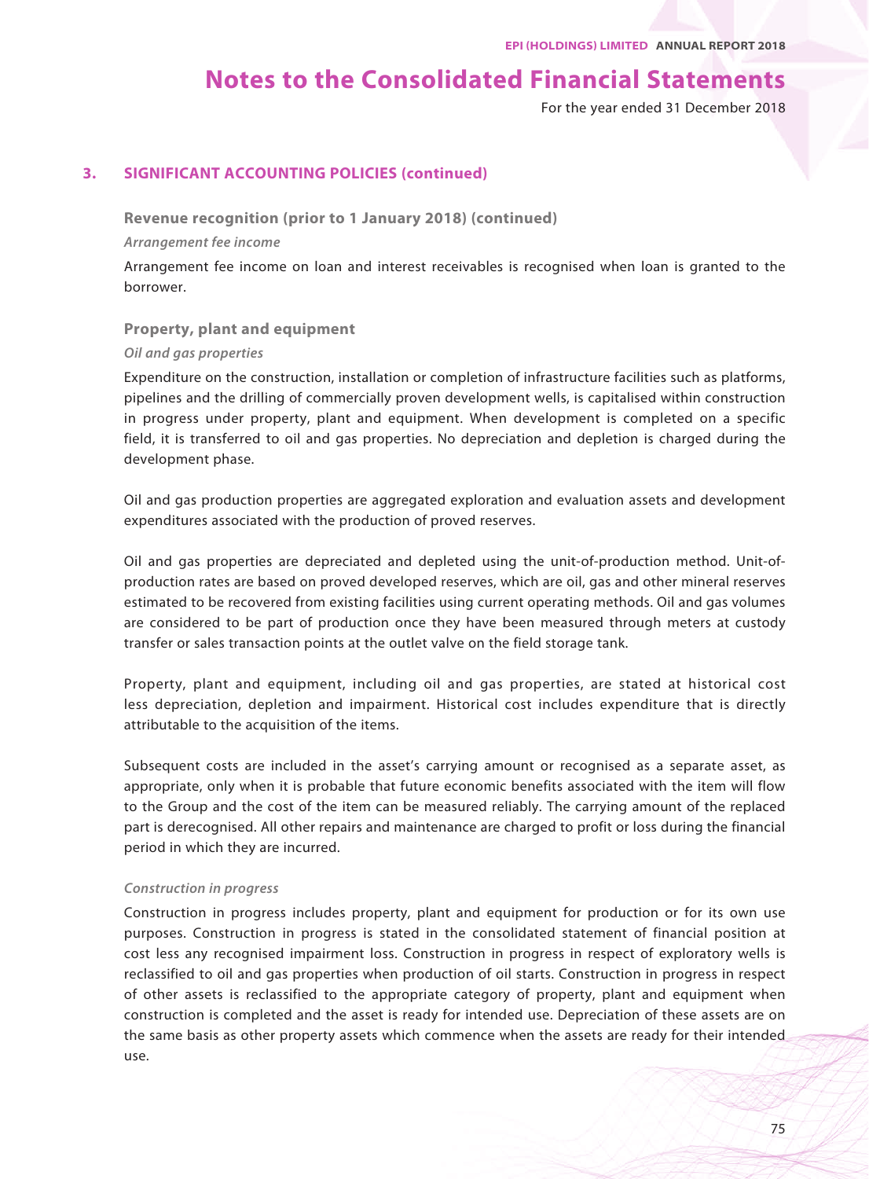# Notes to the Consolidated Financial Statements

For the year ended 31 December 2018

## 3. SIGNIFICANT ACCOUNTING POLICIES (continued)

### Revenue recognition (prior to 1 January 2018) (continued)

*Arrangement fee income*

Arrangement fee income on loan and interest receivables is recognised when loan is granted to the borrower.

### Property, plant and equipment

*Oil and gas properties*

Expenditure on the construction, installation or completion of infrastructure facilities such as platforms, pipelines and the drilling of commercially proven development wells, is capitalised within construction in progress under property, plant and equipment. When development is completed on a specific field, it is transferred to oil and gas properties. No depreciation and depletion is charged during the development phase.

Oil and gas production properties are aggregated exploration and evaluation assets and development expenditures associated with the production of proved reserves.

Oil and gas properties are depreciated and depleted using the unit-of-production method. Unit-of-production rates are based on proved developed reserves, which are oil, gas and other mineral reserves estimated to be recovered from existing facilities using current operating methods. Oil and gas volumes are considered to be part of production once they have been measured through meters at custody transfer or sales transaction points at the outlet valve on the field storage tank.

Property, plant and equipment, including oil and gas properties, are stated at historical cost less depreciation, depletion and impairment. Historical cost includes expenditure that is directly attributable to the acquisition of the items.

Subsequent costs are included in the asset's carrying amount or recognised as a separate asset, as appropriate, only when it is probable that future economic benefits associated with the item will flow to the Group and the cost of the item can be measured reliably. The carrying amount of the replaced part is derecognised. All other repairs and maintenance are charged to profit or loss during the financial period in which they are incurred.

*Construction in progress*

Construction in progress includes property, plant and equipment for production or for its own use purposes. Construction in progress is stated in the consolidated statement of financial position at cost less any recognised impairment loss. Construction in progress in respect of exploratory wells is reclassified to oil and gas properties when production of oil starts. Construction in progress in respect of other assets is reclassified to the appropriate category of property, plant and equipment when construction is completed and the asset is ready for intended use. Depreciation of these assets are on the same basis as other property assets which commence when the assets are ready for their intended use.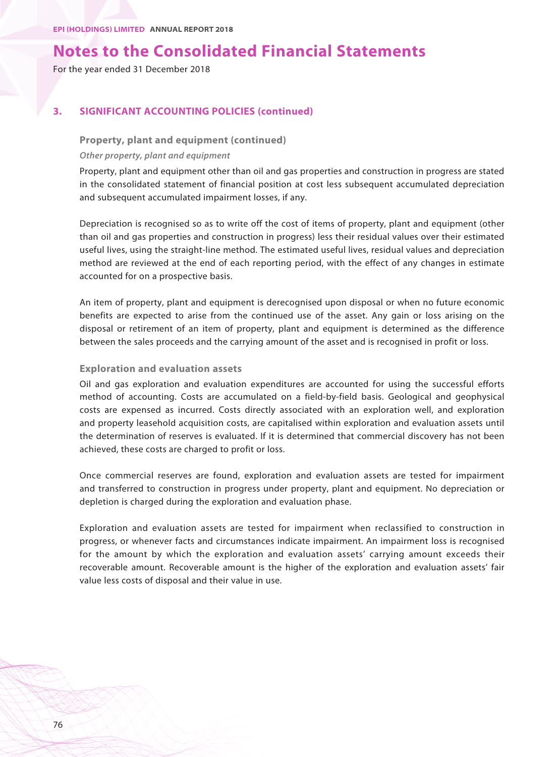# Notes to the Consolidated Financial Statements

For the year ended 31 December 2018

## 3. SIGNIFICANT ACCOUNTING POLICIES (continued)

### Property, plant and equipment (continued)

*Other property, plant and equipment*

Property, plant and equipment other than oil and gas properties and construction in progress are stated in the consolidated statement of financial position at cost less subsequent accumulated depreciation and subsequent accumulated impairment losses, if any.

Depreciation is recognised so as to write off the cost of items of property, plant and equipment (other than oil and gas properties and construction in progress) less their residual values over their estimated useful lives, using the straight-line method. The estimated useful lives, residual values and depreciation method are reviewed at the end of each reporting period, with the effect of any changes in estimate accounted for on a prospective basis.

An item of property, plant and equipment is derecognised upon disposal or when no future economic benefits are expected to arise from the continued use of the asset. Any gain or loss arising on the disposal or retirement of an item of property, plant and equipment is determined as the difference between the sales proceeds and the carrying amount of the asset and is recognised in profit or loss.

### Exploration and evaluation assets

Oil and gas exploration and evaluation expenditures are accounted for using the successful efforts method of accounting. Costs are accumulated on a field-by-field basis. Geological and geophysical costs are expensed as incurred. Costs directly associated with an exploration well, and exploration and property leasehold acquisition costs, are capitalised within exploration and evaluation assets until the determination of reserves is evaluated. If it is determined that commercial discovery has not been achieved, these costs are charged to profit or loss.

Once commercial reserves are found, exploration and evaluation assets are tested for impairment and transferred to construction in progress under property, plant and equipment. No depreciation or depletion is charged during the exploration and evaluation phase.

Exploration and evaluation assets are tested for impairment when reclassified to construction in progress, or whenever facts and circumstances indicate impairment. An impairment loss is recognised for the amount by which the exploration and evaluation assets' carrying amount exceeds their recoverable amount. Recoverable amount is the higher of the exploration and evaluation assets' fair value less costs of disposal and their value in use.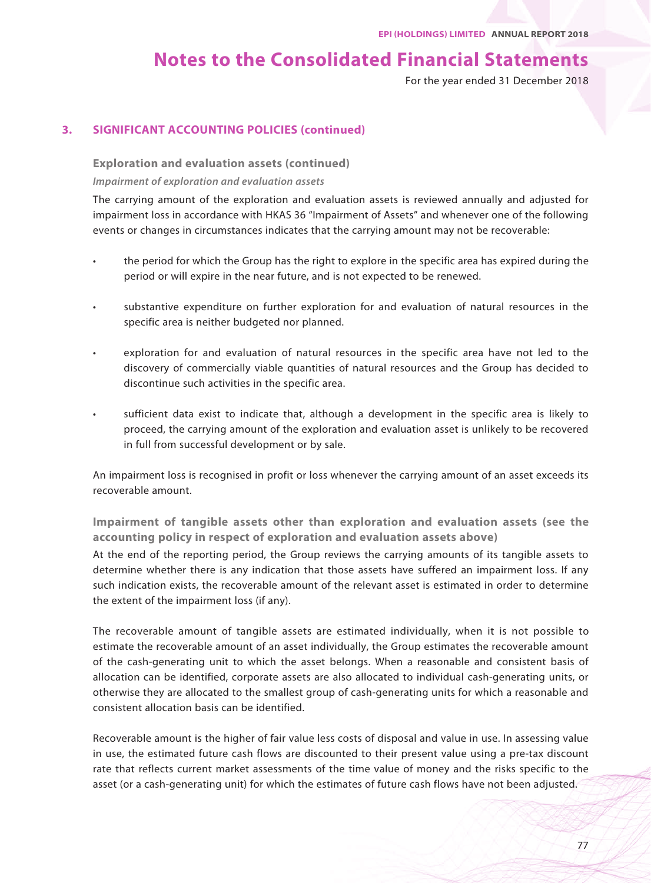# Notes to the Consolidated Financial Statements

For the year ended 31 December 2018

## 3. SIGNIFICANT ACCOUNTING POLICIES (continued)

### Exploration and evaluation assets (continued)

*Impairment of exploration and evaluation assets*

The carrying amount of the exploration and evaluation assets is reviewed annually and adjusted for impairment loss in accordance with HKAS 36 "Impairment of Assets" and whenever one of the following events or changes in circumstances indicates that the carrying amount may not be recoverable:

- the period for which the Group has the right to explore in the specific area has expired during the period or will expire in the near future, and is not expected to be renewed.
- substantive expenditure on further exploration for and evaluation of natural resources in the specific area is neither budgeted nor planned.
- exploration for and evaluation of natural resources in the specific area have not led to the discovery of commercially viable quantities of natural resources and the Group has decided to discontinue such activities in the specific area.
- sufficient data exist to indicate that, although a development in the specific area is likely to proceed, the carrying amount of the exploration and evaluation asset is unlikely to be recovered in full from successful development or by sale.

An impairment loss is recognised in profit or loss whenever the carrying amount of an asset exceeds its recoverable amount.

### Impairment of tangible assets other than exploration and evaluation assets (see the accounting policy in respect of exploration and evaluation assets above)

At the end of the reporting period, the Group reviews the carrying amounts of its tangible assets to determine whether there is any indication that those assets have suffered an impairment loss. If any such indication exists, the recoverable amount of the relevant asset is estimated in order to determine the extent of the impairment loss (if any).

The recoverable amount of tangible assets are estimated individually, when it is not possible to estimate the recoverable amount of an asset individually, the Group estimates the recoverable amount of the cash-generating unit to which the asset belongs. When a reasonable and consistent basis of allocation can be identified, corporate assets are also allocated to individual cash-generating units, or otherwise they are allocated to the smallest group of cash-generating units for which a reasonable and consistent allocation basis can be identified.

Recoverable amount is the higher of fair value less costs of disposal and value in use. In assessing value in use, the estimated future cash flows are discounted to their present value using a pre-tax discount rate that reflects current market assessments of the time value of money and the risks specific to the asset (or a cash-generating unit) for which the estimates of future cash flows have not been adjusted.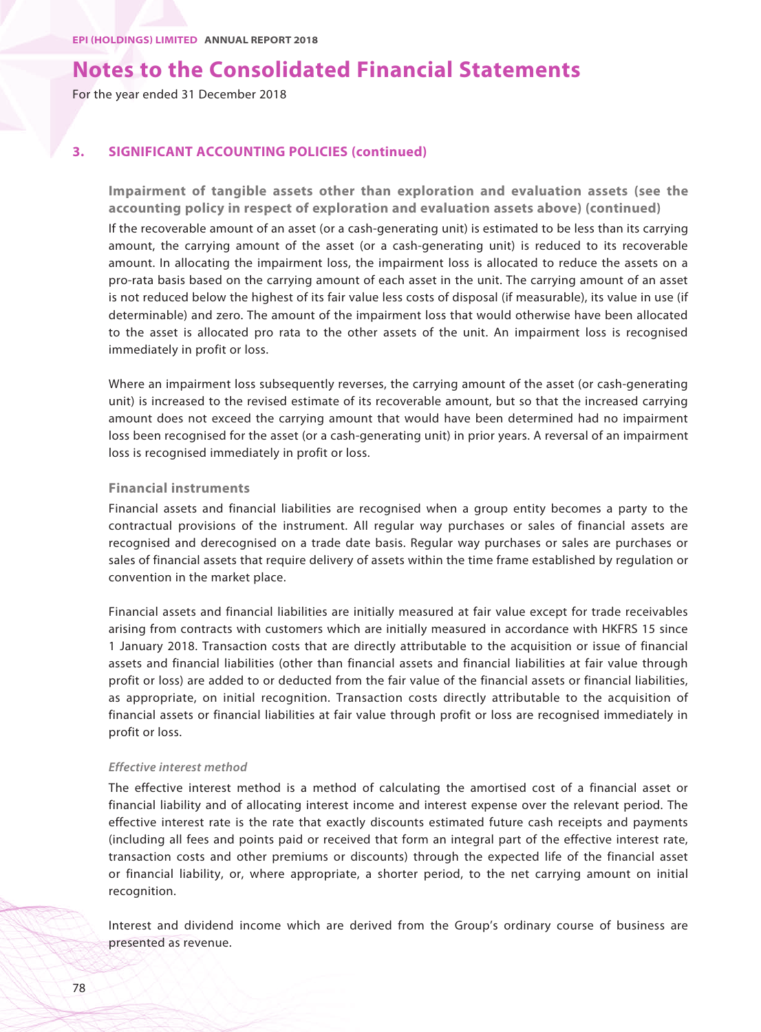# Notes to the Consolidated Financial Statements

For the year ended 31 December 2018

## 3. SIGNIFICANT ACCOUNTING POLICIES (continued)

### Impairment of tangible assets other than exploration and evaluation assets (see the accounting policy in respect of exploration and evaluation assets above) (continued)

If the recoverable amount of an asset (or a cash-generating unit) is estimated to be less than its carrying amount, the carrying amount of the asset (or a cash-generating unit) is reduced to its recoverable amount. In allocating the impairment loss, the impairment loss is allocated to reduce the assets on a pro-rata basis based on the carrying amount of each asset in the unit. The carrying amount of an asset is not reduced below the highest of its fair value less costs of disposal (if measurable), its value in use (if determinable) and zero. The amount of the impairment loss that would otherwise have been allocated to the asset is allocated pro rata to the other assets of the unit. An impairment loss is recognised immediately in profit or loss.

Where an impairment loss subsequently reverses, the carrying amount of the asset (or cash-generating unit) is increased to the revised estimate of its recoverable amount, but so that the increased carrying amount does not exceed the carrying amount that would have been determined had no impairment loss been recognised for the asset (or a cash-generating unit) in prior years. A reversal of an impairment loss is recognised immediately in profit or loss.

### Financial instruments

Financial assets and financial liabilities are recognised when a group entity becomes a party to the contractual provisions of the instrument. All regular way purchases or sales of financial assets are recognised and derecognised on a trade date basis. Regular way purchases or sales are purchases or sales of financial assets that require delivery of assets within the time frame established by regulation or convention in the market place.

Financial assets and financial liabilities are initially measured at fair value except for trade receivables arising from contracts with customers which are initially measured in accordance with HKFRS 15 since 1 January 2018. Transaction costs that are directly attributable to the acquisition or issue of financial assets and financial liabilities (other than financial assets and financial liabilities at fair value through profit or loss) are added to or deducted from the fair value of the financial assets or financial liabilities, as appropriate, on initial recognition. Transaction costs directly attributable to the acquisition of financial assets or financial liabilities at fair value through profit or loss are recognised immediately in profit or loss.

#### *Effective interest method*

The effective interest method is a method of calculating the amortised cost of a financial asset or financial liability and of allocating interest income and interest expense over the relevant period. The effective interest rate is the rate that exactly discounts estimated future cash receipts and payments (including all fees and points paid or received that form an integral part of the effective interest rate, transaction costs and other premiums or discounts) through the expected life of the financial asset or financial liability, or, where appropriate, a shorter period, to the net carrying amount on initial recognition.

Interest and dividend income which are derived from the Group's ordinary course of business are presented as revenue.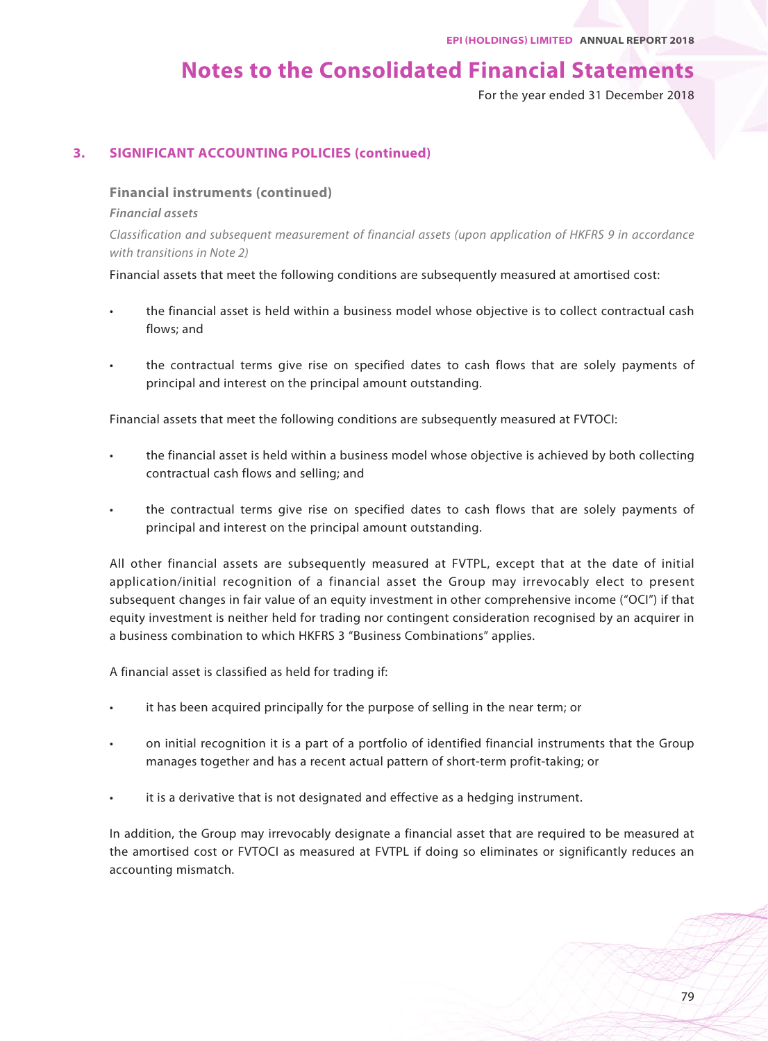# Notes to the Consolidated Financial Statements

For the year ended 31 December 2018

## 3. SIGNIFICANT ACCOUNTING POLICIES (continued)

### Financial instruments (continued)

***Financial assets***

*Classification and subsequent measurement of financial assets (upon application of HKFRS 9 in accordance with transitions in Note 2)*

Financial assets that meet the following conditions are subsequently measured at amortised cost:

- the financial asset is held within a business model whose objective is to collect contractual cash flows; and
- the contractual terms give rise on specified dates to cash flows that are solely payments of principal and interest on the principal amount outstanding.

Financial assets that meet the following conditions are subsequently measured at FVTOCI:

- the financial asset is held within a business model whose objective is achieved by both collecting contractual cash flows and selling; and
- the contractual terms give rise on specified dates to cash flows that are solely payments of principal and interest on the principal amount outstanding.

All other financial assets are subsequently measured at FVTPL, except that at the date of initial application/initial recognition of a financial asset the Group may irrevocably elect to present subsequent changes in fair value of an equity investment in other comprehensive income ("OCI") if that equity investment is neither held for trading nor contingent consideration recognised by an acquirer in a business combination to which HKFRS 3 "Business Combinations" applies.

A financial asset is classified as held for trading if:

- it has been acquired principally for the purpose of selling in the near term; or
- on initial recognition it is a part of a portfolio of identified financial instruments that the Group manages together and has a recent actual pattern of short-term profit-taking; or
- it is a derivative that is not designated and effective as a hedging instrument.

In addition, the Group may irrevocably designate a financial asset that are required to be measured at the amortised cost or FVTOCI as measured at FVTPL if doing so eliminates or significantly reduces an accounting mismatch.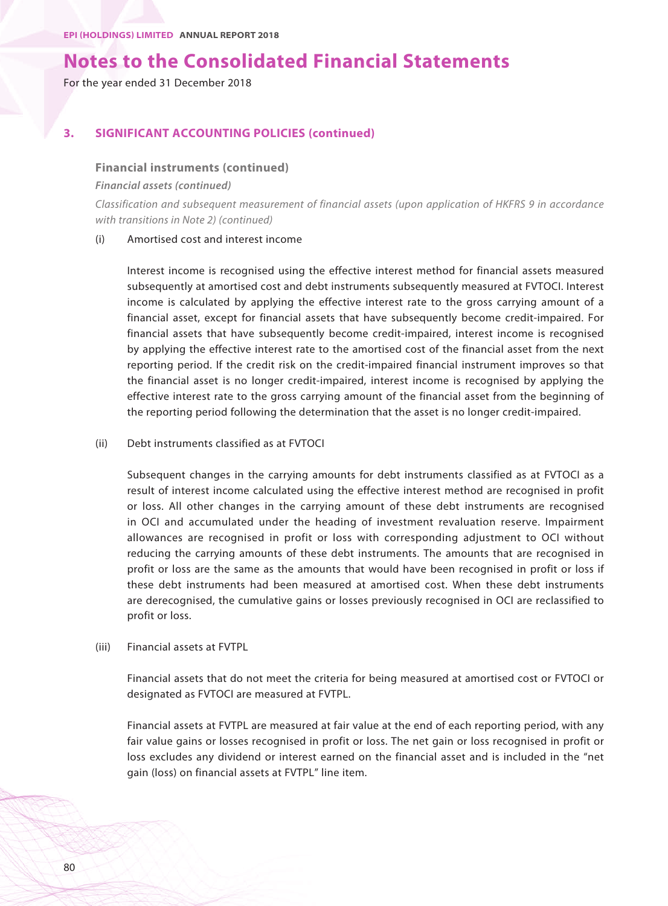# Notes to the Consolidated Financial Statements

For the year ended 31 December 2018

## 3. SIGNIFICANT ACCOUNTING POLICIES (continued)

### Financial instruments (continued)

***Financial assets (continued)***

*Classification and subsequent measurement of financial assets (upon application of HKFRS 9 in accordance with transitions in Note 2) (continued)*

(i) Amortised cost and interest income

Interest income is recognised using the effective interest method for financial assets measured subsequently at amortised cost and debt instruments subsequently measured at FVTOCI. Interest income is calculated by applying the effective interest rate to the gross carrying amount of a financial asset, except for financial assets that have subsequently become credit-impaired. For financial assets that have subsequently become credit-impaired, interest income is recognised by applying the effective interest rate to the amortised cost of the financial asset from the next reporting period. If the credit risk on the credit-impaired financial instrument improves so that the financial asset is no longer credit-impaired, interest income is recognised by applying the effective interest rate to the gross carrying amount of the financial asset from the beginning of the reporting period following the determination that the asset is no longer credit-impaired.

(ii) Debt instruments classified as at FVTOCI

Subsequent changes in the carrying amounts for debt instruments classified as at FVTOCI as a result of interest income calculated using the effective interest method are recognised in profit or loss. All other changes in the carrying amount of these debt instruments are recognised in OCI and accumulated under the heading of investment revaluation reserve. Impairment allowances are recognised in profit or loss with corresponding adjustment to OCI without reducing the carrying amounts of these debt instruments. The amounts that are recognised in profit or loss are the same as the amounts that would have been recognised in profit or loss if these debt instruments had been measured at amortised cost. When these debt instruments are derecognised, the cumulative gains or losses previously recognised in OCI are reclassified to profit or loss.

(iii) Financial assets at FVTPL

Financial assets that do not meet the criteria for being measured at amortised cost or FVTOCI or designated as FVTOCI are measured at FVTPL.

Financial assets at FVTPL are measured at fair value at the end of each reporting period, with any fair value gains or losses recognised in profit or loss. The net gain or loss recognised in profit or loss excludes any dividend or interest earned on the financial asset and is included in the "net gain (loss) on financial assets at FVTPL" line item.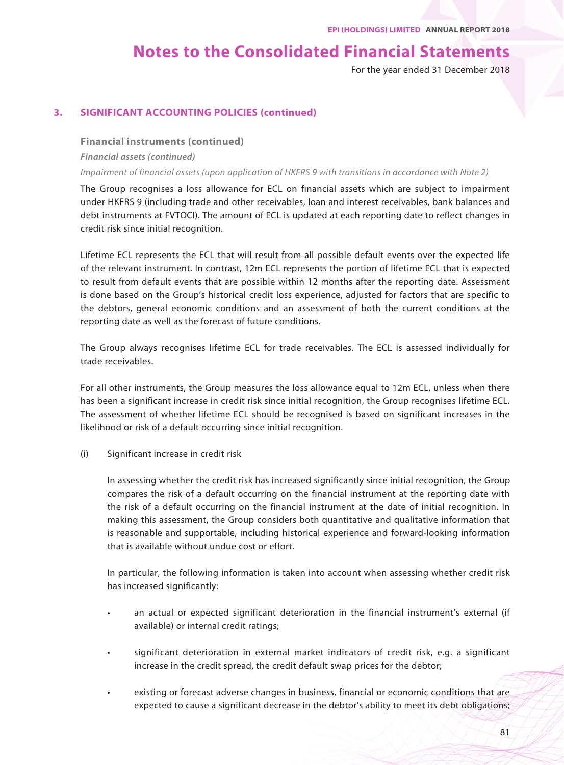# Notes to the Consolidated Financial Statements

For the year ended 31 December 2018

## 3. SIGNIFICANT ACCOUNTING POLICIES (continued)

### Financial instruments (continued)

***Financial assets (continued)***

*Impairment of financial assets (upon application of HKFRS 9 with transitions in accordance with Note 2)*

The Group recognises a loss allowance for ECL on financial assets which are subject to impairment under HKFRS 9 (including trade and other receivables, loan and interest receivables, bank balances and debt instruments at FVTOCI). The amount of ECL is updated at each reporting date to reflect changes in credit risk since initial recognition.

Lifetime ECL represents the ECL that will result from all possible default events over the expected life of the relevant instrument. In contrast, 12m ECL represents the portion of lifetime ECL that is expected to result from default events that are possible within 12 months after the reporting date. Assessment is done based on the Group's historical credit loss experience, adjusted for factors that are specific to the debtors, general economic conditions and an assessment of both the current conditions at the reporting date as well as the forecast of future conditions.

The Group always recognises lifetime ECL for trade receivables. The ECL is assessed individually for trade receivables.

For all other instruments, the Group measures the loss allowance equal to 12m ECL, unless when there has been a significant increase in credit risk since initial recognition, the Group recognises lifetime ECL. The assessment of whether lifetime ECL should be recognised is based on significant increases in the likelihood or risk of a default occurring since initial recognition.

(i) Significant increase in credit risk

In assessing whether the credit risk has increased significantly since initial recognition, the Group compares the risk of a default occurring on the financial instrument at the reporting date with the risk of a default occurring on the financial instrument at the date of initial recognition. In making this assessment, the Group considers both quantitative and qualitative information that is reasonable and supportable, including historical experience and forward-looking information that is available without undue cost or effort.

In particular, the following information is taken into account when assessing whether credit risk has increased significantly:

- an actual or expected significant deterioration in the financial instrument's external (if available) or internal credit ratings;
- significant deterioration in external market indicators of credit risk, e.g. a significant increase in the credit spread, the credit default swap prices for the debtor;
- existing or forecast adverse changes in business, financial or economic conditions that are expected to cause a significant decrease in the debtor's ability to meet its debt obligations;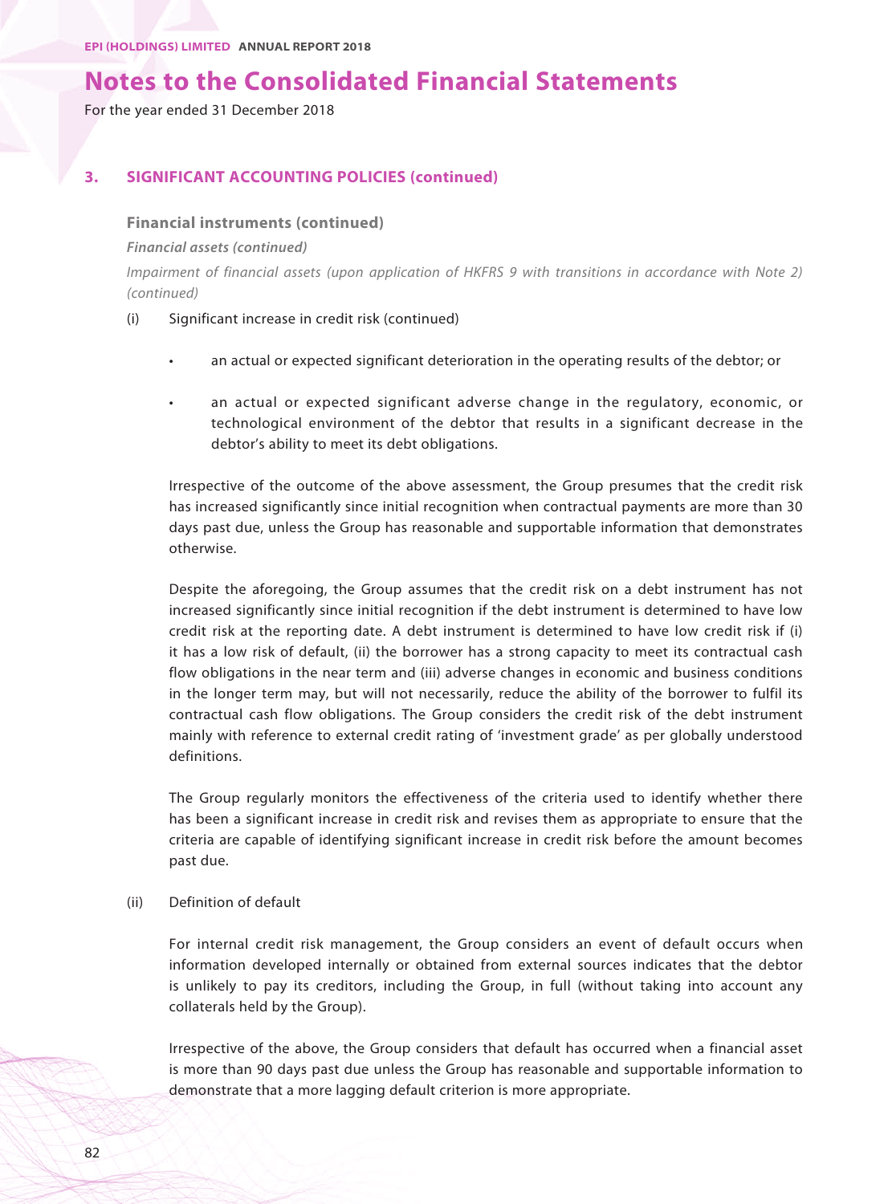## 3. SIGNIFICANT ACCOUNTING POLICIES (continued)

### Financial instruments (continued)

***Financial assets (continued)***

*Impairment of financial assets (upon application of HKFRS 9 with transitions in accordance with Note 2) (continued)*

(i) Significant increase in credit risk (continued)

- an actual or expected significant deterioration in the operating results of the debtor; or
- an actual or expected significant adverse change in the regulatory, economic, or technological environment of the debtor that results in a significant decrease in the debtor's ability to meet its debt obligations.

Irrespective of the outcome of the above assessment, the Group presumes that the credit risk has increased significantly since initial recognition when contractual payments are more than 30 days past due, unless the Group has reasonable and supportable information that demonstrates otherwise.

Despite the aforegoing, the Group assumes that the credit risk on a debt instrument has not increased significantly since initial recognition if the debt instrument is determined to have low credit risk at the reporting date. A debt instrument is determined to have low credit risk if (i) it has a low risk of default, (ii) the borrower has a strong capacity to meet its contractual cash flow obligations in the near term and (iii) adverse changes in economic and business conditions in the longer term may, but will not necessarily, reduce the ability of the borrower to fulfil its contractual cash flow obligations. The Group considers the credit risk of the debt instrument mainly with reference to external credit rating of 'investment grade' as per globally understood definitions.

The Group regularly monitors the effectiveness of the criteria used to identify whether there has been a significant increase in credit risk and revises them as appropriate to ensure that the criteria are capable of identifying significant increase in credit risk before the amount becomes past due.

(ii) Definition of default

For internal credit risk management, the Group considers an event of default occurs when information developed internally or obtained from external sources indicates that the debtor is unlikely to pay its creditors, including the Group, in full (without taking into account any collaterals held by the Group).

Irrespective of the above, the Group considers that default has occurred when a financial asset is more than 90 days past due unless the Group has reasonable and supportable information to demonstrate that a more lagging default criterion is more appropriate.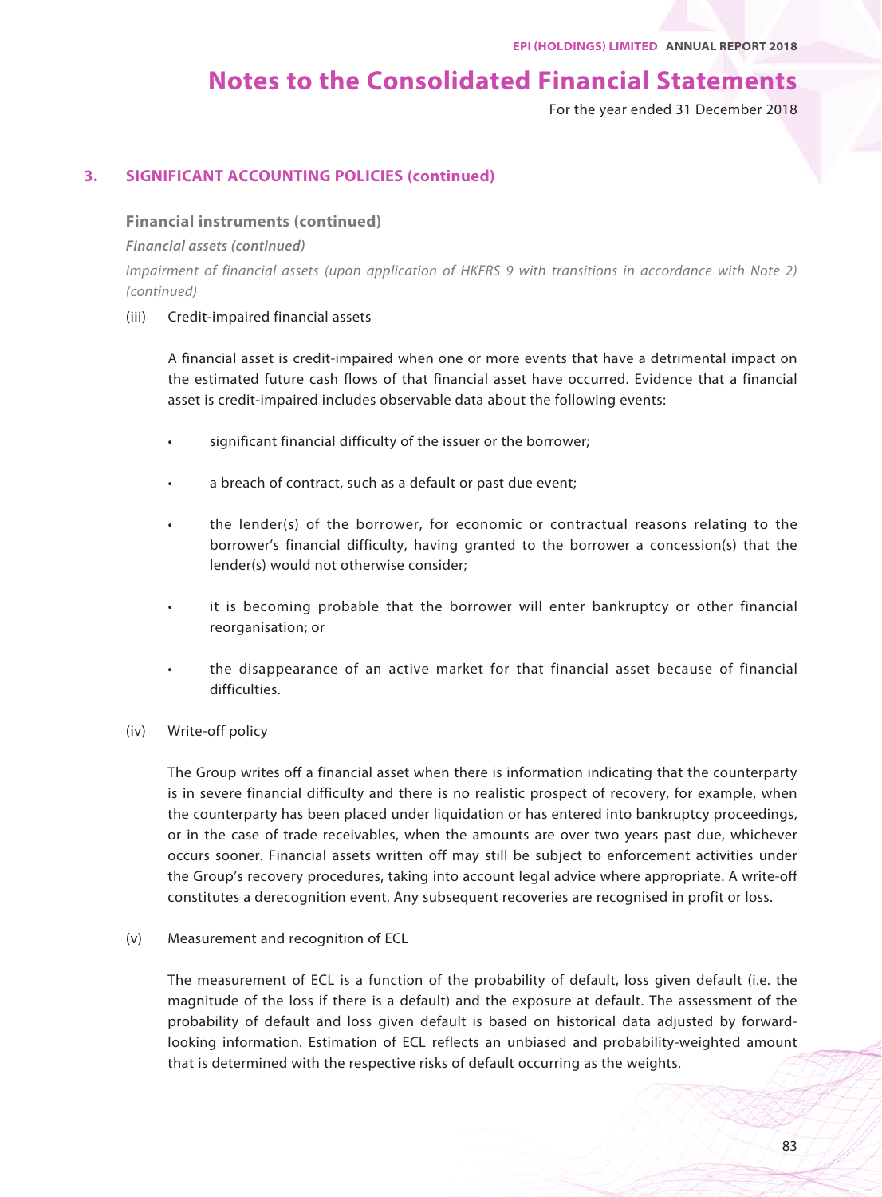# Notes to the Consolidated Financial Statements

For the year ended 31 December 2018

## 3. SIGNIFICANT ACCOUNTING POLICIES (continued)

### Financial instruments (continued)

***Financial assets (continued)***

*Impairment of financial assets (upon application of HKFRS 9 with transitions in accordance with Note 2) (continued)*

(iii) Credit-impaired financial assets

A financial asset is credit-impaired when one or more events that have a detrimental impact on the estimated future cash flows of that financial asset have occurred. Evidence that a financial asset is credit-impaired includes observable data about the following events:

- significant financial difficulty of the issuer or the borrower;
- a breach of contract, such as a default or past due event;
- the lender(s) of the borrower, for economic or contractual reasons relating to the borrower's financial difficulty, having granted to the borrower a concession(s) that the lender(s) would not otherwise consider;
- it is becoming probable that the borrower will enter bankruptcy or other financial reorganisation; or
- the disappearance of an active market for that financial asset because of financial difficulties.

(iv) Write-off policy

The Group writes off a financial asset when there is information indicating that the counterparty is in severe financial difficulty and there is no realistic prospect of recovery, for example, when the counterparty has been placed under liquidation or has entered into bankruptcy proceedings, or in the case of trade receivables, when the amounts are over two years past due, whichever occurs sooner. Financial assets written off may still be subject to enforcement activities under the Group's recovery procedures, taking into account legal advice where appropriate. A write-off constitutes a derecognition event. Any subsequent recoveries are recognised in profit or loss.

(v) Measurement and recognition of ECL

The measurement of ECL is a function of the probability of default, loss given default (i.e. the magnitude of the loss if there is a default) and the exposure at default. The assessment of the probability of default and loss given default is based on historical data adjusted by forward-looking information. Estimation of ECL reflects an unbiased and probability-weighted amount that is determined with the respective risks of default occurring as the weights.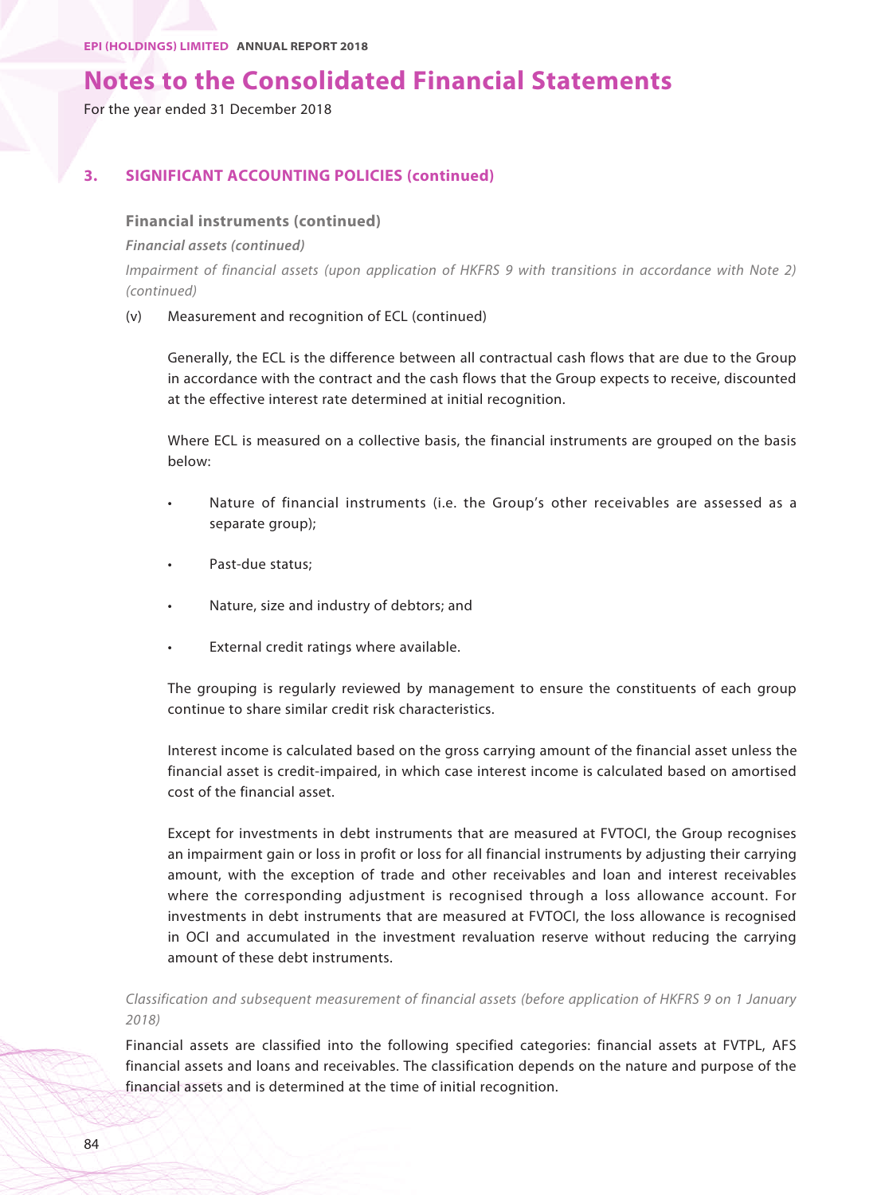# Notes to the Consolidated Financial Statements

For the year ended 31 December 2018

## 3. SIGNIFICANT ACCOUNTING POLICIES (continued)

### Financial instruments (continued)

***Financial assets (continued)***

*Impairment of financial assets (upon application of HKFRS 9 with transitions in accordance with Note 2) (continued)*

(v) Measurement and recognition of ECL (continued)

Generally, the ECL is the difference between all contractual cash flows that are due to the Group in accordance with the contract and the cash flows that the Group expects to receive, discounted at the effective interest rate determined at initial recognition.

Where ECL is measured on a collective basis, the financial instruments are grouped on the basis below:

- Nature of financial instruments (i.e. the Group's other receivables are assessed as a separate group);
- Past-due status;
- Nature, size and industry of debtors; and
- External credit ratings where available.

The grouping is regularly reviewed by management to ensure the constituents of each group continue to share similar credit risk characteristics.

Interest income is calculated based on the gross carrying amount of the financial asset unless the financial asset is credit-impaired, in which case interest income is calculated based on amortised cost of the financial asset.

Except for investments in debt instruments that are measured at FVTOCI, the Group recognises an impairment gain or loss in profit or loss for all financial instruments by adjusting their carrying amount, with the exception of trade and other receivables and loan and interest receivables where the corresponding adjustment is recognised through a loss allowance account. For investments in debt instruments that are measured at FVTOCI, the loss allowance is recognised in OCI and accumulated in the investment revaluation reserve without reducing the carrying amount of these debt instruments.

*Classification and subsequent measurement of financial assets (before application of HKFRS 9 on 1 January 2018)*

Financial assets are classified into the following specified categories: financial assets at FVTPL, AFS financial assets and loans and receivables. The classification depends on the nature and purpose of the financial assets and is determined at the time of initial recognition.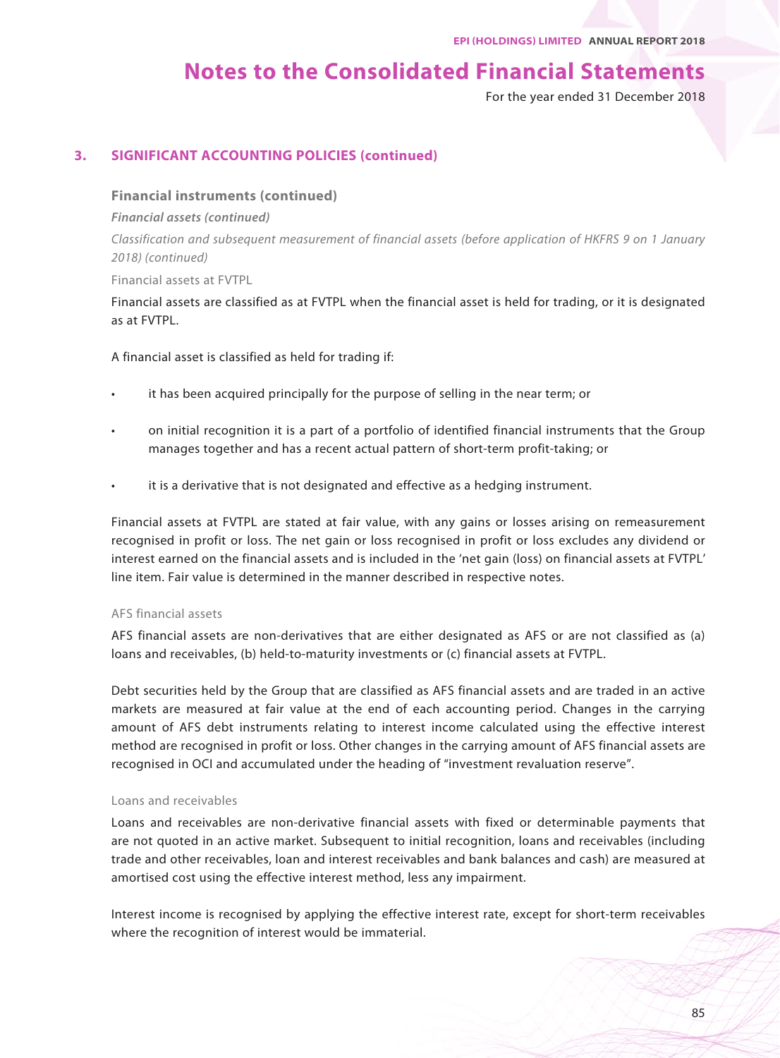# Notes to the Consolidated Financial Statements

For the year ended 31 December 2018

## 3. SIGNIFICANT ACCOUNTING POLICIES (continued)

### Financial instruments (continued)

***Financial assets (continued)***

*Classification and subsequent measurement of financial assets (before application of HKFRS 9 on 1 January 2018) (continued)*

Financial assets at FVTPL

Financial assets are classified as at FVTPL when the financial asset is held for trading, or it is designated as at FVTPL.

A financial asset is classified as held for trading if:

- it has been acquired principally for the purpose of selling in the near term; or
- on initial recognition it is a part of a portfolio of identified financial instruments that the Group manages together and has a recent actual pattern of short-term profit-taking; or
- it is a derivative that is not designated and effective as a hedging instrument.

Financial assets at FVTPL are stated at fair value, with any gains or losses arising on remeasurement recognised in profit or loss. The net gain or loss recognised in profit or loss excludes any dividend or interest earned on the financial assets and is included in the 'net gain (loss) on financial assets at FVTPL' line item. Fair value is determined in the manner described in respective notes.

AFS financial assets

AFS financial assets are non-derivatives that are either designated as AFS or are not classified as (a) loans and receivables, (b) held-to-maturity investments or (c) financial assets at FVTPL.

Debt securities held by the Group that are classified as AFS financial assets and are traded in an active markets are measured at fair value at the end of each accounting period. Changes in the carrying amount of AFS debt instruments relating to interest income calculated using the effective interest method are recognised in profit or loss. Other changes in the carrying amount of AFS financial assets are recognised in OCI and accumulated under the heading of "investment revaluation reserve".

Loans and receivables

Loans and receivables are non-derivative financial assets with fixed or determinable payments that are not quoted in an active market. Subsequent to initial recognition, loans and receivables (including trade and other receivables, loan and interest receivables and bank balances and cash) are measured at amortised cost using the effective interest method, less any impairment.

Interest income is recognised by applying the effective interest rate, except for short-term receivables where the recognition of interest would be immaterial.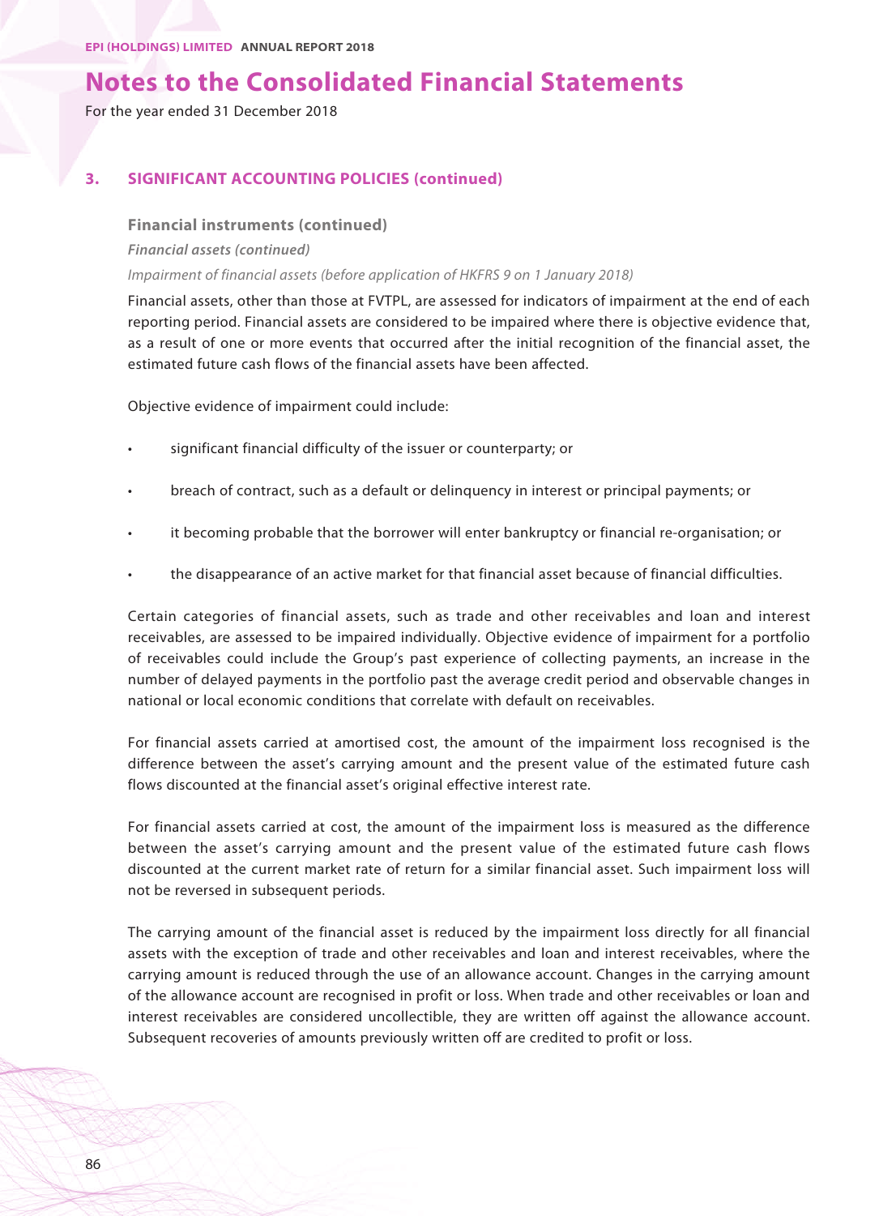## 3. SIGNIFICANT ACCOUNTING POLICIES (continued)

### Financial instruments (continued)

***Financial assets (continued)***

*Impairment of financial assets (before application of HKFRS 9 on 1 January 2018)*

Financial assets, other than those at FVTPL, are assessed for indicators of impairment at the end of each reporting period. Financial assets are considered to be impaired where there is objective evidence that, as a result of one or more events that occurred after the initial recognition of the financial asset, the estimated future cash flows of the financial assets have been affected.

Objective evidence of impairment could include:

- significant financial difficulty of the issuer or counterparty; or
- breach of contract, such as a default or delinquency in interest or principal payments; or
- it becoming probable that the borrower will enter bankruptcy or financial re-organisation; or
- the disappearance of an active market for that financial asset because of financial difficulties.

Certain categories of financial assets, such as trade and other receivables and loan and interest receivables, are assessed to be impaired individually. Objective evidence of impairment for a portfolio of receivables could include the Group's past experience of collecting payments, an increase in the number of delayed payments in the portfolio past the average credit period and observable changes in national or local economic conditions that correlate with default on receivables.

For financial assets carried at amortised cost, the amount of the impairment loss recognised is the difference between the asset's carrying amount and the present value of the estimated future cash flows discounted at the financial asset's original effective interest rate.

For financial assets carried at cost, the amount of the impairment loss is measured as the difference between the asset's carrying amount and the present value of the estimated future cash flows discounted at the current market rate of return for a similar financial asset. Such impairment loss will not be reversed in subsequent periods.

The carrying amount of the financial asset is reduced by the impairment loss directly for all financial assets with the exception of trade and other receivables and loan and interest receivables, where the carrying amount is reduced through the use of an allowance account. Changes in the carrying amount of the allowance account are recognised in profit or loss. When trade and other receivables or loan and interest receivables are considered uncollectible, they are written off against the allowance account. Subsequent recoveries of amounts previously written off are credited to profit or loss.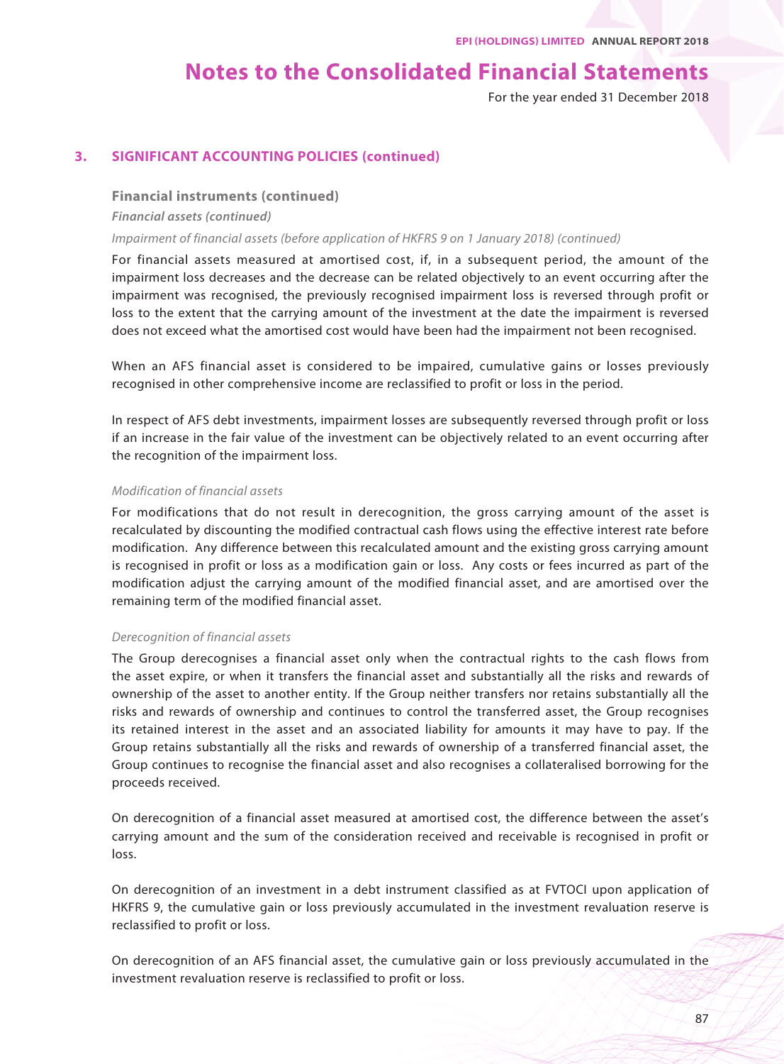# Notes to the Consolidated Financial Statements

For the year ended 31 December 2018

## 3. SIGNIFICANT ACCOUNTING POLICIES (continued)

### Financial instruments (continued)

***Financial assets (continued)***

*Impairment of financial assets (before application of HKFRS 9 on 1 January 2018) (continued)*

For financial assets measured at amortised cost, if, in a subsequent period, the amount of the impairment loss decreases and the decrease can be related objectively to an event occurring after the impairment was recognised, the previously recognised impairment loss is reversed through profit or loss to the extent that the carrying amount of the investment at the date the impairment is reversed does not exceed what the amortised cost would have been had the impairment not been recognised.

When an AFS financial asset is considered to be impaired, cumulative gains or losses previously recognised in other comprehensive income are reclassified to profit or loss in the period.

In respect of AFS debt investments, impairment losses are subsequently reversed through profit or loss if an increase in the fair value of the investment can be objectively related to an event occurring after the recognition of the impairment loss.

*Modification of financial assets*

For modifications that do not result in derecognition, the gross carrying amount of the asset is recalculated by discounting the modified contractual cash flows using the effective interest rate before modification. Any difference between this recalculated amount and the existing gross carrying amount is recognised in profit or loss as a modification gain or loss. Any costs or fees incurred as part of the modification adjust the carrying amount of the modified financial asset, and are amortised over the remaining term of the modified financial asset.

*Derecognition of financial assets*

The Group derecognises a financial asset only when the contractual rights to the cash flows from the asset expire, or when it transfers the financial asset and substantially all the risks and rewards of ownership of the asset to another entity. If the Group neither transfers nor retains substantially all the risks and rewards of ownership and continues to control the transferred asset, the Group recognises its retained interest in the asset and an associated liability for amounts it may have to pay. If the Group retains substantially all the risks and rewards of ownership of a transferred financial asset, the Group continues to recognise the financial asset and also recognises a collateralised borrowing for the proceeds received.

On derecognition of a financial asset measured at amortised cost, the difference between the asset's carrying amount and the sum of the consideration received and receivable is recognised in profit or loss.

On derecognition of an investment in a debt instrument classified as at FVTOCI upon application of HKFRS 9, the cumulative gain or loss previously accumulated in the investment revaluation reserve is reclassified to profit or loss.

On derecognition of an AFS financial asset, the cumulative gain or loss previously accumulated in the investment revaluation reserve is reclassified to profit or loss.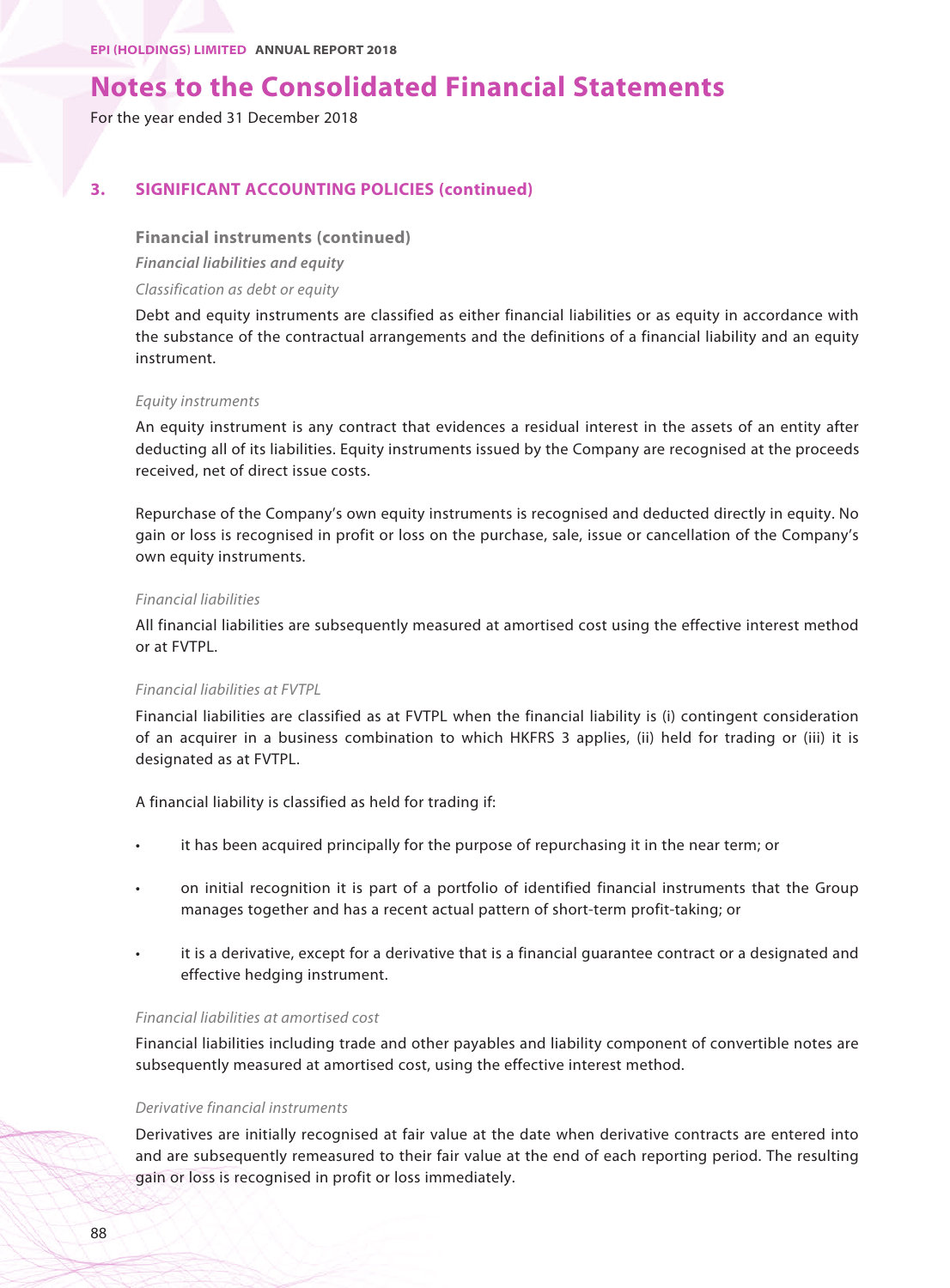# Notes to the Consolidated Financial Statements

For the year ended 31 December 2018

## 3. SIGNIFICANT ACCOUNTING POLICIES (continued)

### Financial instruments (continued)

***Financial liabilities and equity***

*Classification as debt or equity*

Debt and equity instruments are classified as either financial liabilities or as equity in accordance with the substance of the contractual arrangements and the definitions of a financial liability and an equity instrument.

*Equity instruments*

An equity instrument is any contract that evidences a residual interest in the assets of an entity after deducting all of its liabilities. Equity instruments issued by the Company are recognised at the proceeds received, net of direct issue costs.

Repurchase of the Company's own equity instruments is recognised and deducted directly in equity. No gain or loss is recognised in profit or loss on the purchase, sale, issue or cancellation of the Company's own equity instruments.

*Financial liabilities*

All financial liabilities are subsequently measured at amortised cost using the effective interest method or at FVTPL.

*Financial liabilities at FVTPL*

Financial liabilities are classified as at FVTPL when the financial liability is (i) contingent consideration of an acquirer in a business combination to which HKFRS 3 applies, (ii) held for trading or (iii) it is designated as at FVTPL.

A financial liability is classified as held for trading if:

- it has been acquired principally for the purpose of repurchasing it in the near term; or
- on initial recognition it is part of a portfolio of identified financial instruments that the Group manages together and has a recent actual pattern of short-term profit-taking; or
- it is a derivative, except for a derivative that is a financial guarantee contract or a designated and effective hedging instrument.

*Financial liabilities at amortised cost*

Financial liabilities including trade and other payables and liability component of convertible notes are subsequently measured at amortised cost, using the effective interest method.

*Derivative financial instruments*

Derivatives are initially recognised at fair value at the date when derivative contracts are entered into and are subsequently remeasured to their fair value at the end of each reporting period. The resulting gain or loss is recognised in profit or loss immediately.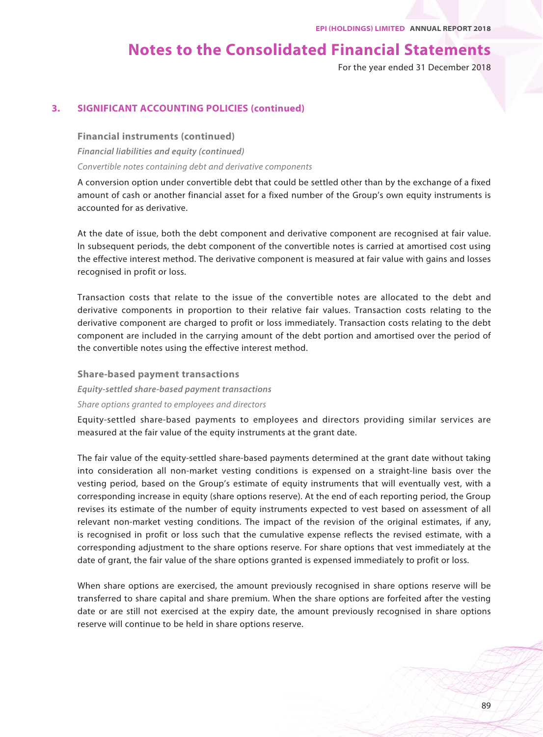## 3. SIGNIFICANT ACCOUNTING POLICIES (continued)

### Financial instruments (continued)

***Financial liabilities and equity (continued)***

*Convertible notes containing debt and derivative components*

A conversion option under convertible debt that could be settled other than by the exchange of a fixed amount of cash or another financial asset for a fixed number of the Group's own equity instruments is accounted for as derivative.

At the date of issue, both the debt component and derivative component are recognised at fair value. In subsequent periods, the debt component of the convertible notes is carried at amortised cost using the effective interest method. The derivative component is measured at fair value with gains and losses recognised in profit or loss.

Transaction costs that relate to the issue of the convertible notes are allocated to the debt and derivative components in proportion to their relative fair values. Transaction costs relating to the derivative component are charged to profit or loss immediately. Transaction costs relating to the debt component are included in the carrying amount of the debt portion and amortised over the period of the convertible notes using the effective interest method.

### Share-based payment transactions

***Equity-settled share-based payment transactions***

*Share options granted to employees and directors*

Equity-settled share-based payments to employees and directors providing similar services are measured at the fair value of the equity instruments at the grant date.

The fair value of the equity-settled share-based payments determined at the grant date without taking into consideration all non-market vesting conditions is expensed on a straight-line basis over the vesting period, based on the Group's estimate of equity instruments that will eventually vest, with a corresponding increase in equity (share options reserve). At the end of each reporting period, the Group revises its estimate of the number of equity instruments expected to vest based on assessment of all relevant non-market vesting conditions. The impact of the revision of the original estimates, if any, is recognised in profit or loss such that the cumulative expense reflects the revised estimate, with a corresponding adjustment to the share options reserve. For share options that vest immediately at the date of grant, the fair value of the share options granted is expensed immediately to profit or loss.

When share options are exercised, the amount previously recognised in share options reserve will be transferred to share capital and share premium. When the share options are forfeited after the vesting date or are still not exercised at the expiry date, the amount previously recognised in share options reserve will continue to be held in share options reserve.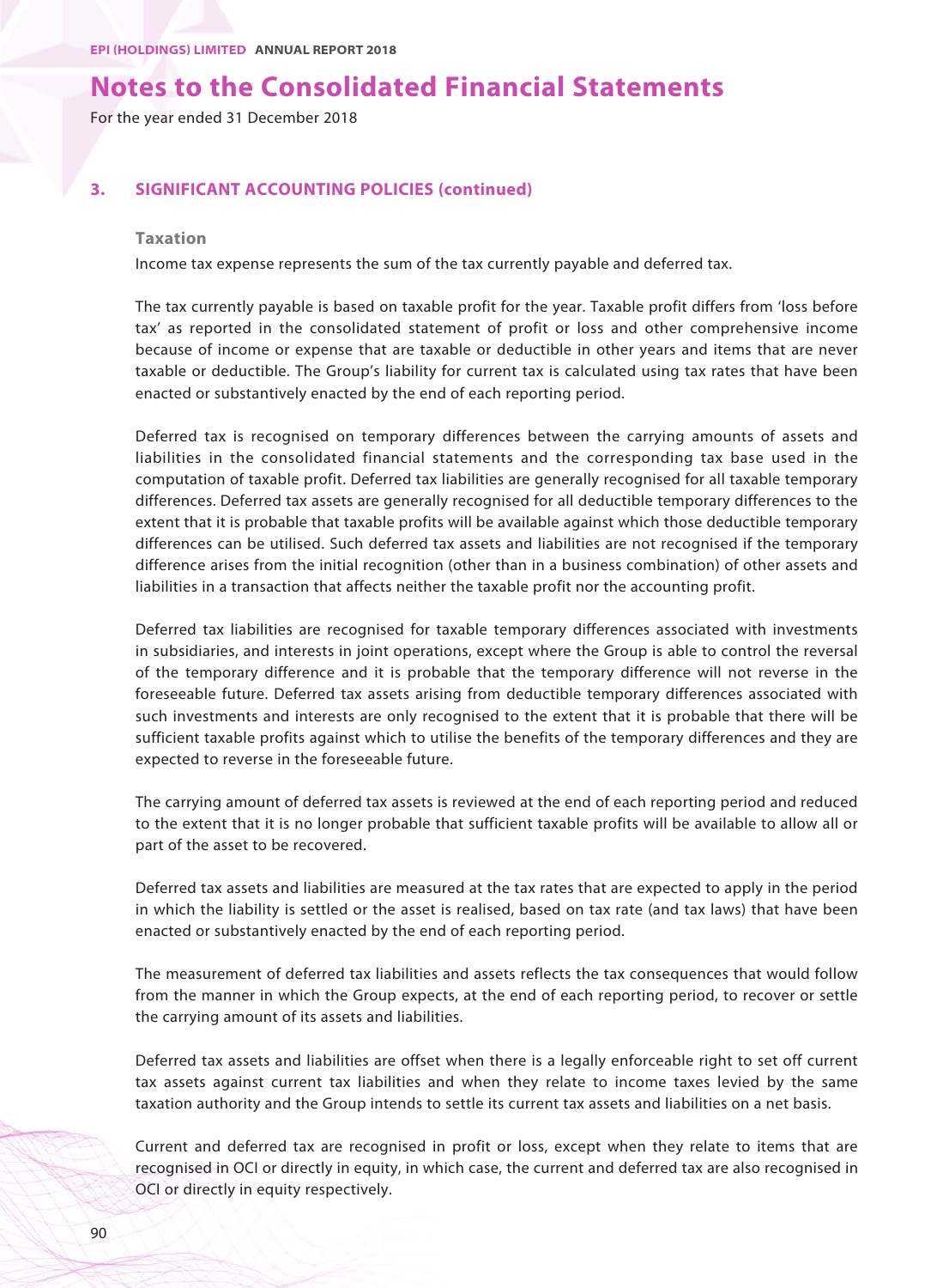## 3. SIGNIFICANT ACCOUNTING POLICIES (continued)

### Taxation

Income tax expense represents the sum of the tax currently payable and deferred tax.

The tax currently payable is based on taxable profit for the year. Taxable profit differs from 'loss before tax' as reported in the consolidated statement of profit or loss and other comprehensive income because of income or expense that are taxable or deductible in other years and items that are never taxable or deductible. The Group's liability for current tax is calculated using tax rates that have been enacted or substantively enacted by the end of each reporting period.

Deferred tax is recognised on temporary differences between the carrying amounts of assets and liabilities in the consolidated financial statements and the corresponding tax base used in the computation of taxable profit. Deferred tax liabilities are generally recognised for all taxable temporary differences. Deferred tax assets are generally recognised for all deductible temporary differences to the extent that it is probable that taxable profits will be available against which those deductible temporary differences can be utilised. Such deferred tax assets and liabilities are not recognised if the temporary difference arises from the initial recognition (other than in a business combination) of other assets and liabilities in a transaction that affects neither the taxable profit nor the accounting profit.

Deferred tax liabilities are recognised for taxable temporary differences associated with investments in subsidiaries, and interests in joint operations, except where the Group is able to control the reversal of the temporary difference and it is probable that the temporary difference will not reverse in the foreseeable future. Deferred tax assets arising from deductible temporary differences associated with such investments and interests are only recognised to the extent that it is probable that there will be sufficient taxable profits against which to utilise the benefits of the temporary differences and they are expected to reverse in the foreseeable future.

The carrying amount of deferred tax assets is reviewed at the end of each reporting period and reduced to the extent that it is no longer probable that sufficient taxable profits will be available to allow all or part of the asset to be recovered.

Deferred tax assets and liabilities are measured at the tax rates that are expected to apply in the period in which the liability is settled or the asset is realised, based on tax rate (and tax laws) that have been enacted or substantively enacted by the end of each reporting period.

The measurement of deferred tax liabilities and assets reflects the tax consequences that would follow from the manner in which the Group expects, at the end of each reporting period, to recover or settle the carrying amount of its assets and liabilities.

Deferred tax assets and liabilities are offset when there is a legally enforceable right to set off current tax assets against current tax liabilities and when they relate to income taxes levied by the same taxation authority and the Group intends to settle its current tax assets and liabilities on a net basis.

Current and deferred tax are recognised in profit or loss, except when they relate to items that are recognised in OCI or directly in equity, in which case, the current and deferred tax are also recognised in OCI or directly in equity respectively.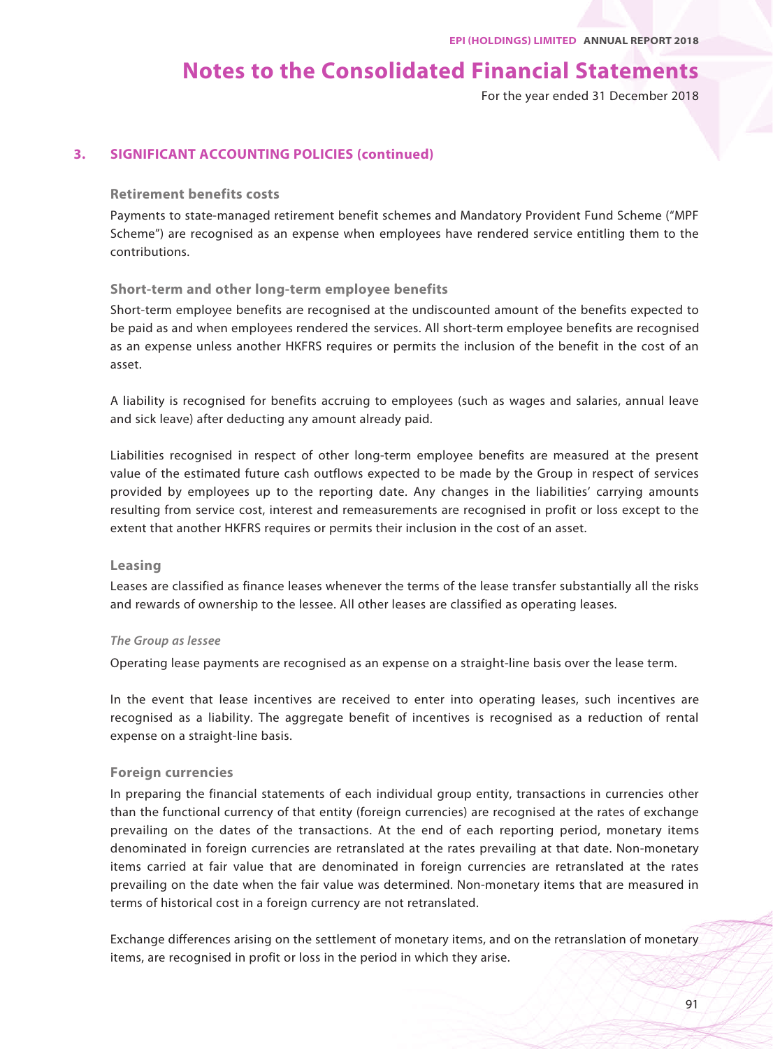## 3. SIGNIFICANT ACCOUNTING POLICIES (continued)

### Retirement benefits costs

Payments to state-managed retirement benefit schemes and Mandatory Provident Fund Scheme ("MPF Scheme") are recognised as an expense when employees have rendered service entitling them to the contributions.

### Short-term and other long-term employee benefits

Short-term employee benefits are recognised at the undiscounted amount of the benefits expected to be paid as and when employees rendered the services. All short-term employee benefits are recognised as an expense unless another HKFRS requires or permits the inclusion of the benefit in the cost of an asset.

A liability is recognised for benefits accruing to employees (such as wages and salaries, annual leave and sick leave) after deducting any amount already paid.

Liabilities recognised in respect of other long-term employee benefits are measured at the present value of the estimated future cash outflows expected to be made by the Group in respect of services provided by employees up to the reporting date. Any changes in the liabilities' carrying amounts resulting from service cost, interest and remeasurements are recognised in profit or loss except to the extent that another HKFRS requires or permits their inclusion in the cost of an asset.

### Leasing

Leases are classified as finance leases whenever the terms of the lease transfer substantially all the risks and rewards of ownership to the lessee. All other leases are classified as operating leases.

*The Group as lessee*

Operating lease payments are recognised as an expense on a straight-line basis over the lease term.

In the event that lease incentives are received to enter into operating leases, such incentives are recognised as a liability. The aggregate benefit of incentives is recognised as a reduction of rental expense on a straight-line basis.

### Foreign currencies

In preparing the financial statements of each individual group entity, transactions in currencies other than the functional currency of that entity (foreign currencies) are recognised at the rates of exchange prevailing on the dates of the transactions. At the end of each reporting period, monetary items denominated in foreign currencies are retranslated at the rates prevailing at that date. Non-monetary items carried at fair value that are denominated in foreign currencies are retranslated at the rates prevailing on the date when the fair value was determined. Non-monetary items that are measured in terms of historical cost in a foreign currency are not retranslated.

Exchange differences arising on the settlement of monetary items, and on the retranslation of monetary items, are recognised in profit or loss in the period in which they arise.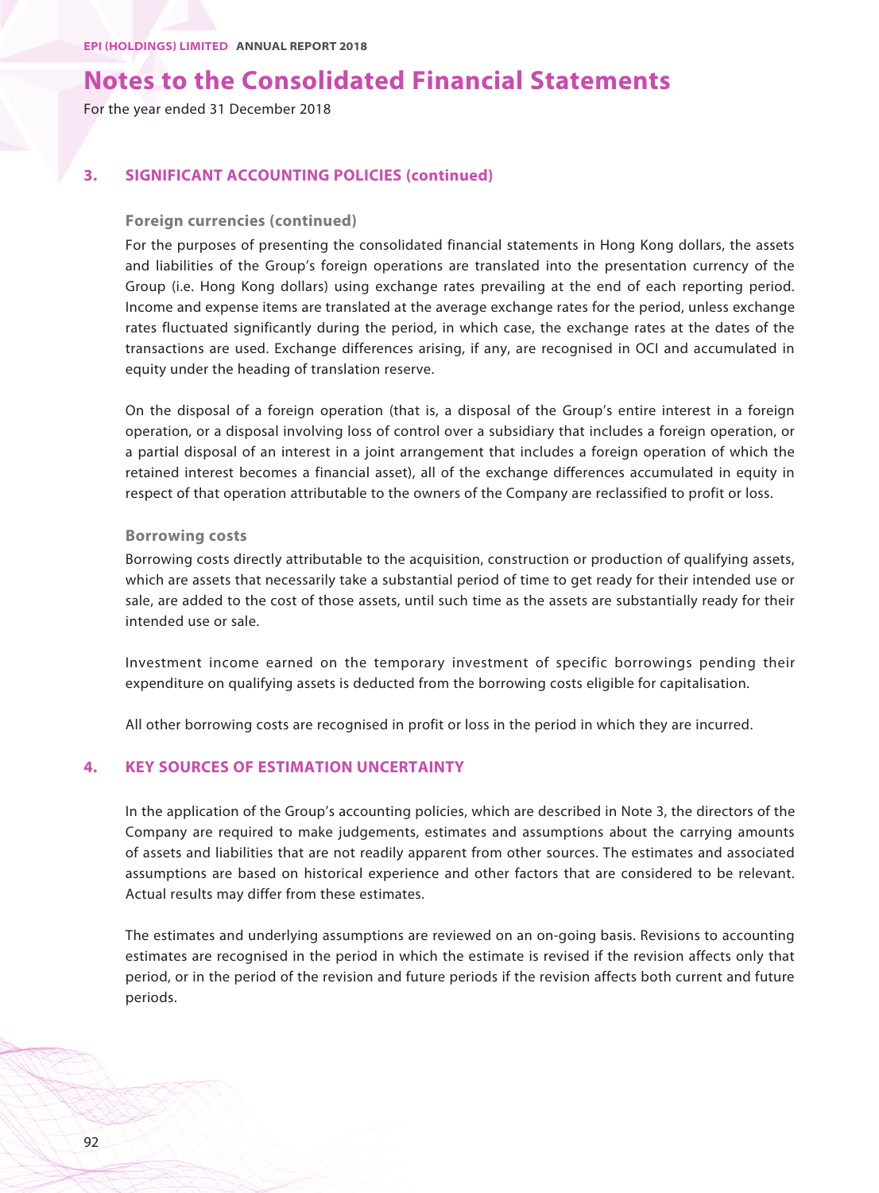# Notes to the Consolidated Financial Statements

For the year ended 31 December 2018

## 3. SIGNIFICANT ACCOUNTING POLICIES (continued)

### Foreign currencies (continued)

For the purposes of presenting the consolidated financial statements in Hong Kong dollars, the assets and liabilities of the Group's foreign operations are translated into the presentation currency of the Group (i.e. Hong Kong dollars) using exchange rates prevailing at the end of each reporting period. Income and expense items are translated at the average exchange rates for the period, unless exchange rates fluctuated significantly during the period, in which case, the exchange rates at the dates of the transactions are used. Exchange differences arising, if any, are recognised in OCI and accumulated in equity under the heading of translation reserve.

On the disposal of a foreign operation (that is, a disposal of the Group's entire interest in a foreign operation, or a disposal involving loss of control over a subsidiary that includes a foreign operation, or a partial disposal of an interest in a joint arrangement that includes a foreign operation of which the retained interest becomes a financial asset), all of the exchange differences accumulated in equity in respect of that operation attributable to the owners of the Company are reclassified to profit or loss.

### Borrowing costs

Borrowing costs directly attributable to the acquisition, construction or production of qualifying assets, which are assets that necessarily take a substantial period of time to get ready for their intended use or sale, are added to the cost of those assets, until such time as the assets are substantially ready for their intended use or sale.

Investment income earned on the temporary investment of specific borrowings pending their expenditure on qualifying assets is deducted from the borrowing costs eligible for capitalisation.

All other borrowing costs are recognised in profit or loss in the period in which they are incurred.

## 4. KEY SOURCES OF ESTIMATION UNCERTAINTY

In the application of the Group's accounting policies, which are described in Note 3, the directors of the Company are required to make judgements, estimates and assumptions about the carrying amounts of assets and liabilities that are not readily apparent from other sources. The estimates and associated assumptions are based on historical experience and other factors that are considered to be relevant. Actual results may differ from these estimates.

The estimates and underlying assumptions are reviewed on an on-going basis. Revisions to accounting estimates are recognised in the period in which the estimate is revised if the revision affects only that period, or in the period of the revision and future periods if the revision affects both current and future periods.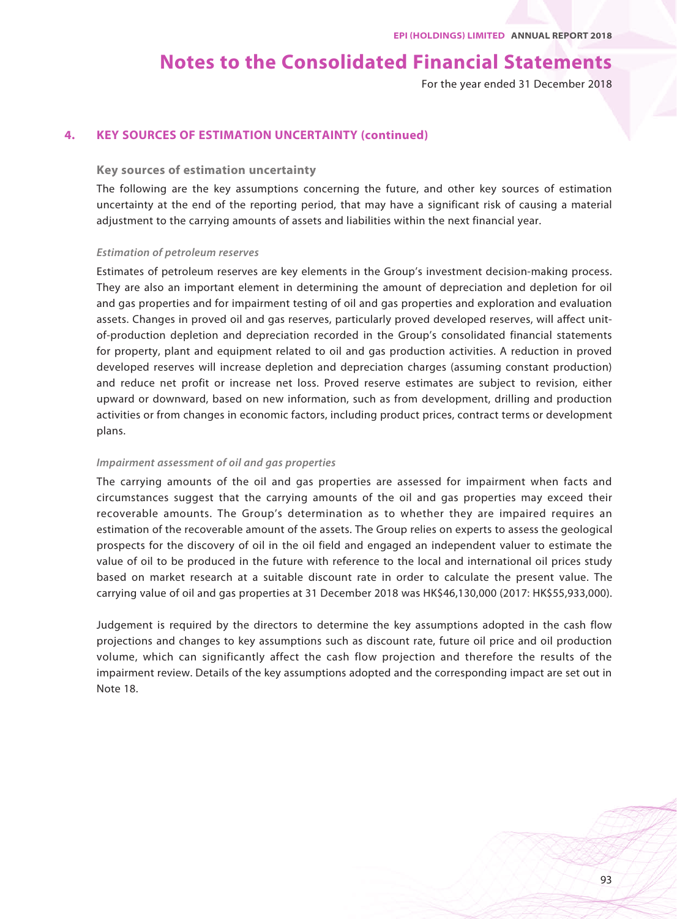# Notes to the Consolidated Financial Statements

For the year ended 31 December 2018

## 4. KEY SOURCES OF ESTIMATION UNCERTAINTY (continued)

### Key sources of estimation uncertainty

The following are the key assumptions concerning the future, and other key sources of estimation uncertainty at the end of the reporting period, that may have a significant risk of causing a material adjustment to the carrying amounts of assets and liabilities within the next financial year.

#### *Estimation of petroleum reserves*

Estimates of petroleum reserves are key elements in the Group's investment decision-making process. They are also an important element in determining the amount of depreciation and depletion for oil and gas properties and for impairment testing of oil and gas properties and exploration and evaluation assets. Changes in proved oil and gas reserves, particularly proved developed reserves, will affect unit-of-production depletion and depreciation recorded in the Group's consolidated financial statements for property, plant and equipment related to oil and gas production activities. A reduction in proved developed reserves will increase depletion and depreciation charges (assuming constant production) and reduce net profit or increase net loss. Proved reserve estimates are subject to revision, either upward or downward, based on new information, such as from development, drilling and production activities or from changes in economic factors, including product prices, contract terms or development plans.

#### *Impairment assessment of oil and gas properties*

The carrying amounts of the oil and gas properties are assessed for impairment when facts and circumstances suggest that the carrying amounts of the oil and gas properties may exceed their recoverable amounts. The Group's determination as to whether they are impaired requires an estimation of the recoverable amount of the assets. The Group relies on experts to assess the geological prospects for the discovery of oil in the oil field and engaged an independent valuer to estimate the value of oil to be produced in the future with reference to the local and international oil prices study based on market research at a suitable discount rate in order to calculate the present value. The carrying value of oil and gas properties at 31 December 2018 was HK$46,130,000 (2017: HK$55,933,000).

Judgement is required by the directors to determine the key assumptions adopted in the cash flow projections and changes to key assumptions such as discount rate, future oil price and oil production volume, which can significantly affect the cash flow projection and therefore the results of the impairment review. Details of the key assumptions adopted and the corresponding impact are set out in Note 18.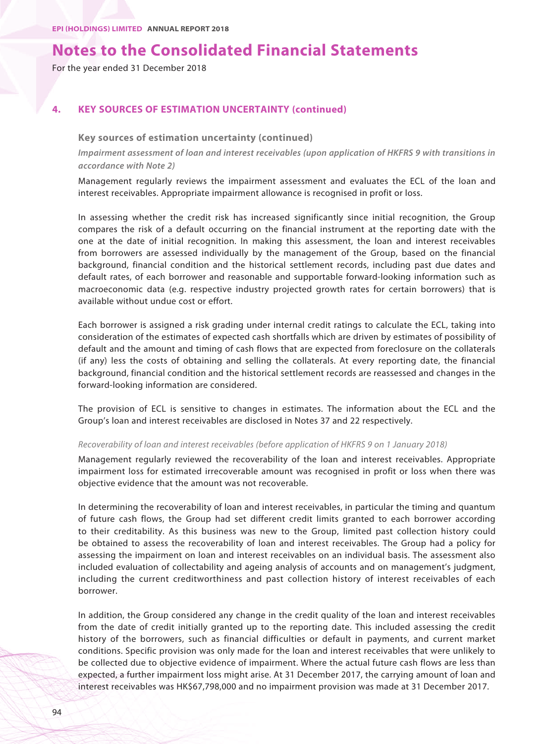## 4. KEY SOURCES OF ESTIMATION UNCERTAINTY (continued)

### Key sources of estimation uncertainty (continued)

***Impairment assessment of loan and interest receivables (upon application of HKFRS 9 with transitions in accordance with Note 2)***

Management regularly reviews the impairment assessment and evaluates the ECL of the loan and interest receivables. Appropriate impairment allowance is recognised in profit or loss.

In assessing whether the credit risk has increased significantly since initial recognition, the Group compares the risk of a default occurring on the financial instrument at the reporting date with the one at the date of initial recognition. In making this assessment, the loan and interest receivables from borrowers are assessed individually by the management of the Group, based on the financial background, financial condition and the historical settlement records, including past due dates and default rates, of each borrower and reasonable and supportable forward-looking information such as macroeconomic data (e.g. respective industry projected growth rates for certain borrowers) that is available without undue cost or effort.

Each borrower is assigned a risk grading under internal credit ratings to calculate the ECL, taking into consideration of the estimates of expected cash shortfalls which are driven by estimates of possibility of default and the amount and timing of cash flows that are expected from foreclosure on the collaterals (if any) less the costs of obtaining and selling the collaterals. At every reporting date, the financial background, financial condition and the historical settlement records are reassessed and changes in the forward-looking information are considered.

The provision of ECL is sensitive to changes in estimates. The information about the ECL and the Group's loan and interest receivables are disclosed in Notes 37 and 22 respectively.

*Recoverability of loan and interest receivables (before application of HKFRS 9 on 1 January 2018)*

Management regularly reviewed the recoverability of the loan and interest receivables. Appropriate impairment loss for estimated irrecoverable amount was recognised in profit or loss when there was objective evidence that the amount was not recoverable.

In determining the recoverability of loan and interest receivables, in particular the timing and quantum of future cash flows, the Group had set different credit limits granted to each borrower according to their creditability. As this business was new to the Group, limited past collection history could be obtained to assess the recoverability of loan and interest receivables. The Group had a policy for assessing the impairment on loan and interest receivables on an individual basis. The assessment also included evaluation of collectability and ageing analysis of accounts and on management's judgment, including the current creditworthiness and past collection history of interest receivables of each borrower.

In addition, the Group considered any change in the credit quality of the loan and interest receivables from the date of credit initially granted up to the reporting date. This included assessing the credit history of the borrowers, such as financial difficulties or default in payments, and current market conditions. Specific provision was only made for the loan and interest receivables that were unlikely to be collected due to objective evidence of impairment. Where the actual future cash flows are less than expected, a further impairment loss might arise. At 31 December 2017, the carrying amount of loan and interest receivables was HK$67,798,000 and no impairment provision was made at 31 December 2017.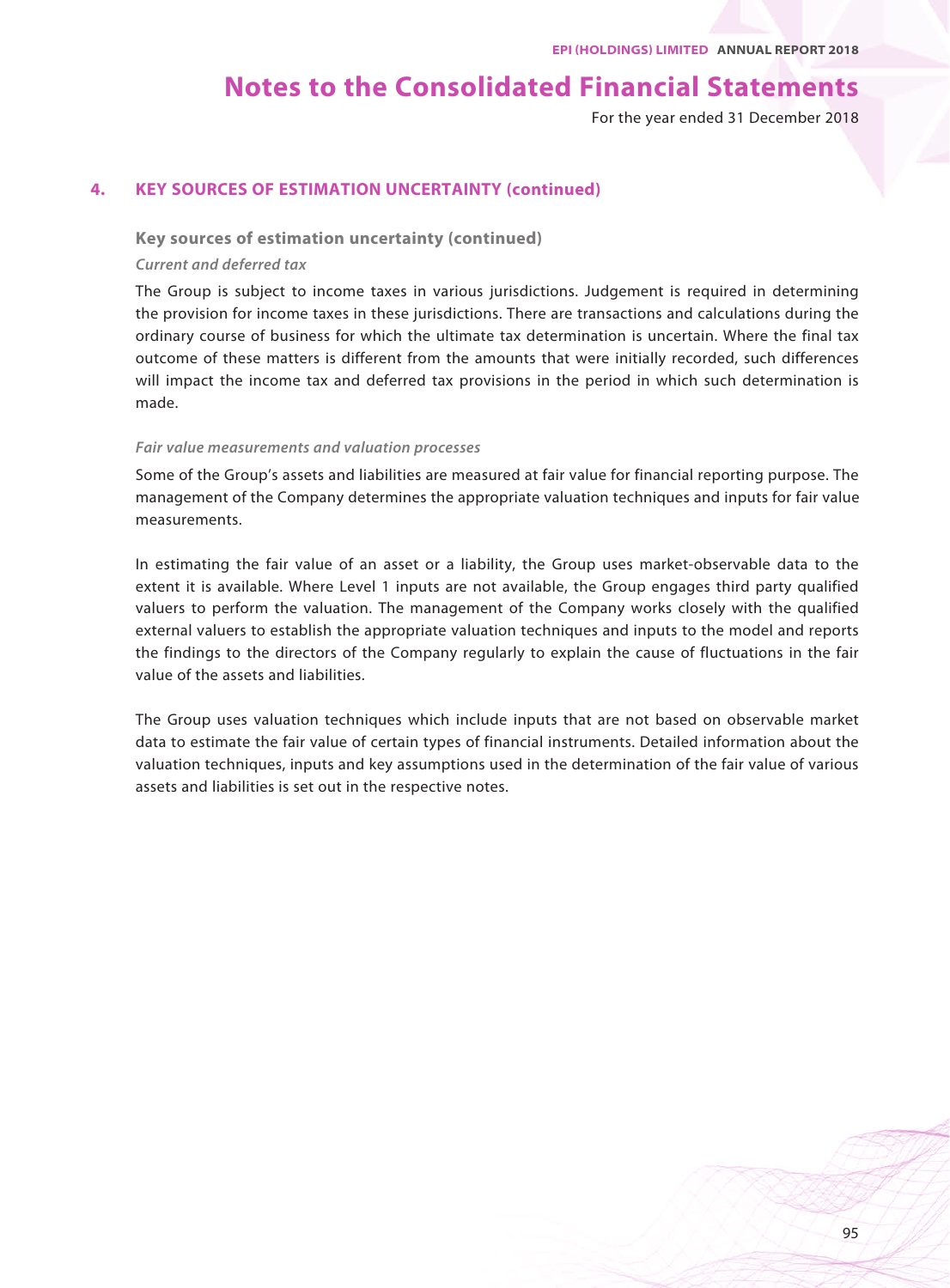## 4. KEY SOURCES OF ESTIMATION UNCERTAINTY (continued)

### Key sources of estimation uncertainty (continued)

*Current and deferred tax*

The Group is subject to income taxes in various jurisdictions. Judgement is required in determining the provision for income taxes in these jurisdictions. There are transactions and calculations during the ordinary course of business for which the ultimate tax determination is uncertain. Where the final tax outcome of these matters is different from the amounts that were initially recorded, such differences will impact the income tax and deferred tax provisions in the period in which such determination is made.

*Fair value measurements and valuation processes*

Some of the Group's assets and liabilities are measured at fair value for financial reporting purpose. The management of the Company determines the appropriate valuation techniques and inputs for fair value measurements.

In estimating the fair value of an asset or a liability, the Group uses market-observable data to the extent it is available. Where Level 1 inputs are not available, the Group engages third party qualified valuers to perform the valuation. The management of the Company works closely with the qualified external valuers to establish the appropriate valuation techniques and inputs to the model and reports the findings to the directors of the Company regularly to explain the cause of fluctuations in the fair value of the assets and liabilities.

The Group uses valuation techniques which include inputs that are not based on observable market data to estimate the fair value of certain types of financial instruments. Detailed information about the valuation techniques, inputs and key assumptions used in the determination of the fair value of various assets and liabilities is set out in the respective notes.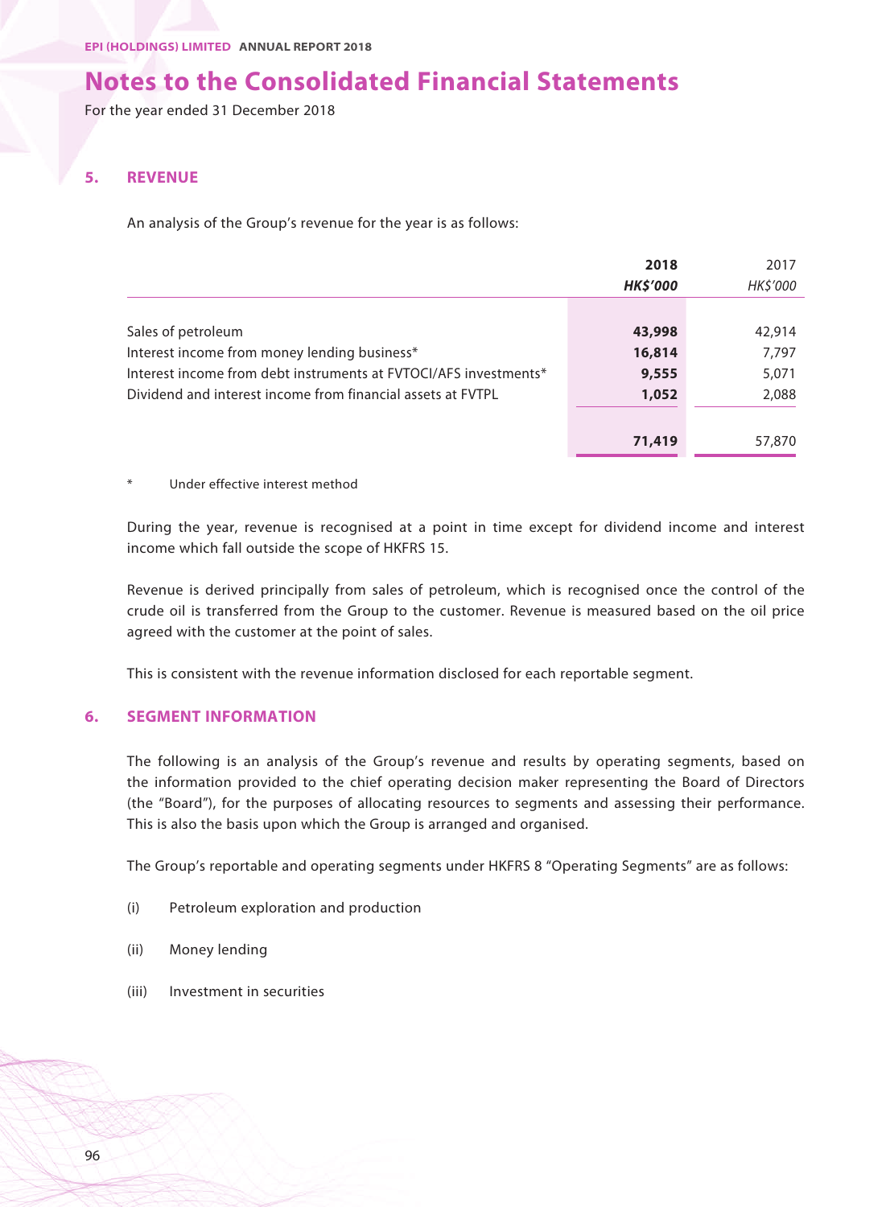# Notes to the Consolidated Financial Statements

For the year ended 31 December 2018

## 5. REVENUE

An analysis of the Group's revenue for the year is as follows:

| | 2018 | 2017 |
|---|---|---|
| | *HK$'000* | *HK$'000* |
| Sales of petroleum | **43,998** | 42,914 |
| Interest income from money lending business* | **16,814** | 7,797 |
| Interest income from debt instruments at FVTOCI/AFS investments* | **9,555** | 5,071 |
| Dividend and interest income from financial assets at FVTPL | **1,052** | 2,088 |
| | **71,419** | 57,870 |

\* Under effective interest method

During the year, revenue is recognised at a point in time except for dividend income and interest income which fall outside the scope of HKFRS 15.

Revenue is derived principally from sales of petroleum, which is recognised once the control of the crude oil is transferred from the Group to the customer. Revenue is measured based on the oil price agreed with the customer at the point of sales.

This is consistent with the revenue information disclosed for each reportable segment.

## 6. SEGMENT INFORMATION

The following is an analysis of the Group's revenue and results by operating segments, based on the information provided to the chief operating decision maker representing the Board of Directors (the "Board"), for the purposes of allocating resources to segments and assessing their performance. This is also the basis upon which the Group is arranged and organised.

The Group's reportable and operating segments under HKFRS 8 "Operating Segments" are as follows:

(i) Petroleum exploration and production

(ii) Money lending

(iii) Investment in securities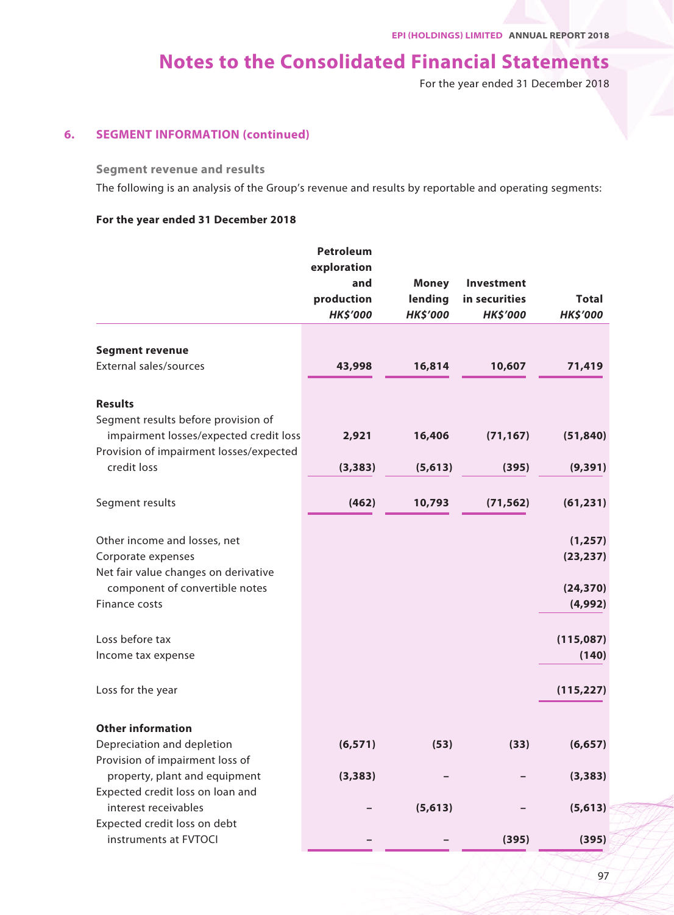# Notes to the Consolidated Financial Statements

For the year ended 31 December 2018

## 6. SEGMENT INFORMATION (continued)

### Segment revenue and results

The following is an analysis of the Group's revenue and results by reportable and operating segments:

**For the year ended 31 December 2018**

| | Petroleum exploration and production *HK$'000* | Money lending *HK$'000* | Investment in securities *HK$'000* | Total *HK$'000* |
|---|---|---|---|---|
| **Segment revenue** | | | | |
| External sales/sources | 43,998 | 16,814 | 10,607 | 71,419 |
| **Results** | | | | |
| Segment results before provision of impairment losses/expected credit loss | 2,921 | 16,406 | (71,167) | (51,840) |
| Provision of impairment losses/expected credit loss | (3,383) | (5,613) | (395) | (9,391) |
| Segment results | (462) | 10,793 | (71,562) | (61,231) |
| Other income and losses, net | | | | (1,257) |
| Corporate expenses | | | | (23,237) |
| Net fair value changes on derivative component of convertible notes | | | | (24,370) |
| Finance costs | | | | (4,992) |
| Loss before tax | | | | (115,087) |
| Income tax expense | | | | (140) |
| Loss for the year | | | | (115,227) |
| **Other information** | | | | |
| Depreciation and depletion | (6,571) | (53) | (33) | (6,657) |
| Provision of impairment loss of property, plant and equipment | (3,383) | – | – | (3,383) |
| Expected credit loss on loan and interest receivables | – | (5,613) | – | (5,613) |
| Expected credit loss on debt instruments at FVTOCI | – | – | (395) | (395) |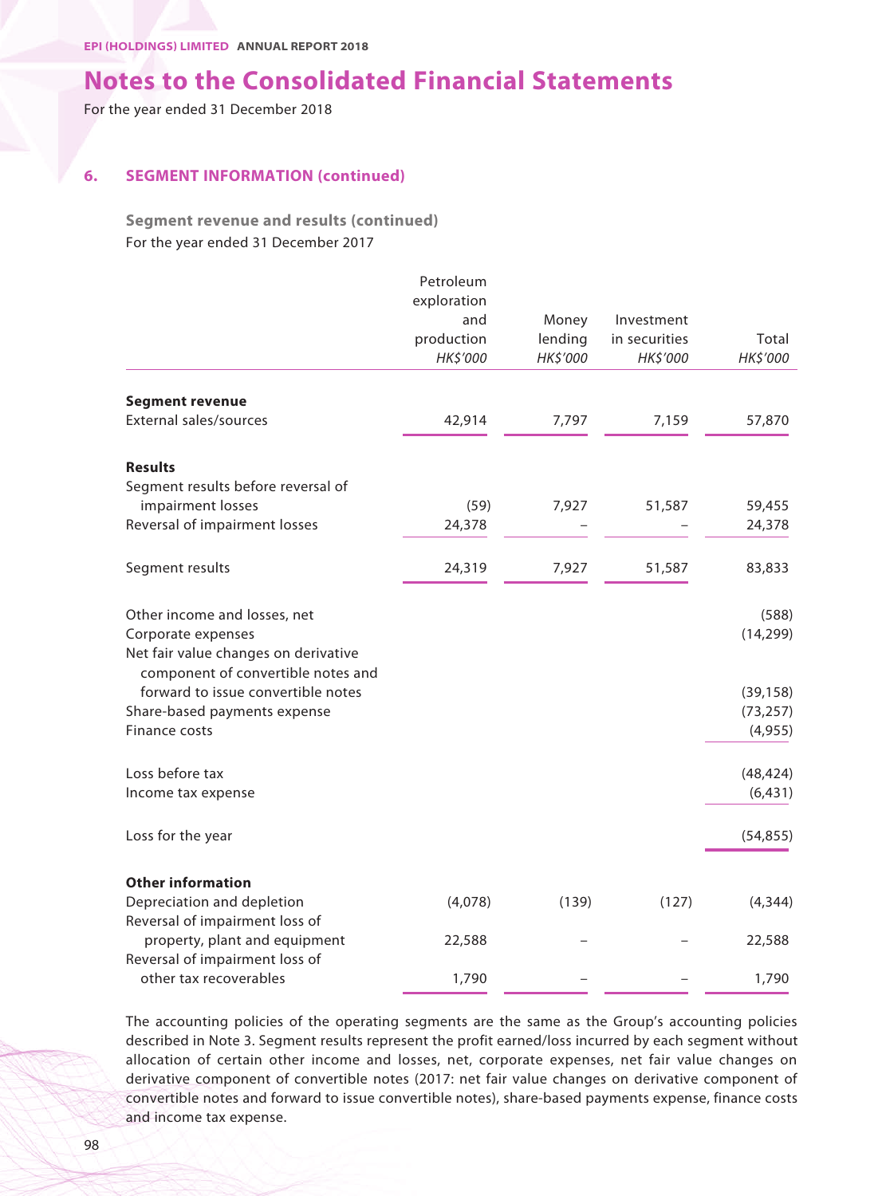# Notes to the Consolidated Financial Statements

For the year ended 31 December 2018

## 6. SEGMENT INFORMATION (continued)

### Segment revenue and results (continued)

For the year ended 31 December 2017

| | Petroleum exploration and production *HK$'000* | Money lending *HK$'000* | Investment in securities *HK$'000* | Total *HK$'000* |
|---|---|---|---|---|
| **Segment revenue** | | | | |
| External sales/sources | 42,914 | 7,797 | 7,159 | 57,870 |
| **Results** | | | | |
| Segment results before reversal of impairment losses | (59) | 7,927 | 51,587 | 59,455 |
| Reversal of impairment losses | 24,378 | – | – | 24,378 |
| Segment results | 24,319 | 7,927 | 51,587 | 83,833 |
| Other income and losses, net | | | | (588) |
| Corporate expenses | | | | (14,299) |
| Net fair value changes on derivative component of convertible notes and forward to issue convertible notes | | | | (39,158) |
| Share-based payments expense | | | | (73,257) |
| Finance costs | | | | (4,955) |
| Loss before tax | | | | (48,424) |
| Income tax expense | | | | (6,431) |
| Loss for the year | | | | (54,855) |
| **Other information** | | | | |
| Depreciation and depletion | (4,078) | (139) | (127) | (4,344) |
| Reversal of impairment loss of property, plant and equipment | 22,588 | – | – | 22,588 |
| Reversal of impairment loss of other tax recoverables | 1,790 | – | – | 1,790 |

The accounting policies of the operating segments are the same as the Group's accounting policies described in Note 3. Segment results represent the profit earned/loss incurred by each segment without allocation of certain other income and losses, net, corporate expenses, net fair value changes on derivative component of convertible notes (2017: net fair value changes on derivative component of convertible notes and forward to issue convertible notes), share-based payments expense, finance costs and income tax expense.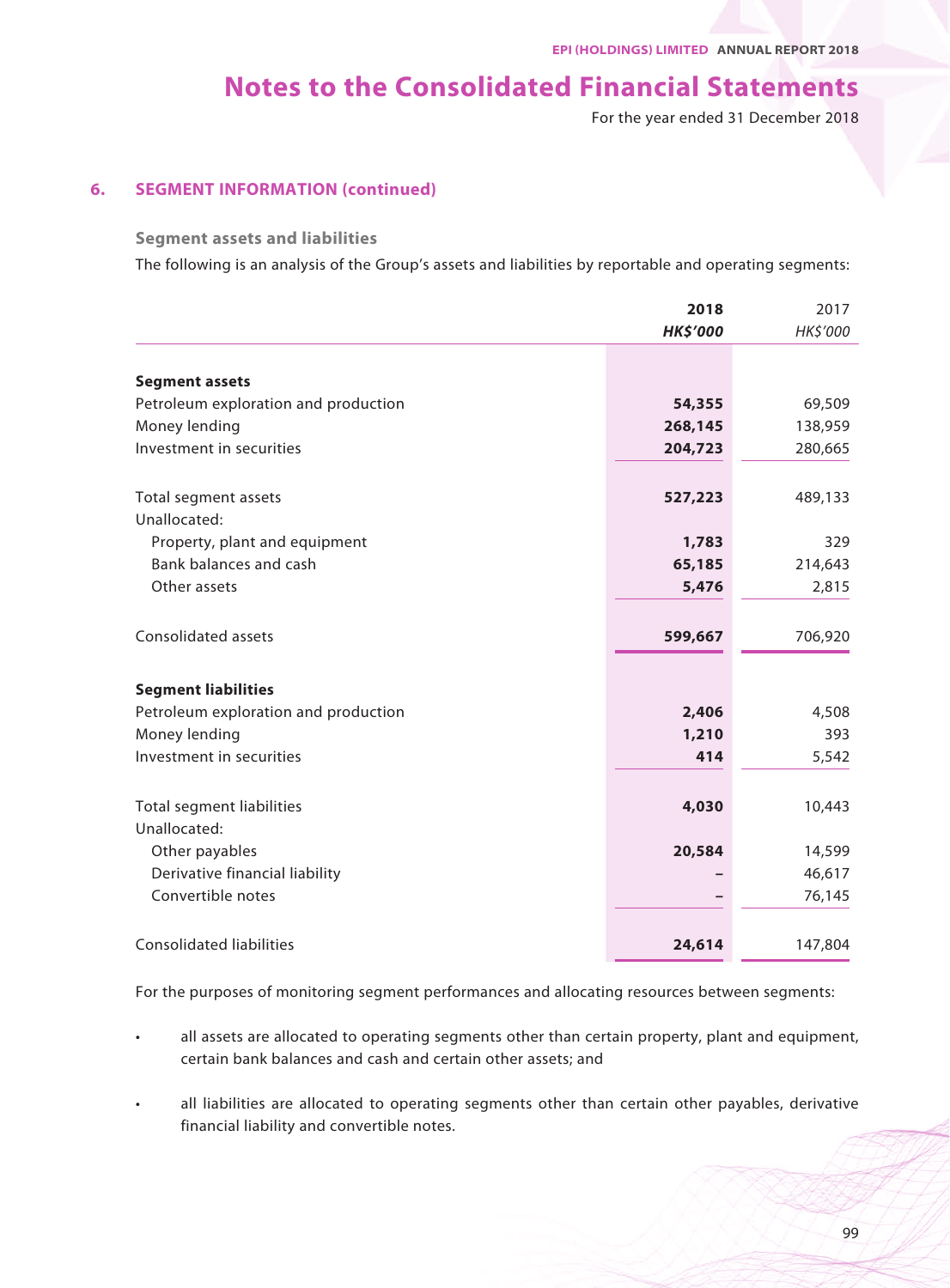# Notes to the Consolidated Financial Statements

For the year ended 31 December 2018

## 6. SEGMENT INFORMATION (continued)

### Segment assets and liabilities

The following is an analysis of the Group's assets and liabilities by reportable and operating segments:

| | **2018** | 2017 |
|---|---|---|
| | ***HK$'000*** | *HK$'000* |
| **Segment assets** | | |
| Petroleum exploration and production | **54,355** | 69,509 |
| Money lending | **268,145** | 138,959 |
| Investment in securities | **204,723** | 280,665 |
| Total segment assets | **527,223** | 489,133 |
| Unallocated: | | |
| Property, plant and equipment | **1,783** | 329 |
| Bank balances and cash | **65,185** | 214,643 |
| Other assets | **5,476** | 2,815 |
| Consolidated assets | **599,667** | 706,920 |
| **Segment liabilities** | | |
| Petroleum exploration and production | **2,406** | 4,508 |
| Money lending | **1,210** | 393 |
| Investment in securities | **414** | 5,542 |
| Total segment liabilities | **4,030** | 10,443 |
| Unallocated: | | |
| Other payables | **20,584** | 14,599 |
| Derivative financial liability | **–** | 46,617 |
| Convertible notes | **–** | 76,145 |
| Consolidated liabilities | **24,614** | 147,804 |

For the purposes of monitoring segment performances and allocating resources between segments:

- all assets are allocated to operating segments other than certain property, plant and equipment, certain bank balances and cash and certain other assets; and
- all liabilities are allocated to operating segments other than certain other payables, derivative financial liability and convertible notes.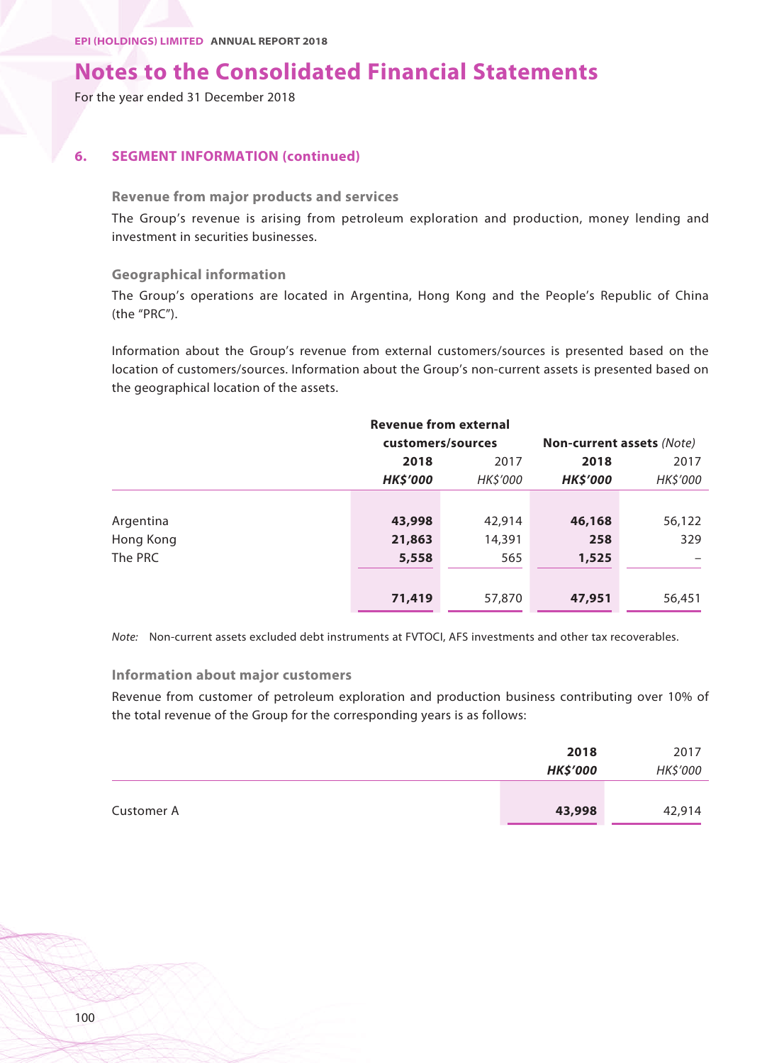# Notes to the Consolidated Financial Statements

For the year ended 31 December 2018

## 6. SEGMENT INFORMATION (continued)

### Revenue from major products and services

The Group's revenue is arising from petroleum exploration and production, money lending and investment in securities businesses.

### Geographical information

The Group's operations are located in Argentina, Hong Kong and the People's Republic of China (the "PRC").

Information about the Group's revenue from external customers/sources is presented based on the location of customers/sources. Information about the Group's non-current assets is presented based on the geographical location of the assets.

| | Revenue from external customers/sources | | Non-current assets *(Note)* | |
|---|---|---|---|---|
| | **2018** | 2017 | **2018** | 2017 |
| | ***HK$'000*** | *HK$'000* | ***HK$'000*** | *HK$'000* |
| Argentina | **43,998** | 42,914 | **46,168** | 56,122 |
| Hong Kong | **21,863** | 14,391 | **258** | 329 |
| The PRC | **5,558** | 565 | **1,525** | – |
| | **71,419** | 57,870 | **47,951** | 56,451 |

*Note:* Non-current assets excluded debt instruments at FVTOCI, AFS investments and other tax recoverables.

### Information about major customers

Revenue from customer of petroleum exploration and production business contributing over 10% of the total revenue of the Group for the corresponding years is as follows:

| | **2018** | 2017 |
|---|---|---|
| | ***HK$'000*** | *HK$'000* |
| Customer A | **43,998** | 42,914 |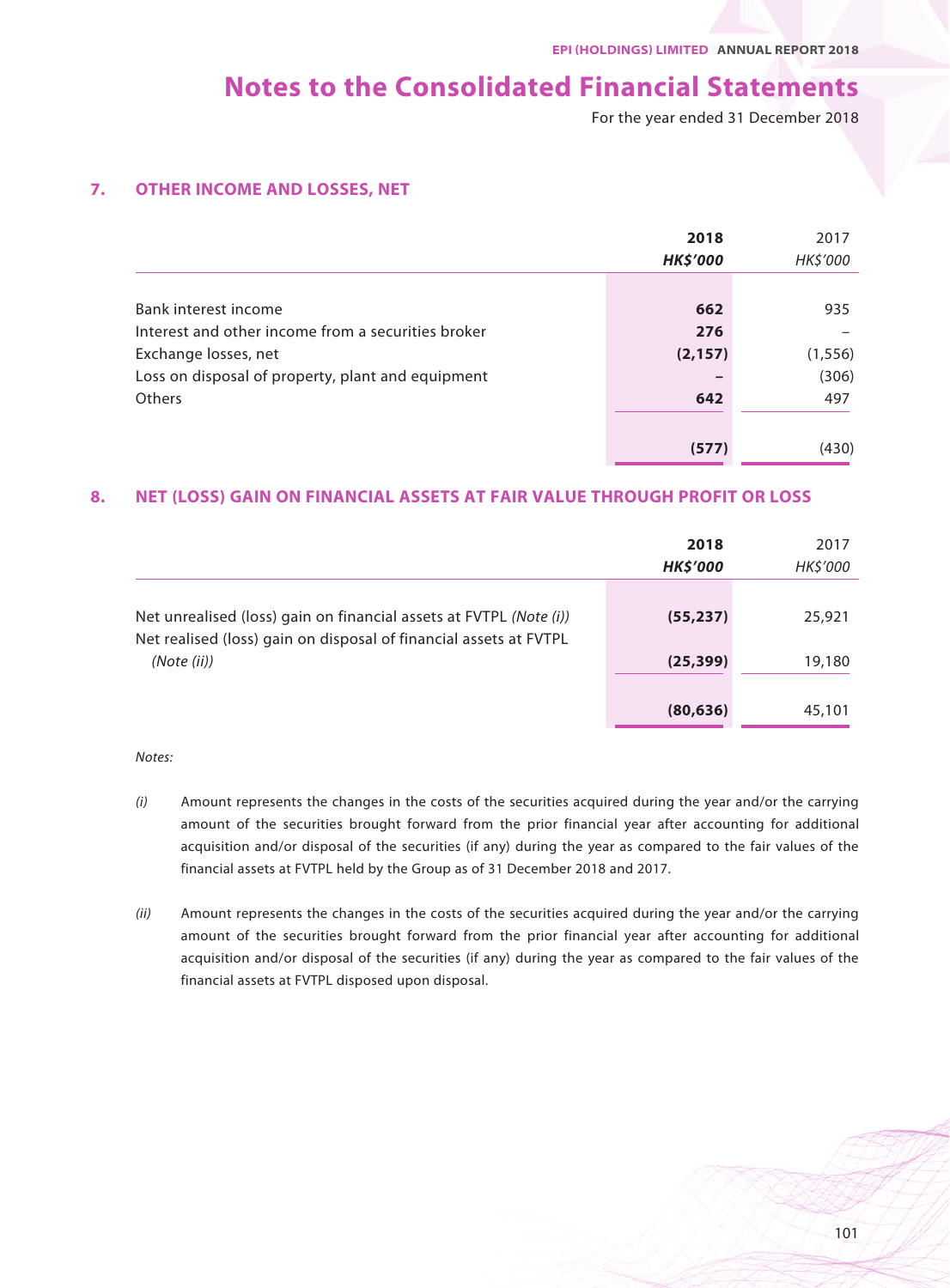# Notes to the Consolidated Financial Statements

For the year ended 31 December 2018

## 7. OTHER INCOME AND LOSSES, NET

| | **2018** | 2017 |
|---|---|---|
| | ***HK$'000*** | *HK$'000* |
| Bank interest income | **662** | 935 |
| Interest and other income from a securities broker | **276** | – |
| Exchange losses, net | **(2,157)** | (1,556) |
| Loss on disposal of property, plant and equipment | **–** | (306) |
| Others | **642** | 497 |
| | **(577)** | (430) |

## 8. NET (LOSS) GAIN ON FINANCIAL ASSETS AT FAIR VALUE THROUGH PROFIT OR LOSS

| | **2018** | 2017 |
|---|---|---|
| | ***HK$'000*** | *HK$'000* |
| Net unrealised (loss) gain on financial assets at FVTPL *(Note (i))* | **(55,237)** | 25,921 |
| Net realised (loss) gain on disposal of financial assets at FVTPL *(Note (ii))* | **(25,399)** | 19,180 |
| | **(80,636)** | 45,101 |

*Notes:*

*(i)* Amount represents the changes in the costs of the securities acquired during the year and/or the carrying amount of the securities brought forward from the prior financial year after accounting for additional acquisition and/or disposal of the securities (if any) during the year as compared to the fair values of the financial assets at FVTPL held by the Group as of 31 December 2018 and 2017.

*(ii)* Amount represents the changes in the costs of the securities acquired during the year and/or the carrying amount of the securities brought forward from the prior financial year after accounting for additional acquisition and/or disposal of the securities (if any) during the year as compared to the fair values of the financial assets at FVTPL disposed upon disposal.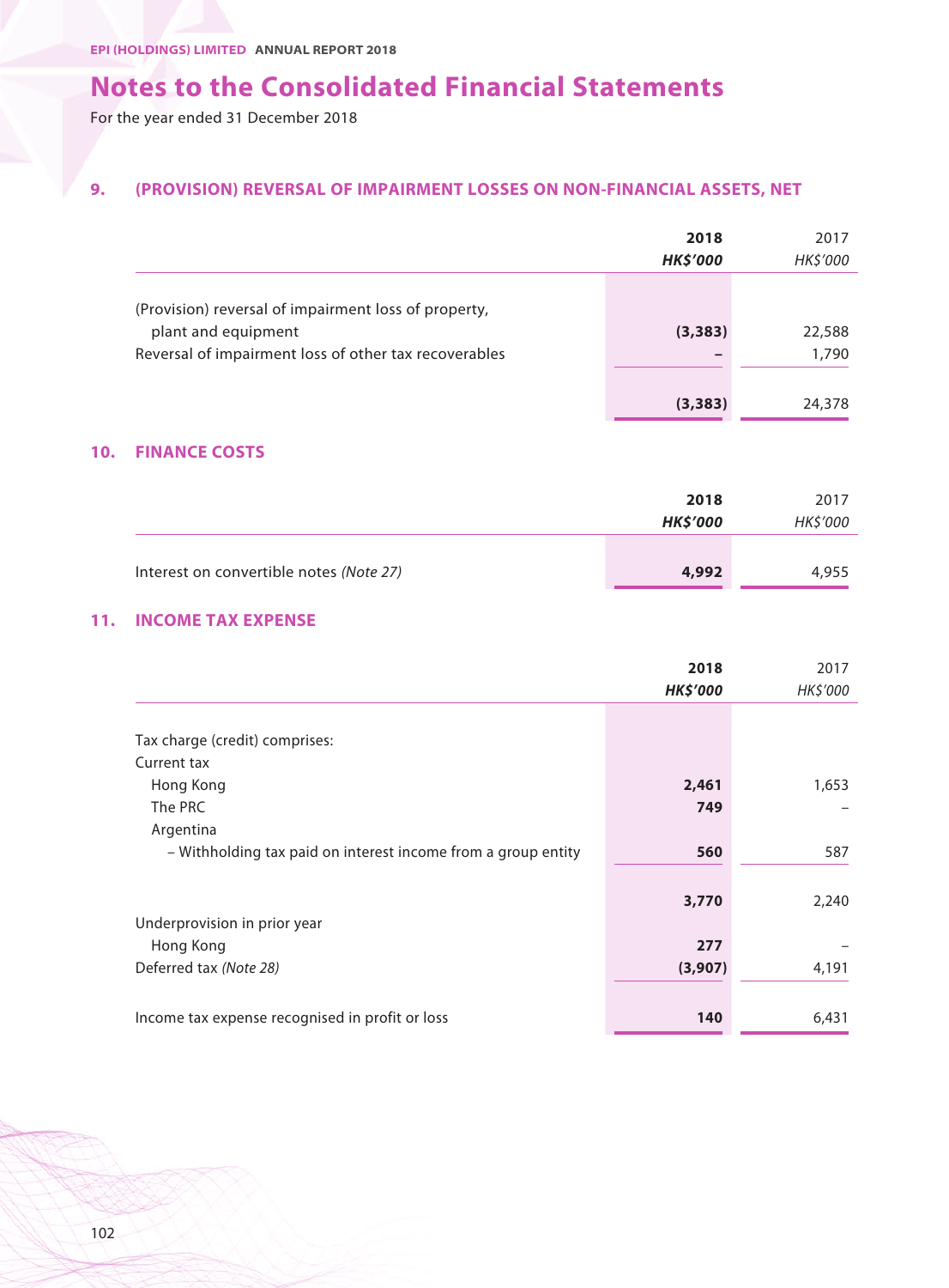# Notes to the Consolidated Financial Statements

For the year ended 31 December 2018

## 9. (PROVISION) REVERSAL OF IMPAIRMENT LOSSES ON NON-FINANCIAL ASSETS, NET

| | **2018** | 2017 |
|---|---|---|
| | ***HK$'000*** | *HK$'000* |
| (Provision) reversal of impairment loss of property, plant and equipment | **(3,383)** | 22,588 |
| Reversal of impairment loss of other tax recoverables | **–** | 1,790 |
| | **(3,383)** | 24,378 |

## 10. FINANCE COSTS

| | **2018** | 2017 |
|---|---|---|
| | ***HK$'000*** | *HK$'000* |
| Interest on convertible notes *(Note 27)* | **4,992** | 4,955 |

## 11. INCOME TAX EXPENSE

| | **2018** | 2017 |
|---|---|---|
| | ***HK$'000*** | *HK$'000* |
| Tax charge (credit) comprises: | | |
| Current tax | | |
| Hong Kong | **2,461** | 1,653 |
| The PRC | **749** | – |
| Argentina | | |
| – Withholding tax paid on interest income from a group entity | **560** | 587 |
| | **3,770** | 2,240 |
| Underprovision in prior year | | |
| Hong Kong | **277** | – |
| Deferred tax *(Note 28)* | **(3,907)** | 4,191 |
| Income tax expense recognised in profit or loss | **140** | 6,431 |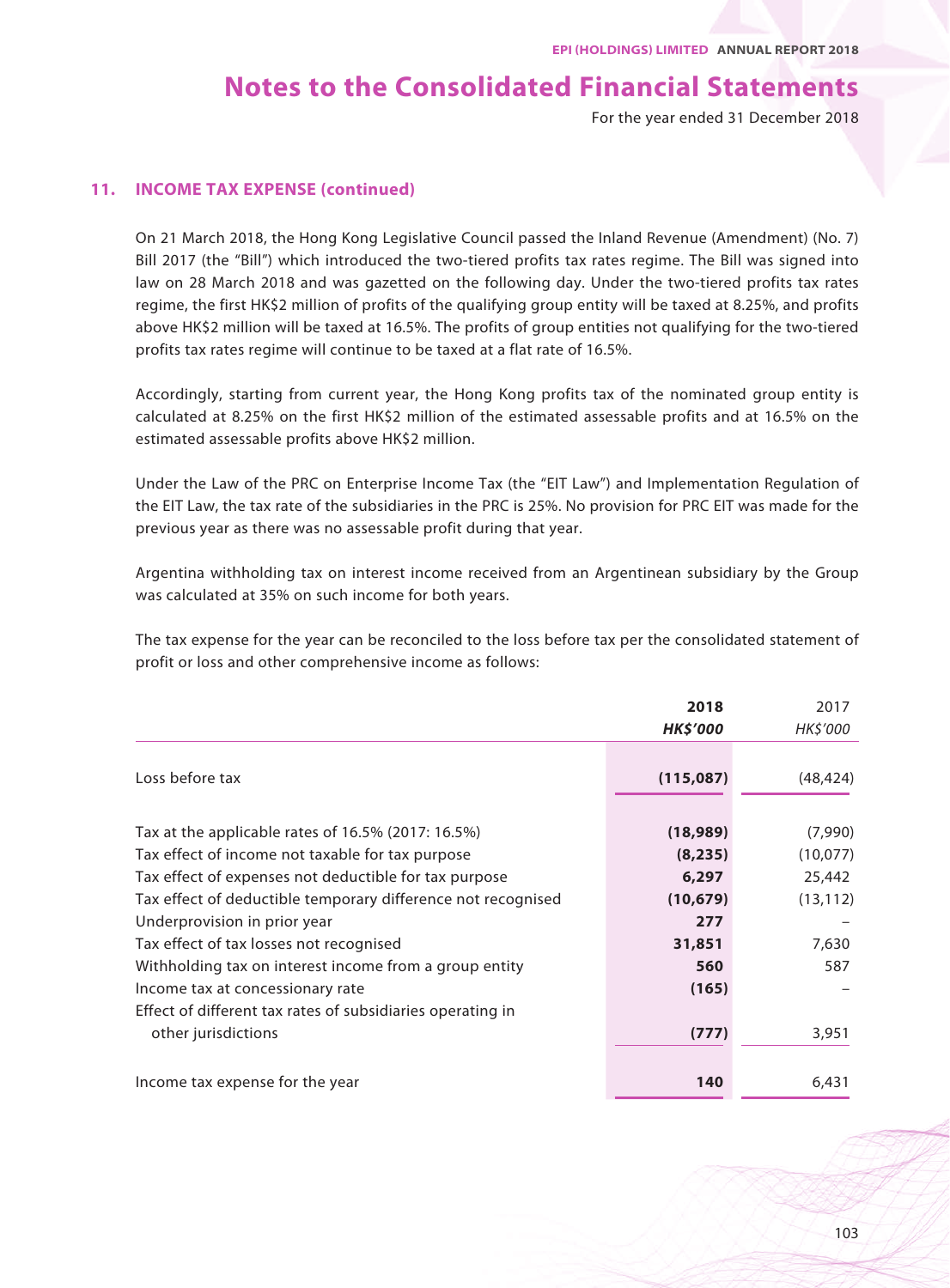## 11. INCOME TAX EXPENSE (continued)

On 21 March 2018, the Hong Kong Legislative Council passed the Inland Revenue (Amendment) (No. 7) Bill 2017 (the "Bill") which introduced the two-tiered profits tax rates regime. The Bill was signed into law on 28 March 2018 and was gazetted on the following day. Under the two-tiered profits tax rates regime, the first HK$2 million of profits of the qualifying group entity will be taxed at 8.25%, and profits above HK$2 million will be taxed at 16.5%. The profits of group entities not qualifying for the two-tiered profits tax rates regime will continue to be taxed at a flat rate of 16.5%.

Accordingly, starting from current year, the Hong Kong profits tax of the nominated group entity is calculated at 8.25% on the first HK$2 million of the estimated assessable profits and at 16.5% on the estimated assessable profits above HK$2 million.

Under the Law of the PRC on Enterprise Income Tax (the "EIT Law") and Implementation Regulation of the EIT Law, the tax rate of the subsidiaries in the PRC is 25%. No provision for PRC EIT was made for the previous year as there was no assessable profit during that year.

Argentina withholding tax on interest income received from an Argentinean subsidiary by the Group was calculated at 35% on such income for both years.

The tax expense for the year can be reconciled to the loss before tax per the consolidated statement of profit or loss and other comprehensive income as follows:

| | **2018** | 2017 |
|---|---|---|
| | ***HK$'000*** | *HK$'000* |
| Loss before tax | **(115,087)** | (48,424) |
| Tax at the applicable rates of 16.5% (2017: 16.5%) | **(18,989)** | (7,990) |
| Tax effect of income not taxable for tax purpose | **(8,235)** | (10,077) |
| Tax effect of expenses not deductible for tax purpose | **6,297** | 25,442 |
| Tax effect of deductible temporary difference not recognised | **(10,679)** | (13,112) |
| Underprovision in prior year | **277** | – |
| Tax effect of tax losses not recognised | **31,851** | 7,630 |
| Withholding tax on interest income from a group entity | **560** | 587 |
| Income tax at concessionary rate | **(165)** | – |
| Effect of different tax rates of subsidiaries operating in other jurisdictions | **(777)** | 3,951 |
| Income tax expense for the year | **140** | 6,431 |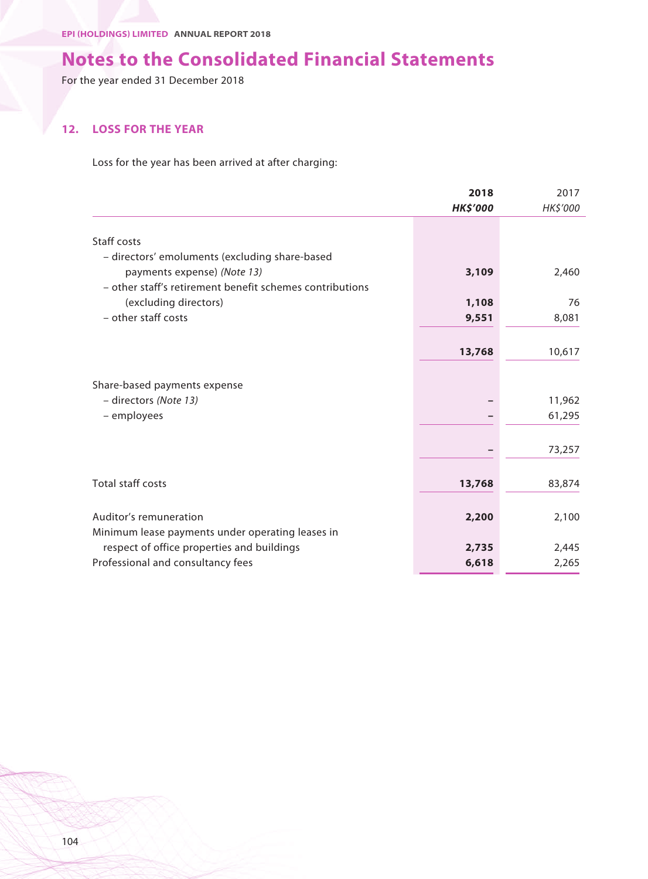# Notes to the Consolidated Financial Statements

For the year ended 31 December 2018

## 12. LOSS FOR THE YEAR

Loss for the year has been arrived at after charging:

| | **2018** | 2017 |
|---|---|---|
| | ***HK$'000*** | *HK$'000* |
| Staff costs | | |
| – directors' emoluments (excluding share-based payments expense) *(Note 13)* | **3,109** | 2,460 |
| – other staff's retirement benefit schemes contributions (excluding directors) | **1,108** | 76 |
| – other staff costs | **9,551** | 8,081 |
| | **13,768** | 10,617 |
| Share-based payments expense | | |
| – directors *(Note 13)* | **–** | 11,962 |
| – employees | **–** | 61,295 |
| | **–** | 73,257 |
| Total staff costs | **13,768** | 83,874 |
| Auditor's remuneration | **2,200** | 2,100 |
| Minimum lease payments under operating leases in respect of office properties and buildings | **2,735** | 2,445 |
| Professional and consultancy fees | **6,618** | 2,265 |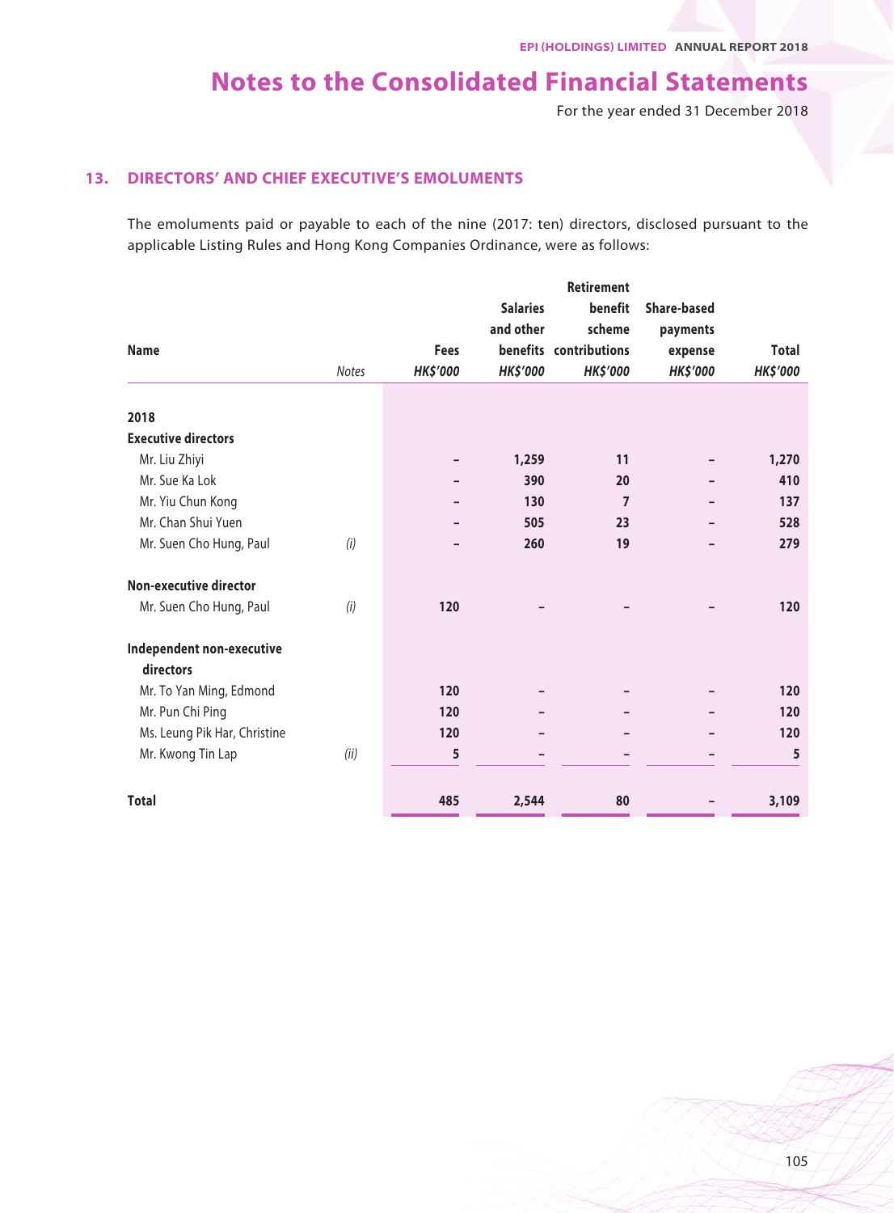# Notes to the Consolidated Financial Statements

For the year ended 31 December 2018

## 13. DIRECTORS' AND CHIEF EXECUTIVE'S EMOLUMENTS

The emoluments paid or payable to each of the nine (2017: ten) directors, disclosed pursuant to the applicable Listing Rules and Hong Kong Companies Ordinance, were as follows:

| Name | Notes | Fees HK$'000 | Salaries and other benefits HK$'000 | Retirement benefit scheme contributions HK$'000 | Share-based payments expense HK$'000 | Total HK$'000 |
|---|---|---|---|---|---|---|
| **2018** | | | | | | |
| **Executive directors** | | | | | | |
| Mr. Liu Zhiyi | | – | 1,259 | 11 | – | 1,270 |
| Mr. Sue Ka Lok | | – | 390 | 20 | – | 410 |
| Mr. Yiu Chun Kong | | – | 130 | 7 | – | 137 |
| Mr. Chan Shui Yuen | | – | 505 | 23 | – | 528 |
| Mr. Suen Cho Hung, Paul | *(i)* | – | 260 | 19 | – | 279 |
| **Non-executive director** | | | | | | |
| Mr. Suen Cho Hung, Paul | *(i)* | 120 | – | – | – | 120 |
| **Independent non-executive directors** | | | | | | |
| Mr. To Yan Ming, Edmond | | 120 | – | – | – | 120 |
| Mr. Pun Chi Ping | | 120 | – | – | – | 120 |
| Ms. Leung Pik Har, Christine | | 120 | – | – | – | 120 |
| Mr. Kwong Tin Lap | *(ii)* | 5 | – | – | – | 5 |
| **Total** | | 485 | 2,544 | 80 | – | 3,109 |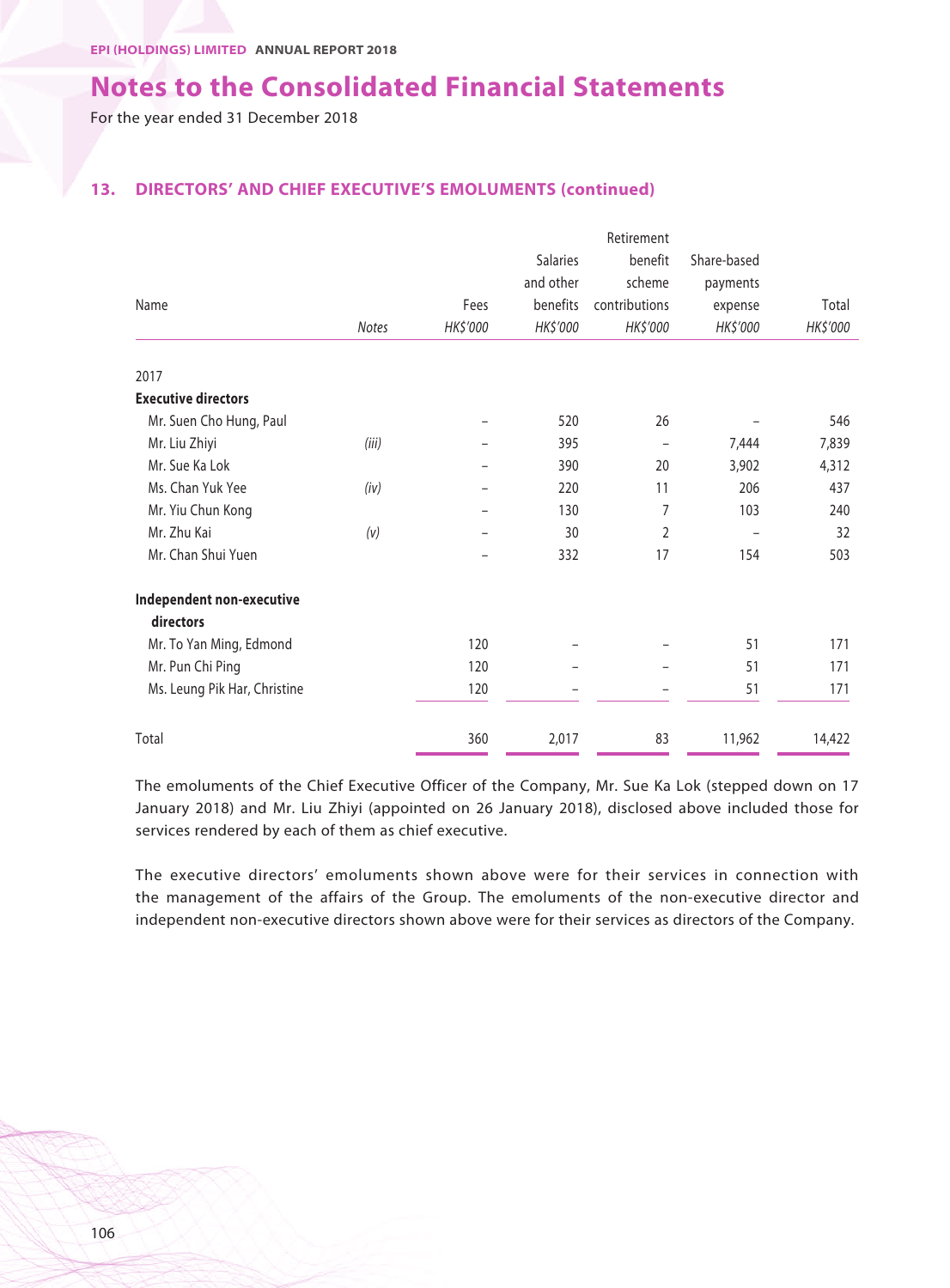# Notes to the Consolidated Financial Statements

For the year ended 31 December 2018

## 13. DIRECTORS' AND CHIEF EXECUTIVE'S EMOLUMENTS (continued)

| Name | Notes | Fees HK$'000 | Salaries and other benefits HK$'000 | Retirement benefit scheme contributions HK$'000 | Share-based payments expense HK$'000 | Total HK$'000 |
|---|---|---|---|---|---|---|
| 2017 | | | | | | |
| **Executive directors** | | | | | | |
| Mr. Suen Cho Hung, Paul | | – | 520 | 26 | – | 546 |
| Mr. Liu Zhiyi | *(iii)* | – | 395 | – | 7,444 | 7,839 |
| Mr. Sue Ka Lok | | – | 390 | 20 | 3,902 | 4,312 |
| Ms. Chan Yuk Yee | *(iv)* | – | 220 | 11 | 206 | 437 |
| Mr. Yiu Chun Kong | | – | 130 | 7 | 103 | 240 |
| Mr. Zhu Kai | *(v)* | – | 30 | 2 | – | 32 |
| Mr. Chan Shui Yuen | | – | 332 | 17 | 154 | 503 |
| **Independent non-executive directors** | | | | | | |
| Mr. To Yan Ming, Edmond | | 120 | – | – | 51 | 171 |
| Mr. Pun Chi Ping | | 120 | – | – | 51 | 171 |
| Ms. Leung Pik Har, Christine | | 120 | – | – | 51 | 171 |
| Total | | 360 | 2,017 | 83 | 11,962 | 14,422 |

The emoluments of the Chief Executive Officer of the Company, Mr. Sue Ka Lok (stepped down on 17 January 2018) and Mr. Liu Zhiyi (appointed on 26 January 2018), disclosed above included those for services rendered by each of them as chief executive.

The executive directors' emoluments shown above were for their services in connection with the management of the affairs of the Group. The emoluments of the non-executive director and independent non-executive directors shown above were for their services as directors of the Company.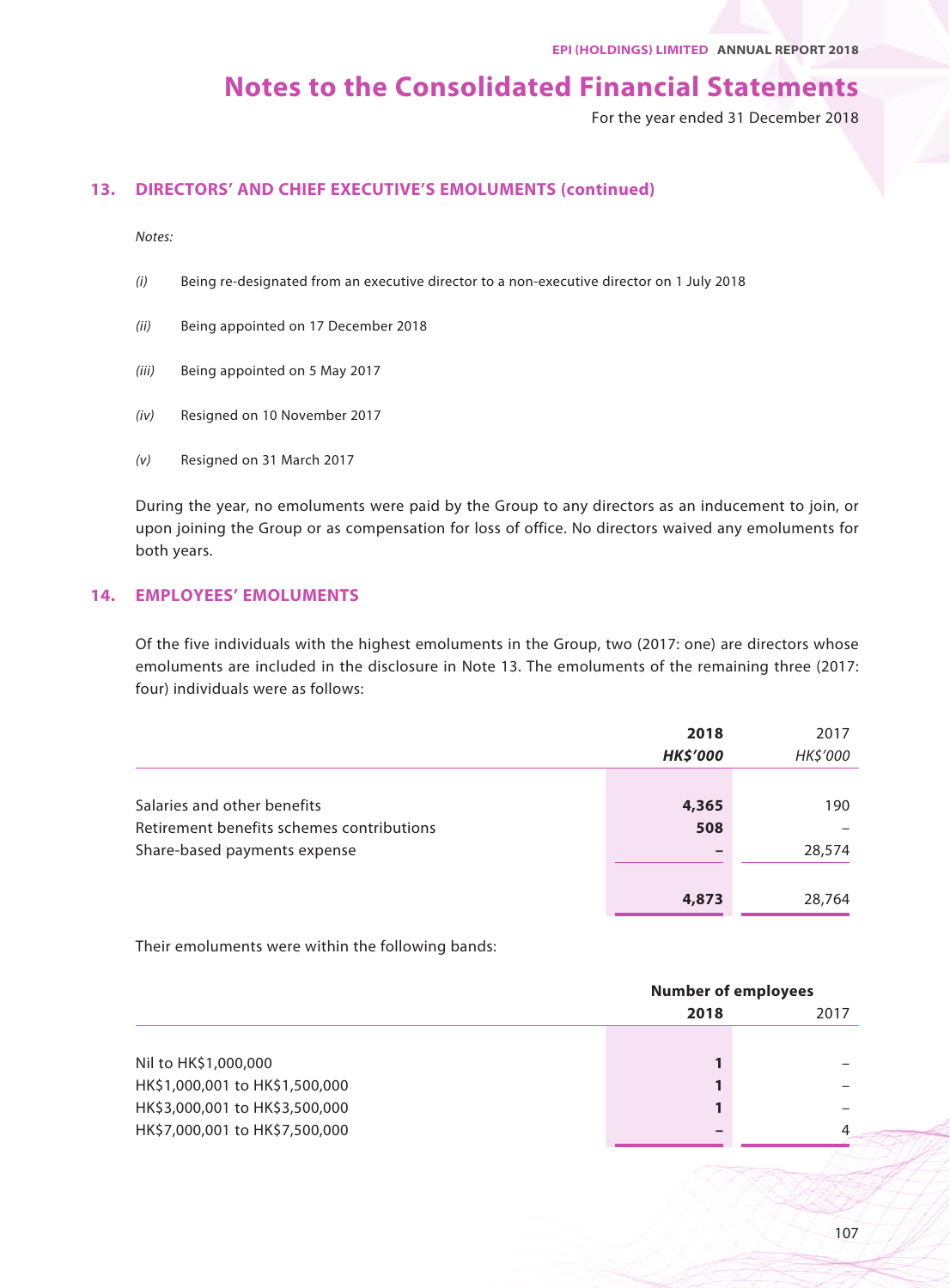## 13. DIRECTORS' AND CHIEF EXECUTIVE'S EMOLUMENTS (continued)

*Notes:*

*(i)* Being re-designated from an executive director to a non-executive director on 1 July 2018

*(ii)* Being appointed on 17 December 2018

*(iii)* Being appointed on 5 May 2017

*(iv)* Resigned on 10 November 2017

*(v)* Resigned on 31 March 2017

During the year, no emoluments were paid by the Group to any directors as an inducement to join, or upon joining the Group or as compensation for loss of office. No directors waived any emoluments for both years.

## 14. EMPLOYEES' EMOLUMENTS

Of the five individuals with the highest emoluments in the Group, two (2017: one) are directors whose emoluments are included in the disclosure in Note 13. The emoluments of the remaining three (2017: four) individuals were as follows:

| | **2018** | 2017 |
|---|---|---|
| | ***HK$'000*** | *HK$'000* |
| Salaries and other benefits | **4,365** | 190 |
| Retirement benefits schemes contributions | **508** | – |
| Share-based payments expense | **–** | 28,574 |
| | **4,873** | 28,764 |

Their emoluments were within the following bands:

| | **Number of employees** | |
|---|---|---|
| | **2018** | 2017 |
| Nil to HK$1,000,000 | **1** | – |
| HK$1,000,001 to HK$1,500,000 | **1** | – |
| HK$3,000,001 to HK$3,500,000 | **1** | – |
| HK$7,000,001 to HK$7,500,000 | **–** | 4 |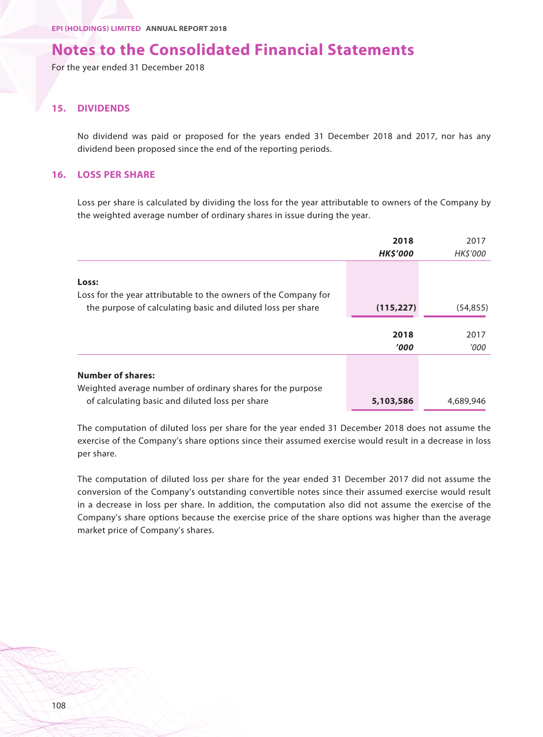# Notes to the Consolidated Financial Statements

For the year ended 31 December 2018

## 15. DIVIDENDS

No dividend was paid or proposed for the years ended 31 December 2018 and 2017, nor has any dividend been proposed since the end of the reporting periods.

## 16. LOSS PER SHARE

Loss per share is calculated by dividing the loss for the year attributable to owners of the Company by the weighted average number of ordinary shares in issue during the year.

| | **2018** | 2017 |
|---|---|---|
| | ***HK$'000*** | *HK$'000* |
| **Loss:** | | |
| Loss for the year attributable to the owners of the Company for the purpose of calculating basic and diluted loss per share | **(115,227)** | (54,855) |

| | **2018** | 2017 |
|---|---|---|
| | ***'000*** | *'000* |
| **Number of shares:** | | |
| Weighted average number of ordinary shares for the purpose of calculating basic and diluted loss per share | **5,103,586** | 4,689,946 |

The computation of diluted loss per share for the year ended 31 December 2018 does not assume the exercise of the Company's share options since their assumed exercise would result in a decrease in loss per share.

The computation of diluted loss per share for the year ended 31 December 2017 did not assume the conversion of the Company's outstanding convertible notes since their assumed exercise would result in a decrease in loss per share. In addition, the computation also did not assume the exercise of the Company's share options because the exercise price of the share options was higher than the average market price of Company's shares.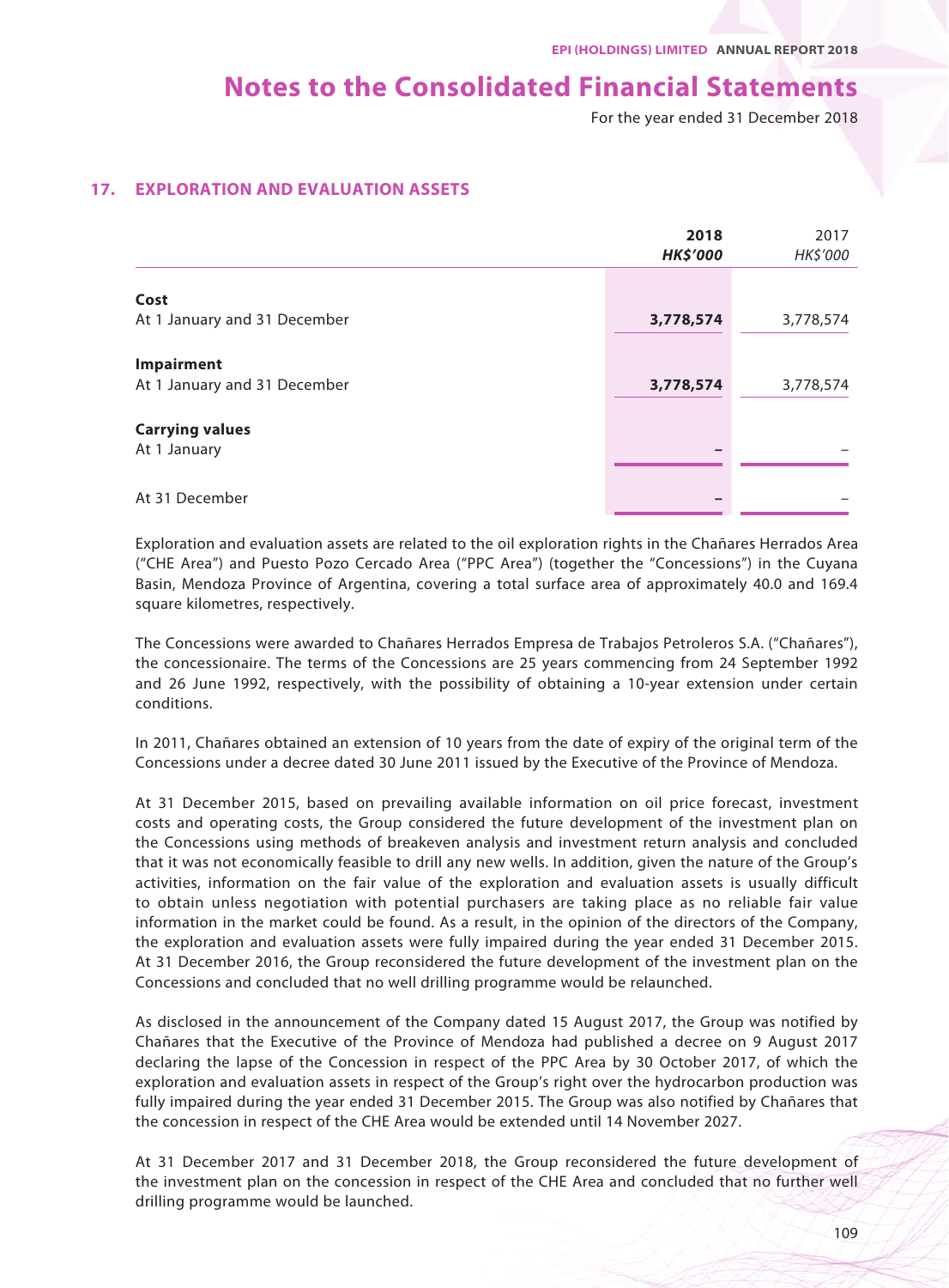# Notes to the Consolidated Financial Statements

For the year ended 31 December 2018

## 17. EXPLORATION AND EVALUATION ASSETS

| | **2018** | 2017 |
|---|---|---|
| | ***HK$'000*** | *HK$'000* |
| **Cost** | | |
| At 1 January and 31 December | **3,778,574** | 3,778,574 |
| **Impairment** | | |
| At 1 January and 31 December | **3,778,574** | 3,778,574 |
| **Carrying values** | | |
| At 1 January | **–** | – |
| At 31 December | **–** | – |

Exploration and evaluation assets are related to the oil exploration rights in the Chañares Herrados Area ("CHE Area") and Puesto Pozo Cercado Area ("PPC Area") (together the "Concessions") in the Cuyana Basin, Mendoza Province of Argentina, covering a total surface area of approximately 40.0 and 169.4 square kilometres, respectively.

The Concessions were awarded to Chañares Herrados Empresa de Trabajos Petroleros S.A. ("Chañares"), the concessionaire. The terms of the Concessions are 25 years commencing from 24 September 1992 and 26 June 1992, respectively, with the possibility of obtaining a 10-year extension under certain conditions.

In 2011, Chañares obtained an extension of 10 years from the date of expiry of the original term of the Concessions under a decree dated 30 June 2011 issued by the Executive of the Province of Mendoza.

At 31 December 2015, based on prevailing available information on oil price forecast, investment costs and operating costs, the Group considered the future development of the investment plan on the Concessions using methods of breakeven analysis and investment return analysis and concluded that it was not economically feasible to drill any new wells. In addition, given the nature of the Group's activities, information on the fair value of the exploration and evaluation assets is usually difficult to obtain unless negotiation with potential purchasers are taking place as no reliable fair value information in the market could be found. As a result, in the opinion of the directors of the Company, the exploration and evaluation assets were fully impaired during the year ended 31 December 2015. At 31 December 2016, the Group reconsidered the future development of the investment plan on the Concessions and concluded that no well drilling programme would be relaunched.

As disclosed in the announcement of the Company dated 15 August 2017, the Group was notified by Chañares that the Executive of the Province of Mendoza had published a decree on 9 August 2017 declaring the lapse of the Concession in respect of the PPC Area by 30 October 2017, of which the exploration and evaluation assets in respect of the Group's right over the hydrocarbon production was fully impaired during the year ended 31 December 2015. The Group was also notified by Chañares that the concession in respect of the CHE Area would be extended until 14 November 2027.

At 31 December 2017 and 31 December 2018, the Group reconsidered the future development of the investment plan on the concession in respect of the CHE Area and concluded that no further well drilling programme would be launched.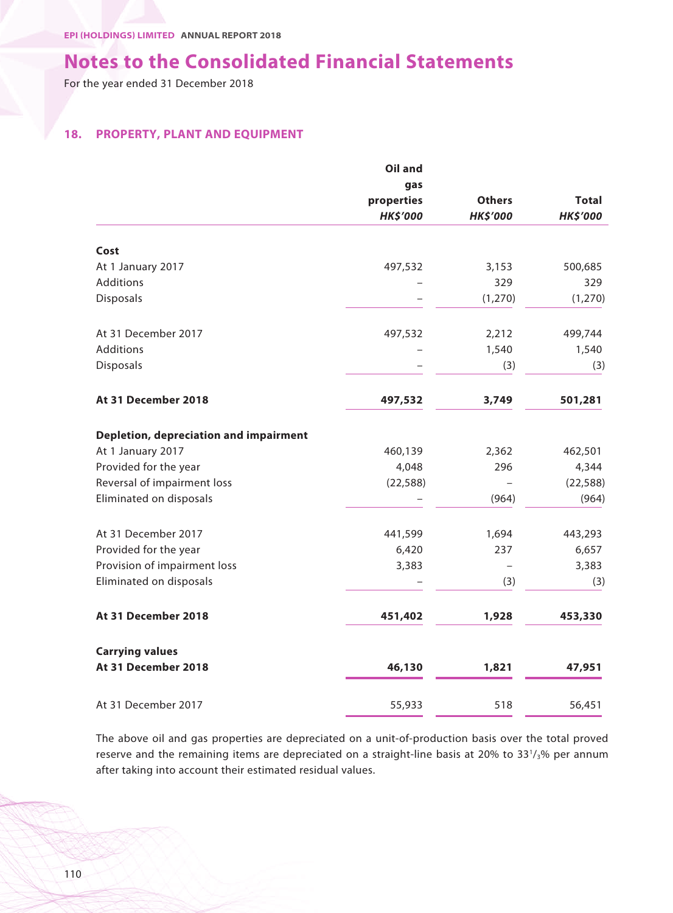# Notes to the Consolidated Financial Statements

For the year ended 31 December 2018

## 18. PROPERTY, PLANT AND EQUIPMENT

| | Oil and gas properties *HK$'000* | Others *HK$'000* | Total *HK$'000* |
|---|---|---|---|
| **Cost** | | | |
| At 1 January 2017 | 497,532 | 3,153 | 500,685 |
| Additions | – | 329 | 329 |
| Disposals | – | (1,270) | (1,270) |
| At 31 December 2017 | 497,532 | 2,212 | 499,744 |
| Additions | – | 1,540 | 1,540 |
| Disposals | – | (3) | (3) |
| **At 31 December 2018** | **497,532** | **3,749** | **501,281** |
| **Depletion, depreciation and impairment** | | | |
| At 1 January 2017 | 460,139 | 2,362 | 462,501 |
| Provided for the year | 4,048 | 296 | 4,344 |
| Reversal of impairment loss | (22,588) | – | (22,588) |
| Eliminated on disposals | – | (964) | (964) |
| At 31 December 2017 | 441,599 | 1,694 | 443,293 |
| Provided for the year | 6,420 | 237 | 6,657 |
| Provision of impairment loss | 3,383 | – | 3,383 |
| Eliminated on disposals | – | (3) | (3) |
| **At 31 December 2018** | **451,402** | **1,928** | **453,330** |
| **Carrying values** | | | |
| **At 31 December 2018** | **46,130** | **1,821** | **47,951** |
| At 31 December 2017 | 55,933 | 518 | 56,451 |

The above oil and gas properties are depreciated on a unit-of-production basis over the total proved reserve and the remaining items are depreciated on a straight-line basis at 20% to $33^{1}/_{3}$% per annum after taking into account their estimated residual values.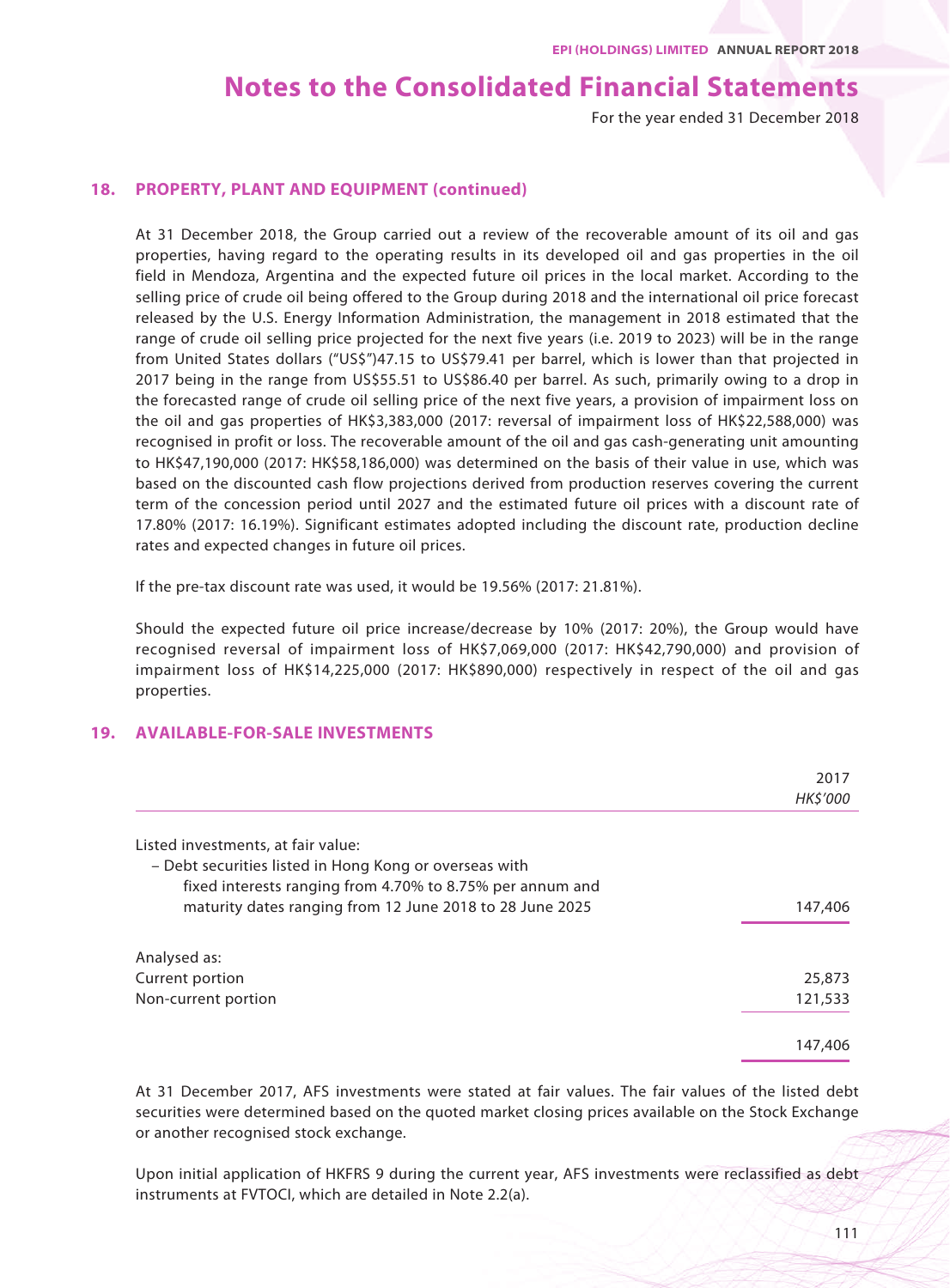# Notes to the Consolidated Financial Statements

For the year ended 31 December 2018

## 18. PROPERTY, PLANT AND EQUIPMENT (continued)

At 31 December 2018, the Group carried out a review of the recoverable amount of its oil and gas properties, having regard to the operating results in its developed oil and gas properties in the oil field in Mendoza, Argentina and the expected future oil prices in the local market. According to the selling price of crude oil being offered to the Group during 2018 and the international oil price forecast released by the U.S. Energy Information Administration, the management in 2018 estimated that the range of crude oil selling price projected for the next five years (i.e. 2019 to 2023) will be in the range from United States dollars ("US$")47.15 to US$79.41 per barrel, which is lower than that projected in 2017 being in the range from US$55.51 to US$86.40 per barrel. As such, primarily owing to a drop in the forecasted range of crude oil selling price of the next five years, a provision of impairment loss on the oil and gas properties of HK$3,383,000 (2017: reversal of impairment loss of HK$22,588,000) was recognised in profit or loss. The recoverable amount of the oil and gas cash-generating unit amounting to HK$47,190,000 (2017: HK$58,186,000) was determined on the basis of their value in use, which was based on the discounted cash flow projections derived from production reserves covering the current term of the concession period until 2027 and the estimated future oil prices with a discount rate of 17.80% (2017: 16.19%). Significant estimates adopted including the discount rate, production decline rates and expected changes in future oil prices.

If the pre-tax discount rate was used, it would be 19.56% (2017: 21.81%).

Should the expected future oil price increase/decrease by 10% (2017: 20%), the Group would have recognised reversal of impairment loss of HK$7,069,000 (2017: HK$42,790,000) and provision of impairment loss of HK$14,225,000 (2017: HK$890,000) respectively in respect of the oil and gas properties.

## 19. AVAILABLE-FOR-SALE INVESTMENTS

| | 2017 |
|---|---|
| | *HK$'000* |
| Listed investments, at fair value: | |
| – Debt securities listed in Hong Kong or overseas with fixed interests ranging from 4.70% to 8.75% per annum and maturity dates ranging from 12 June 2018 to 28 June 2025 | 147,406 |
| Analysed as: | |
| Current portion | 25,873 |
| Non-current portion | 121,533 |
| | 147,406 |

At 31 December 2017, AFS investments were stated at fair values. The fair values of the listed debt securities were determined based on the quoted market closing prices available on the Stock Exchange or another recognised stock exchange.

Upon initial application of HKFRS 9 during the current year, AFS investments were reclassified as debt instruments at FVTOCI, which are detailed in Note 2.2(a).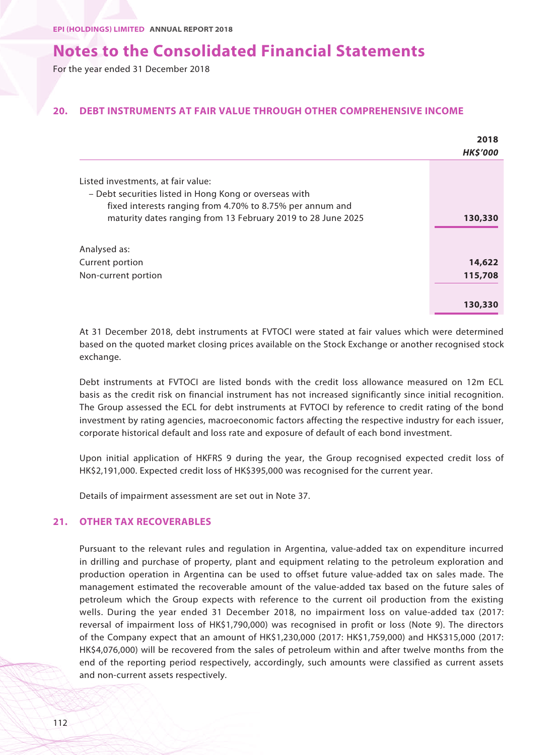# Notes to the Consolidated Financial Statements

For the year ended 31 December 2018

## 20. DEBT INSTRUMENTS AT FAIR VALUE THROUGH OTHER COMPREHENSIVE INCOME

| | 2018<br>*HK$'000* |
|---|---|
| Listed investments, at fair value:<br>– Debt securities listed in Hong Kong or overseas with fixed interests ranging from 4.70% to 8.75% per annum and maturity dates ranging from 13 February 2019 to 28 June 2025 | **130,330** |
| Analysed as: | |
| Current portion | **14,622** |
| Non-current portion | **115,708** |
| | **130,330** |

At 31 December 2018, debt instruments at FVTOCI were stated at fair values which were determined based on the quoted market closing prices available on the Stock Exchange or another recognised stock exchange.

Debt instruments at FVTOCI are listed bonds with the credit loss allowance measured on 12m ECL basis as the credit risk on financial instrument has not increased significantly since initial recognition. The Group assessed the ECL for debt instruments at FVTOCI by reference to credit rating of the bond investment by rating agencies, macroeconomic factors affecting the respective industry for each issuer, corporate historical default and loss rate and exposure of default of each bond investment.

Upon initial application of HKFRS 9 during the year, the Group recognised expected credit loss of HK$2,191,000. Expected credit loss of HK$395,000 was recognised for the current year.

Details of impairment assessment are set out in Note 37.

## 21. OTHER TAX RECOVERABLES

Pursuant to the relevant rules and regulation in Argentina, value-added tax on expenditure incurred in drilling and purchase of property, plant and equipment relating to the petroleum exploration and production operation in Argentina can be used to offset future value-added tax on sales made. The management estimated the recoverable amount of the value-added tax based on the future sales of petroleum which the Group expects with reference to the current oil production from the existing wells. During the year ended 31 December 2018, no impairment loss on value-added tax (2017: reversal of impairment loss of HK$1,790,000) was recognised in profit or loss (Note 9). The directors of the Company expect that an amount of HK$1,230,000 (2017: HK$1,759,000) and HK$315,000 (2017: HK$4,076,000) will be recovered from the sales of petroleum within and after twelve months from the end of the reporting period respectively, accordingly, such amounts were classified as current assets and non-current assets respectively.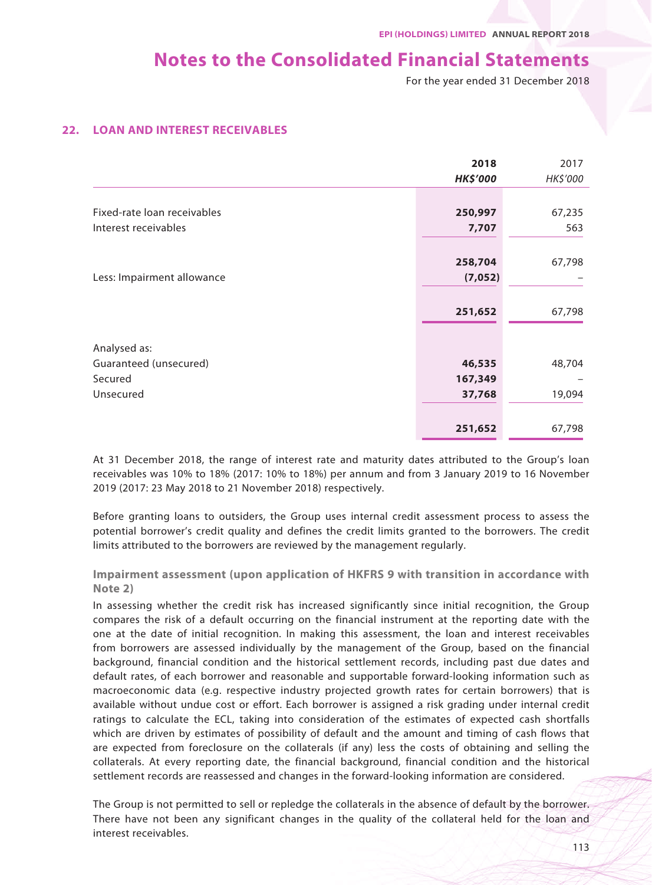# Notes to the Consolidated Financial Statements

For the year ended 31 December 2018

## 22. LOAN AND INTEREST RECEIVABLES

| | **2018** | 2017 |
|---|---|---|
| | ***HK$'000*** | *HK$'000* |
| Fixed-rate loan receivables | **250,997** | 67,235 |
| Interest receivables | **7,707** | 563 |
| | **258,704** | 67,798 |
| Less: Impairment allowance | **(7,052)** | – |
| | **251,652** | 67,798 |
| Analysed as: | | |
| Guaranteed (unsecured) | **46,535** | 48,704 |
| Secured | **167,349** | – |
| Unsecured | **37,768** | 19,094 |
| | **251,652** | 67,798 |

At 31 December 2018, the range of interest rate and maturity dates attributed to the Group's loan receivables was 10% to 18% (2017: 10% to 18%) per annum and from 3 January 2019 to 16 November 2019 (2017: 23 May 2018 to 21 November 2018) respectively.

Before granting loans to outsiders, the Group uses internal credit assessment process to assess the potential borrower's credit quality and defines the credit limits granted to the borrowers. The credit limits attributed to the borrowers are reviewed by the management regularly.

### Impairment assessment (upon application of HKFRS 9 with transition in accordance with Note 2)

In assessing whether the credit risk has increased significantly since initial recognition, the Group compares the risk of a default occurring on the financial instrument at the reporting date with the one at the date of initial recognition. In making this assessment, the loan and interest receivables from borrowers are assessed individually by the management of the Group, based on the financial background, financial condition and the historical settlement records, including past due dates and default rates, of each borrower and reasonable and supportable forward-looking information such as macroeconomic data (e.g. respective industry projected growth rates for certain borrowers) that is available without undue cost or effort. Each borrower is assigned a risk grading under internal credit ratings to calculate the ECL, taking into consideration of the estimates of expected cash shortfalls which are driven by estimates of possibility of default and the amount and timing of cash flows that are expected from foreclosure on the collaterals (if any) less the costs of obtaining and selling the collaterals. At every reporting date, the financial background, financial condition and the historical settlement records are reassessed and changes in the forward-looking information are considered.

The Group is not permitted to sell or repledge the collaterals in the absence of default by the borrower. There have not been any significant changes in the quality of the collateral held for the loan and interest receivables.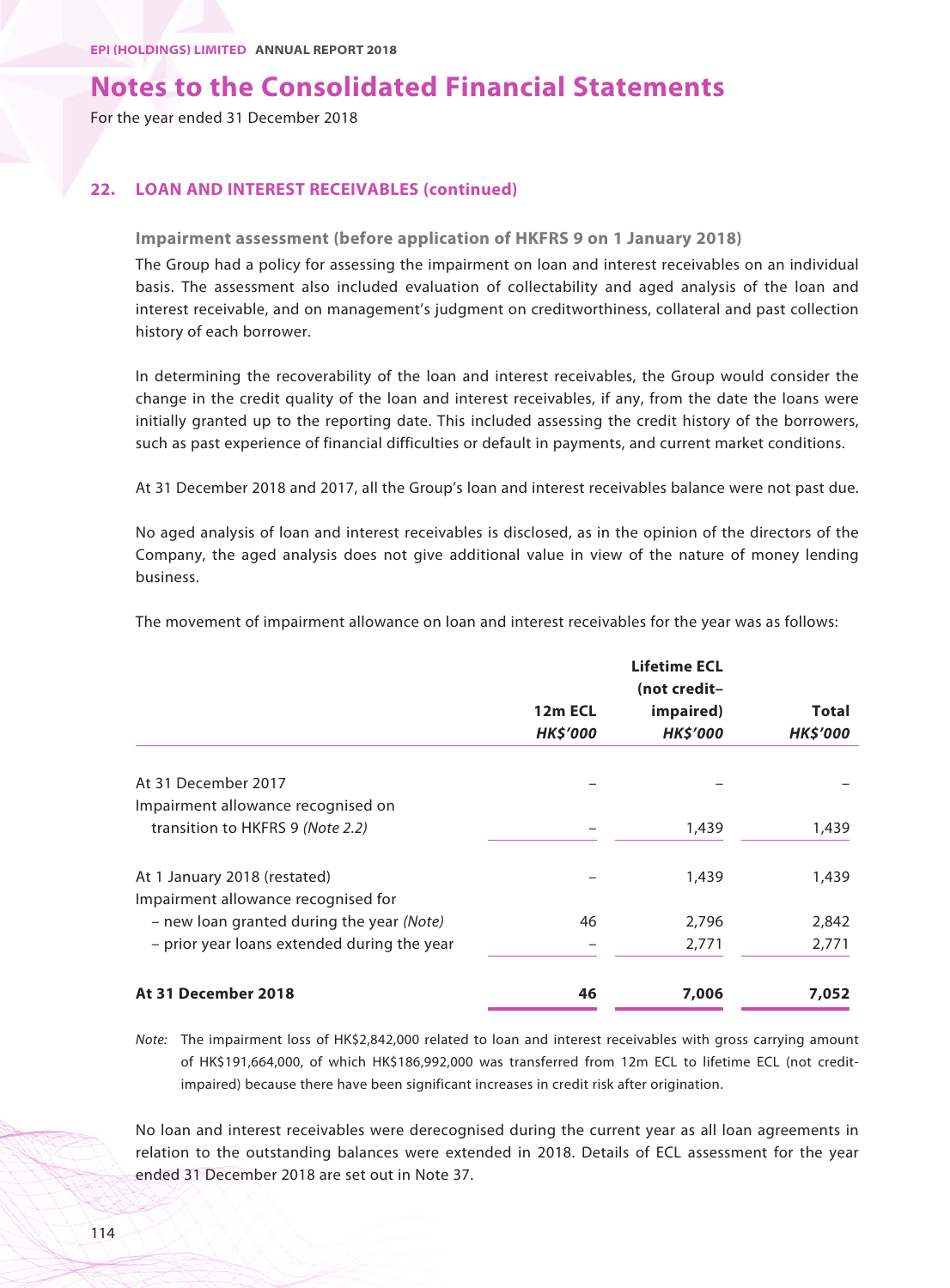## 22. LOAN AND INTEREST RECEIVABLES (continued)

### Impairment assessment (before application of HKFRS 9 on 1 January 2018)

The Group had a policy for assessing the impairment on loan and interest receivables on an individual basis. The assessment also included evaluation of collectability and aged analysis of the loan and interest receivable, and on management's judgment on creditworthiness, collateral and past collection history of each borrower.

In determining the recoverability of the loan and interest receivables, the Group would consider the change in the credit quality of the loan and interest receivables, if any, from the date the loans were initially granted up to the reporting date. This included assessing the credit history of the borrowers, such as past experience of financial difficulties or default in payments, and current market conditions.

At 31 December 2018 and 2017, all the Group's loan and interest receivables balance were not past due.

No aged analysis of loan and interest receivables is disclosed, as in the opinion of the directors of the Company, the aged analysis does not give additional value in view of the nature of money lending business.

The movement of impairment allowance on loan and interest receivables for the year was as follows:

| | 12m ECL *HK$'000* | Lifetime ECL (not credit–impaired) *HK$'000* | Total *HK$'000* |
|---|---|---|---|
| At 31 December 2017 | – | – | – |
| Impairment allowance recognised on transition to HKFRS 9 *(Note 2.2)* | – | 1,439 | 1,439 |
| At 1 January 2018 (restated) | – | 1,439 | 1,439 |
| Impairment allowance recognised for | | | |
| – new loan granted during the year *(Note)* | 46 | 2,796 | 2,842 |
| – prior year loans extended during the year | – | 2,771 | 2,771 |
| **At 31 December 2018** | **46** | **7,006** | **7,052** |

*Note:* The impairment loss of HK$2,842,000 related to loan and interest receivables with gross carrying amount of HK$191,664,000, of which HK$186,992,000 was transferred from 12m ECL to lifetime ECL (not credit-impaired) because there have been significant increases in credit risk after origination.

No loan and interest receivables were derecognised during the current year as all loan agreements in relation to the outstanding balances were extended in 2018. Details of ECL assessment for the year ended 31 December 2018 are set out in Note 37.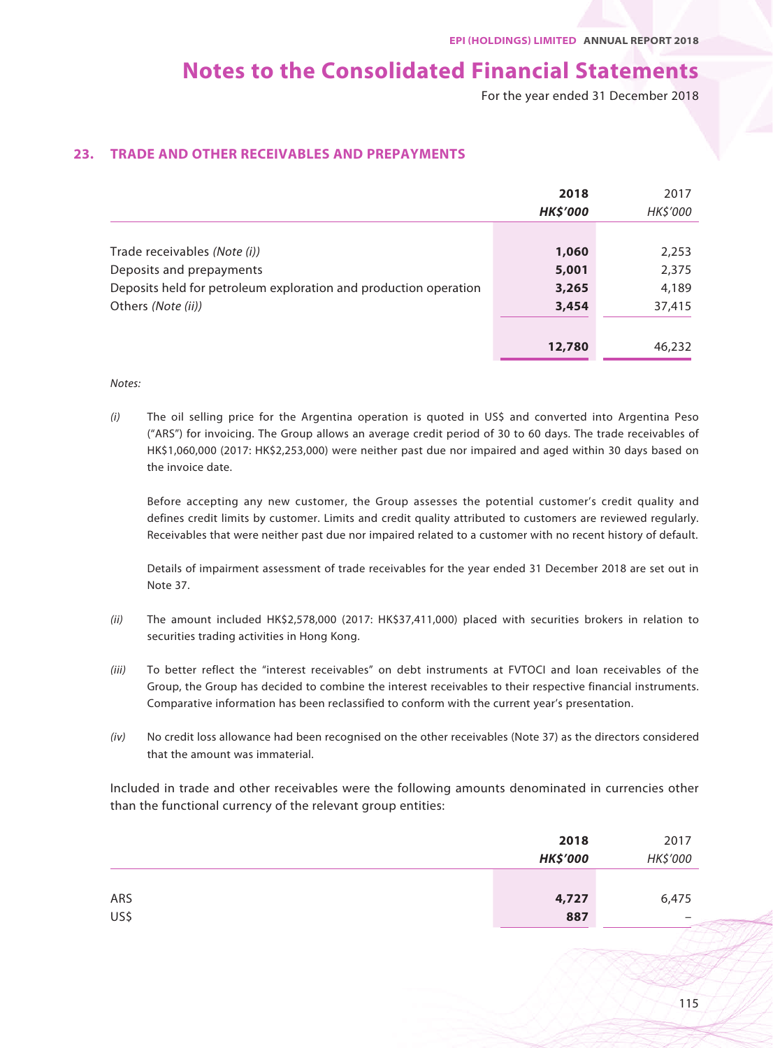# Notes to the Consolidated Financial Statements

For the year ended 31 December 2018

## 23. TRADE AND OTHER RECEIVABLES AND PREPAYMENTS

| | 2018 | 2017 |
|---|---|---|
| | *HK$'000* | *HK$'000* |
| Trade receivables *(Note (i))* | **1,060** | 2,253 |
| Deposits and prepayments | **5,001** | 2,375 |
| Deposits held for petroleum exploration and production operation | **3,265** | 4,189 |
| Others *(Note (ii))* | **3,454** | 37,415 |
| | **12,780** | 46,232 |

*Notes:*

*(i)* The oil selling price for the Argentina operation is quoted in US$ and converted into Argentina Peso ("ARS") for invoicing. The Group allows an average credit period of 30 to 60 days. The trade receivables of HK$1,060,000 (2017: HK$2,253,000) were neither past due nor impaired and aged within 30 days based on the invoice date.

Before accepting any new customer, the Group assesses the potential customer's credit quality and defines credit limits by customer. Limits and credit quality attributed to customers are reviewed regularly. Receivables that were neither past due nor impaired related to a customer with no recent history of default.

Details of impairment assessment of trade receivables for the year ended 31 December 2018 are set out in Note 37.

*(ii)* The amount included HK$2,578,000 (2017: HK$37,411,000) placed with securities brokers in relation to securities trading activities in Hong Kong.

*(iii)* To better reflect the "interest receivables" on debt instruments at FVTOCI and loan receivables of the Group, the Group has decided to combine the interest receivables to their respective financial instruments. Comparative information has been reclassified to conform with the current year's presentation.

*(iv)* No credit loss allowance had been recognised on the other receivables (Note 37) as the directors considered that the amount was immaterial.

Included in trade and other receivables were the following amounts denominated in currencies other than the functional currency of the relevant group entities:

| | 2018 | 2017 |
|---|---|---|
| | *HK$'000* | *HK$'000* |
| ARS | **4,727** | 6,475 |
| US$ | **887** | – |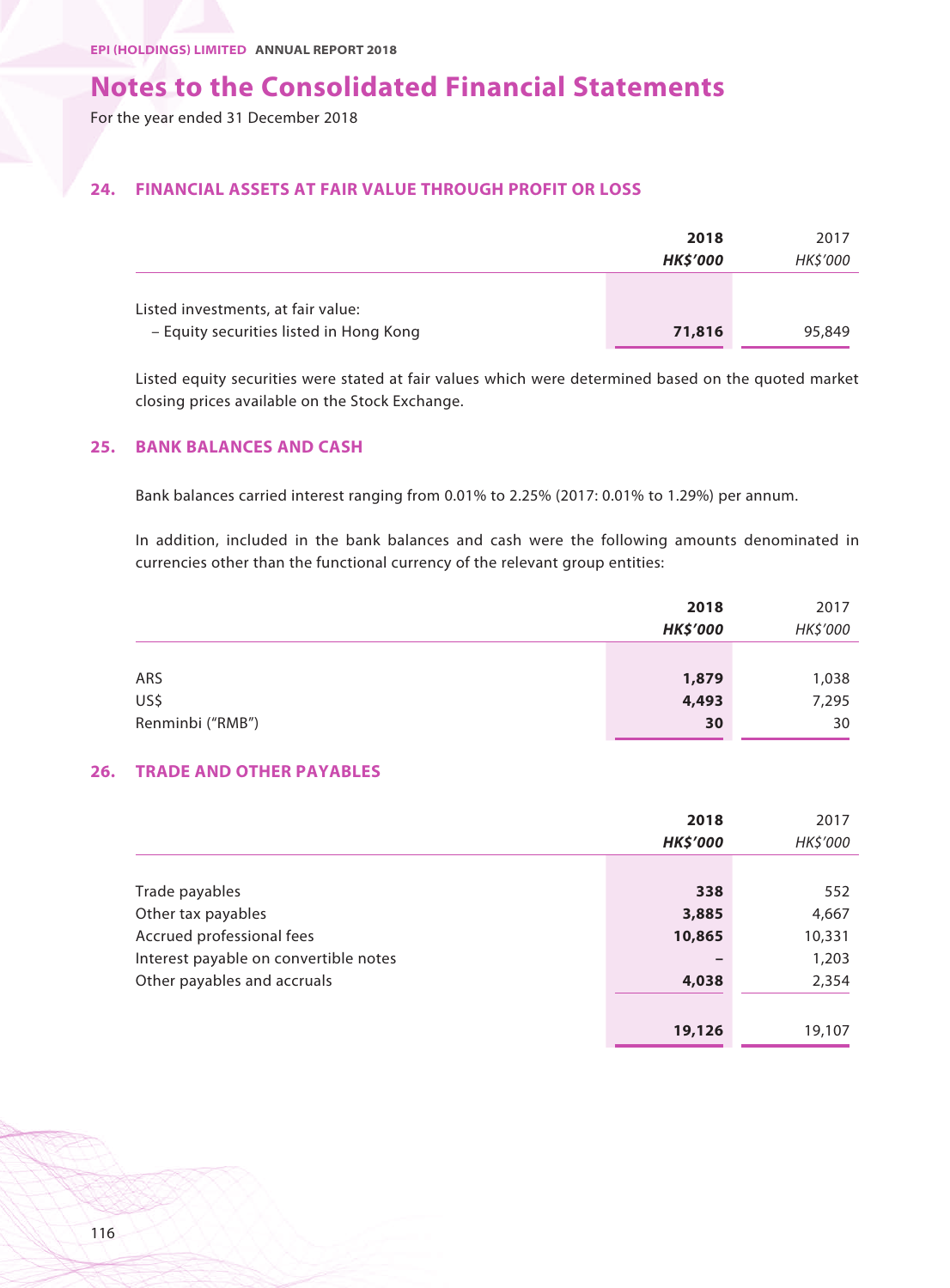# Notes to the Consolidated Financial Statements

For the year ended 31 December 2018

## 24. FINANCIAL ASSETS AT FAIR VALUE THROUGH PROFIT OR LOSS

| | 2018<br>*HK$'000* | 2017<br>*HK$'000* |
|---|---|---|
| Listed investments, at fair value: | | |
| – Equity securities listed in Hong Kong | **71,816** | 95,849 |

Listed equity securities were stated at fair values which were determined based on the quoted market closing prices available on the Stock Exchange.

## 25. BANK BALANCES AND CASH

Bank balances carried interest ranging from 0.01% to 2.25% (2017: 0.01% to 1.29%) per annum.

In addition, included in the bank balances and cash were the following amounts denominated in currencies other than the functional currency of the relevant group entities:

| | 2018<br>*HK$'000* | 2017<br>*HK$'000* |
|---|---|---|
| ARS | **1,879** | 1,038 |
| US$ | **4,493** | 7,295 |
| Renminbi ("RMB") | **30** | 30 |

## 26. TRADE AND OTHER PAYABLES

| | 2018<br>*HK$'000* | 2017<br>*HK$'000* |
|---|---|---|
| Trade payables | **338** | 552 |
| Other tax payables | **3,885** | 4,667 |
| Accrued professional fees | **10,865** | 10,331 |
| Interest payable on convertible notes | **–** | 1,203 |
| Other payables and accruals | **4,038** | 2,354 |
| | **19,126** | 19,107 |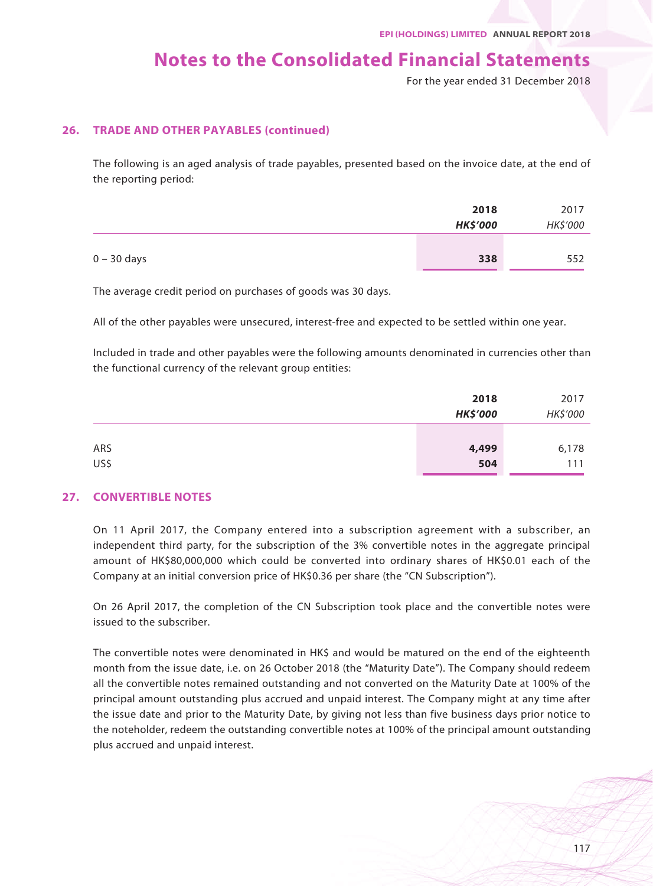## 26. TRADE AND OTHER PAYABLES (continued)

The following is an aged analysis of trade payables, presented based on the invoice date, at the end of the reporting period:

| | **2018** | 2017 |
|---|---|---|
| | ***HK$'000*** | *HK$'000* |
| 0 – 30 days | **338** | 552 |

The average credit period on purchases of goods was 30 days.

All of the other payables were unsecured, interest-free and expected to be settled within one year.

Included in trade and other payables were the following amounts denominated in currencies other than the functional currency of the relevant group entities:

| | **2018** | 2017 |
|---|---|---|
| | ***HK$'000*** | *HK$'000* |
| ARS | **4,499** | 6,178 |
| US$ | **504** | 111 |

## 27. CONVERTIBLE NOTES

On 11 April 2017, the Company entered into a subscription agreement with a subscriber, an independent third party, for the subscription of the 3% convertible notes in the aggregate principal amount of HK$80,000,000 which could be converted into ordinary shares of HK$0.01 each of the Company at an initial conversion price of HK$0.36 per share (the "CN Subscription").

On 26 April 2017, the completion of the CN Subscription took place and the convertible notes were issued to the subscriber.

The convertible notes were denominated in HK$ and would be matured on the end of the eighteenth month from the issue date, i.e. on 26 October 2018 (the "Maturity Date"). The Company should redeem all the convertible notes remained outstanding and not converted on the Maturity Date at 100% of the principal amount outstanding plus accrued and unpaid interest. The Company might at any time after the issue date and prior to the Maturity Date, by giving not less than five business days prior notice to the noteholder, redeem the outstanding convertible notes at 100% of the principal amount outstanding plus accrued and unpaid interest.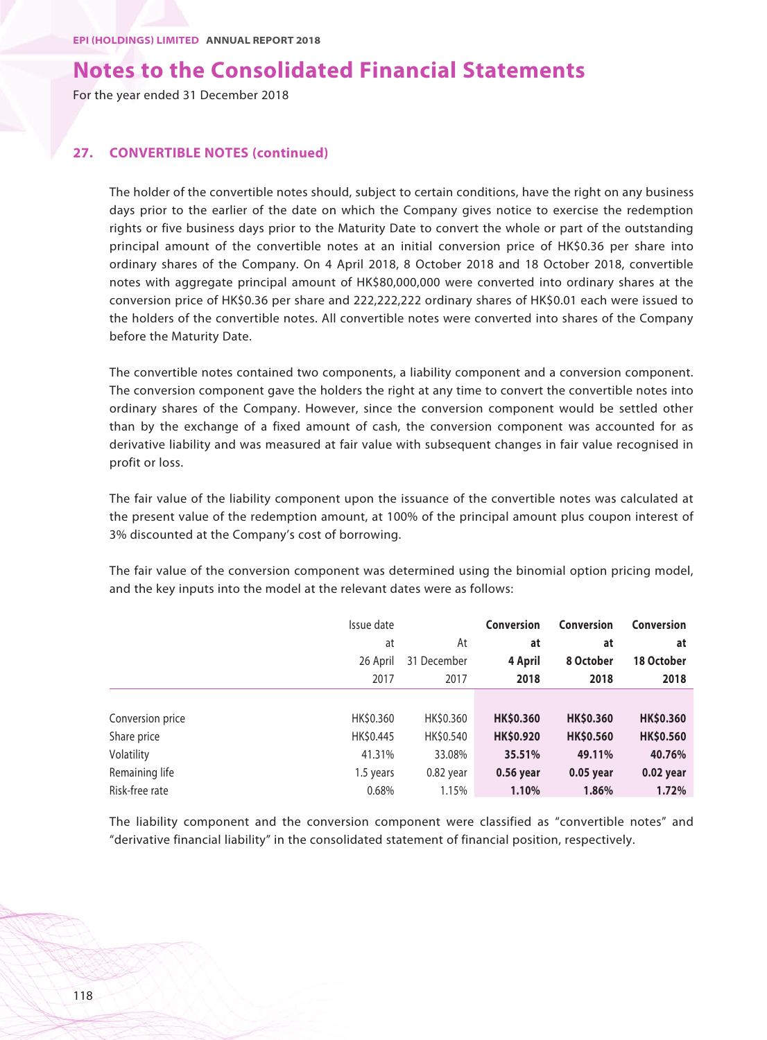## 27. CONVERTIBLE NOTES (continued)

The holder of the convertible notes should, subject to certain conditions, have the right on any business days prior to the earlier of the date on which the Company gives notice to exercise the redemption rights or five business days prior to the Maturity Date to convert the whole or part of the outstanding principal amount of the convertible notes at an initial conversion price of HK$0.36 per share into ordinary shares of the Company. On 4 April 2018, 8 October 2018 and 18 October 2018, convertible notes with aggregate principal amount of HK$80,000,000 were converted into ordinary shares at the conversion price of HK$0.36 per share and 222,222,222 ordinary shares of HK$0.01 each were issued to the holders of the convertible notes. All convertible notes were converted into shares of the Company before the Maturity Date.

The convertible notes contained two components, a liability component and a conversion component. The conversion component gave the holders the right at any time to convert the convertible notes into ordinary shares of the Company. However, since the conversion component would be settled other than by the exchange of a fixed amount of cash, the conversion component was accounted for as derivative liability and was measured at fair value with subsequent changes in fair value recognised in profit or loss.

The fair value of the liability component upon the issuance of the convertible notes was calculated at the present value of the redemption amount, at 100% of the principal amount plus coupon interest of 3% discounted at the Company's cost of borrowing.

The fair value of the conversion component was determined using the binomial option pricing model, and the key inputs into the model at the relevant dates were as follows:

| | Issue date at 26 April 2017 | At 31 December 2017 | **Conversion at 4 April 2018** | **Conversion at 8 October 2018** | **Conversion at 18 October 2018** |
|---|---|---|---|---|---|
| Conversion price | HK$0.360 | HK$0.360 | **HK$0.360** | **HK$0.360** | **HK$0.360** |
| Share price | HK$0.445 | HK$0.540 | **HK$0.920** | **HK$0.560** | **HK$0.560** |
| Volatility | 41.31% | 33.08% | **35.51%** | **49.11%** | **40.76%** |
| Remaining life | 1.5 years | 0.82 year | **0.56 year** | **0.05 year** | **0.02 year** |
| Risk-free rate | 0.68% | 1.15% | **1.10%** | **1.86%** | **1.72%** |

The liability component and the conversion component were classified as "convertible notes" and "derivative financial liability" in the consolidated statement of financial position, respectively.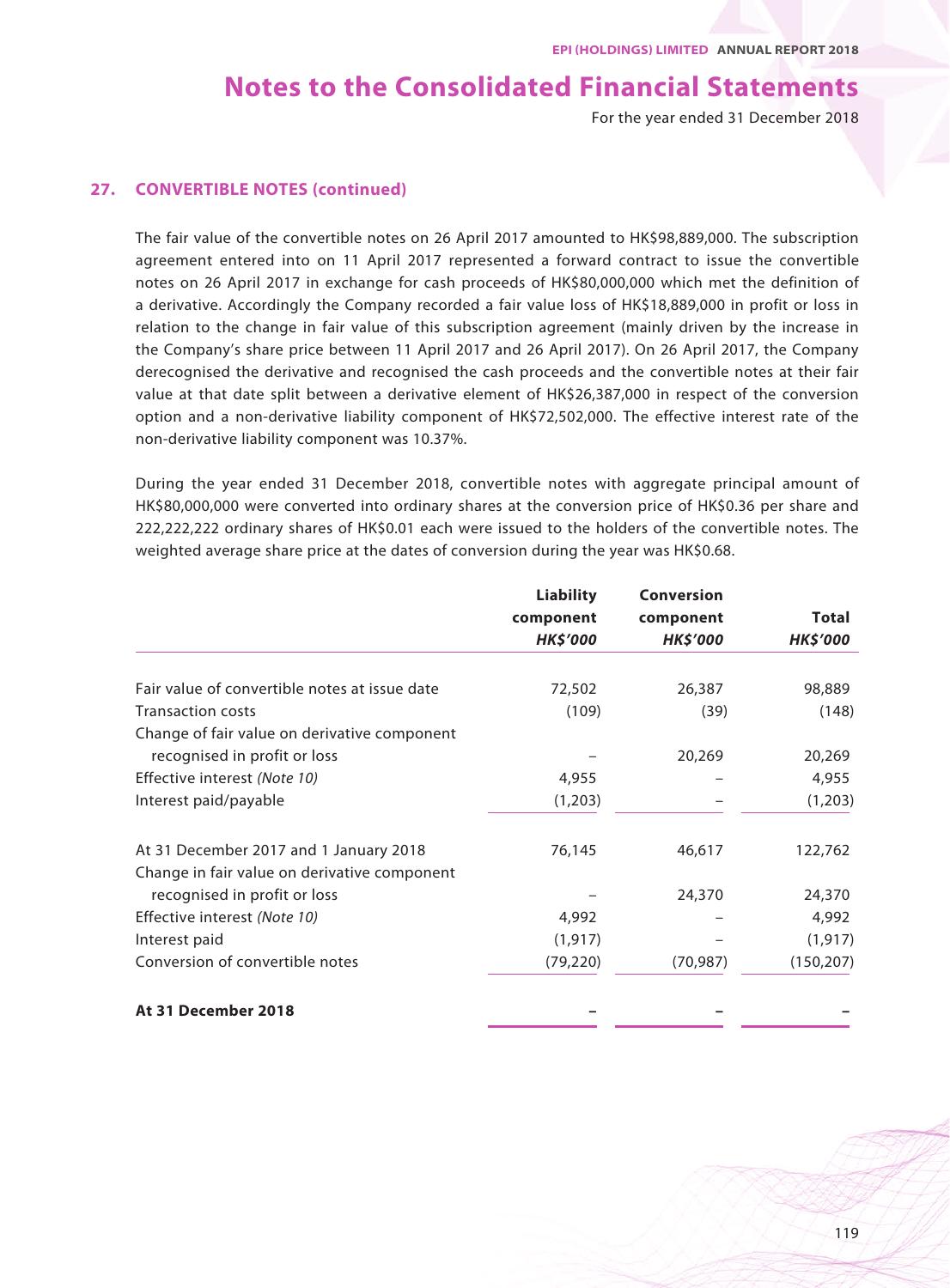## 27. CONVERTIBLE NOTES (continued)

The fair value of the convertible notes on 26 April 2017 amounted to HK$98,889,000. The subscription agreement entered into on 11 April 2017 represented a forward contract to issue the convertible notes on 26 April 2017 in exchange for cash proceeds of HK$80,000,000 which met the definition of a derivative. Accordingly the Company recorded a fair value loss of HK$18,889,000 in profit or loss in relation to the change in fair value of this subscription agreement (mainly driven by the increase in the Company's share price between 11 April 2017 and 26 April 2017). On 26 April 2017, the Company derecognised the derivative and recognised the cash proceeds and the convertible notes at their fair value at that date split between a derivative element of HK$26,387,000 in respect of the conversion option and a non-derivative liability component of HK$72,502,000. The effective interest rate of the non-derivative liability component was 10.37%.

During the year ended 31 December 2018, convertible notes with aggregate principal amount of HK$80,000,000 were converted into ordinary shares at the conversion price of HK$0.36 per share and 222,222,222 ordinary shares of HK$0.01 each were issued to the holders of the convertible notes. The weighted average share price at the dates of conversion during the year was HK$0.68.

| | Liability component *HK$'000* | Conversion component *HK$'000* | Total *HK$'000* |
|---|---|---|---|
| Fair value of convertible notes at issue date | 72,502 | 26,387 | 98,889 |
| Transaction costs | (109) | (39) | (148) |
| Change of fair value on derivative component recognised in profit or loss | – | 20,269 | 20,269 |
| Effective interest *(Note 10)* | 4,955 | – | 4,955 |
| Interest paid/payable | (1,203) | – | (1,203) |
| At 31 December 2017 and 1 January 2018 | 76,145 | 46,617 | 122,762 |
| Change in fair value on derivative component recognised in profit or loss | – | 24,370 | 24,370 |
| Effective interest *(Note 10)* | 4,992 | – | 4,992 |
| Interest paid | (1,917) | – | (1,917) |
| Conversion of convertible notes | (79,220) | (70,987) | (150,207) |
| **At 31 December 2018** | **–** | **–** | **–** |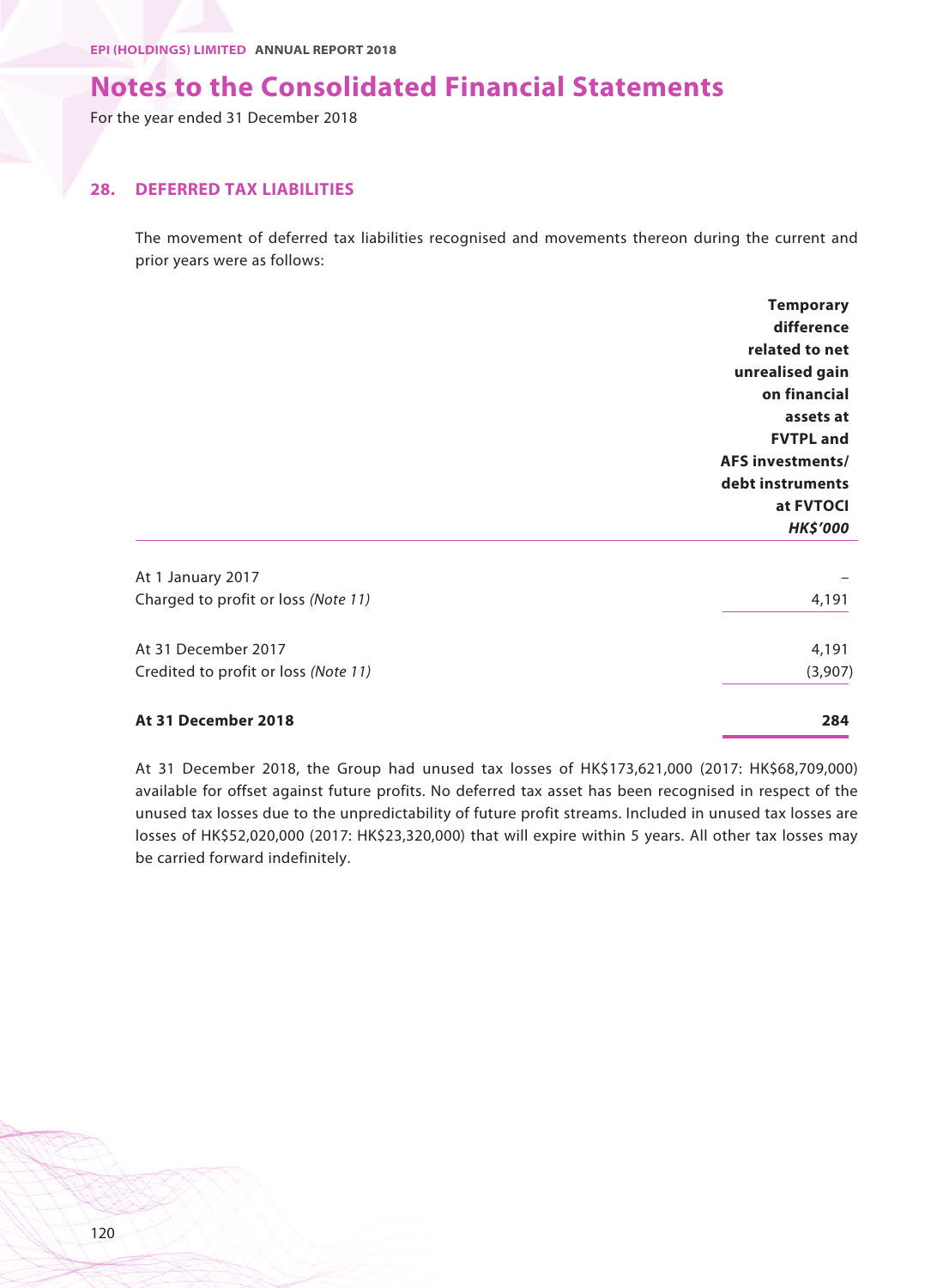# Notes to the Consolidated Financial Statements

For the year ended 31 December 2018

## 28. DEFERRED TAX LIABILITIES

The movement of deferred tax liabilities recognised and movements thereon during the current and prior years were as follows:

| | Temporary difference related to net unrealised gain on financial assets at FVTPL and AFS investments/ debt instruments at FVOCI |
|---|---|
| | *HK$'000* |
| At 1 January 2017 | – |
| Charged to profit or loss *(Note 11)* | 4,191 |
| At 31 December 2017 | 4,191 |
| Credited to profit or loss *(Note 11)* | (3,907) |
| **At 31 December 2018** | **284** |

At 31 December 2018, the Group had unused tax losses of HK$173,621,000 (2017: HK$68,709,000) available for offset against future profits. No deferred tax asset has been recognised in respect of the unused tax losses due to the unpredictability of future profit streams. Included in unused tax losses are losses of HK$52,020,000 (2017: HK$23,320,000) that will expire within 5 years. All other tax losses may be carried forward indefinitely.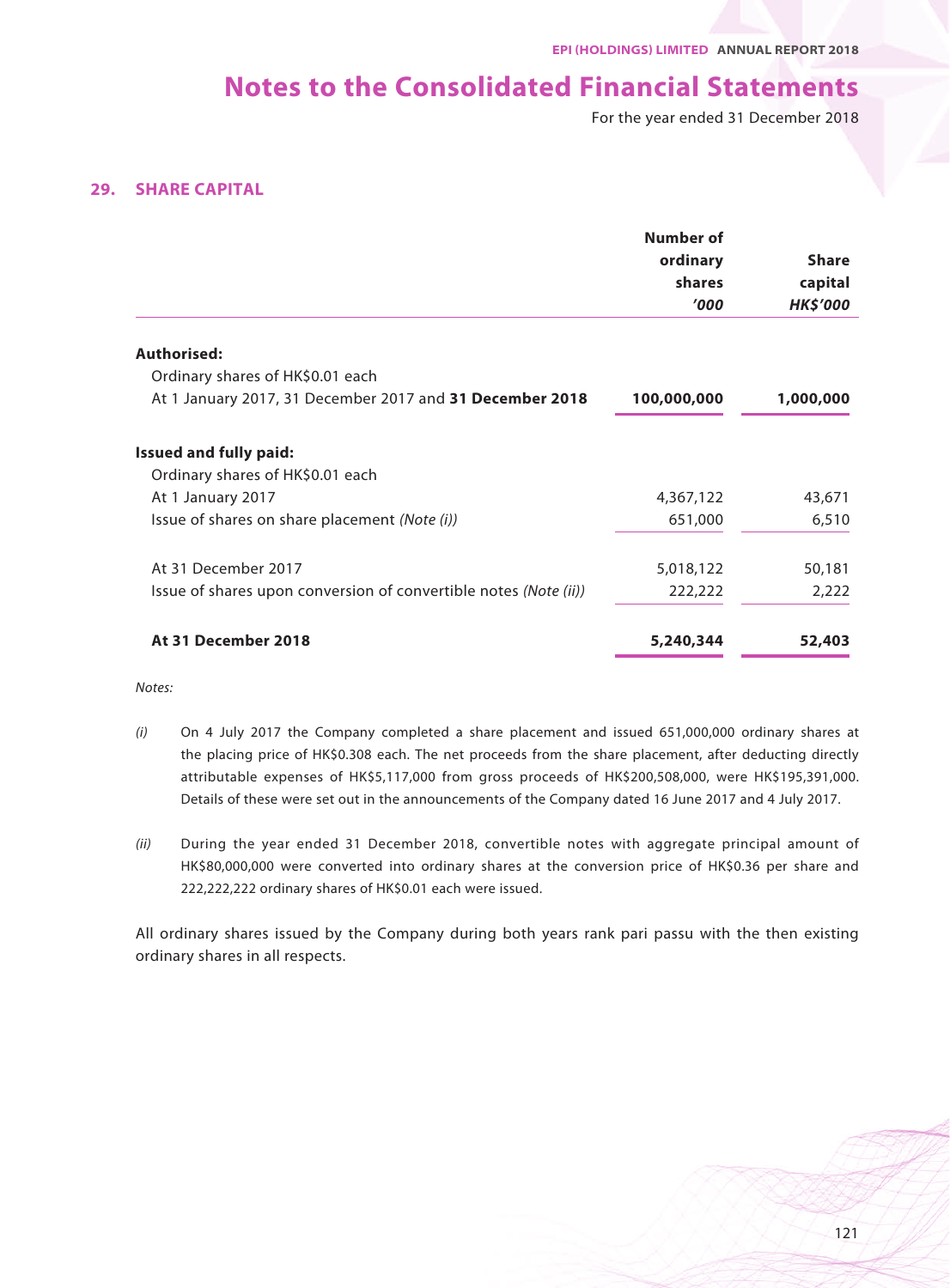# Notes to the Consolidated Financial Statements

For the year ended 31 December 2018

## 29. SHARE CAPITAL

| | Number of ordinary shares '000 | Share capital HK$'000 |
|---|---|---|
| **Authorised:** | | |
| Ordinary shares of HK$0.01 each | | |
| At 1 January 2017, 31 December 2017 and **31 December 2018** | **100,000,000** | **1,000,000** |
| **Issued and fully paid:** | | |
| Ordinary shares of HK$0.01 each | | |
| At 1 January 2017 | 4,367,122 | 43,671 |
| Issue of shares on share placement *(Note (i))* | 651,000 | 6,510 |
| At 31 December 2017 | 5,018,122 | 50,181 |
| Issue of shares upon conversion of convertible notes *(Note (ii))* | 222,222 | 2,222 |
| **At 31 December 2018** | **5,240,344** | **52,403** |

*Notes:*

*(i)* On 4 July 2017 the Company completed a share placement and issued 651,000,000 ordinary shares at the placing price of HK$0.308 each. The net proceeds from the share placement, after deducting directly attributable expenses of HK$5,117,000 from gross proceeds of HK$200,508,000, were HK$195,391,000. Details of these were set out in the announcements of the Company dated 16 June 2017 and 4 July 2017.

*(ii)* During the year ended 31 December 2018, convertible notes with aggregate principal amount of HK$80,000,000 were converted into ordinary shares at the conversion price of HK$0.36 per share and 222,222,222 ordinary shares of HK$0.01 each were issued.

All ordinary shares issued by the Company during both years rank pari passu with the then existing ordinary shares in all respects.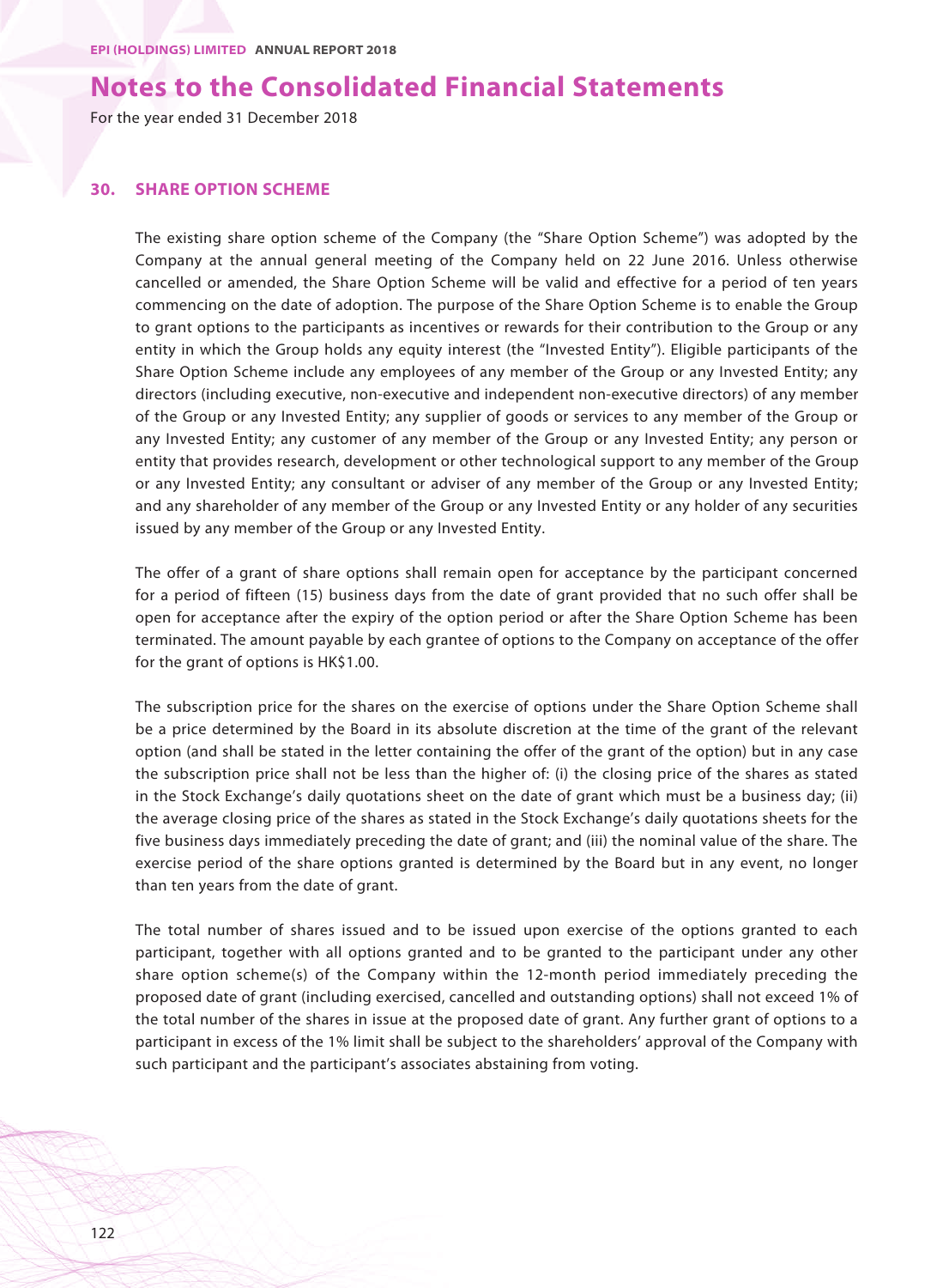## 30. SHARE OPTION SCHEME

The existing share option scheme of the Company (the "Share Option Scheme") was adopted by the Company at the annual general meeting of the Company held on 22 June 2016. Unless otherwise cancelled or amended, the Share Option Scheme will be valid and effective for a period of ten years commencing on the date of adoption. The purpose of the Share Option Scheme is to enable the Group to grant options to the participants as incentives or rewards for their contribution to the Group or any entity in which the Group holds any equity interest (the "Invested Entity"). Eligible participants of the Share Option Scheme include any employees of any member of the Group or any Invested Entity; any directors (including executive, non-executive and independent non-executive directors) of any member of the Group or any Invested Entity; any supplier of goods or services to any member of the Group or any Invested Entity; any customer of any member of the Group or any Invested Entity; any person or entity that provides research, development or other technological support to any member of the Group or any Invested Entity; any consultant or adviser of any member of the Group or any Invested Entity; and any shareholder of any member of the Group or any Invested Entity or any holder of any securities issued by any member of the Group or any Invested Entity.

The offer of a grant of share options shall remain open for acceptance by the participant concerned for a period of fifteen (15) business days from the date of grant provided that no such offer shall be open for acceptance after the expiry of the option period or after the Share Option Scheme has been terminated. The amount payable by each grantee of options to the Company on acceptance of the offer for the grant of options is HK$1.00.

The subscription price for the shares on the exercise of options under the Share Option Scheme shall be a price determined by the Board in its absolute discretion at the time of the grant of the relevant option (and shall be stated in the letter containing the offer of the grant of the option) but in any case the subscription price shall not be less than the higher of: (i) the closing price of the shares as stated in the Stock Exchange's daily quotations sheet on the date of grant which must be a business day; (ii) the average closing price of the shares as stated in the Stock Exchange's daily quotations sheets for the five business days immediately preceding the date of grant; and (iii) the nominal value of the share. The exercise period of the share options granted is determined by the Board but in any event, no longer than ten years from the date of grant.

The total number of shares issued and to be issued upon exercise of the options granted to each participant, together with all options granted and to be granted to the participant under any other share option scheme(s) of the Company within the 12-month period immediately preceding the proposed date of grant (including exercised, cancelled and outstanding options) shall not exceed 1% of the total number of the shares in issue at the proposed date of grant. Any further grant of options to a participant in excess of the 1% limit shall be subject to the shareholders' approval of the Company with such participant and the participant's associates abstaining from voting.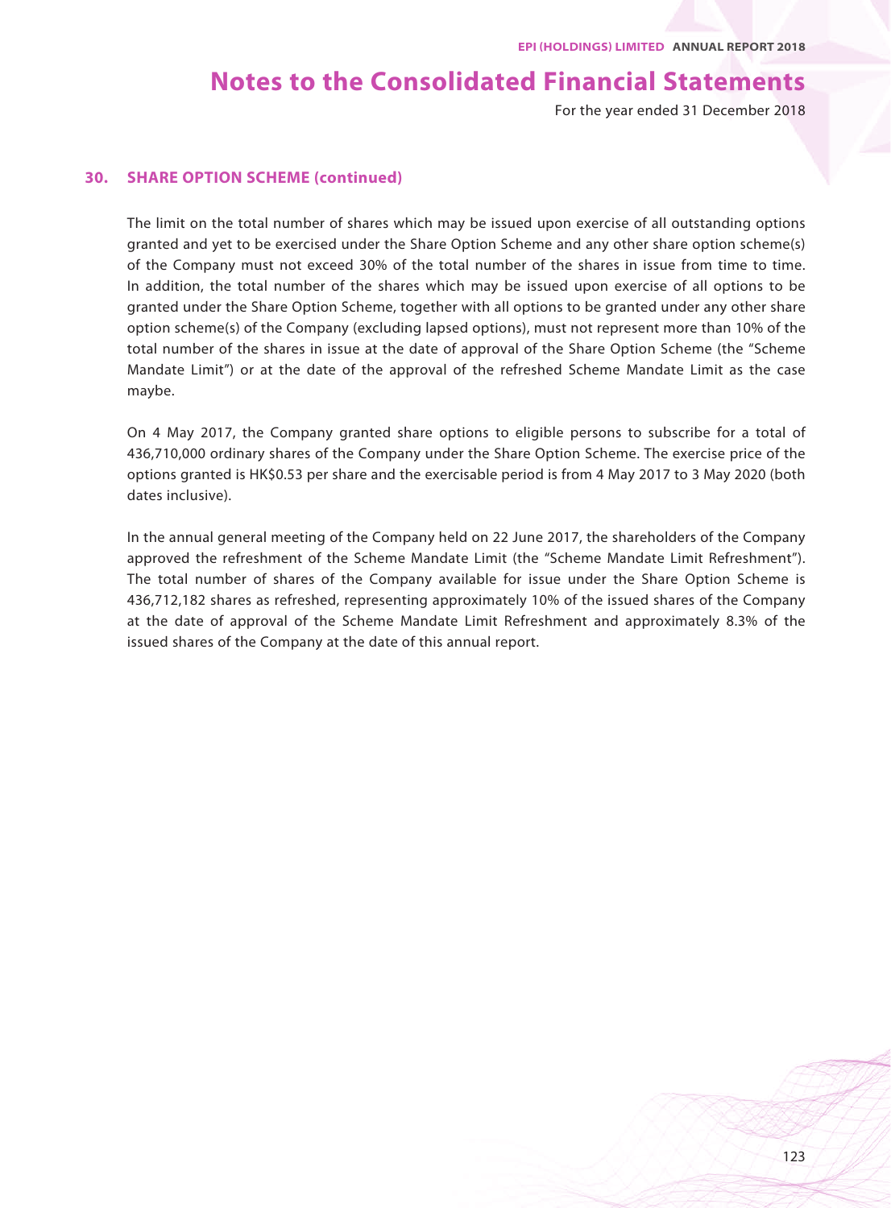## 30. SHARE OPTION SCHEME (continued)

The limit on the total number of shares which may be issued upon exercise of all outstanding options granted and yet to be exercised under the Share Option Scheme and any other share option scheme(s) of the Company must not exceed 30% of the total number of the shares in issue from time to time. In addition, the total number of the shares which may be issued upon exercise of all options to be granted under the Share Option Scheme, together with all options to be granted under any other share option scheme(s) of the Company (excluding lapsed options), must not represent more than 10% of the total number of the shares in issue at the date of approval of the Share Option Scheme (the "Scheme Mandate Limit") or at the date of the approval of the refreshed Scheme Mandate Limit as the case maybe.

On 4 May 2017, the Company granted share options to eligible persons to subscribe for a total of 436,710,000 ordinary shares of the Company under the Share Option Scheme. The exercise price of the options granted is HK$0.53 per share and the exercisable period is from 4 May 2017 to 3 May 2020 (both dates inclusive).

In the annual general meeting of the Company held on 22 June 2017, the shareholders of the Company approved the refreshment of the Scheme Mandate Limit (the "Scheme Mandate Limit Refreshment"). The total number of shares of the Company available for issue under the Share Option Scheme is 436,712,182 shares as refreshed, representing approximately 10% of the issued shares of the Company at the date of approval of the Scheme Mandate Limit Refreshment and approximately 8.3% of the issued shares of the Company at the date of this annual report.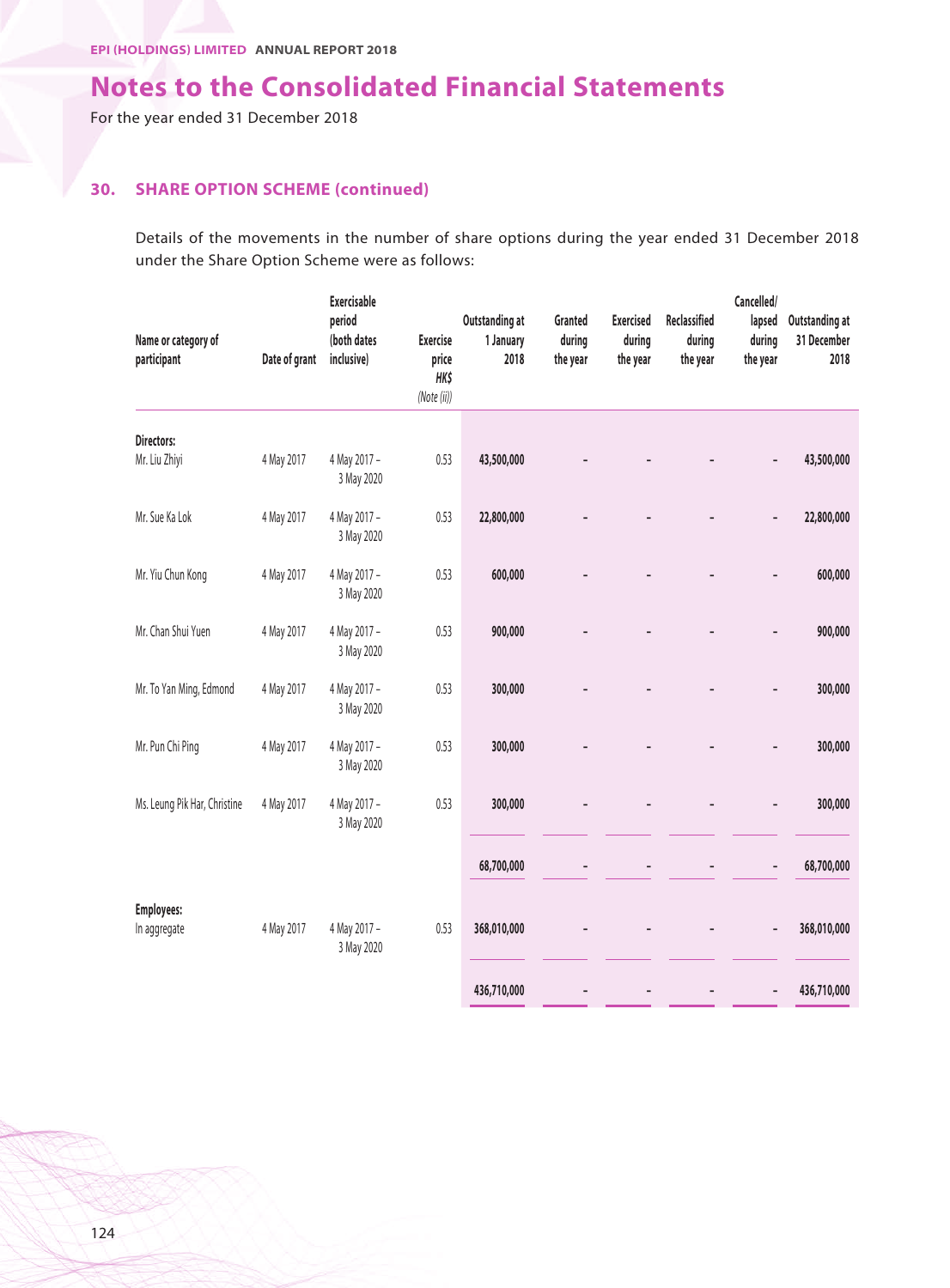# Notes to the Consolidated Financial Statements

For the year ended 31 December 2018

## 30. SHARE OPTION SCHEME (continued)

Details of the movements in the number of share options during the year ended 31 December 2018 under the Share Option Scheme were as follows:

| Name or category of participant | Date of grant | Exercisable period (both dates inclusive) | Exercise price HK$ *(Note (ii))* | Outstanding at 1 January 2018 | Granted during the year | Exercised during the year | Reclassified during the year | Cancelled/ lapsed during the year | Outstanding at 31 December 2018 |
|---|---|---|---|---|---|---|---|---|---|
| **Directors:** | | | | | | | | | |
| Mr. Liu Zhiyi | 4 May 2017 | 4 May 2017 – 3 May 2020 | 0.53 | 43,500,000 | – | – | – | – | 43,500,000 |
| Mr. Sue Ka Lok | 4 May 2017 | 4 May 2017 – 3 May 2020 | 0.53 | 22,800,000 | – | – | – | – | 22,800,000 |
| Mr. Yiu Chun Kong | 4 May 2017 | 4 May 2017 – 3 May 2020 | 0.53 | 600,000 | – | – | – | – | 600,000 |
| Mr. Chan Shui Yuen | 4 May 2017 | 4 May 2017 – 3 May 2020 | 0.53 | 900,000 | – | – | – | – | 900,000 |
| Mr. To Yan Ming, Edmond | 4 May 2017 | 4 May 2017 – 3 May 2020 | 0.53 | 300,000 | – | – | – | – | 300,000 |
| Mr. Pun Chi Ping | 4 May 2017 | 4 May 2017 – 3 May 2020 | 0.53 | 300,000 | – | – | – | – | 300,000 |
| Ms. Leung Pik Har, Christine | 4 May 2017 | 4 May 2017 – 3 May 2020 | 0.53 | 300,000 | – | – | – | – | 300,000 |
| | | | | 68,700,000 | – | – | – | – | 68,700,000 |
| **Employees:** | | | | | | | | | |
| In aggregate | 4 May 2017 | 4 May 2017 – 3 May 2020 | 0.53 | 368,010,000 | – | – | – | – | 368,010,000 |
| | | | | 436,710,000 | – | – | – | – | 436,710,000 |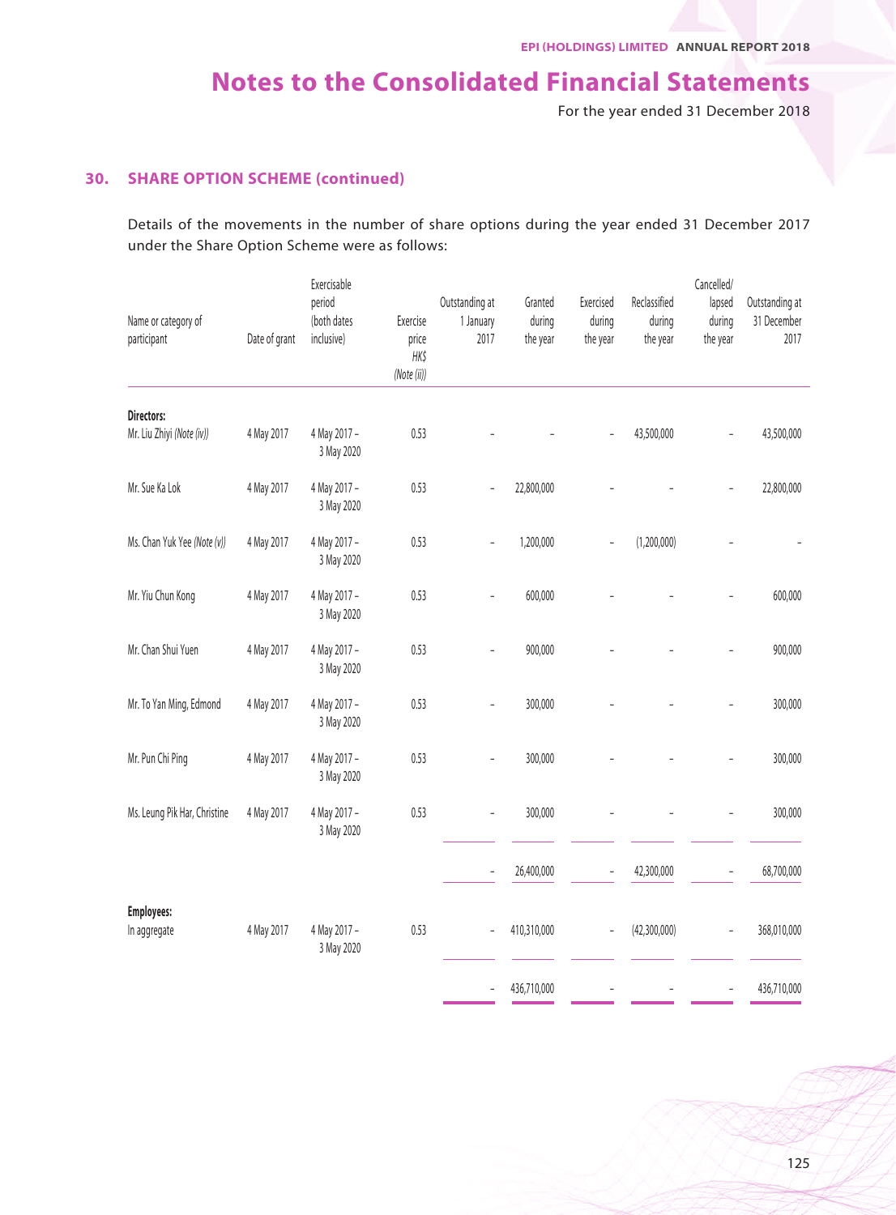## 30. SHARE OPTION SCHEME (continued)

Details of the movements in the number of share options during the year ended 31 December 2017 under the Share Option Scheme were as follows:

| Name or category of participant | Date of grant | Exercisable period (both dates inclusive) | Exercise price HK$ *(Note (ii))* | Outstanding at 1 January 2017 | Granted during the year | Exercised during the year | Reclassified during the year | Cancelled/ lapsed during the year | Outstanding at 31 December 2017 |
|---|---|---|---|---|---|---|---|---|---|
| **Directors:** | | | | | | | | | |
| Mr. Liu Zhiyi *(Note (iv))* | 4 May 2017 | 4 May 2017 – 3 May 2020 | 0.53 | – | – | – | 43,500,000 | – | 43,500,000 |
| Mr. Sue Ka Lok | 4 May 2017 | 4 May 2017 – 3 May 2020 | 0.53 | – | 22,800,000 | – | – | – | 22,800,000 |
| Ms. Chan Yuk Yee *(Note (v))* | 4 May 2017 | 4 May 2017 – 3 May 2020 | 0.53 | – | 1,200,000 | – | (1,200,000) | – | – |
| Mr. Yiu Chun Kong | 4 May 2017 | 4 May 2017 – 3 May 2020 | 0.53 | – | 600,000 | – | – | – | 600,000 |
| Mr. Chan Shui Yuen | 4 May 2017 | 4 May 2017 – 3 May 2020 | 0.53 | – | 900,000 | – | – | – | 900,000 |
| Mr. To Yan Ming, Edmond | 4 May 2017 | 4 May 2017 – 3 May 2020 | 0.53 | – | 300,000 | – | – | – | 300,000 |
| Mr. Pun Chi Ping | 4 May 2017 | 4 May 2017 – 3 May 2020 | 0.53 | – | 300,000 | – | – | – | 300,000 |
| Ms. Leung Pik Har, Christine | 4 May 2017 | 4 May 2017 – 3 May 2020 | 0.53 | – | 300,000 | – | – | – | 300,000 |
| | | | | – | 26,400,000 | – | 42,300,000 | – | 68,700,000 |
| **Employees:** | | | | | | | | | |
| In aggregate | 4 May 2017 | 4 May 2017 – 3 May 2020 | 0.53 | – | 410,310,000 | – | (42,300,000) | – | 368,010,000 |
| | | | | – | 436,710,000 | – | – | – | 436,710,000 |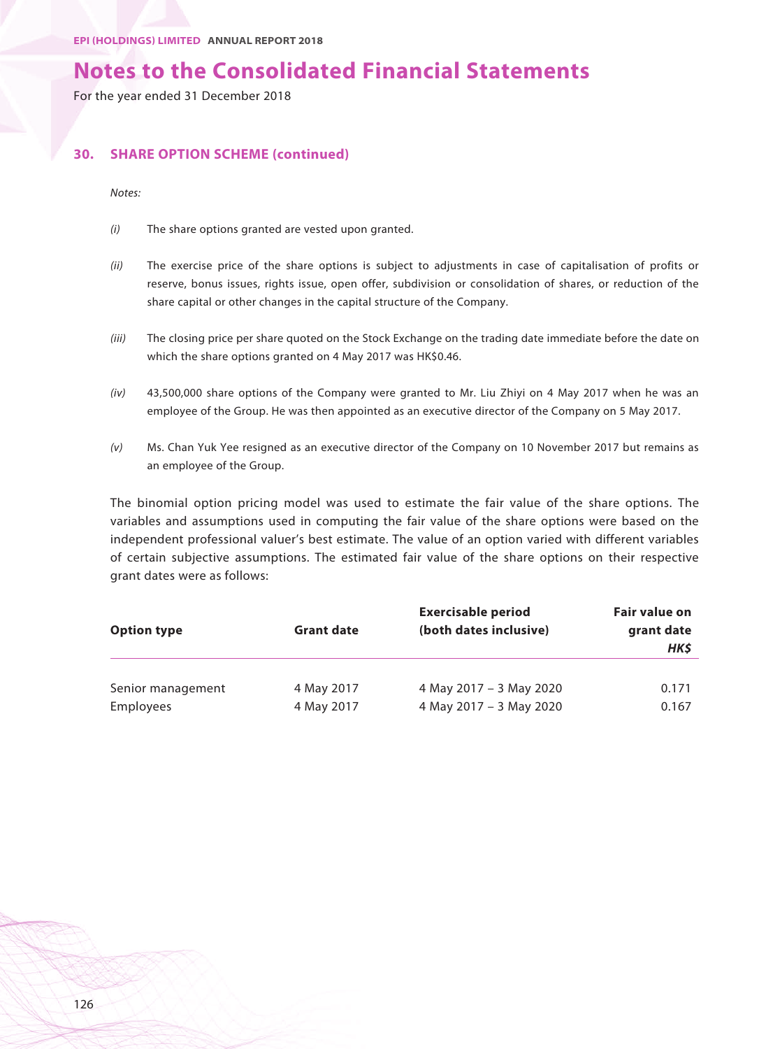# Notes to the Consolidated Financial Statements

For the year ended 31 December 2018

## 30. SHARE OPTION SCHEME (continued)

*Notes:*

*(i)* The share options granted are vested upon granted.

*(ii)* The exercise price of the share options is subject to adjustments in case of capitalisation of profits or reserve, bonus issues, rights issue, open offer, subdivision or consolidation of shares, or reduction of the share capital or other changes in the capital structure of the Company.

*(iii)* The closing price per share quoted on the Stock Exchange on the trading date immediate before the date on which the share options granted on 4 May 2017 was HK$0.46.

*(iv)* 43,500,000 share options of the Company were granted to Mr. Liu Zhiyi on 4 May 2017 when he was an employee of the Group. He was then appointed as an executive director of the Company on 5 May 2017.

*(v)* Ms. Chan Yuk Yee resigned as an executive director of the Company on 10 November 2017 but remains as an employee of the Group.

The binomial option pricing model was used to estimate the fair value of the share options. The variables and assumptions used in computing the fair value of the share options were based on the independent professional valuer's best estimate. The value of an option varied with different variables of certain subjective assumptions. The estimated fair value of the share options on their respective grant dates were as follows:

| Option type | Grant date | Exercisable period (both dates inclusive) | Fair value on grant date *HK$* |
|---|---|---|---|
| Senior management | 4 May 2017 | 4 May 2017 – 3 May 2020 | 0.171 |
| Employees | 4 May 2017 | 4 May 2017 – 3 May 2020 | 0.167 |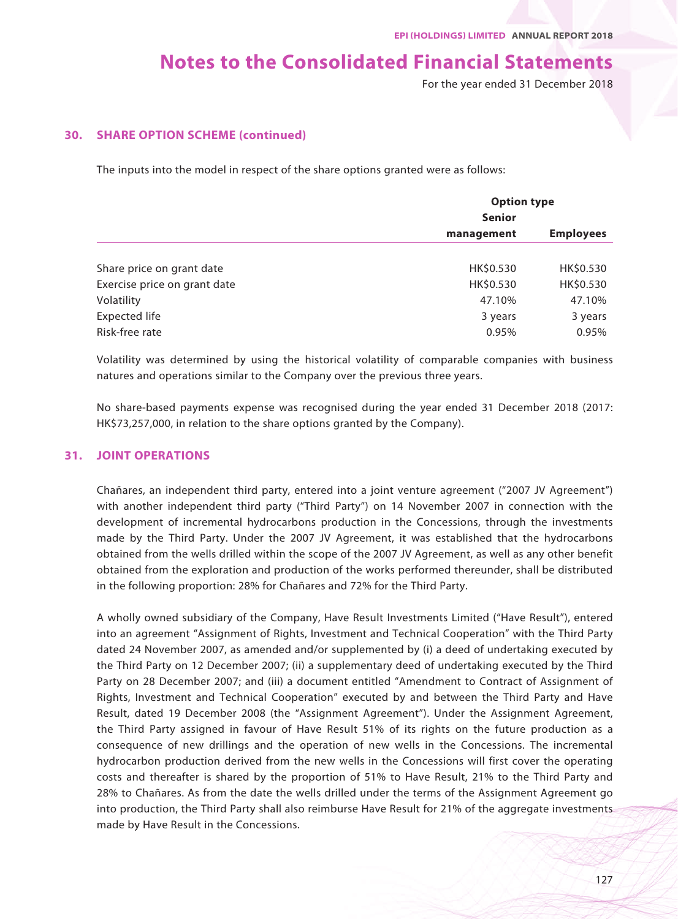# Notes to the Consolidated Financial Statements

For the year ended 31 December 2018

## 30. SHARE OPTION SCHEME (continued)

The inputs into the model in respect of the share options granted were as follows:

| | Option type | |
|---|---|---|
| | Senior management | Employees |
| Share price on grant date | HK$0.530 | HK$0.530 |
| Exercise price on grant date | HK$0.530 | HK$0.530 |
| Volatility | 47.10% | 47.10% |
| Expected life | 3 years | 3 years |
| Risk-free rate | 0.95% | 0.95% |

Volatility was determined by using the historical volatility of comparable companies with business natures and operations similar to the Company over the previous three years.

No share-based payments expense was recognised during the year ended 31 December 2018 (2017: HK$73,257,000, in relation to the share options granted by the Company).

## 31. JOINT OPERATIONS

Chañares, an independent third party, entered into a joint venture agreement ("2007 JV Agreement") with another independent third party ("Third Party") on 14 November 2007 in connection with the development of incremental hydrocarbons production in the Concessions, through the investments made by the Third Party. Under the 2007 JV Agreement, it was established that the hydrocarbons obtained from the wells drilled within the scope of the 2007 JV Agreement, as well as any other benefit obtained from the exploration and production of the works performed thereunder, shall be distributed in the following proportion: 28% for Chañares and 72% for the Third Party.

A wholly owned subsidiary of the Company, Have Result Investments Limited ("Have Result"), entered into an agreement "Assignment of Rights, Investment and Technical Cooperation" with the Third Party dated 24 November 2007, as amended and/or supplemented by (i) a deed of undertaking executed by the Third Party on 12 December 2007; (ii) a supplementary deed of undertaking executed by the Third Party on 28 December 2007; and (iii) a document entitled "Amendment to Contract of Assignment of Rights, Investment and Technical Cooperation" executed by and between the Third Party and Have Result, dated 19 December 2008 (the "Assignment Agreement"). Under the Assignment Agreement, the Third Party assigned in favour of Have Result 51% of its rights on the future production as a consequence of new drillings and the operation of new wells in the Concessions. The incremental hydrocarbon production derived from the new wells in the Concessions will first cover the operating costs and thereafter is shared by the proportion of 51% to Have Result, 21% to the Third Party and 28% to Chañares. As from the date the wells drilled under the terms of the Assignment Agreement go into production, the Third Party shall also reimburse Have Result for 21% of the aggregate investments made by Have Result in the Concessions.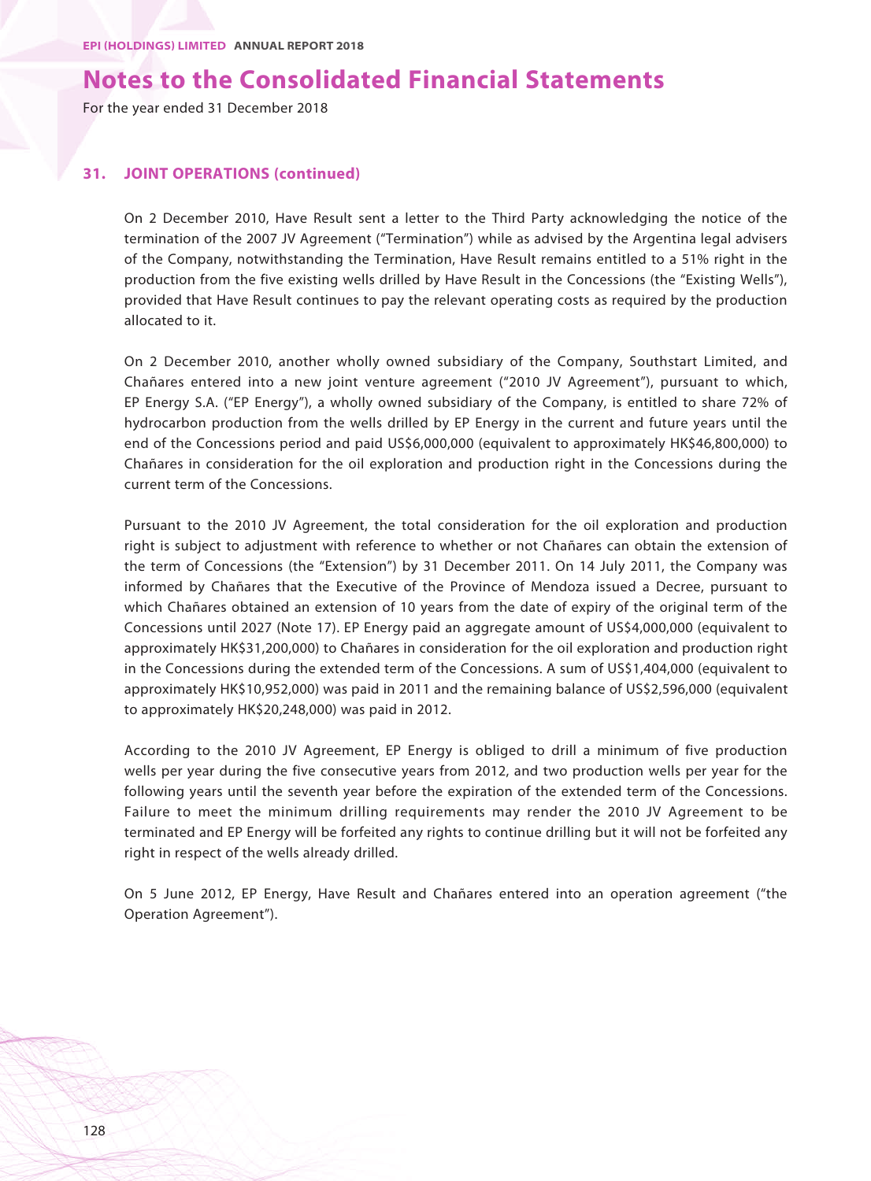# Notes to the Consolidated Financial Statements

For the year ended 31 December 2018

## 31. JOINT OPERATIONS (continued)

On 2 December 2010, Have Result sent a letter to the Third Party acknowledging the notice of the termination of the 2007 JV Agreement ("Termination") while as advised by the Argentina legal advisers of the Company, notwithstanding the Termination, Have Result remains entitled to a 51% right in the production from the five existing wells drilled by Have Result in the Concessions (the "Existing Wells"), provided that Have Result continues to pay the relevant operating costs as required by the production allocated to it.

On 2 December 2010, another wholly owned subsidiary of the Company, Southstart Limited, and Chañares entered into a new joint venture agreement ("2010 JV Agreement"), pursuant to which, EP Energy S.A. ("EP Energy"), a wholly owned subsidiary of the Company, is entitled to share 72% of hydrocarbon production from the wells drilled by EP Energy in the current and future years until the end of the Concessions period and paid US$6,000,000 (equivalent to approximately HK$46,800,000) to Chañares in consideration for the oil exploration and production right in the Concessions during the current term of the Concessions.

Pursuant to the 2010 JV Agreement, the total consideration for the oil exploration and production right is subject to adjustment with reference to whether or not Chañares can obtain the extension of the term of Concessions (the "Extension") by 31 December 2011. On 14 July 2011, the Company was informed by Chañares that the Executive of the Province of Mendoza issued a Decree, pursuant to which Chañares obtained an extension of 10 years from the date of expiry of the original term of the Concessions until 2027 (Note 17). EP Energy paid an aggregate amount of US$4,000,000 (equivalent to approximately HK$31,200,000) to Chañares in consideration for the oil exploration and production right in the Concessions during the extended term of the Concessions. A sum of US$1,404,000 (equivalent to approximately HK$10,952,000) was paid in 2011 and the remaining balance of US$2,596,000 (equivalent to approximately HK$20,248,000) was paid in 2012.

According to the 2010 JV Agreement, EP Energy is obliged to drill a minimum of five production wells per year during the five consecutive years from 2012, and two production wells per year for the following years until the seventh year before the expiration of the extended term of the Concessions. Failure to meet the minimum drilling requirements may render the 2010 JV Agreement to be terminated and EP Energy will be forfeited any rights to continue drilling but it will not be forfeited any right in respect of the wells already drilled.

On 5 June 2012, EP Energy, Have Result and Chañares entered into an operation agreement ("the Operation Agreement").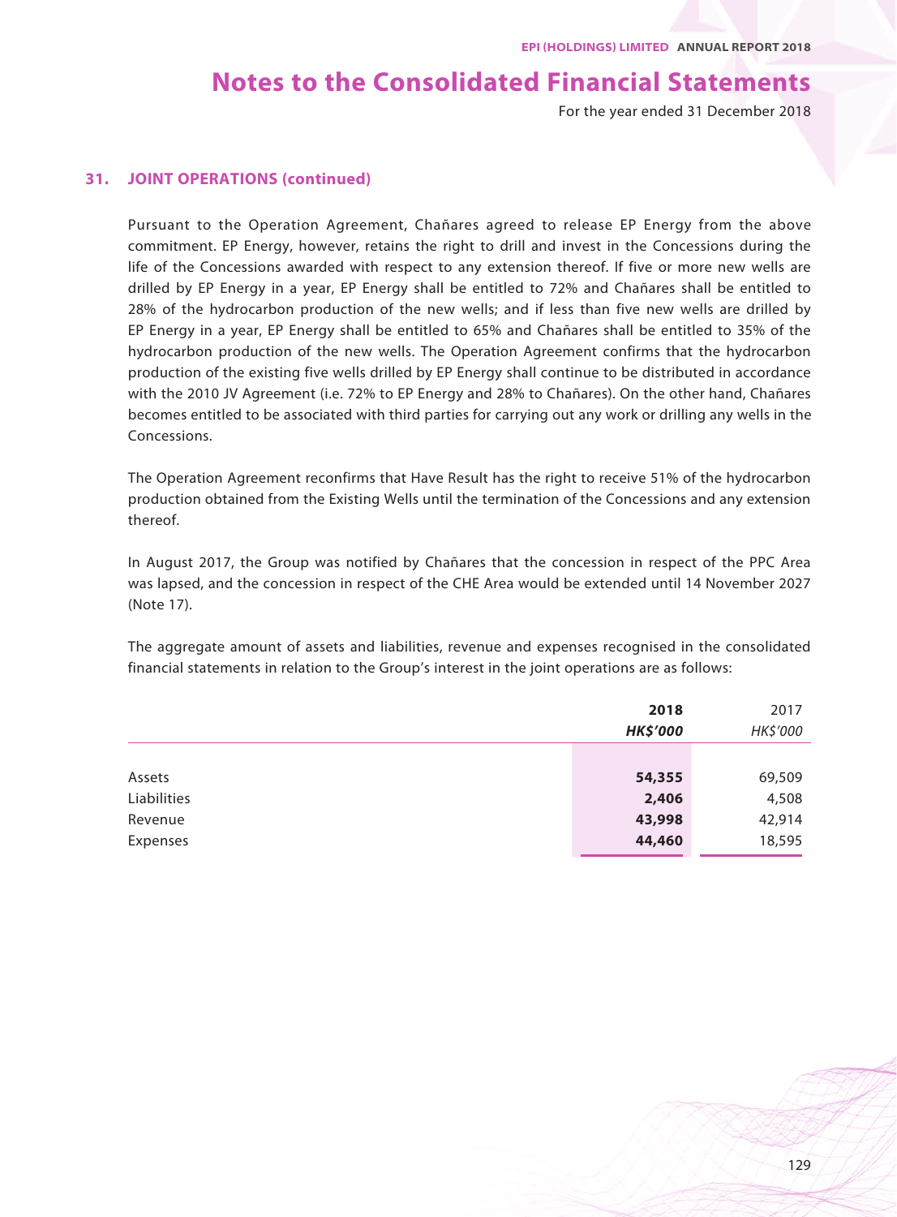## 31. JOINT OPERATIONS (continued)

Pursuant to the Operation Agreement, Chañares agreed to release EP Energy from the above commitment. EP Energy, however, retains the right to drill and invest in the Concessions during the life of the Concessions awarded with respect to any extension thereof. If five or more new wells are drilled by EP Energy in a year, EP Energy shall be entitled to 72% and Chañares shall be entitled to 28% of the hydrocarbon production of the new wells; and if less than five new wells are drilled by EP Energy in a year, EP Energy shall be entitled to 65% and Chañares shall be entitled to 35% of the hydrocarbon production of the new wells. The Operation Agreement confirms that the hydrocarbon production of the existing five wells drilled by EP Energy shall continue to be distributed in accordance with the 2010 JV Agreement (i.e. 72% to EP Energy and 28% to Chañares). On the other hand, Chañares becomes entitled to be associated with third parties for carrying out any work or drilling any wells in the Concessions.

The Operation Agreement reconfirms that Have Result has the right to receive 51% of the hydrocarbon production obtained from the Existing Wells until the termination of the Concessions and any extension thereof.

In August 2017, the Group was notified by Chañares that the concession in respect of the PPC Area was lapsed, and the concession in respect of the CHE Area would be extended until 14 November 2027 (Note 17).

The aggregate amount of assets and liabilities, revenue and expenses recognised in the consolidated financial statements in relation to the Group's interest in the joint operations are as follows:

| | **2018** | 2017 |
|---|---|---|
| | ***HK$'000*** | *HK$'000* |
| Assets | **54,355** | 69,509 |
| Liabilities | **2,406** | 4,508 |
| Revenue | **43,998** | 42,914 |
| Expenses | **44,460** | 18,595 |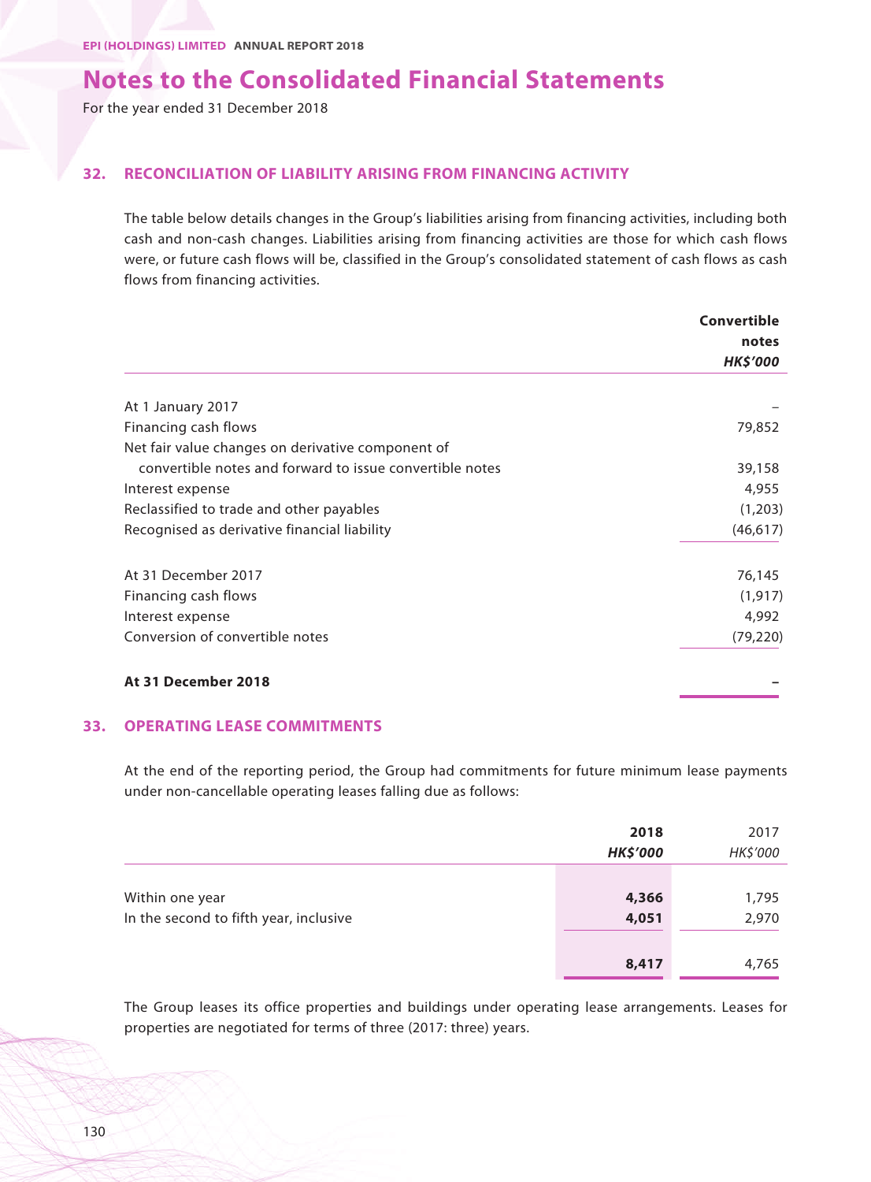# Notes to the Consolidated Financial Statements

For the year ended 31 December 2018

## 32. RECONCILIATION OF LIABILITY ARISING FROM FINANCING ACTIVITY

The table below details changes in the Group's liabilities arising from financing activities, including both cash and non-cash changes. Liabilities arising from financing activities are those for which cash flows were, or future cash flows will be, classified in the Group's consolidated statement of cash flows as cash flows from financing activities.

| | Convertible notes *HK$'000* |
|---|---|
| At 1 January 2017 | – |
| Financing cash flows | 79,852 |
| Net fair value changes on derivative component of convertible notes and forward to issue convertible notes | 39,158 |
| Interest expense | 4,955 |
| Reclassified to trade and other payables | (1,203) |
| Recognised as derivative financial liability | (46,617) |
| At 31 December 2017 | 76,145 |
| Financing cash flows | (1,917) |
| Interest expense | 4,992 |
| Conversion of convertible notes | (79,220) |
| **At 31 December 2018** | **–** |

## 33. OPERATING LEASE COMMITMENTS

At the end of the reporting period, the Group had commitments for future minimum lease payments under non-cancellable operating leases falling due as follows:

| | 2018 *HK$'000* | 2017 *HK$'000* |
|---|---|---|
| Within one year | **4,366** | 1,795 |
| In the second to fifth year, inclusive | **4,051** | 2,970 |
| | **8,417** | 4,765 |

The Group leases its office properties and buildings under operating lease arrangements. Leases for properties are negotiated for terms of three (2017: three) years.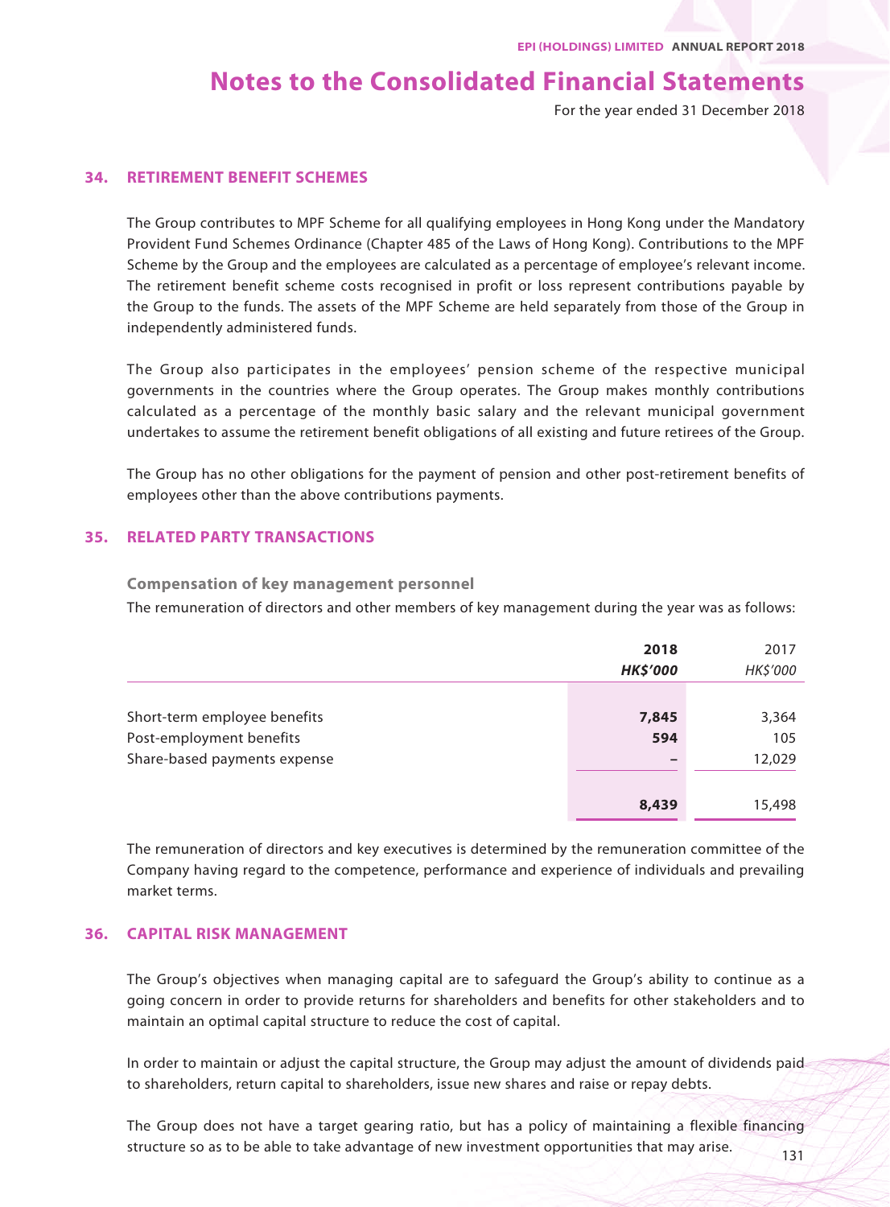# Notes to the Consolidated Financial Statements

For the year ended 31 December 2018

## 34. RETIREMENT BENEFIT SCHEMES

The Group contributes to MPF Scheme for all qualifying employees in Hong Kong under the Mandatory Provident Fund Schemes Ordinance (Chapter 485 of the Laws of Hong Kong). Contributions to the MPF Scheme by the Group and the employees are calculated as a percentage of employee's relevant income. The retirement benefit scheme costs recognised in profit or loss represent contributions payable by the Group to the funds. The assets of the MPF Scheme are held separately from those of the Group in independently administered funds.

The Group also participates in the employees' pension scheme of the respective municipal governments in the countries where the Group operates. The Group makes monthly contributions calculated as a percentage of the monthly basic salary and the relevant municipal government undertakes to assume the retirement benefit obligations of all existing and future retirees of the Group.

The Group has no other obligations for the payment of pension and other post-retirement benefits of employees other than the above contributions payments.

## 35. RELATED PARTY TRANSACTIONS

### Compensation of key management personnel

The remuneration of directors and other members of key management during the year was as follows:

| | **2018** | 2017 |
|---|---|---|
| | ***HK$'000*** | *HK$'000* |
| Short-term employee benefits | **7,845** | 3,364 |
| Post-employment benefits | **594** | 105 |
| Share-based payments expense | **–** | 12,029 |
| | **8,439** | 15,498 |

The remuneration of directors and key executives is determined by the remuneration committee of the Company having regard to the competence, performance and experience of individuals and prevailing market terms.

## 36. CAPITAL RISK MANAGEMENT

The Group's objectives when managing capital are to safeguard the Group's ability to continue as a going concern in order to provide returns for shareholders and benefits for other stakeholders and to maintain an optimal capital structure to reduce the cost of capital.

In order to maintain or adjust the capital structure, the Group may adjust the amount of dividends paid to shareholders, return capital to shareholders, issue new shares and raise or repay debts.

The Group does not have a target gearing ratio, but has a policy of maintaining a flexible financing structure so as to be able to take advantage of new investment opportunities that may arise.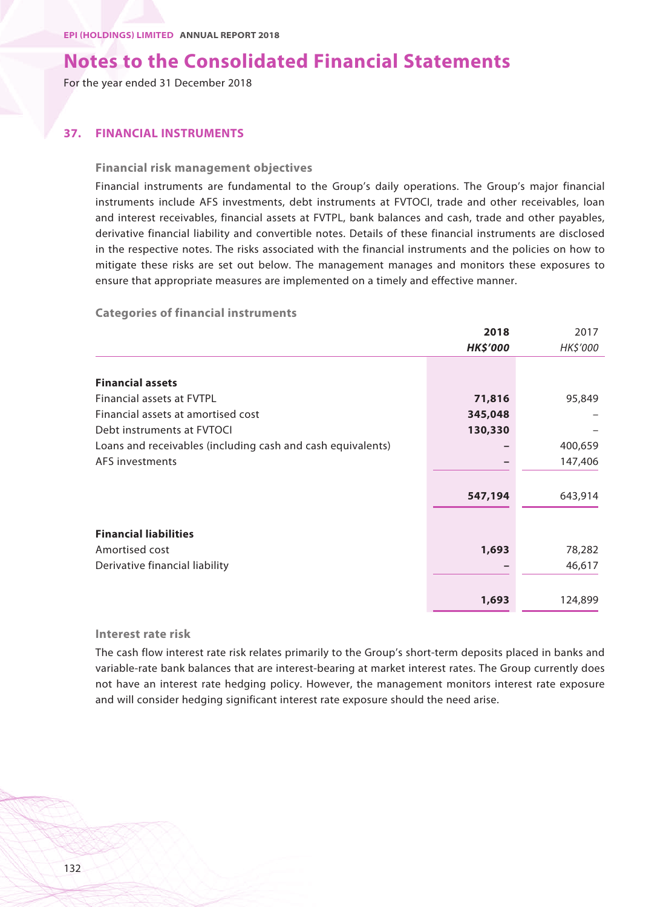# Notes to the Consolidated Financial Statements

For the year ended 31 December 2018

## 37. FINANCIAL INSTRUMENTS

### Financial risk management objectives

Financial instruments are fundamental to the Group's daily operations. The Group's major financial instruments include AFS investments, debt instruments at FVTOCI, trade and other receivables, loan and interest receivables, financial assets at FVTPL, bank balances and cash, trade and other payables, derivative financial liability and convertible notes. Details of these financial instruments are disclosed in the respective notes. The risks associated with the financial instruments and the policies on how to mitigate these risks are set out below. The management manages and monitors these exposures to ensure that appropriate measures are implemented on a timely and effective manner.

### Categories of financial instruments

| | **2018** | 2017 |
|---|---|---|
| | ***HK$'000*** | *HK$'000* |
| **Financial assets** | | |
| Financial assets at FVTPL | **71,816** | 95,849 |
| Financial assets at amortised cost | **345,048** | – |
| Debt instruments at FVTOCI | **130,330** | – |
| Loans and receivables (including cash and cash equivalents) | **–** | 400,659 |
| AFS investments | **–** | 147,406 |
| | **547,194** | 643,914 |
| **Financial liabilities** | | |
| Amortised cost | **1,693** | 78,282 |
| Derivative financial liability | **–** | 46,617 |
| | **1,693** | 124,899 |

### Interest rate risk

The cash flow interest rate risk relates primarily to the Group's short-term deposits placed in banks and variable-rate bank balances that are interest-bearing at market interest rates. The Group currently does not have an interest rate hedging policy. However, the management monitors interest rate exposure and will consider hedging significant interest rate exposure should the need arise.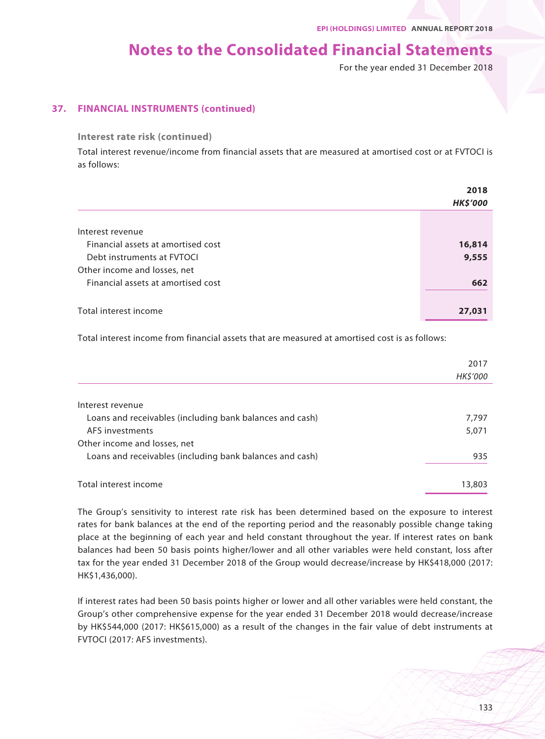# Notes to the Consolidated Financial Statements

For the year ended 31 December 2018

## 37. FINANCIAL INSTRUMENTS (continued)

### Interest rate risk (continued)

Total interest revenue/income from financial assets that are measured at amortised cost or at FVTOCI is as follows:

| | **2018** |
|---|---|
| | ***HK$'000*** |
| Interest revenue | |
| Financial assets at amortised cost | **16,814** |
| Debt instruments at FVTOCI | **9,555** |
| Other income and losses, net | |
| Financial assets at amortised cost | **662** |
| Total interest income | **27,031** |

Total interest income from financial assets that are measured at amortised cost is as follows:

| | 2017 |
|---|---|
| | *HK$'000* |
| Interest revenue | |
| Loans and receivables (including bank balances and cash) | 7,797 |
| AFS investments | 5,071 |
| Other income and losses, net | |
| Loans and receivables (including bank balances and cash) | 935 |
| Total interest income | 13,803 |

The Group's sensitivity to interest rate risk has been determined based on the exposure to interest rates for bank balances at the end of the reporting period and the reasonably possible change taking place at the beginning of each year and held constant throughout the year. If interest rates on bank balances had been 50 basis points higher/lower and all other variables were held constant, loss after tax for the year ended 31 December 2018 of the Group would decrease/increase by HK$418,000 (2017: HK$1,436,000).

If interest rates had been 50 basis points higher or lower and all other variables were held constant, the Group's other comprehensive expense for the year ended 31 December 2018 would decrease/increase by HK$544,000 (2017: HK$615,000) as a result of the changes in the fair value of debt instruments at FVTOCI (2017: AFS investments).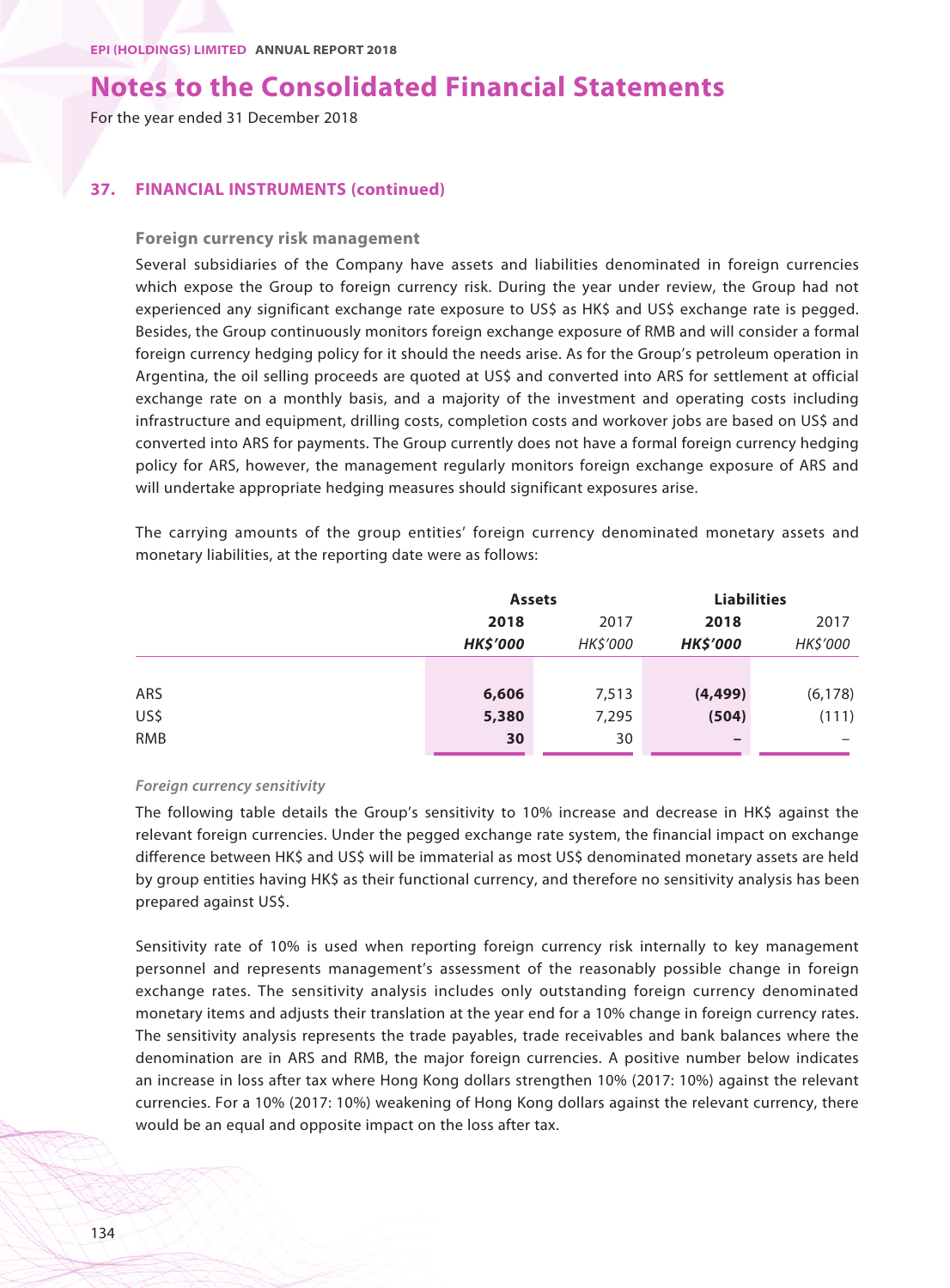## 37. FINANCIAL INSTRUMENTS (continued)

### Foreign currency risk management

Several subsidiaries of the Company have assets and liabilities denominated in foreign currencies which expose the Group to foreign currency risk. During the year under review, the Group had not experienced any significant exchange rate exposure to US$ as HK$ and US$ exchange rate is pegged. Besides, the Group continuously monitors foreign exchange exposure of RMB and will consider a formal foreign currency hedging policy for it should the needs arise. As for the Group's petroleum operation in Argentina, the oil selling proceeds are quoted at US$ and converted into ARS for settlement at official exchange rate on a monthly basis, and a majority of the investment and operating costs including infrastructure and equipment, drilling costs, completion costs and workover jobs are based on US$ and converted into ARS for payments. The Group currently does not have a formal foreign currency hedging policy for ARS, however, the management regularly monitors foreign exchange exposure of ARS and will undertake appropriate hedging measures should significant exposures arise.

The carrying amounts of the group entities' foreign currency denominated monetary assets and monetary liabilities, at the reporting date were as follows:

| | Assets | | Liabilities | |
|---|---|---|---|---|
| | **2018** | 2017 | **2018** | 2017 |
| | ***HK$'000*** | *HK$'000* | ***HK$'000*** | *HK$'000* |
| ARS | **6,606** | 7,513 | **(4,499)** | (6,178) |
| US$ | **5,380** | 7,295 | **(504)** | (111) |
| RMB | **30** | 30 | **–** | – |

#### *Foreign currency sensitivity*

The following table details the Group's sensitivity to 10% increase and decrease in HK$ against the relevant foreign currencies. Under the pegged exchange rate system, the financial impact on exchange difference between HK$ and US$ will be immaterial as most US$ denominated monetary assets are held by group entities having HK$ as their functional currency, and therefore no sensitivity analysis has been prepared against US$.

Sensitivity rate of 10% is used when reporting foreign currency risk internally to key management personnel and represents management's assessment of the reasonably possible change in foreign exchange rates. The sensitivity analysis includes only outstanding foreign currency denominated monetary items and adjusts their translation at the year end for a 10% change in foreign currency rates. The sensitivity analysis represents the trade payables, trade receivables and bank balances where the denomination are in ARS and RMB, the major foreign currencies. A positive number below indicates an increase in loss after tax where Hong Kong dollars strengthen 10% (2017: 10%) against the relevant currencies. For a 10% (2017: 10%) weakening of Hong Kong dollars against the relevant currency, there would be an equal and opposite impact on the loss after tax.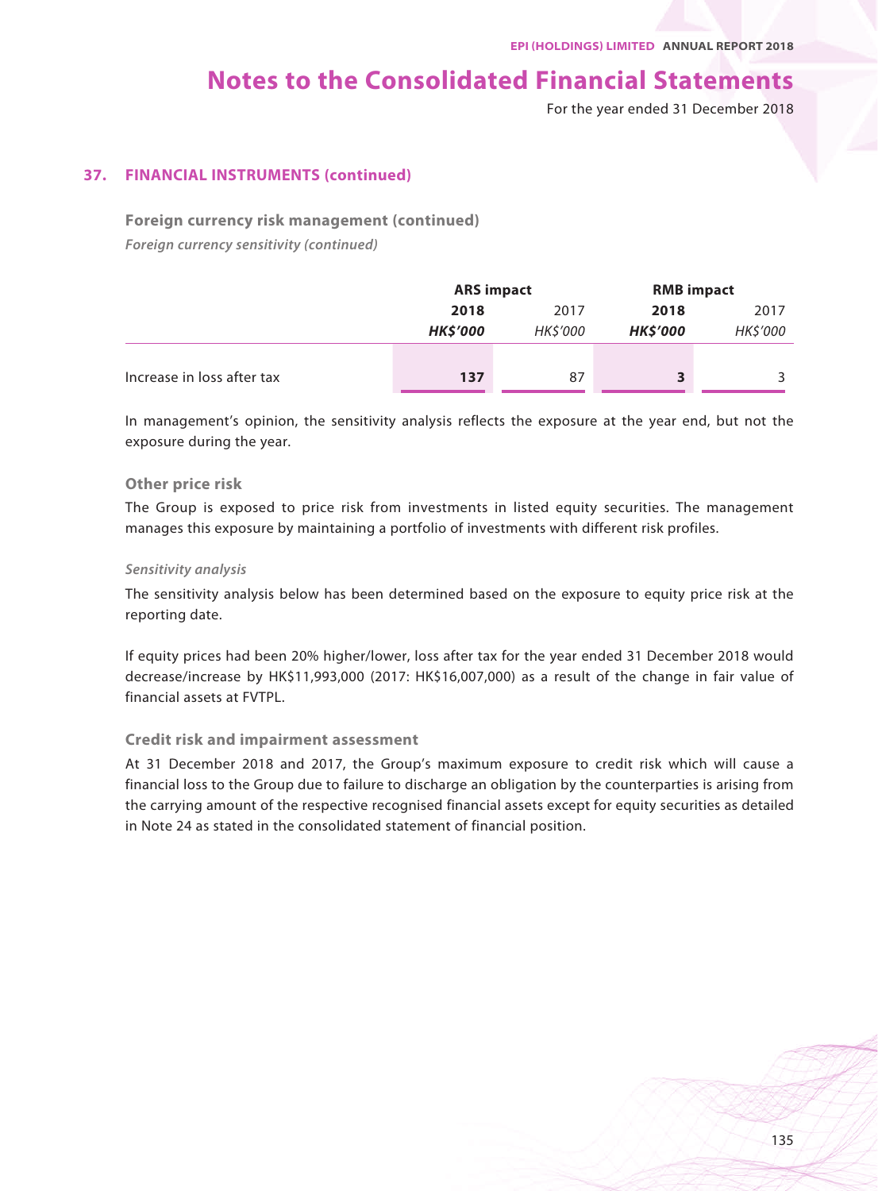## 37. FINANCIAL INSTRUMENTS (continued)

### Foreign currency risk management (continued)

*Foreign currency sensitivity (continued)*

| | ARS impact | | RMB impact | |
|---|---|---|---|---|
| | **2018** | 2017 | **2018** | 2017 |
| | ***HK$'000*** | *HK$'000* | ***HK$'000*** | *HK$'000* |
| Increase in loss after tax | **137** | 87 | **3** | 3 |

In management's opinion, the sensitivity analysis reflects the exposure at the year end, but not the exposure during the year.

### Other price risk

The Group is exposed to price risk from investments in listed equity securities. The management manages this exposure by maintaining a portfolio of investments with different risk profiles.

*Sensitivity analysis*

The sensitivity analysis below has been determined based on the exposure to equity price risk at the reporting date.

If equity prices had been 20% higher/lower, loss after tax for the year ended 31 December 2018 would decrease/increase by HK$11,993,000 (2017: HK$16,007,000) as a result of the change in fair value of financial assets at FVTPL.

### Credit risk and impairment assessment

At 31 December 2018 and 2017, the Group's maximum exposure to credit risk which will cause a financial loss to the Group due to failure to discharge an obligation by the counterparties is arising from the carrying amount of the respective recognised financial assets except for equity securities as detailed in Note 24 as stated in the consolidated statement of financial position.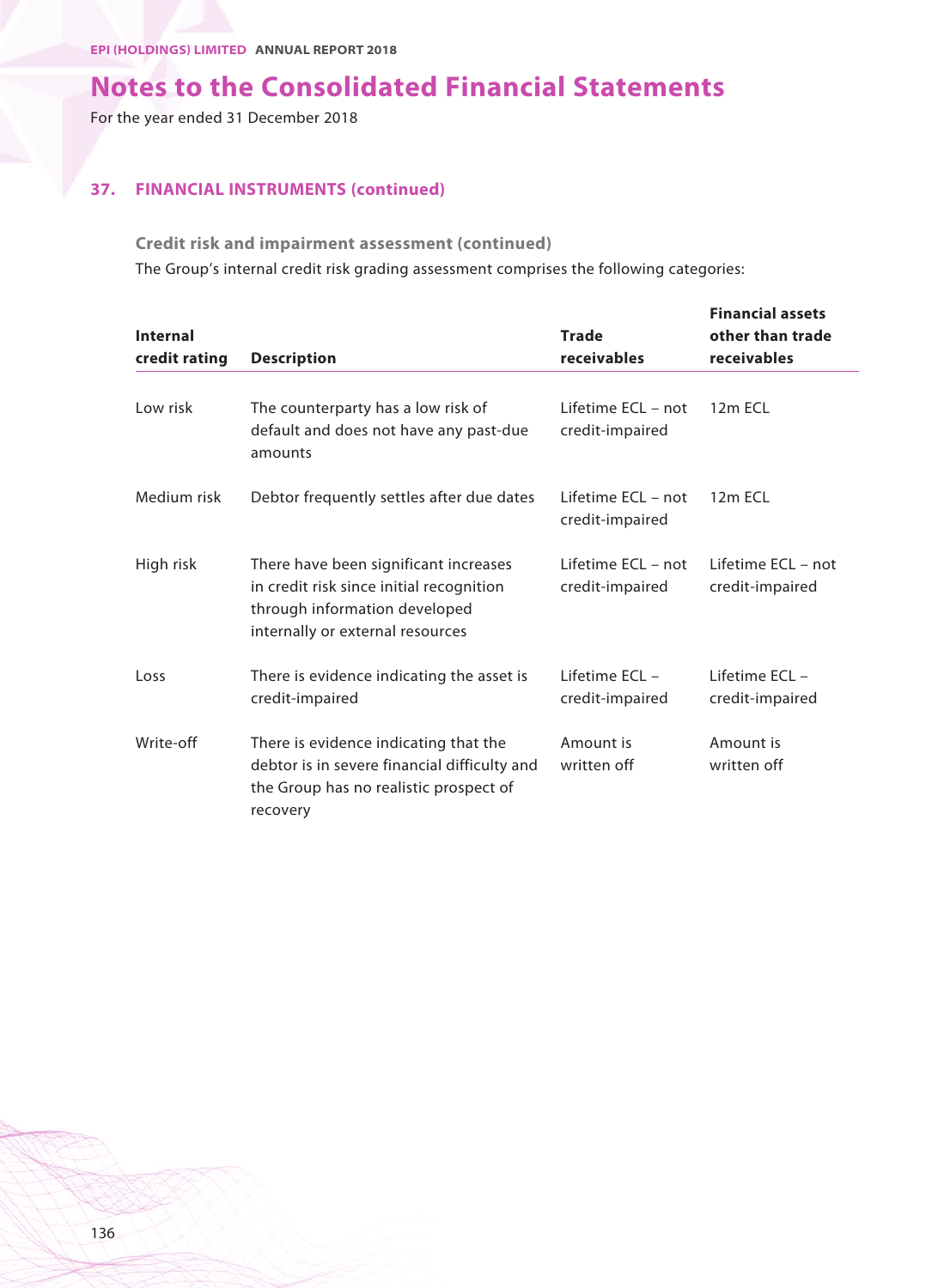# Notes to the Consolidated Financial Statements

For the year ended 31 December 2018

## 37. FINANCIAL INSTRUMENTS (continued)

### Credit risk and impairment assessment (continued)

The Group's internal credit risk grading assessment comprises the following categories:

| Internal credit rating | Description | Trade receivables | Financial assets other than trade receivables |
|---|---|---|---|
| Low risk | The counterparty has a low risk of default and does not have any past-due amounts | Lifetime ECL – not credit-impaired | 12m ECL |
| Medium risk | Debtor frequently settles after due dates | Lifetime ECL – not credit-impaired | 12m ECL |
| High risk | There have been significant increases in credit risk since initial recognition through information developed internally or external resources | Lifetime ECL – not credit-impaired | Lifetime ECL – not credit-impaired |
| Loss | There is evidence indicating the asset is credit-impaired | Lifetime ECL – credit-impaired | Lifetime ECL – credit-impaired |
| Write-off | There is evidence indicating that the debtor is in severe financial difficulty and the Group has no realistic prospect of recovery | Amount is written off | Amount is written off |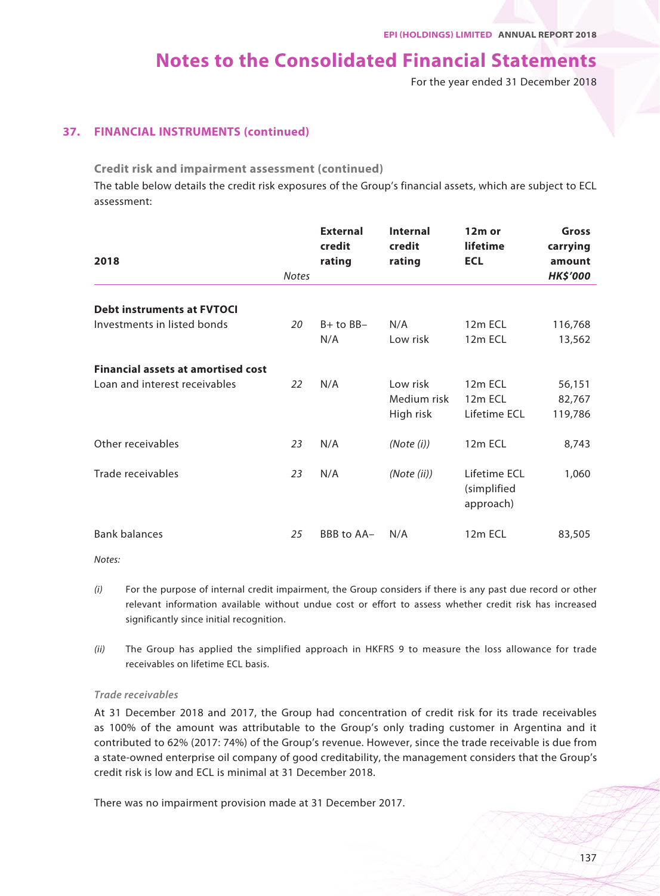## 37. FINANCIAL INSTRUMENTS (continued)

### Credit risk and impairment assessment (continued)

The table below details the credit risk exposures of the Group's financial assets, which are subject to ECL assessment:

| 2018 | Notes | External credit rating | Internal credit rating | 12m or lifetime ECL | Gross carrying amount *HK$'000* |
|---|---|---|---|---|---|
| **Debt instruments at FVTOCI** | | | | | |
| Investments in listed bonds | *20* | B+ to BB– | N/A | 12m ECL | 116,768 |
| | | N/A | Low risk | 12m ECL | 13,562 |
| **Financial assets at amortised cost** | | | | | |
| Loan and interest receivables | *22* | N/A | Low risk | 12m ECL | 56,151 |
| | | | Medium risk | 12m ECL | 82,767 |
| | | | High risk | Lifetime ECL | 119,786 |
| Other receivables | *23* | N/A | *(Note (i))* | 12m ECL | 8,743 |
| Trade receivables | *23* | N/A | *(Note (ii))* | Lifetime ECL (simplified approach) | 1,060 |
| Bank balances | *25* | BBB to AA– | N/A | 12m ECL | 83,505 |

*Notes:*

*(i)* For the purpose of internal credit impairment, the Group considers if there is any past due record or other relevant information available without undue cost or effort to assess whether credit risk has increased significantly since initial recognition.

*(ii)* The Group has applied the simplified approach in HKFRS 9 to measure the loss allowance for trade receivables on lifetime ECL basis.

*Trade receivables*

At 31 December 2018 and 2017, the Group had concentration of credit risk for its trade receivables as 100% of the amount was attributable to the Group's only trading customer in Argentina and it contributed to 62% (2017: 74%) of the Group's revenue. However, since the trade receivable is due from a state-owned enterprise oil company of good creditability, the management considers that the Group's credit risk is low and ECL is minimal at 31 December 2018.

There was no impairment provision made at 31 December 2017.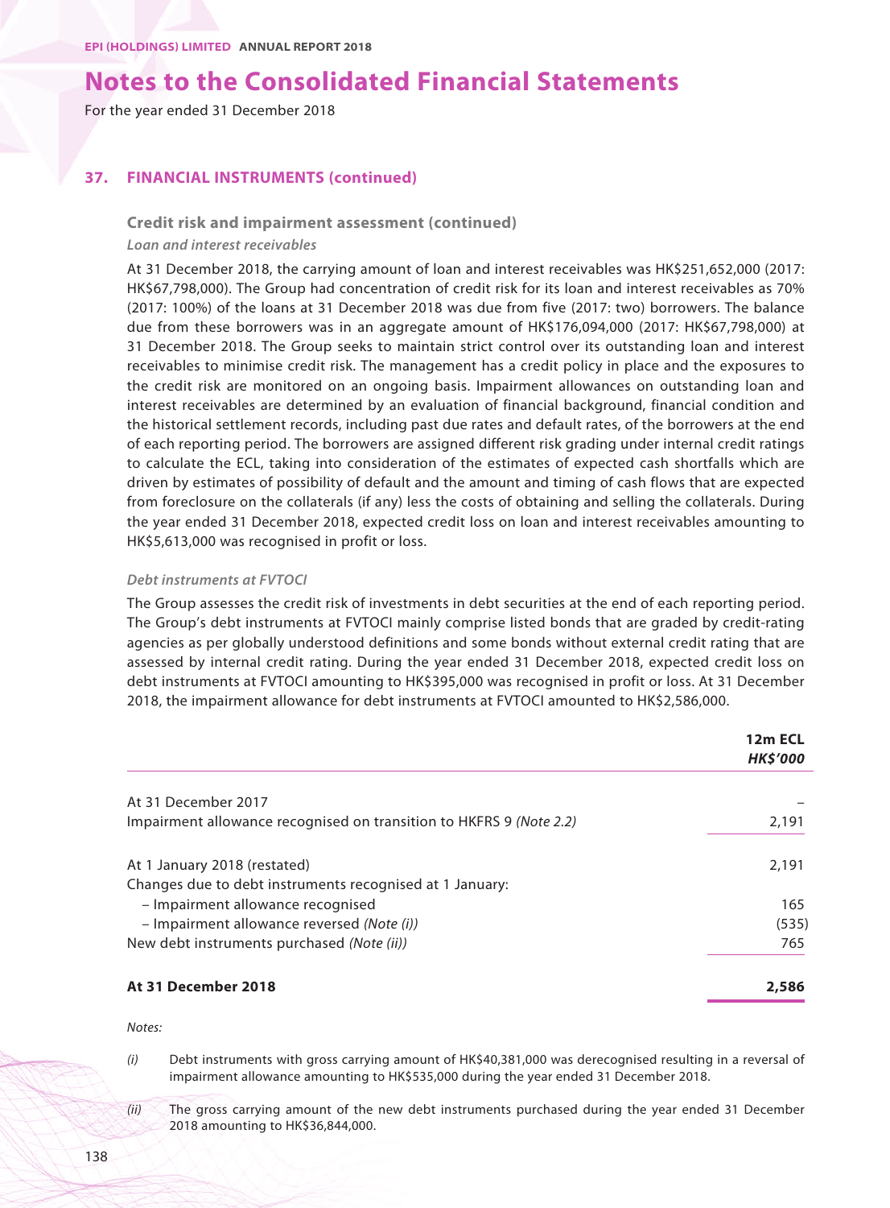# Notes to the Consolidated Financial Statements

For the year ended 31 December 2018

## 37. FINANCIAL INSTRUMENTS (continued)

### Credit risk and impairment assessment (continued)

*Loan and interest receivables*

At 31 December 2018, the carrying amount of loan and interest receivables was HK$251,652,000 (2017: HK$67,798,000). The Group had concentration of credit risk for its loan and interest receivables as 70% (2017: 100%) of the loans at 31 December 2018 was due from five (2017: two) borrowers. The balance due from these borrowers was in an aggregate amount of HK$176,094,000 (2017: HK$67,798,000) at 31 December 2018. The Group seeks to maintain strict control over its outstanding loan and interest receivables to minimise credit risk. The management has a credit policy in place and the exposures to the credit risk are monitored on an ongoing basis. Impairment allowances on outstanding loan and interest receivables are determined by an evaluation of financial background, financial condition and the historical settlement records, including past due rates and default rates, of the borrowers at the end of each reporting period. The borrowers are assigned different risk grading under internal credit ratings to calculate the ECL, taking into consideration of the estimates of expected cash shortfalls which are driven by estimates of possibility of default and the amount and timing of cash flows that are expected from foreclosure on the collaterals (if any) less the costs of obtaining and selling the collaterals. During the year ended 31 December 2018, expected credit loss on loan and interest receivables amounting to HK$5,613,000 was recognised in profit or loss.

*Debt instruments at FVTOCI*

The Group assesses the credit risk of investments in debt securities at the end of each reporting period. The Group's debt instruments at FVTOCI mainly comprise listed bonds that are graded by credit-rating agencies as per globally understood definitions and some bonds without external credit rating that are assessed by internal credit rating. During the year ended 31 December 2018, expected credit loss on debt instruments at FVTOCI amounting to HK$395,000 was recognised in profit or loss. At 31 December 2018, the impairment allowance for debt instruments at FVTOCI amounted to HK$2,586,000.

| | 12m ECL *HK$'000* |
|---|---|
| At 31 December 2017 | – |
| Impairment allowance recognised on transition to HKFRS 9 *(Note 2.2)* | 2,191 |
| At 1 January 2018 (restated) | 2,191 |
| Changes due to debt instruments recognised at 1 January: | |
| – Impairment allowance recognised | 165 |
| – Impairment allowance reversed *(Note (i))* | (535) |
| New debt instruments purchased *(Note (ii))* | 765 |
| **At 31 December 2018** | **2,586** |

*Notes:*

*(i)* Debt instruments with gross carrying amount of HK$40,381,000 was derecognised resulting in a reversal of impairment allowance amounting to HK$535,000 during the year ended 31 December 2018.

*(ii)* The gross carrying amount of the new debt instruments purchased during the year ended 31 December 2018 amounting to HK$36,844,000.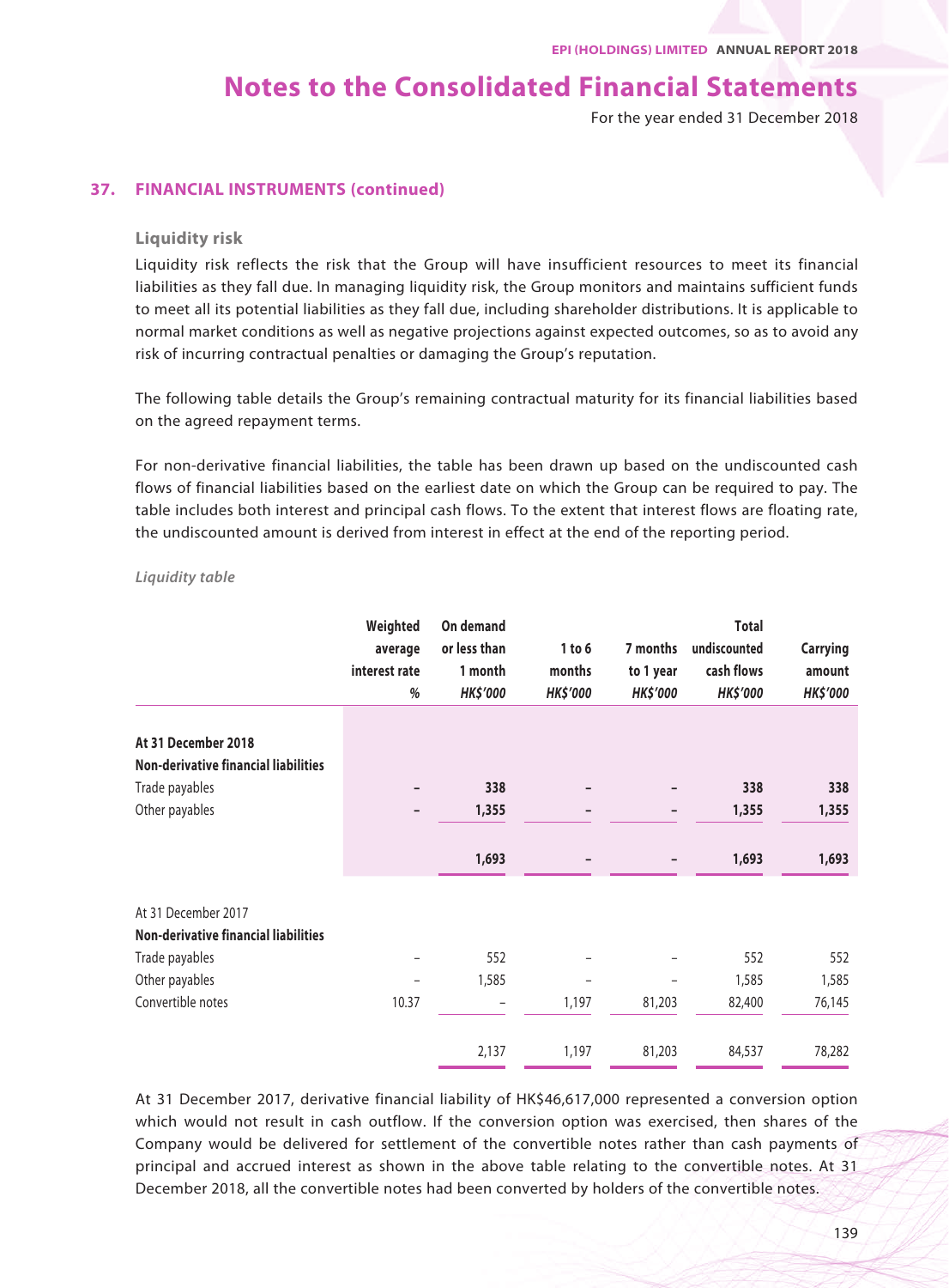## 37. FINANCIAL INSTRUMENTS (continued)

### Liquidity risk

Liquidity risk reflects the risk that the Group will have insufficient resources to meet its financial liabilities as they fall due. In managing liquidity risk, the Group monitors and maintains sufficient funds to meet all its potential liabilities as they fall due, including shareholder distributions. It is applicable to normal market conditions as well as negative projections against expected outcomes, so as to avoid any risk of incurring contractual penalties or damaging the Group's reputation.

The following table details the Group's remaining contractual maturity for its financial liabilities based on the agreed repayment terms.

For non-derivative financial liabilities, the table has been drawn up based on the undiscounted cash flows of financial liabilities based on the earliest date on which the Group can be required to pay. The table includes both interest and principal cash flows. To the extent that interest flows are floating rate, the undiscounted amount is derived from interest in effect at the end of the reporting period.

*Liquidity table*

| | Weighted average interest rate % | On demand or less than 1 month *HK$'000* | 1 to 6 months *HK$'000* | 7 months to 1 year *HK$'000* | Total undiscounted cash flows *HK$'000* | Carrying amount *HK$'000* |
|---|---|---|---|---|---|---|
| **At 31 December 2018** | | | | | | |
| **Non-derivative financial liabilities** | | | | | | |
| Trade payables | – | 338 | – | – | 338 | 338 |
| Other payables | – | 1,355 | – | – | 1,355 | 1,355 |
| | | 1,693 | – | – | 1,693 | 1,693 |
| At 31 December 2017 | | | | | | |
| **Non-derivative financial liabilities** | | | | | | |
| Trade payables | – | 552 | – | – | 552 | 552 |
| Other payables | – | 1,585 | – | – | 1,585 | 1,585 |
| Convertible notes | 10.37 | – | 1,197 | 81,203 | 82,400 | 76,145 |
| | | 2,137 | 1,197 | 81,203 | 84,537 | 78,282 |

At 31 December 2017, derivative financial liability of HK$46,617,000 represented a conversion option which would not result in cash outflow. If the conversion option was exercised, then shares of the Company would be delivered for settlement of the convertible notes rather than cash payments of principal and accrued interest as shown in the above table relating to the convertible notes. At 31 December 2018, all the convertible notes had been converted by holders of the convertible notes.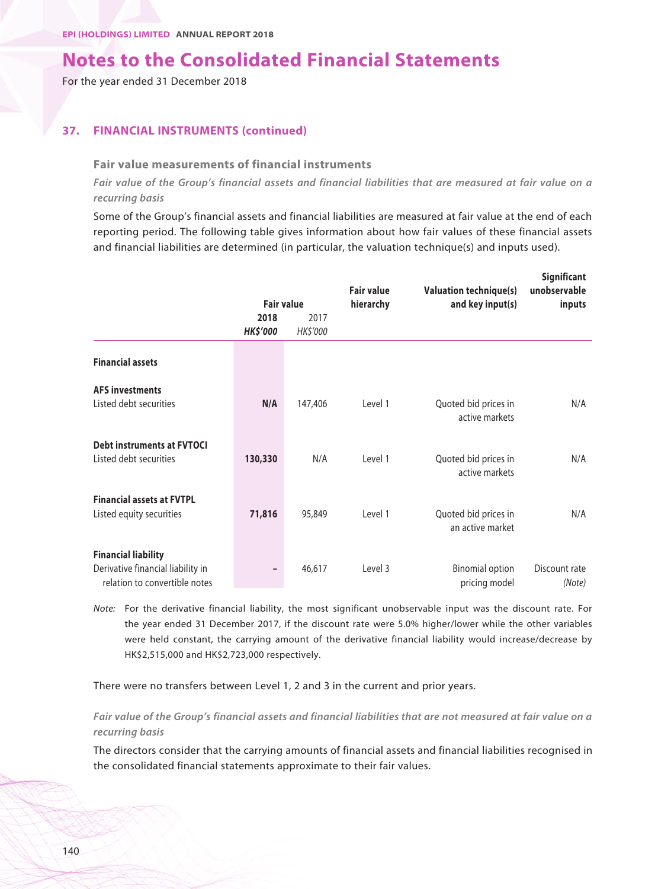## 37. FINANCIAL INSTRUMENTS (continued)

### Fair value measurements of financial instruments

*Fair value of the Group's financial assets and financial liabilities that are measured at fair value on a recurring basis*

Some of the Group's financial assets and financial liabilities are measured at fair value at the end of each reporting period. The following table gives information about how fair values of these financial assets and financial liabilities are determined (in particular, the valuation technique(s) and inputs used).

| | Fair value | | Fair value hierarchy | Valuation technique(s) and key input(s) | Significant unobservable inputs |
|---|---|---|---|---|---|
| | **2018** | 2017 | | | |
| | ***HK$'000*** | *HK$'000* | | | |
| **Financial assets** | | | | | |
| **AFS investments** | | | | | |
| Listed debt securities | **N/A** | 147,406 | Level 1 | Quoted bid prices in active markets | N/A |
| **Debt instruments at FVTOCI** | | | | | |
| Listed debt securities | **130,330** | N/A | Level 1 | Quoted bid prices in active markets | N/A |
| **Financial assets at FVTPL** | | | | | |
| Listed equity securities | **71,816** | 95,849 | Level 1 | Quoted bid prices in an active market | N/A |
| **Financial liability** | | | | | |
| Derivative financial liability in relation to convertible notes | **–** | 46,617 | Level 3 | Binomial option pricing model | Discount rate *(Note)* |

*Note:* For the derivative financial liability, the most significant unobservable input was the discount rate. For the year ended 31 December 2017, if the discount rate were 5.0% higher/lower while the other variables were held constant, the carrying amount of the derivative financial liability would increase/decrease by HK$2,515,000 and HK$2,723,000 respectively.

There were no transfers between Level 1, 2 and 3 in the current and prior years.

*Fair value of the Group's financial assets and financial liabilities that are not measured at fair value on a recurring basis*

The directors consider that the carrying amounts of financial assets and financial liabilities recognised in the consolidated financial statements approximate to their fair values.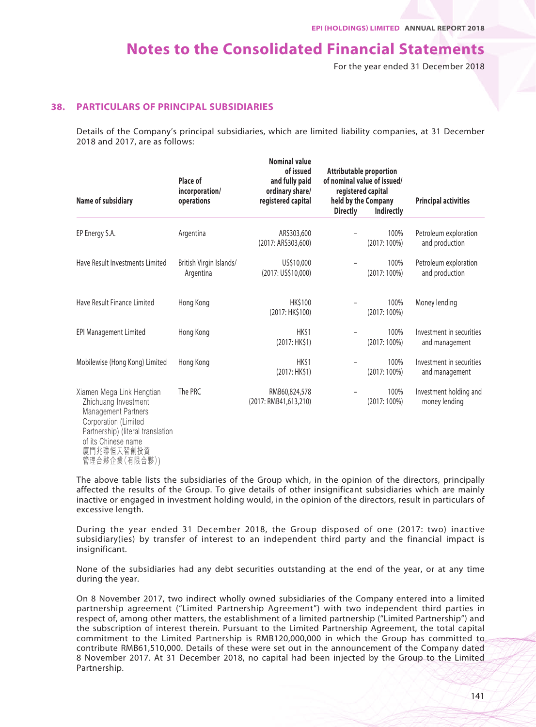# Notes to the Consolidated Financial Statements

For the year ended 31 December 2018

## 38. PARTICULARS OF PRINCIPAL SUBSIDIARIES

Details of the Company's principal subsidiaries, which are limited liability companies, at 31 December 2018 and 2017, are as follows:

| Name of subsidiary | Place of incorporation/ operations | Nominal value of issued and fully paid ordinary share/ registered capital | Attributable proportion of nominal value of issued/ registered capital held by the Company | | Principal activities |
|---|---|---|---|---|---|
| | | | Directly | Indirectly | |
| EP Energy S.A. | Argentina | ARS303,600 (2017: ARS303,600) | – | 100% (2017: 100%) | Petroleum exploration and production |
| Have Result Investments Limited | British Virgin Islands/ Argentina | US$10,000 (2017: US$10,000) | – | 100% (2017: 100%) | Petroleum exploration and production |
| Have Result Finance Limited | Hong Kong | HK$100 (2017: HK$100) | – | 100% (2017: 100%) | Money lending |
| EPI Management Limited | Hong Kong | HK$1 (2017: HK$1) | – | 100% (2017: 100%) | Investment in securities and management |
| Mobilewise (Hong Kong) Limited | Hong Kong | HK$1 (2017: HK$1) | – | 100% (2017: 100%) | Investment in securities and management |
| Xiamen Mega Link Hengtian Zhichuang Investment Management Partners Corporation (Limited Partnership) (literal translation of its Chinese name 廈門兆聯恒天智創投資管理合夥企業(有限合夥)) | The PRC | RMB60,824,578 (2017: RMB41,613,210) | – | 100% (2017: 100%) | Investment holding and money lending |

The above table lists the subsidiaries of the Group which, in the opinion of the directors, principally affected the results of the Group. To give details of other insignificant subsidiaries which are mainly inactive or engaged in investment holding would, in the opinion of the directors, result in particulars of excessive length.

During the year ended 31 December 2018, the Group disposed of one (2017: two) inactive subsidiary(ies) by transfer of interest to an independent third party and the financial impact is insignificant.

None of the subsidiaries had any debt securities outstanding at the end of the year, or at any time during the year.

On 8 November 2017, two indirect wholly owned subsidiaries of the Company entered into a limited partnership agreement ("Limited Partnership Agreement") with two independent third parties in respect of, among other matters, the establishment of a limited partnership ("Limited Partnership") and the subscription of interest therein. Pursuant to the Limited Partnership Agreement, the total capital commitment to the Limited Partnership is RMB120,000,000 in which the Group has committed to contribute RMB61,510,000. Details of these were set out in the announcement of the Company dated 8 November 2017. At 31 December 2018, no capital had been injected by the Group to the Limited Partnership.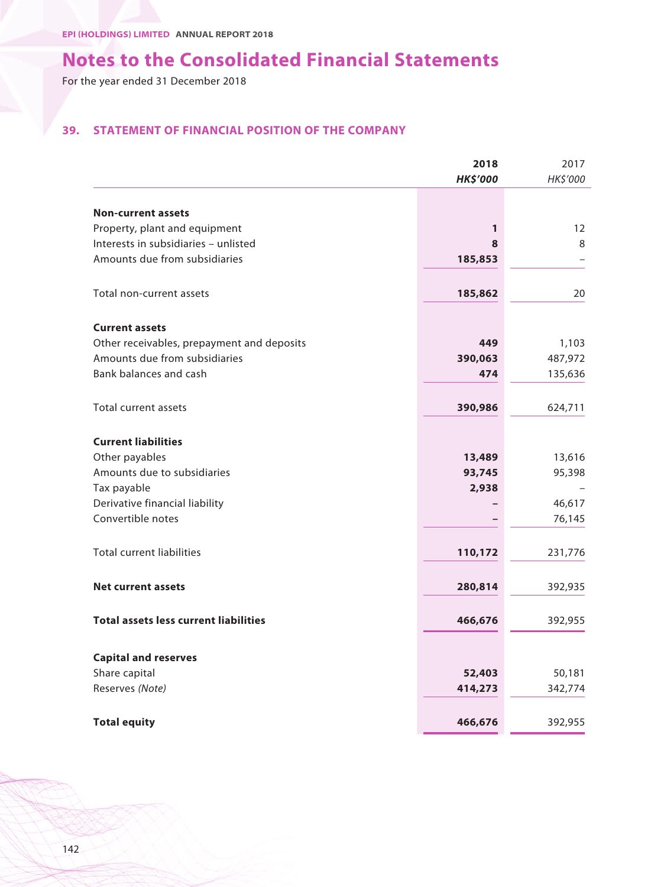# Notes to the Consolidated Financial Statements

For the year ended 31 December 2018

## 39. STATEMENT OF FINANCIAL POSITION OF THE COMPANY

| | 2018 | 2017 |
|---|---|---|
| | *HK$'000* | *HK$'000* |
| **Non-current assets** | | |
| Property, plant and equipment | 1 | 12 |
| Interests in subsidiaries – unlisted | 8 | 8 |
| Amounts due from subsidiaries | 185,853 | – |
| Total non-current assets | 185,862 | 20 |
| **Current assets** | | |
| Other receivables, prepayment and deposits | 449 | 1,103 |
| Amounts due from subsidiaries | 390,063 | 487,972 |
| Bank balances and cash | 474 | 135,636 |
| Total current assets | 390,986 | 624,711 |
| **Current liabilities** | | |
| Other payables | 13,489 | 13,616 |
| Amounts due to subsidiaries | 93,745 | 95,398 |
| Tax payable | 2,938 | – |
| Derivative financial liability | – | 46,617 |
| Convertible notes | – | 76,145 |
| Total current liabilities | 110,172 | 231,776 |
| **Net current assets** | 280,814 | 392,935 |
| **Total assets less current liabilities** | 466,676 | 392,955 |
| **Capital and reserves** | | |
| Share capital | 52,403 | 50,181 |
| Reserves *(Note)* | 414,273 | 342,774 |
| **Total equity** | 466,676 | 392,955 |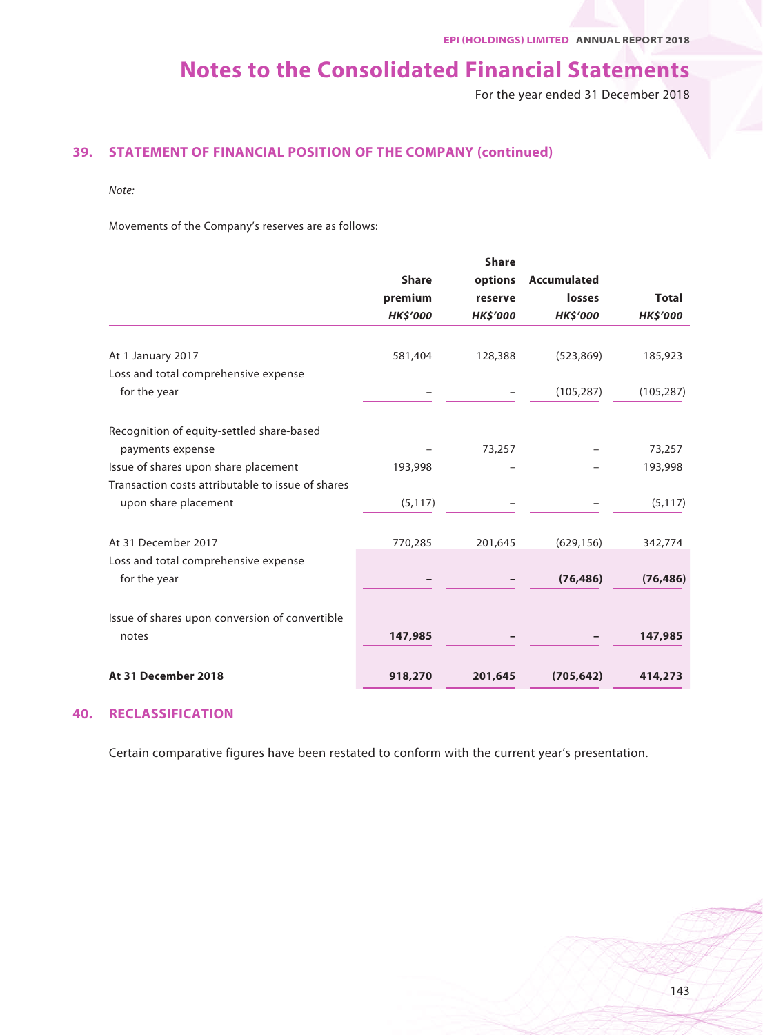## 39. STATEMENT OF FINANCIAL POSITION OF THE COMPANY (continued)

*Note:*

Movements of the Company's reserves are as follows:

| | Share premium | Share options reserve | Accumulated losses | Total |
|---|---|---|---|---|
| | *HK$'000* | *HK$'000* | *HK$'000* | *HK$'000* |
| At 1 January 2017 | 581,404 | 128,388 | (523,869) | 185,923 |
| Loss and total comprehensive expense for the year | – | – | (105,287) | (105,287) |
| Recognition of equity-settled share-based payments expense | – | 73,257 | – | 73,257 |
| Issue of shares upon share placement | 193,998 | – | – | 193,998 |
| Transaction costs attributable to issue of shares upon share placement | (5,117) | – | – | (5,117) |
| At 31 December 2017 | 770,285 | 201,645 | (629,156) | 342,774 |
| Loss and total comprehensive expense for the year | **–** | **–** | **(76,486)** | **(76,486)** |
| Issue of shares upon conversion of convertible notes | **147,985** | **–** | **–** | **147,985** |
| **At 31 December 2018** | **918,270** | **201,645** | **(705,642)** | **414,273** |

## 40. RECLASSIFICATION

Certain comparative figures have been restated to conform with the current year's presentation.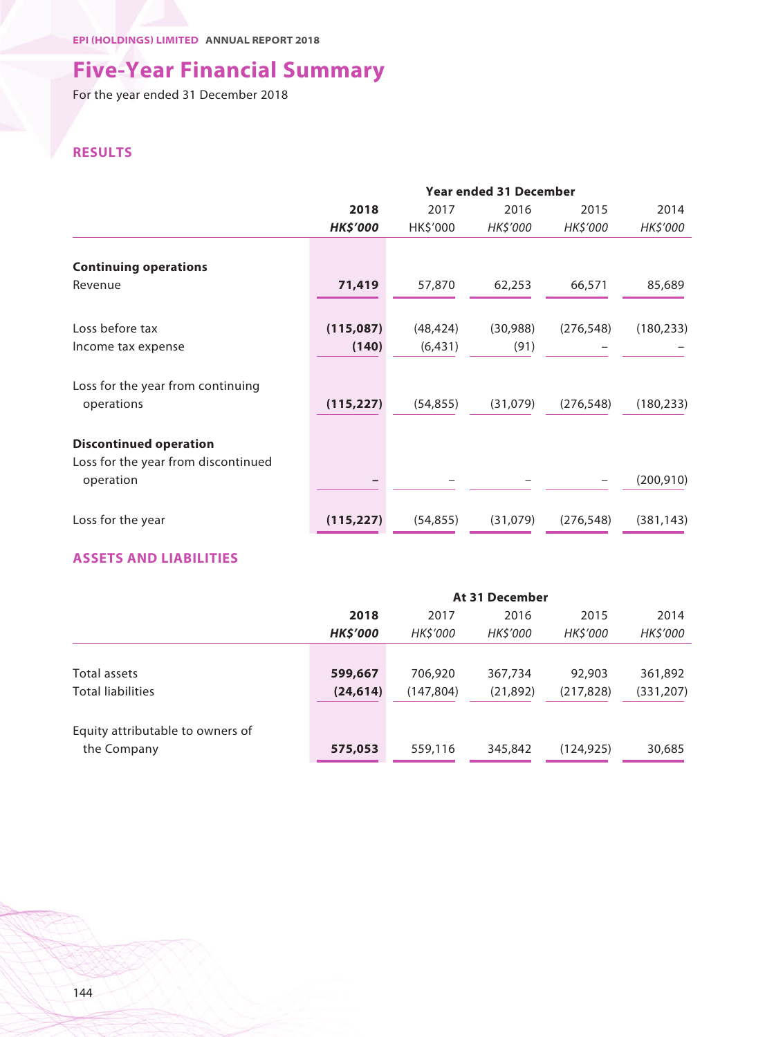# Five-Year Financial Summary

For the year ended 31 December 2018

## RESULTS

| | Year ended 31 December | | | | |
|---|---|---|---|---|---|
| | **2018** | 2017 | 2016 | 2015 | 2014 |
| | ***HK$'000*** | HK$'000 | *HK$'000* | *HK$'000* | *HK$'000* |
| **Continuing operations** | | | | | |
| Revenue | **71,419** | 57,870 | 62,253 | 66,571 | 85,689 |
| Loss before tax | **(115,087)** | (48,424) | (30,988) | (276,548) | (180,233) |
| Income tax expense | **(140)** | (6,431) | (91) | – | – |
| Loss for the year from continuing operations | **(115,227)** | (54,855) | (31,079) | (276,548) | (180,233) |
| **Discontinued operation** | | | | | |
| Loss for the year from discontinued operation | **–** | – | – | – | (200,910) |
| Loss for the year | **(115,227)** | (54,855) | (31,079) | (276,548) | (381,143) |

## ASSETS AND LIABILITIES

| | At 31 December | | | | |
|---|---|---|---|---|---|
| | **2018** | 2017 | 2016 | 2015 | 2014 |
| | ***HK$'000*** | *HK$'000* | *HK$'000* | *HK$'000* | *HK$'000* |
| Total assets | **599,667** | 706,920 | 367,734 | 92,903 | 361,892 |
| Total liabilities | **(24,614)** | (147,804) | (21,892) | (217,828) | (331,207) |
| Equity attributable to owners of the Company | **575,053** | 559,116 | 345,842 | (124,925) | 30,685 |